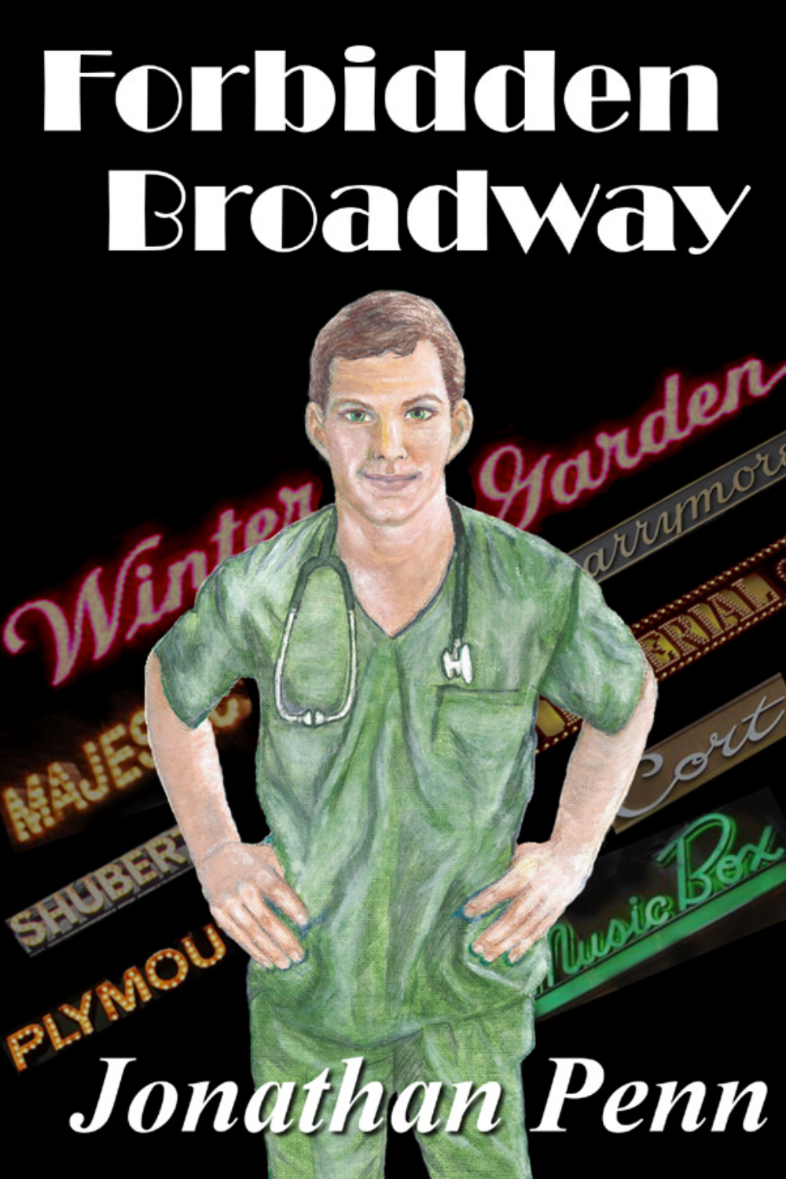# Forbidden Broadway

Jonathan Penn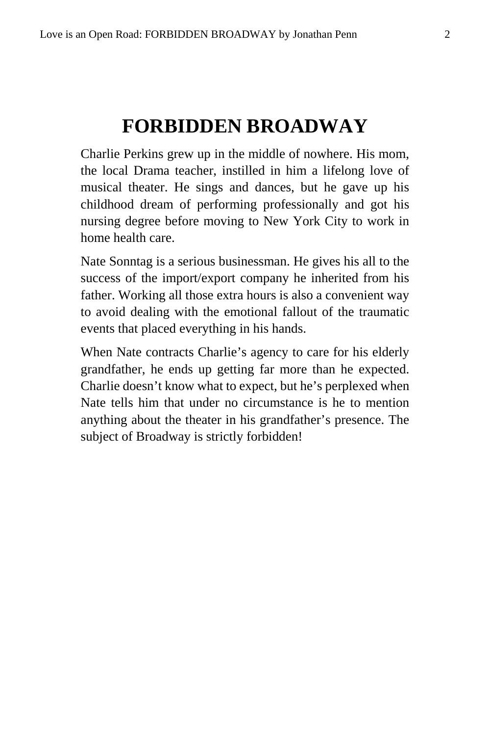# FORBIDDEN BROADWAY

Charlie Perkins grew up in the middle of nowhere. His mom, the local Drama teacher, instilled in him a lifelong love of musical theater. He sings and dances, but he gave up his childhood dream of performing professionally and got his nursing degree before moving to New York City to work in home health care.

Nate Sonntag is a serious businessman. He gives his all to the success of the import/export company he inherited from his father. Working all those extra hours is also a convenient way to avoid dealing with the emotional fallout of the traumatic events that placed everything in his hands.

When Nate contracts Charlie's agency to care for his elderly grandfather, he ends up getting far more than he expected. Charlie doesn't know what to expect, but he's perplexed when Nate tells him that under no circumstance is he to mention anything about the theater in his grandfather's presence. The subject of Broadway is strictly forbidden!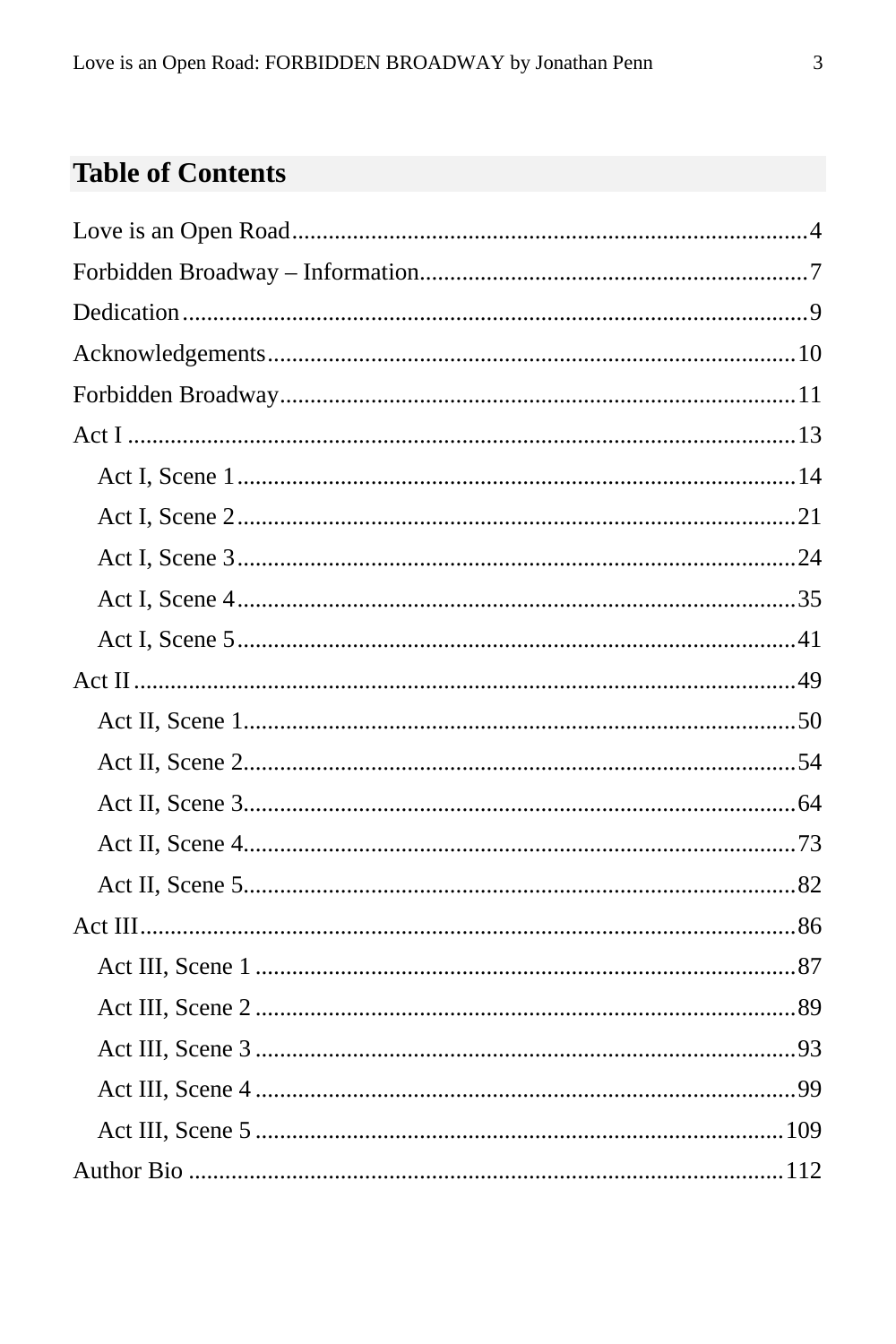## Table of Contents

Love is an Open Road....................4
Forbidden Broadway – Information....................7
Dedication....................9
Acknowledgements....................10
Forbidden Broadway....................11
Act I....................13
- Act I, Scene 1....................14
- Act I, Scene 2....................21
- Act I, Scene 3....................24
- Act I, Scene 4....................35
- Act I, Scene 5....................41

Act II....................49
- Act II, Scene 1....................50
- Act II, Scene 2....................54
- Act II, Scene 3....................64
- Act II, Scene 4....................73
- Act II, Scene 5....................82

Act III....................86
- Act III, Scene 1....................87
- Act III, Scene 2....................89
- Act III, Scene 3....................93
- Act III, Scene 4....................99
- Act III, Scene 5....................109

Author Bio....................112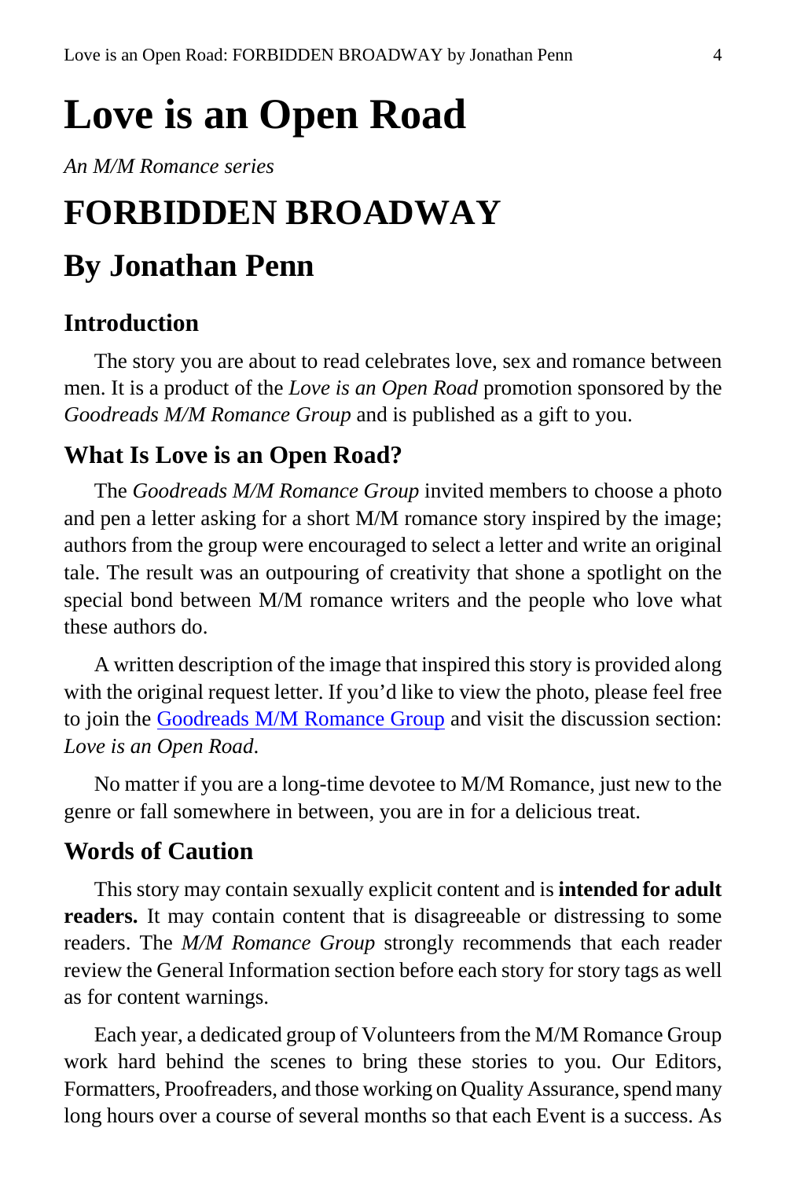# Love is an Open Road

*An M/M Romance series*

# FORBIDDEN BROADWAY

## By Jonathan Penn

### Introduction

The story you are about to read celebrates love, sex and romance between men. It is a product of the *Love is an Open Road* promotion sponsored by the *Goodreads M/M Romance Group* and is published as a gift to you.

### What Is Love is an Open Road?

The *Goodreads M/M Romance Group* invited members to choose a photo and pen a letter asking for a short M/M romance story inspired by the image; authors from the group were encouraged to select a letter and write an original tale. The result was an outpouring of creativity that shone a spotlight on the special bond between M/M romance writers and the people who love what these authors do.

A written description of the image that inspired this story is provided along with the original request letter. If you'd like to view the photo, please feel free to join the Goodreads M/M Romance Group and visit the discussion section: *Love is an Open Road*.

No matter if you are a long-time devotee to M/M Romance, just new to the genre or fall somewhere in between, you are in for a delicious treat.

### Words of Caution

This story may contain sexually explicit content and is **intended for adult readers.** It may contain content that is disagreeable or distressing to some readers. The *M/M Romance Group* strongly recommends that each reader review the General Information section before each story for story tags as well as for content warnings.

Each year, a dedicated group of Volunteers from the M/M Romance Group work hard behind the scenes to bring these stories to you. Our Editors, Formatters, Proofreaders, and those working on Quality Assurance, spend many long hours over a course of several months so that each Event is a success. As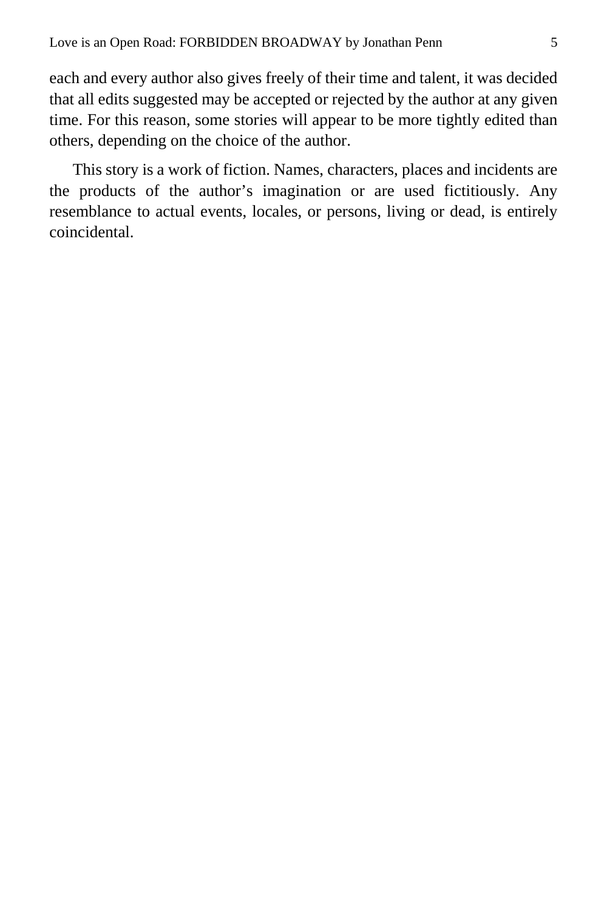each and every author also gives freely of their time and talent, it was decided that all edits suggested may be accepted or rejected by the author at any given time. For this reason, some stories will appear to be more tightly edited than others, depending on the choice of the author.

This story is a work of fiction. Names, characters, places and incidents are the products of the author's imagination or are used fictitiously. Any resemblance to actual events, locales, or persons, living or dead, is entirely coincidental.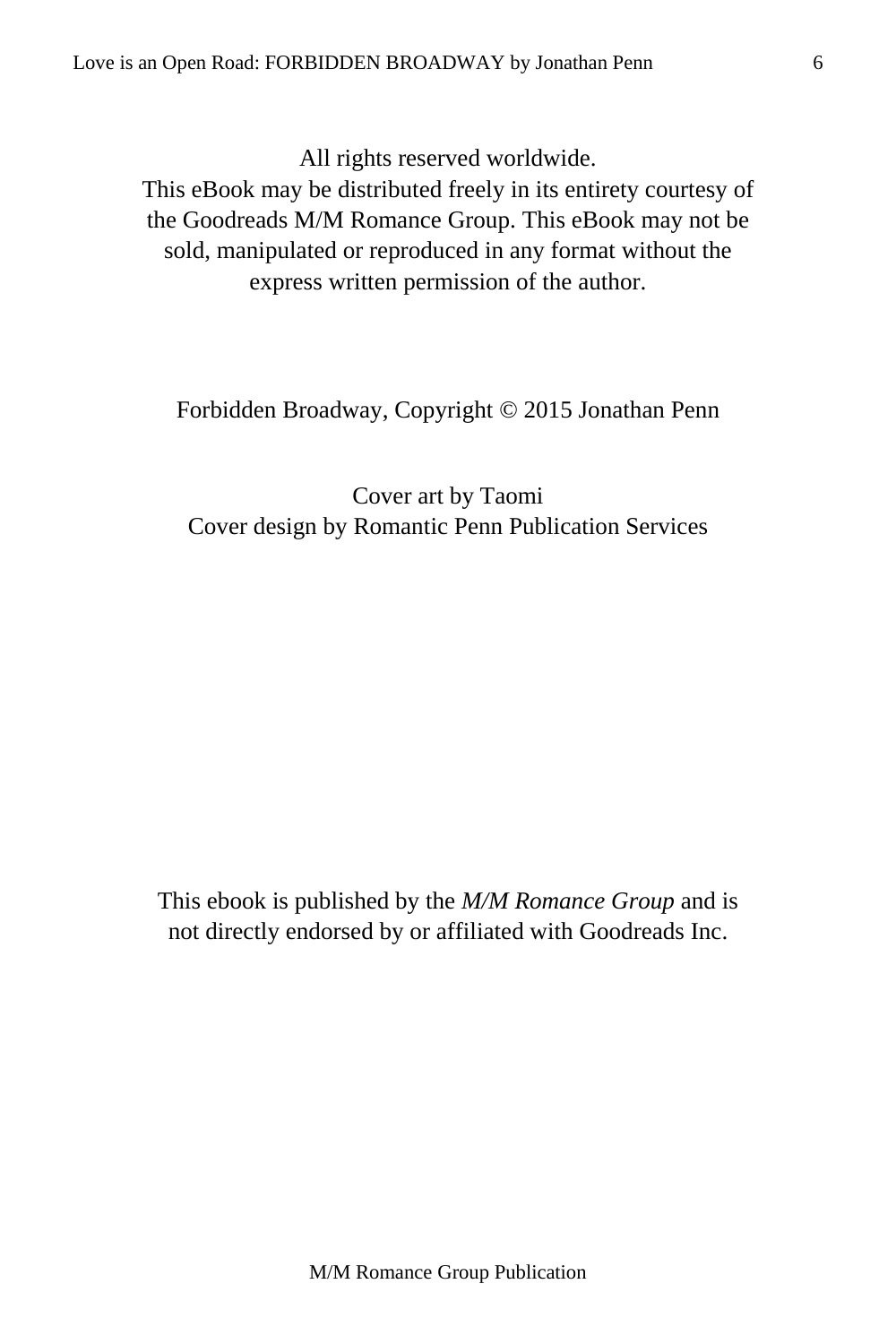All rights reserved worldwide.
This eBook may be distributed freely in its entirety courtesy of the Goodreads M/M Romance Group. This eBook may not be sold, manipulated or reproduced in any format without the express written permission of the author.

Forbidden Broadway, Copyright © 2015 Jonathan Penn

Cover art by Taomi
Cover design by Romantic Penn Publication Services

This ebook is published by the *M/M Romance Group* and is not directly endorsed by or affiliated with Goodreads Inc.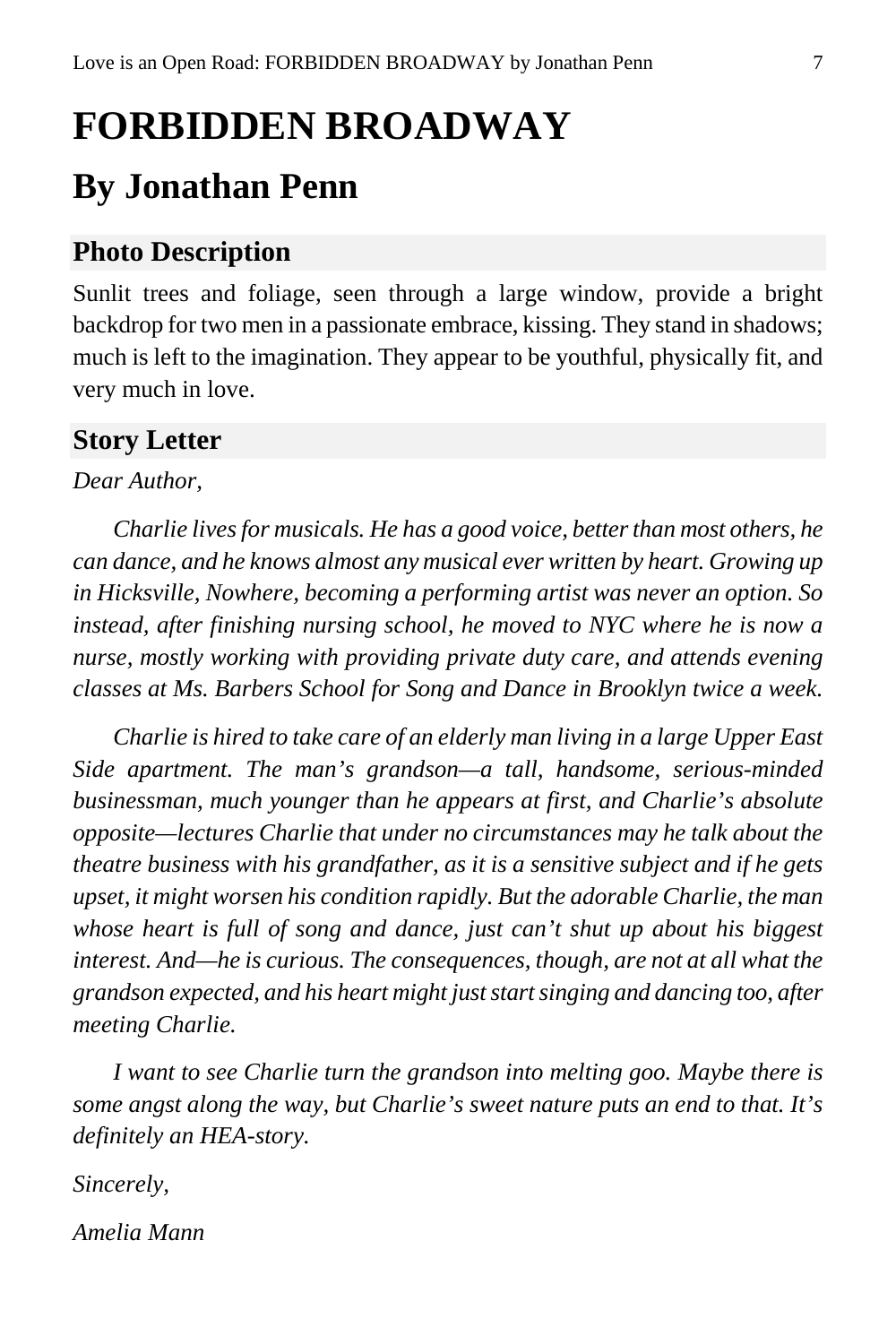# FORBIDDEN BROADWAY

## By Jonathan Penn

### Photo Description

Sunlit trees and foliage, seen through a large window, provide a bright backdrop for two men in a passionate embrace, kissing. They stand in shadows; much is left to the imagination. They appear to be youthful, physically fit, and very much in love.

### Story Letter

*Dear Author,*

*Charlie lives for musicals. He has a good voice, better than most others, he can dance, and he knows almost any musical ever written by heart. Growing up in Hicksville, Nowhere, becoming a performing artist was never an option. So instead, after finishing nursing school, he moved to NYC where he is now a nurse, mostly working with providing private duty care, and attends evening classes at Ms. Barbers School for Song and Dance in Brooklyn twice a week.*

*Charlie is hired to take care of an elderly man living in a large Upper East Side apartment. The man's grandson—a tall, handsome, serious-minded businessman, much younger than he appears at first, and Charlie's absolute opposite—lectures Charlie that under no circumstances may he talk about the theatre business with his grandfather, as it is a sensitive subject and if he gets upset, it might worsen his condition rapidly. But the adorable Charlie, the man whose heart is full of song and dance, just can't shut up about his biggest interest. And—he is curious. The consequences, though, are not at all what the grandson expected, and his heart might just start singing and dancing too, after meeting Charlie.*

*I want to see Charlie turn the grandson into melting goo. Maybe there is some angst along the way, but Charlie's sweet nature puts an end to that. It's definitely an HEA-story.*

*Sincerely,*

*Amelia Mann*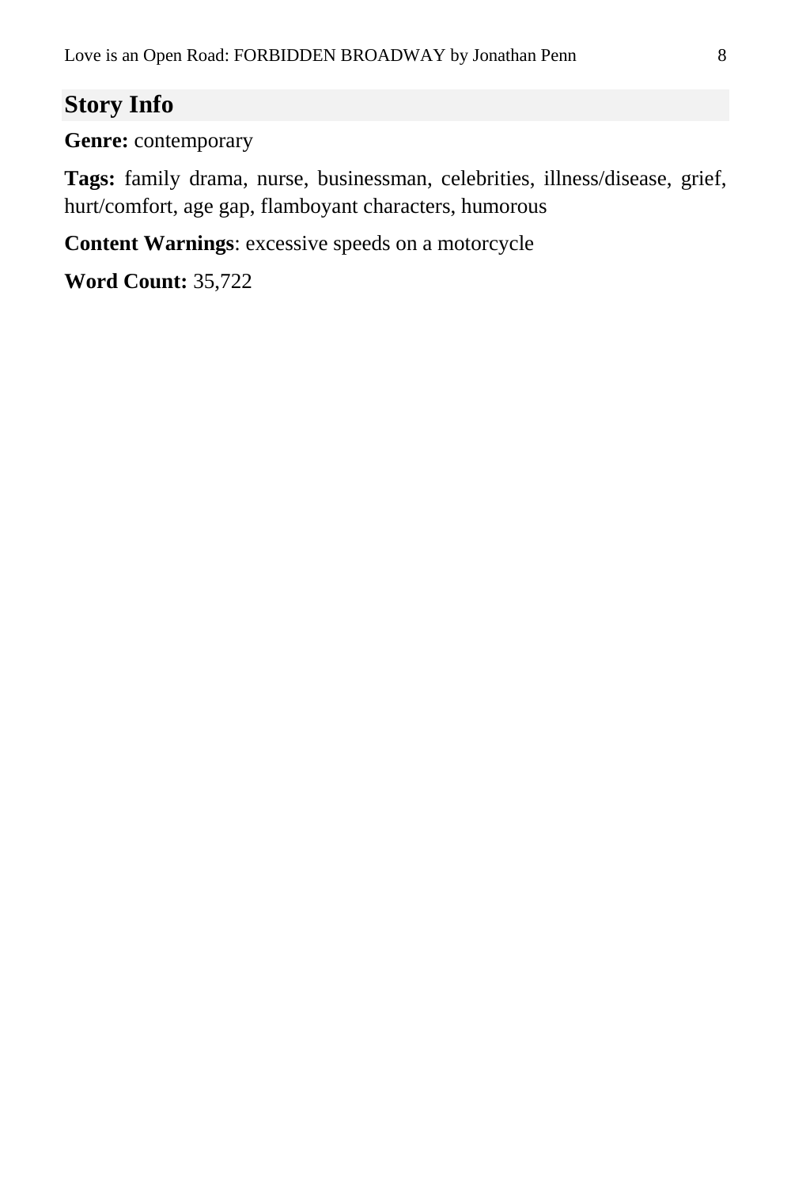## Story Info

**Genre:** contemporary

**Tags:** family drama, nurse, businessman, celebrities, illness/disease, grief, hurt/comfort, age gap, flamboyant characters, humorous

**Content Warnings**: excessive speeds on a motorcycle

**Word Count:** 35,722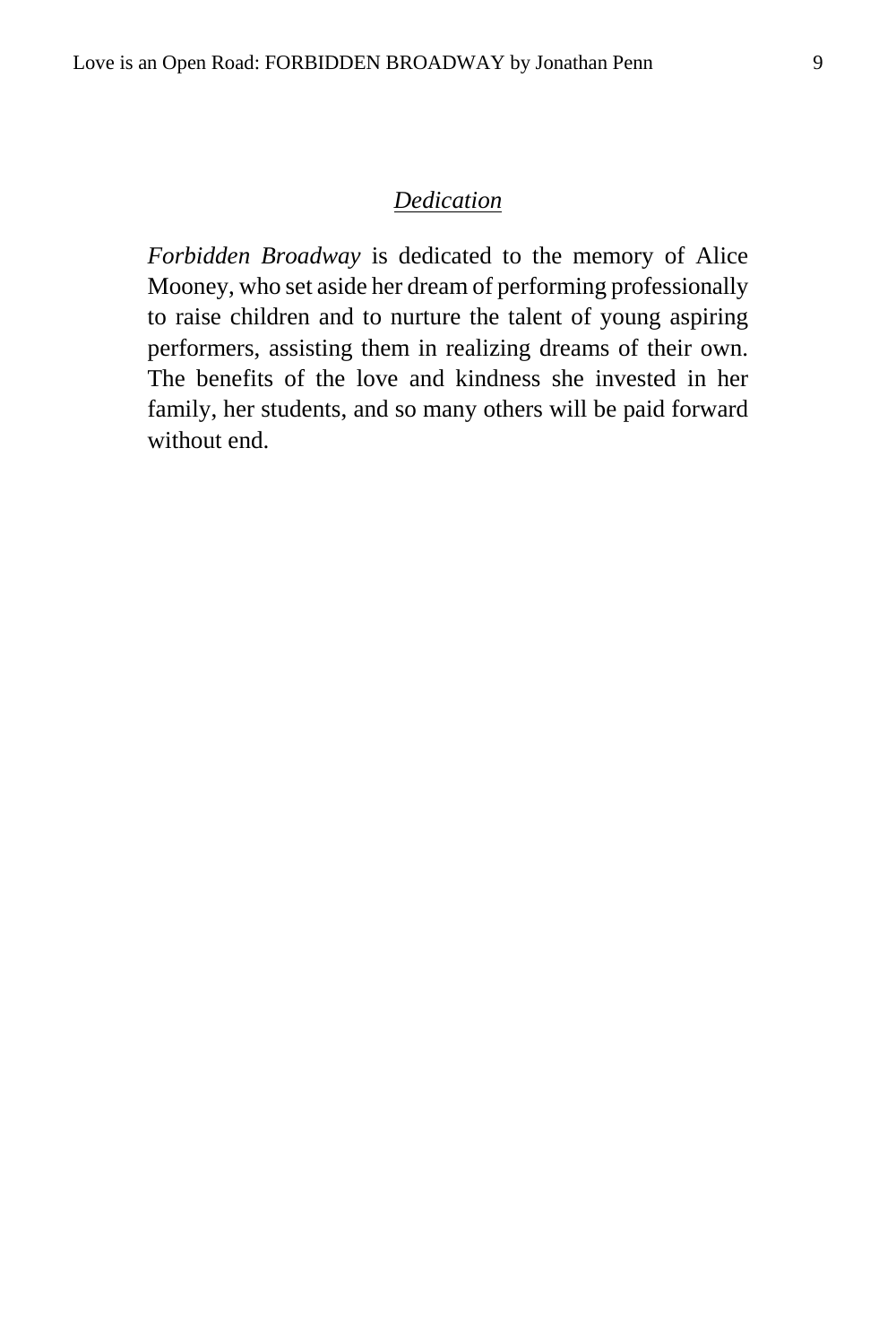## *Dedication*

*Forbidden Broadway* is dedicated to the memory of Alice Mooney, who set aside her dream of performing professionally to raise children and to nurture the talent of young aspiring performers, assisting them in realizing dreams of their own. The benefits of the love and kindness she invested in her family, her students, and so many others will be paid forward without end.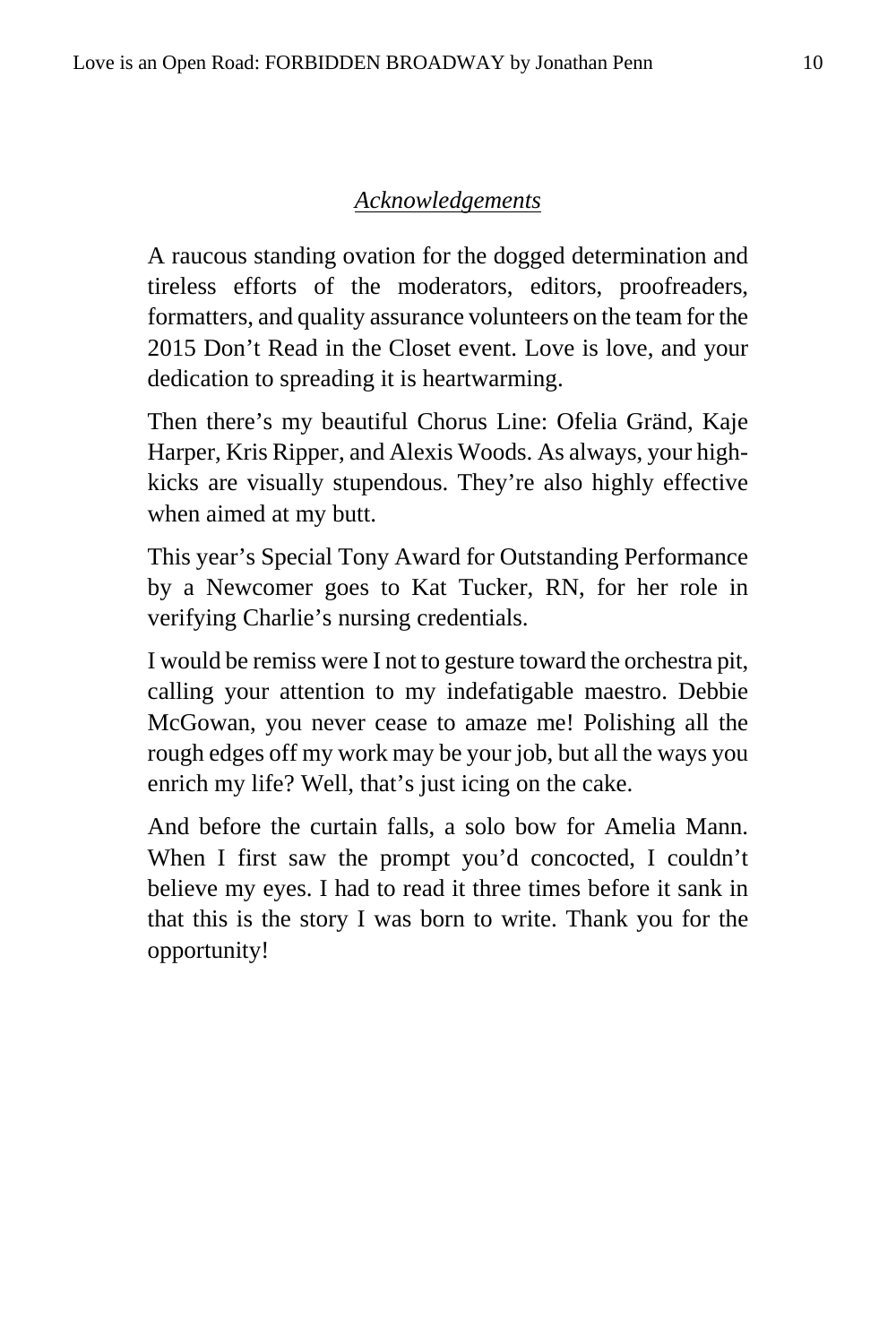*Acknowledgements*

A raucous standing ovation for the dogged determination and tireless efforts of the moderators, editors, proofreaders, formatters, and quality assurance volunteers on the team for the 2015 Don't Read in the Closet event. Love is love, and your dedication to spreading it is heartwarming.

Then there's my beautiful Chorus Line: Ofelia Gränd, Kaje Harper, Kris Ripper, and Alexis Woods. As always, your high-kicks are visually stupendous. They're also highly effective when aimed at my butt.

This year's Special Tony Award for Outstanding Performance by a Newcomer goes to Kat Tucker, RN, for her role in verifying Charlie's nursing credentials.

I would be remiss were I not to gesture toward the orchestra pit, calling your attention to my indefatigable maestro. Debbie McGowan, you never cease to amaze me! Polishing all the rough edges off my work may be your job, but all the ways you enrich my life? Well, that's just icing on the cake.

And before the curtain falls, a solo bow for Amelia Mann. When I first saw the prompt you'd concocted, I couldn't believe my eyes. I had to read it three times before it sank in that this is the story I was born to write. Thank you for the opportunity!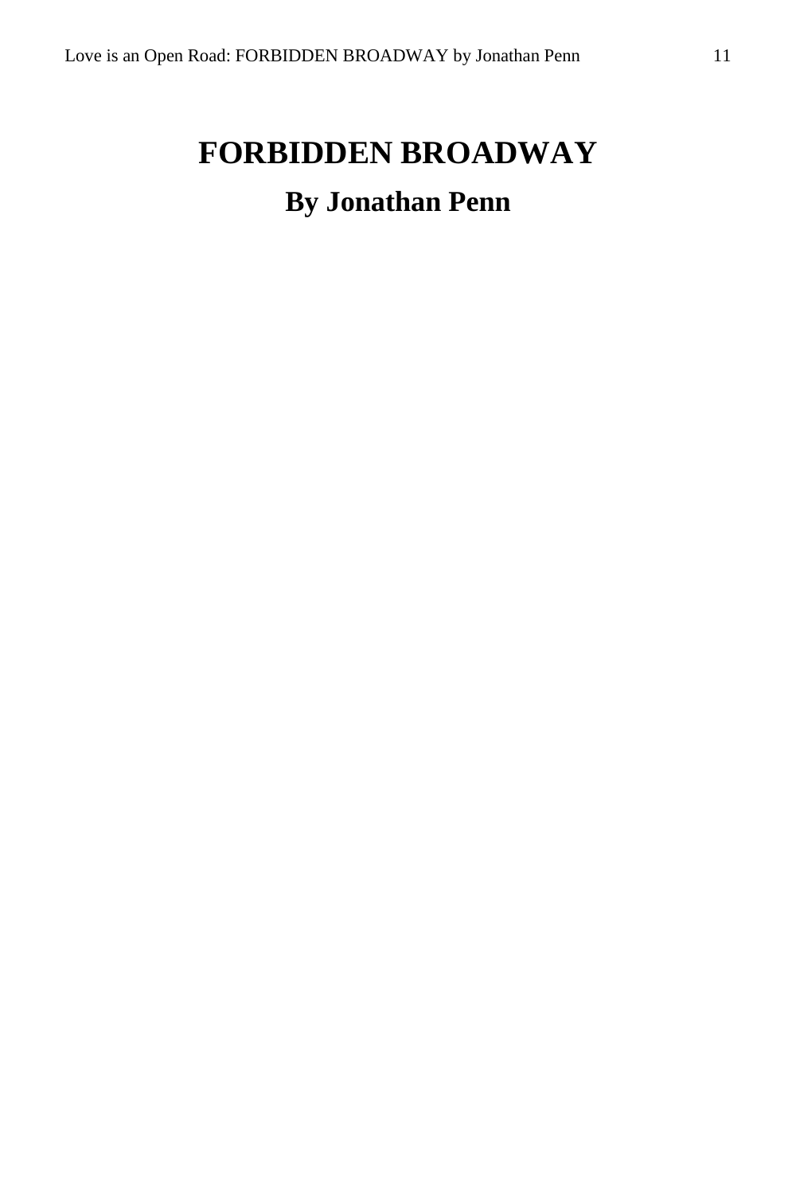# FORBIDDEN BROADWAY

## By Jonathan Penn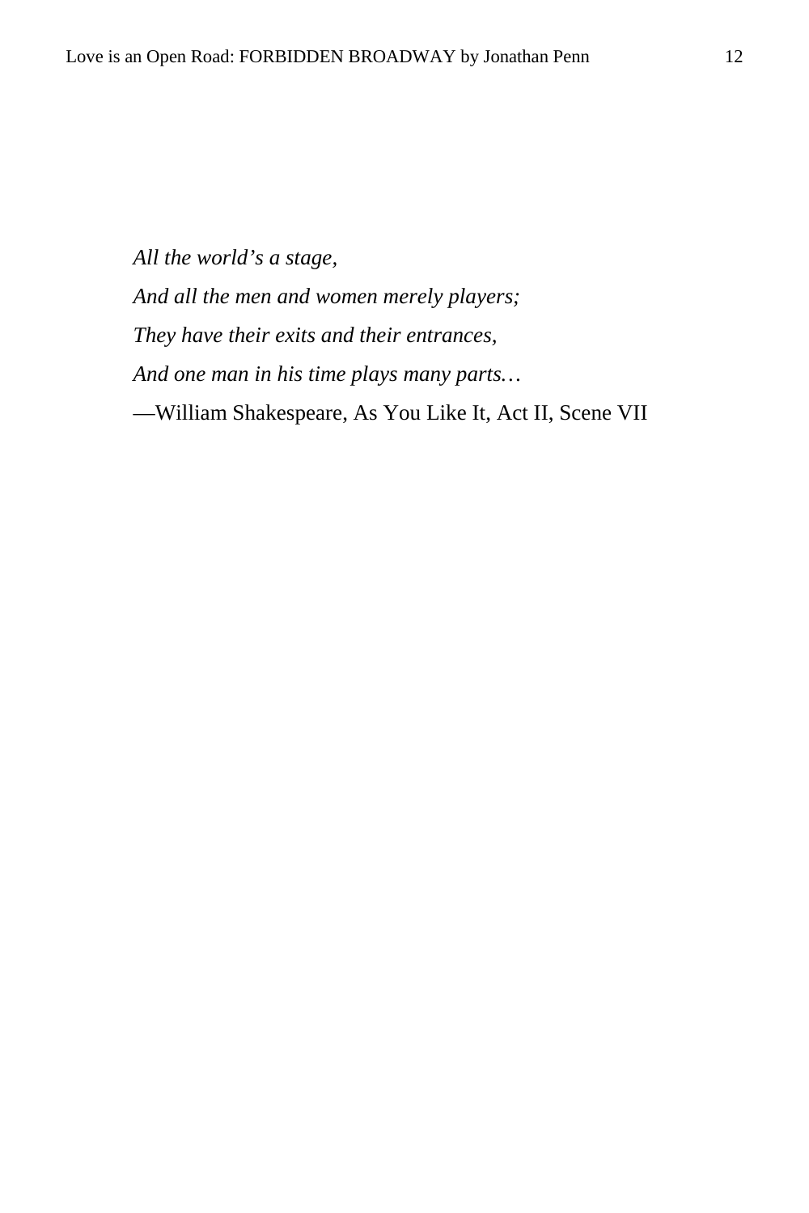*All the world's a stage,*

*And all the men and women merely players;*

*They have their exits and their entrances,*

*And one man in his time plays many parts…*

—William Shakespeare, As You Like It, Act II, Scene VII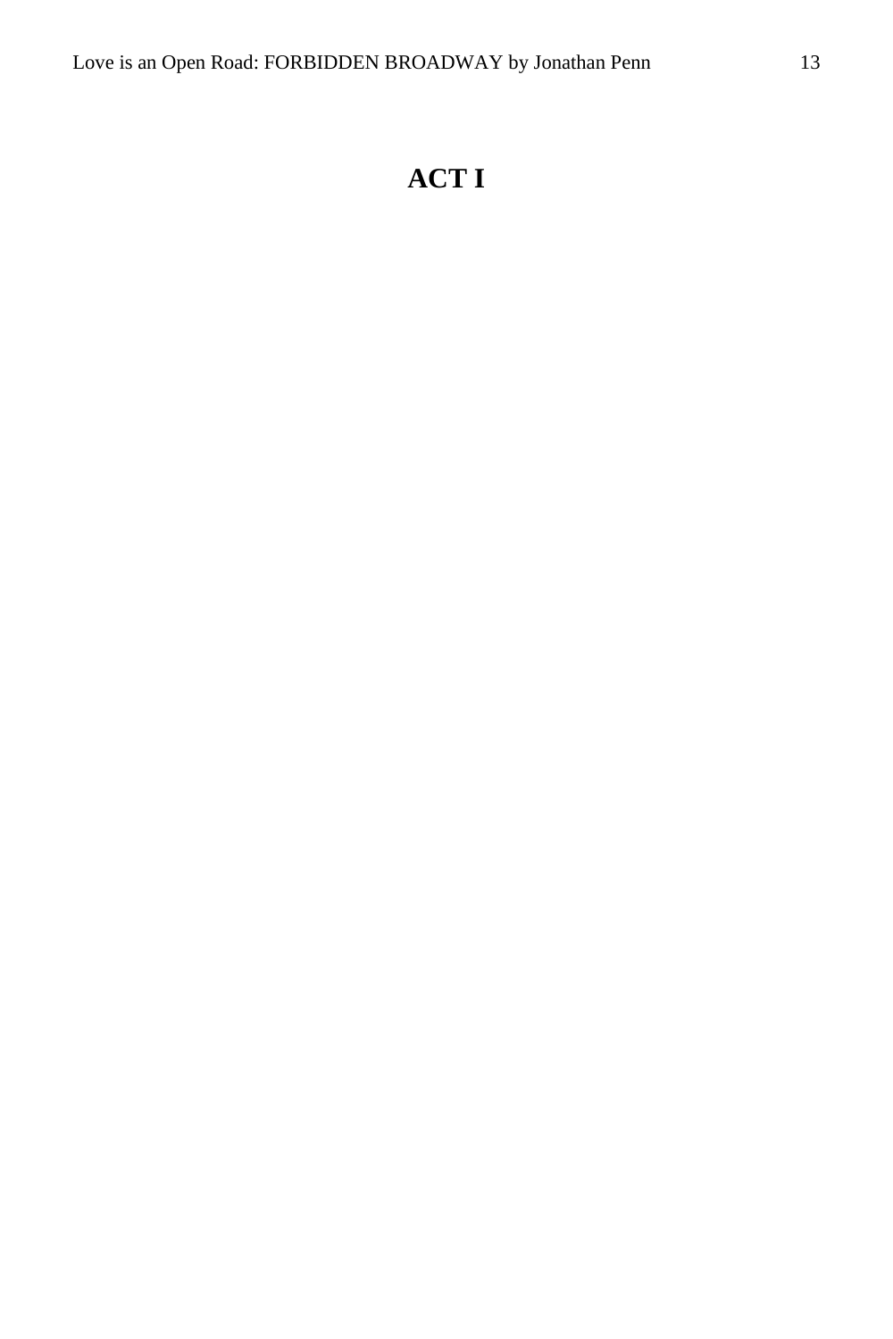# ACT I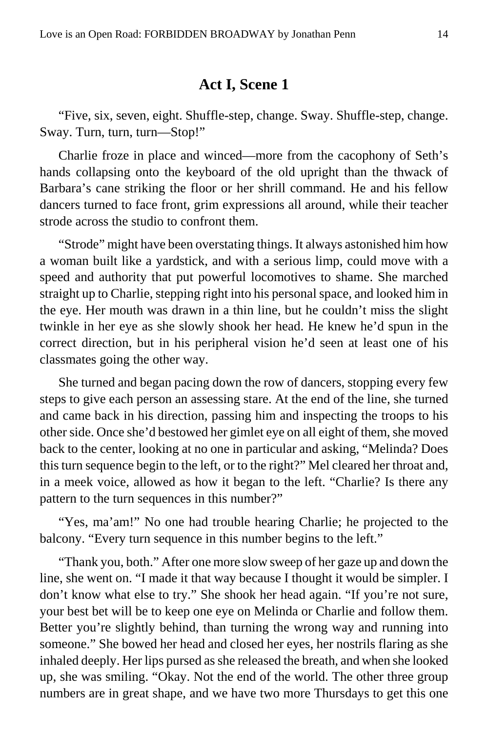## Act I, Scene 1

"Five, six, seven, eight. Shuffle-step, change. Sway. Shuffle-step, change. Sway. Turn, turn, turn—Stop!"

Charlie froze in place and winced—more from the cacophony of Seth's hands collapsing onto the keyboard of the old upright than the thwack of Barbara's cane striking the floor or her shrill command. He and his fellow dancers turned to face front, grim expressions all around, while their teacher strode across the studio to confront them.

"Strode" might have been overstating things. It always astonished him how a woman built like a yardstick, and with a serious limp, could move with a speed and authority that put powerful locomotives to shame. She marched straight up to Charlie, stepping right into his personal space, and looked him in the eye. Her mouth was drawn in a thin line, but he couldn't miss the slight twinkle in her eye as she slowly shook her head. He knew he'd spun in the correct direction, but in his peripheral vision he'd seen at least one of his classmates going the other way.

She turned and began pacing down the row of dancers, stopping every few steps to give each person an assessing stare. At the end of the line, she turned and came back in his direction, passing him and inspecting the troops to his other side. Once she'd bestowed her gimlet eye on all eight of them, she moved back to the center, looking at no one in particular and asking, "Melinda? Does this turn sequence begin to the left, or to the right?" Mel cleared her throat and, in a meek voice, allowed as how it began to the left. "Charlie? Is there any pattern to the turn sequences in this number?"

"Yes, ma'am!" No one had trouble hearing Charlie; he projected to the balcony. "Every turn sequence in this number begins to the left."

"Thank you, both." After one more slow sweep of her gaze up and down the line, she went on. "I made it that way because I thought it would be simpler. I don't know what else to try." She shook her head again. "If you're not sure, your best bet will be to keep one eye on Melinda or Charlie and follow them. Better you're slightly behind, than turning the wrong way and running into someone." She bowed her head and closed her eyes, her nostrils flaring as she inhaled deeply. Her lips pursed as she released the breath, and when she looked up, she was smiling. "Okay. Not the end of the world. The other three group numbers are in great shape, and we have two more Thursdays to get this one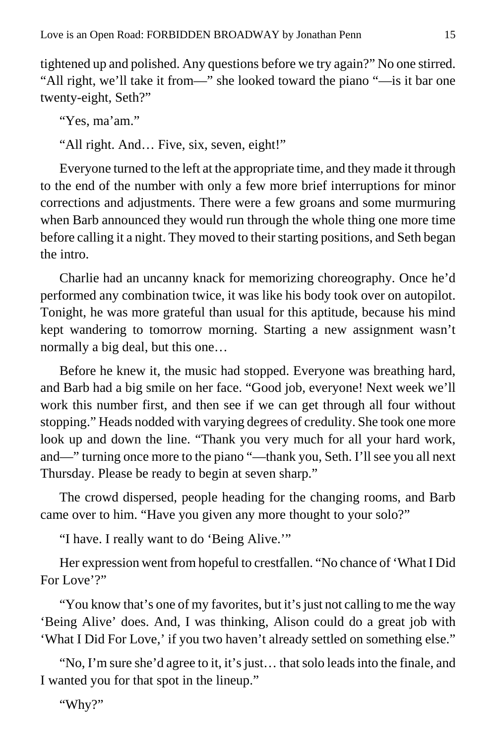tightened up and polished. Any questions before we try again?" No one stirred. "All right, we'll take it from—" she looked toward the piano "—is it bar one twenty-eight, Seth?"

"Yes, ma'am."

"All right. And… Five, six, seven, eight!"

Everyone turned to the left at the appropriate time, and they made it through to the end of the number with only a few more brief interruptions for minor corrections and adjustments. There were a few groans and some murmuring when Barb announced they would run through the whole thing one more time before calling it a night. They moved to their starting positions, and Seth began the intro.

Charlie had an uncanny knack for memorizing choreography. Once he'd performed any combination twice, it was like his body took over on autopilot. Tonight, he was more grateful than usual for this aptitude, because his mind kept wandering to tomorrow morning. Starting a new assignment wasn't normally a big deal, but this one…

Before he knew it, the music had stopped. Everyone was breathing hard, and Barb had a big smile on her face. "Good job, everyone! Next week we'll work this number first, and then see if we can get through all four without stopping." Heads nodded with varying degrees of credulity. She took one more look up and down the line. "Thank you very much for all your hard work, and—" turning once more to the piano "—thank you, Seth. I'll see you all next Thursday. Please be ready to begin at seven sharp."

The crowd dispersed, people heading for the changing rooms, and Barb came over to him. "Have you given any more thought to your solo?"

"I have. I really want to do 'Being Alive.'"

Her expression went from hopeful to crestfallen. "No chance of 'What I Did For Love'?"

"You know that's one of my favorites, but it's just not calling to me the way 'Being Alive' does. And, I was thinking, Alison could do a great job with 'What I Did For Love,' if you two haven't already settled on something else."

"No, I'm sure she'd agree to it, it's just… that solo leads into the finale, and I wanted you for that spot in the lineup."

"Why?"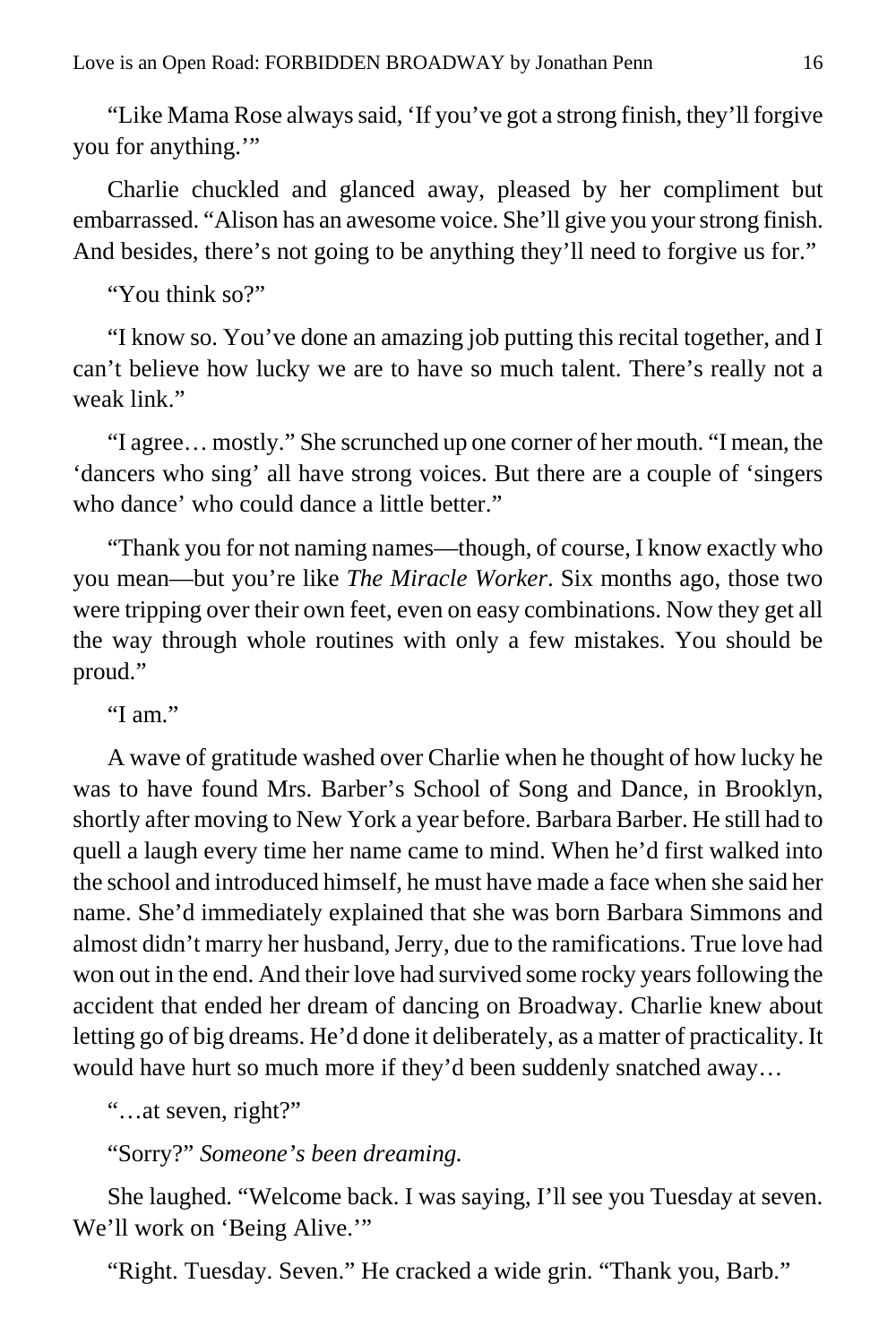"Like Mama Rose always said, 'If you've got a strong finish, they'll forgive you for anything.'"

Charlie chuckled and glanced away, pleased by her compliment but embarrassed. "Alison has an awesome voice. She'll give you your strong finish. And besides, there's not going to be anything they'll need to forgive us for."

"You think so?"

"I know so. You've done an amazing job putting this recital together, and I can't believe how lucky we are to have so much talent. There's really not a weak link."

"I agree… mostly." She scrunched up one corner of her mouth. "I mean, the 'dancers who sing' all have strong voices. But there are a couple of 'singers who dance' who could dance a little better."

"Thank you for not naming names—though, of course, I know exactly who you mean—but you're like *The Miracle Worker*. Six months ago, those two were tripping over their own feet, even on easy combinations. Now they get all the way through whole routines with only a few mistakes. You should be proud."

"I am."

A wave of gratitude washed over Charlie when he thought of how lucky he was to have found Mrs. Barber's School of Song and Dance, in Brooklyn, shortly after moving to New York a year before. Barbara Barber. He still had to quell a laugh every time her name came to mind. When he'd first walked into the school and introduced himself, he must have made a face when she said her name. She'd immediately explained that she was born Barbara Simmons and almost didn't marry her husband, Jerry, due to the ramifications. True love had won out in the end. And their love had survived some rocky years following the accident that ended her dream of dancing on Broadway. Charlie knew about letting go of big dreams. He'd done it deliberately, as a matter of practicality. It would have hurt so much more if they'd been suddenly snatched away…

"…at seven, right?"

"Sorry?" *Someone's been dreaming.*

She laughed. "Welcome back. I was saying, I'll see you Tuesday at seven. We'll work on 'Being Alive.'"

"Right. Tuesday. Seven." He cracked a wide grin. "Thank you, Barb."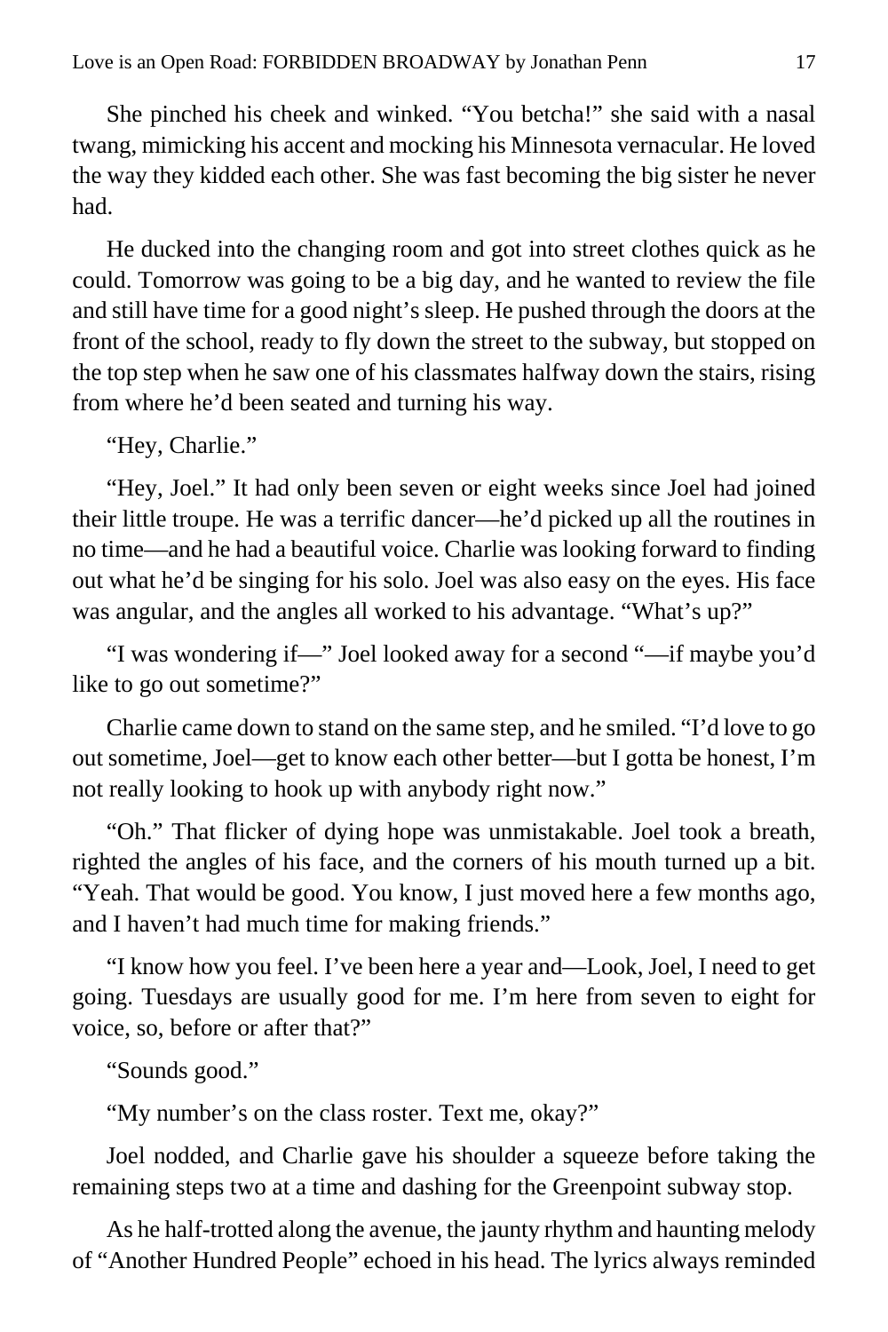She pinched his cheek and winked. “You betcha!” she said with a nasal twang, mimicking his accent and mocking his Minnesota vernacular. He loved the way they kidded each other. She was fast becoming the big sister he never had.

He ducked into the changing room and got into street clothes quick as he could. Tomorrow was going to be a big day, and he wanted to review the file and still have time for a good night’s sleep. He pushed through the doors at the front of the school, ready to fly down the street to the subway, but stopped on the top step when he saw one of his classmates halfway down the stairs, rising from where he’d been seated and turning his way.

“Hey, Charlie.”

“Hey, Joel.” It had only been seven or eight weeks since Joel had joined their little troupe. He was a terrific dancer—he’d picked up all the routines in no time—and he had a beautiful voice. Charlie was looking forward to finding out what he’d be singing for his solo. Joel was also easy on the eyes. His face was angular, and the angles all worked to his advantage. “What’s up?”

“I was wondering if—” Joel looked away for a second “—if maybe you’d like to go out sometime?”

Charlie came down to stand on the same step, and he smiled. “I’d love to go out sometime, Joel—get to know each other better—but I gotta be honest, I’m not really looking to hook up with anybody right now.”

“Oh.” That flicker of dying hope was unmistakable. Joel took a breath, righted the angles of his face, and the corners of his mouth turned up a bit. “Yeah. That would be good. You know, I just moved here a few months ago, and I haven’t had much time for making friends.”

“I know how you feel. I’ve been here a year and—Look, Joel, I need to get going. Tuesdays are usually good for me. I’m here from seven to eight for voice, so, before or after that?”

“Sounds good.”

“My number’s on the class roster. Text me, okay?”

Joel nodded, and Charlie gave his shoulder a squeeze before taking the remaining steps two at a time and dashing for the Greenpoint subway stop.

As he half-trotted along the avenue, the jaunty rhythm and haunting melody of “Another Hundred People” echoed in his head. The lyrics always reminded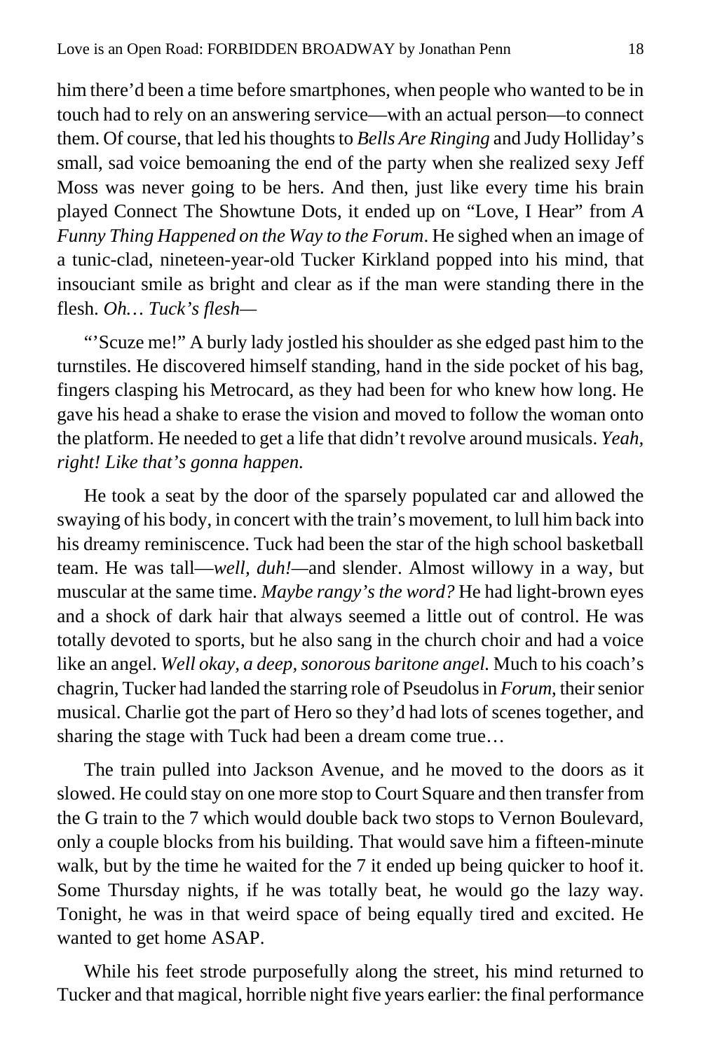him there'd been a time before smartphones, when people who wanted to be in touch had to rely on an answering service—with an actual person—to connect them. Of course, that led his thoughts to *Bells Are Ringing* and Judy Holliday's small, sad voice bemoaning the end of the party when she realized sexy Jeff Moss was never going to be hers. And then, just like every time his brain played Connect The Showtune Dots, it ended up on "Love, I Hear" from *A Funny Thing Happened on the Way to the Forum*. He sighed when an image of a tunic-clad, nineteen-year-old Tucker Kirkland popped into his mind, that insouciant smile as bright and clear as if the man were standing there in the flesh. *Oh… Tuck's flesh—*

"'Scuze me!" A burly lady jostled his shoulder as she edged past him to the turnstiles. He discovered himself standing, hand in the side pocket of his bag, fingers clasping his Metrocard, as they had been for who knew how long. He gave his head a shake to erase the vision and moved to follow the woman onto the platform. He needed to get a life that didn't revolve around musicals. *Yeah, right! Like that's gonna happen.*

He took a seat by the door of the sparsely populated car and allowed the swaying of his body, in concert with the train's movement, to lull him back into his dreamy reminiscence. Tuck had been the star of the high school basketball team. He was tall—*well, duh!*—and slender. Almost willowy in a way, but muscular at the same time. *Maybe rangy's the word?* He had light-brown eyes and a shock of dark hair that always seemed a little out of control. He was totally devoted to sports, but he also sang in the church choir and had a voice like an angel. *Well okay, a deep, sonorous baritone angel.* Much to his coach's chagrin, Tucker had landed the starring role of Pseudolus in *Forum*, their senior musical. Charlie got the part of Hero so they'd had lots of scenes together, and sharing the stage with Tuck had been a dream come true…

The train pulled into Jackson Avenue, and he moved to the doors as it slowed. He could stay on one more stop to Court Square and then transfer from the G train to the 7 which would double back two stops to Vernon Boulevard, only a couple blocks from his building. That would save him a fifteen-minute walk, but by the time he waited for the 7 it ended up being quicker to hoof it. Some Thursday nights, if he was totally beat, he would go the lazy way. Tonight, he was in that weird space of being equally tired and excited. He wanted to get home ASAP.

While his feet strode purposefully along the street, his mind returned to Tucker and that magical, horrible night five years earlier: the final performance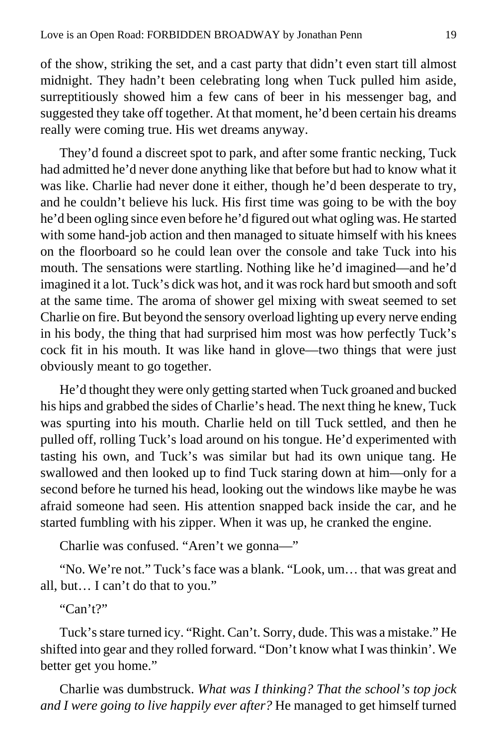of the show, striking the set, and a cast party that didn't even start till almost midnight. They hadn't been celebrating long when Tuck pulled him aside, surreptitiously showed him a few cans of beer in his messenger bag, and suggested they take off together. At that moment, he'd been certain his dreams really were coming true. His wet dreams anyway.

They'd found a discreet spot to park, and after some frantic necking, Tuck had admitted he'd never done anything like that before but had to know what it was like. Charlie had never done it either, though he'd been desperate to try, and he couldn't believe his luck. His first time was going to be with the boy he'd been ogling since even before he'd figured out what ogling was. He started with some hand-job action and then managed to situate himself with his knees on the floorboard so he could lean over the console and take Tuck into his mouth. The sensations were startling. Nothing like he'd imagined—and he'd imagined it a lot. Tuck's dick was hot, and it was rock hard but smooth and soft at the same time. The aroma of shower gel mixing with sweat seemed to set Charlie on fire. But beyond the sensory overload lighting up every nerve ending in his body, the thing that had surprised him most was how perfectly Tuck's cock fit in his mouth. It was like hand in glove—two things that were just obviously meant to go together.

He'd thought they were only getting started when Tuck groaned and bucked his hips and grabbed the sides of Charlie's head. The next thing he knew, Tuck was spurting into his mouth. Charlie held on till Tuck settled, and then he pulled off, rolling Tuck's load around on his tongue. He'd experimented with tasting his own, and Tuck's was similar but had its own unique tang. He swallowed and then looked up to find Tuck staring down at him—only for a second before he turned his head, looking out the windows like maybe he was afraid someone had seen. His attention snapped back inside the car, and he started fumbling with his zipper. When it was up, he cranked the engine.

Charlie was confused. "Aren't we gonna—"

"No. We're not." Tuck's face was a blank. "Look, um… that was great and all, but… I can't do that to you."

"Can't?"

Tuck's stare turned icy. "Right. Can't. Sorry, dude. This was a mistake." He shifted into gear and they rolled forward. "Don't know what I was thinkin'. We better get you home."

Charlie was dumbstruck. *What was I thinking? That the school's top jock and I were going to live happily ever after?* He managed to get himself turned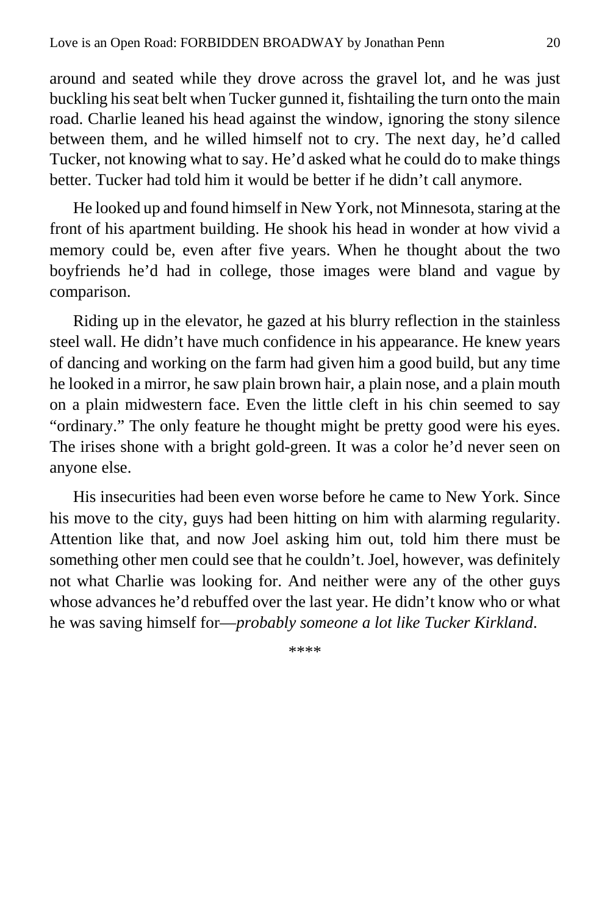around and seated while they drove across the gravel lot, and he was just buckling his seat belt when Tucker gunned it, fishtailing the turn onto the main road. Charlie leaned his head against the window, ignoring the stony silence between them, and he willed himself not to cry. The next day, he'd called Tucker, not knowing what to say. He'd asked what he could do to make things better. Tucker had told him it would be better if he didn't call anymore.

He looked up and found himself in New York, not Minnesota, staring at the front of his apartment building. He shook his head in wonder at how vivid a memory could be, even after five years. When he thought about the two boyfriends he'd had in college, those images were bland and vague by comparison.

Riding up in the elevator, he gazed at his blurry reflection in the stainless steel wall. He didn't have much confidence in his appearance. He knew years of dancing and working on the farm had given him a good build, but any time he looked in a mirror, he saw plain brown hair, a plain nose, and a plain mouth on a plain midwestern face. Even the little cleft in his chin seemed to say "ordinary." The only feature he thought might be pretty good were his eyes. The irises shone with a bright gold-green. It was a color he'd never seen on anyone else.

His insecurities had been even worse before he came to New York. Since his move to the city, guys had been hitting on him with alarming regularity. Attention like that, and now Joel asking him out, told him there must be something other men could see that he couldn't. Joel, however, was definitely not what Charlie was looking for. And neither were any of the other guys whose advances he'd rebuffed over the last year. He didn't know who or what he was saving himself for—*probably someone a lot like Tucker Kirkland*.

****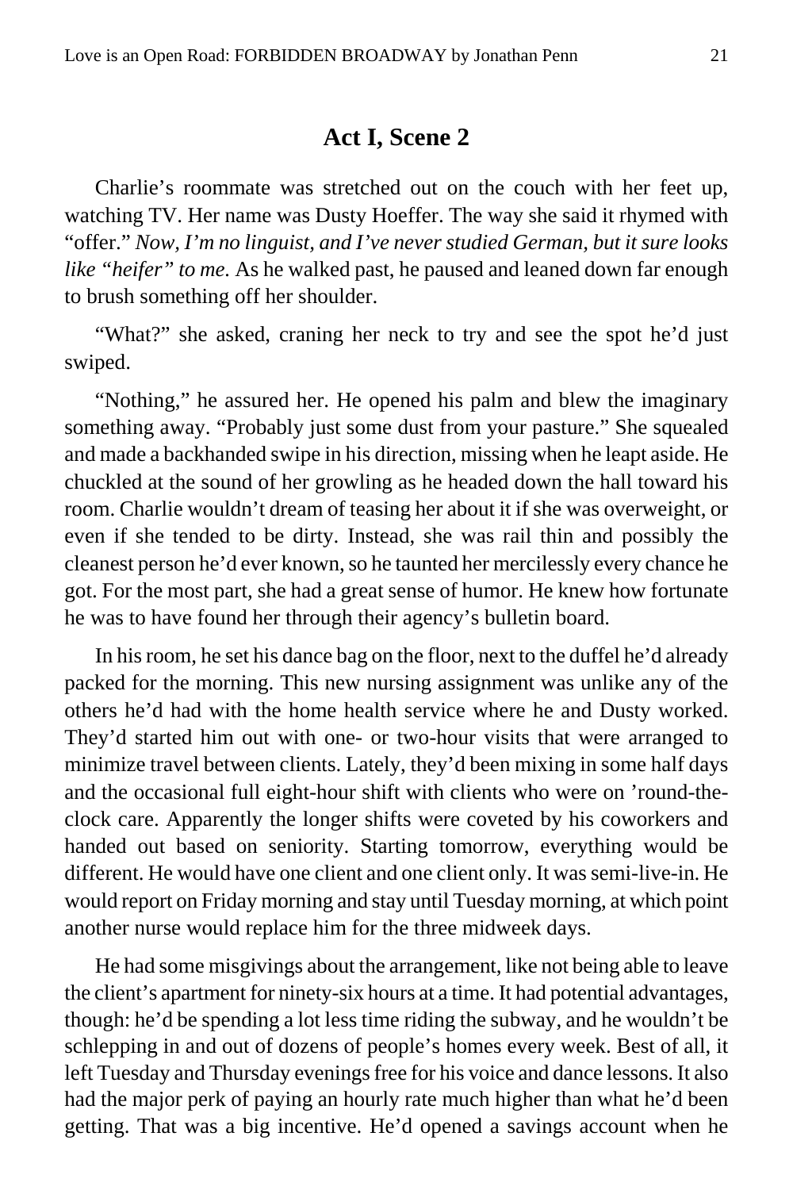## Act I, Scene 2

Charlie's roommate was stretched out on the couch with her feet up, watching TV. Her name was Dusty Hoeffer. The way she said it rhymed with "offer." *Now, I'm no linguist, and I've never studied German, but it sure looks like "heifer" to me.* As he walked past, he paused and leaned down far enough to brush something off her shoulder.

"What?" she asked, craning her neck to try and see the spot he'd just swiped.

"Nothing," he assured her. He opened his palm and blew the imaginary something away. "Probably just some dust from your pasture." She squealed and made a backhanded swipe in his direction, missing when he leapt aside. He chuckled at the sound of her growling as he headed down the hall toward his room. Charlie wouldn't dream of teasing her about it if she was overweight, or even if she tended to be dirty. Instead, she was rail thin and possibly the cleanest person he'd ever known, so he taunted her mercilessly every chance he got. For the most part, she had a great sense of humor. He knew how fortunate he was to have found her through their agency's bulletin board.

In his room, he set his dance bag on the floor, next to the duffel he'd already packed for the morning. This new nursing assignment was unlike any of the others he'd had with the home health service where he and Dusty worked. They'd started him out with one- or two-hour visits that were arranged to minimize travel between clients. Lately, they'd been mixing in some half days and the occasional full eight-hour shift with clients who were on 'round-the-clock care. Apparently the longer shifts were coveted by his coworkers and handed out based on seniority. Starting tomorrow, everything would be different. He would have one client and one client only. It was semi-live-in. He would report on Friday morning and stay until Tuesday morning, at which point another nurse would replace him for the three midweek days.

He had some misgivings about the arrangement, like not being able to leave the client's apartment for ninety-six hours at a time. It had potential advantages, though: he'd be spending a lot less time riding the subway, and he wouldn't be schlepping in and out of dozens of people's homes every week. Best of all, it left Tuesday and Thursday evenings free for his voice and dance lessons. It also had the major perk of paying an hourly rate much higher than what he'd been getting. That was a big incentive. He'd opened a savings account when he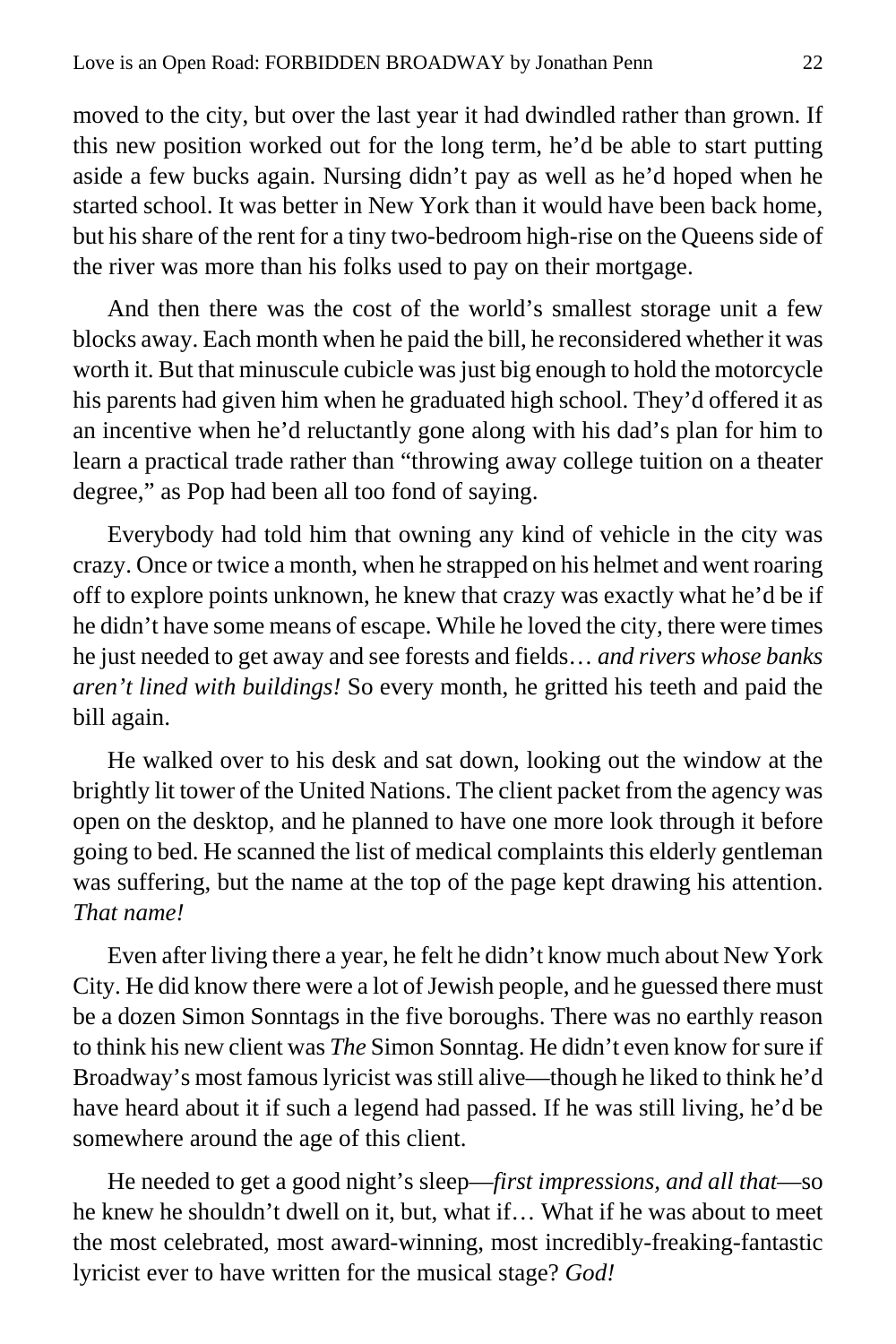moved to the city, but over the last year it had dwindled rather than grown. If this new position worked out for the long term, he'd be able to start putting aside a few bucks again. Nursing didn't pay as well as he'd hoped when he started school. It was better in New York than it would have been back home, but his share of the rent for a tiny two-bedroom high-rise on the Queens side of the river was more than his folks used to pay on their mortgage.

And then there was the cost of the world's smallest storage unit a few blocks away. Each month when he paid the bill, he reconsidered whether it was worth it. But that minuscule cubicle was just big enough to hold the motorcycle his parents had given him when he graduated high school. They'd offered it as an incentive when he'd reluctantly gone along with his dad's plan for him to learn a practical trade rather than "throwing away college tuition on a theater degree," as Pop had been all too fond of saying.

Everybody had told him that owning any kind of vehicle in the city was crazy. Once or twice a month, when he strapped on his helmet and went roaring off to explore points unknown, he knew that crazy was exactly what he'd be if he didn't have some means of escape. While he loved the city, there were times he just needed to get away and see forests and fields… *and rivers whose banks aren't lined with buildings!* So every month, he gritted his teeth and paid the bill again.

He walked over to his desk and sat down, looking out the window at the brightly lit tower of the United Nations. The client packet from the agency was open on the desktop, and he planned to have one more look through it before going to bed. He scanned the list of medical complaints this elderly gentleman was suffering, but the name at the top of the page kept drawing his attention. *That name!*

Even after living there a year, he felt he didn't know much about New York City. He did know there were a lot of Jewish people, and he guessed there must be a dozen Simon Sonntags in the five boroughs. There was no earthly reason to think his new client was *The* Simon Sonntag. He didn't even know for sure if Broadway's most famous lyricist was still alive—though he liked to think he'd have heard about it if such a legend had passed. If he was still living, he'd be somewhere around the age of this client.

He needed to get a good night's sleep—*first impressions, and all that*—so he knew he shouldn't dwell on it, but, what if… What if he was about to meet the most celebrated, most award-winning, most incredibly-freaking-fantastic lyricist ever to have written for the musical stage? *God!*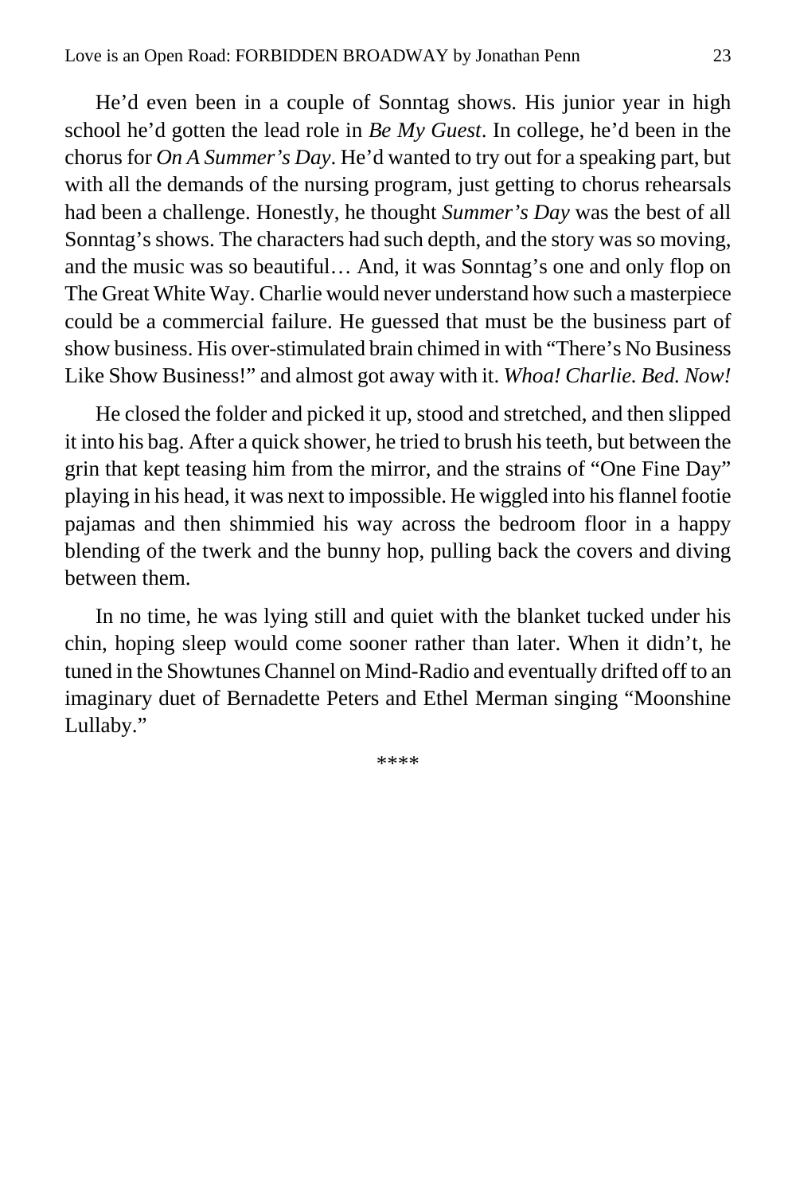He'd even been in a couple of Sonntag shows. His junior year in high school he'd gotten the lead role in *Be My Guest*. In college, he'd been in the chorus for *On A Summer's Day*. He'd wanted to try out for a speaking part, but with all the demands of the nursing program, just getting to chorus rehearsals had been a challenge. Honestly, he thought *Summer's Day* was the best of all Sonntag's shows. The characters had such depth, and the story was so moving, and the music was so beautiful… And, it was Sonntag's one and only flop on The Great White Way. Charlie would never understand how such a masterpiece could be a commercial failure. He guessed that must be the business part of show business. His over-stimulated brain chimed in with "There's No Business Like Show Business!" and almost got away with it. *Whoa! Charlie. Bed. Now!*

He closed the folder and picked it up, stood and stretched, and then slipped it into his bag. After a quick shower, he tried to brush his teeth, but between the grin that kept teasing him from the mirror, and the strains of "One Fine Day" playing in his head, it was next to impossible. He wiggled into his flannel footie pajamas and then shimmied his way across the bedroom floor in a happy blending of the twerk and the bunny hop, pulling back the covers and diving between them.

In no time, he was lying still and quiet with the blanket tucked under his chin, hoping sleep would come sooner rather than later. When it didn't, he tuned in the Showtunes Channel on Mind-Radio and eventually drifted off to an imaginary duet of Bernadette Peters and Ethel Merman singing "Moonshine Lullaby."

****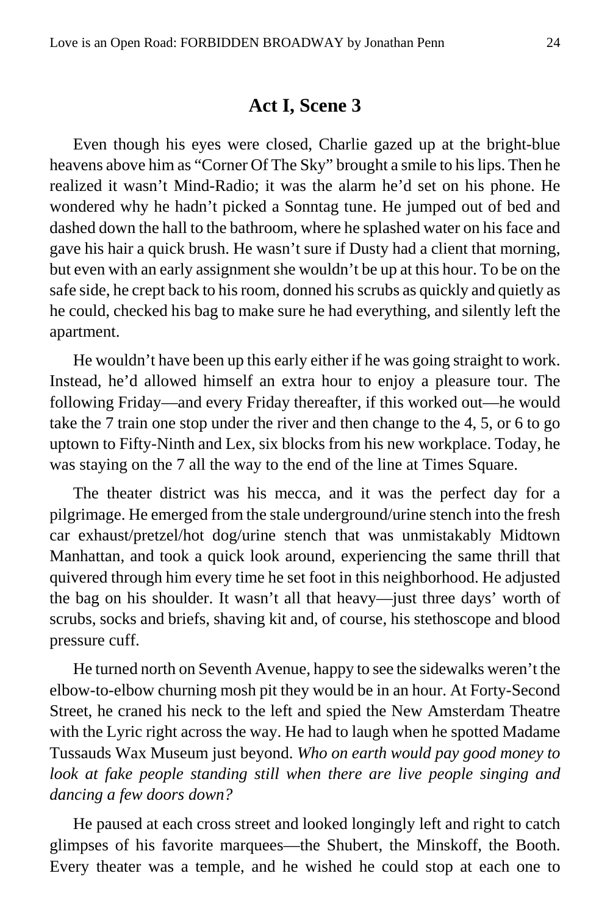## Act I, Scene 3

Even though his eyes were closed, Charlie gazed up at the bright-blue heavens above him as "Corner Of The Sky" brought a smile to his lips. Then he realized it wasn't Mind-Radio; it was the alarm he'd set on his phone. He wondered why he hadn't picked a Sonntag tune. He jumped out of bed and dashed down the hall to the bathroom, where he splashed water on his face and gave his hair a quick brush. He wasn't sure if Dusty had a client that morning, but even with an early assignment she wouldn't be up at this hour. To be on the safe side, he crept back to his room, donned his scrubs as quickly and quietly as he could, checked his bag to make sure he had everything, and silently left the apartment.

He wouldn't have been up this early either if he was going straight to work. Instead, he'd allowed himself an extra hour to enjoy a pleasure tour. The following Friday—and every Friday thereafter, if this worked out—he would take the 7 train one stop under the river and then change to the 4, 5, or 6 to go uptown to Fifty-Ninth and Lex, six blocks from his new workplace. Today, he was staying on the 7 all the way to the end of the line at Times Square.

The theater district was his mecca, and it was the perfect day for a pilgrimage. He emerged from the stale underground/urine stench into the fresh car exhaust/pretzel/hot dog/urine stench that was unmistakably Midtown Manhattan, and took a quick look around, experiencing the same thrill that quivered through him every time he set foot in this neighborhood. He adjusted the bag on his shoulder. It wasn't all that heavy—just three days' worth of scrubs, socks and briefs, shaving kit and, of course, his stethoscope and blood pressure cuff.

He turned north on Seventh Avenue, happy to see the sidewalks weren't the elbow-to-elbow churning mosh pit they would be in an hour. At Forty-Second Street, he craned his neck to the left and spied the New Amsterdam Theatre with the Lyric right across the way. He had to laugh when he spotted Madame Tussauds Wax Museum just beyond. *Who on earth would pay good money to look at fake people standing still when there are live people singing and dancing a few doors down?*

He paused at each cross street and looked longingly left and right to catch glimpses of his favorite marquees—the Shubert, the Minskoff, the Booth. Every theater was a temple, and he wished he could stop at each one to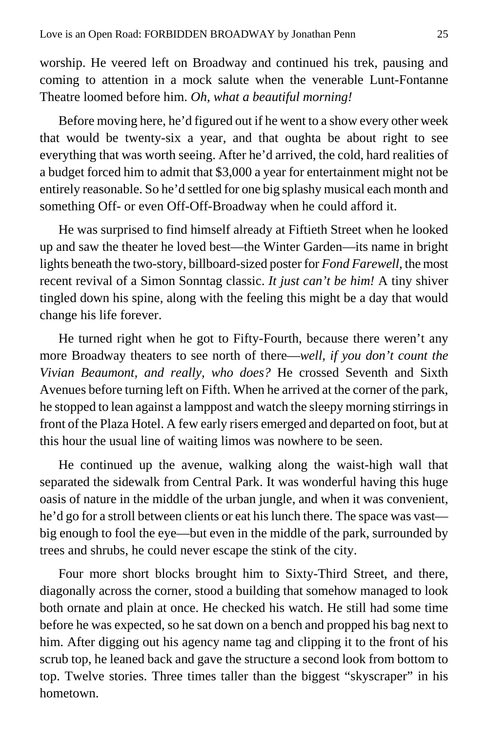worship. He veered left on Broadway and continued his trek, pausing and coming to attention in a mock salute when the venerable Lunt-Fontanne Theatre loomed before him. *Oh, what a beautiful morning!*

Before moving here, he'd figured out if he went to a show every other week that would be twenty-six a year, and that oughta be about right to see everything that was worth seeing. After he'd arrived, the cold, hard realities of a budget forced him to admit that $3,000 a year for entertainment might not be entirely reasonable. So he'd settled for one big splashy musical each month and something Off- or even Off-Off-Broadway when he could afford it.

He was surprised to find himself already at Fiftieth Street when he looked up and saw the theater he loved best—the Winter Garden—its name in bright lights beneath the two-story, billboard-sized poster for *Fond Farewell,* the most recent revival of a Simon Sonntag classic. *It just can't be him!* A tiny shiver tingled down his spine, along with the feeling this might be a day that would change his life forever.

He turned right when he got to Fifty-Fourth, because there weren't any more Broadway theaters to see north of there—*well, if you don't count the Vivian Beaumont, and really, who does?* He crossed Seventh and Sixth Avenues before turning left on Fifth. When he arrived at the corner of the park, he stopped to lean against a lamppost and watch the sleepy morning stirrings in front of the Plaza Hotel. A few early risers emerged and departed on foot, but at this hour the usual line of waiting limos was nowhere to be seen.

He continued up the avenue, walking along the waist-high wall that separated the sidewalk from Central Park. It was wonderful having this huge oasis of nature in the middle of the urban jungle, and when it was convenient, he'd go for a stroll between clients or eat his lunch there. The space was vast—big enough to fool the eye—but even in the middle of the park, surrounded by trees and shrubs, he could never escape the stink of the city.

Four more short blocks brought him to Sixty-Third Street, and there, diagonally across the corner, stood a building that somehow managed to look both ornate and plain at once. He checked his watch. He still had some time before he was expected, so he sat down on a bench and propped his bag next to him. After digging out his agency name tag and clipping it to the front of his scrub top, he leaned back and gave the structure a second look from bottom to top. Twelve stories. Three times taller than the biggest "skyscraper" in his hometown.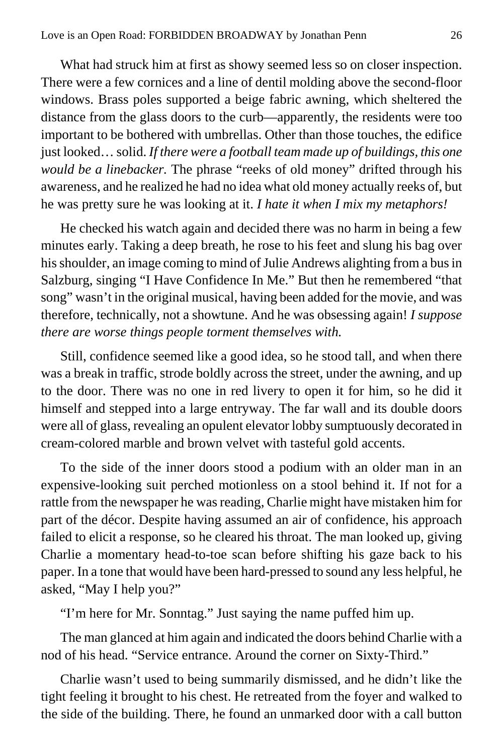What had struck him at first as showy seemed less so on closer inspection. There were a few cornices and a line of dentil molding above the second-floor windows. Brass poles supported a beige fabric awning, which sheltered the distance from the glass doors to the curb—apparently, the residents were too important to be bothered with umbrellas. Other than those touches, the edifice just looked… solid. *If there were a football team made up of buildings, this one would be a linebacker.* The phrase "reeks of old money" drifted through his awareness, and he realized he had no idea what old money actually reeks of, but he was pretty sure he was looking at it. *I hate it when I mix my metaphors!*

He checked his watch again and decided there was no harm in being a few minutes early. Taking a deep breath, he rose to his feet and slung his bag over his shoulder, an image coming to mind of Julie Andrews alighting from a bus in Salzburg, singing "I Have Confidence In Me." But then he remembered "that song" wasn't in the original musical, having been added for the movie, and was therefore, technically, not a showtune. And he was obsessing again! *I suppose there are worse things people torment themselves with.*

Still, confidence seemed like a good idea, so he stood tall, and when there was a break in traffic, strode boldly across the street, under the awning, and up to the door. There was no one in red livery to open it for him, so he did it himself and stepped into a large entryway. The far wall and its double doors were all of glass, revealing an opulent elevator lobby sumptuously decorated in cream-colored marble and brown velvet with tasteful gold accents.

To the side of the inner doors stood a podium with an older man in an expensive-looking suit perched motionless on a stool behind it. If not for a rattle from the newspaper he was reading, Charlie might have mistaken him for part of the décor. Despite having assumed an air of confidence, his approach failed to elicit a response, so he cleared his throat. The man looked up, giving Charlie a momentary head-to-toe scan before shifting his gaze back to his paper. In a tone that would have been hard-pressed to sound any less helpful, he asked, "May I help you?"

"I'm here for Mr. Sonntag." Just saying the name puffed him up.

The man glanced at him again and indicated the doors behind Charlie with a nod of his head. "Service entrance. Around the corner on Sixty-Third."

Charlie wasn't used to being summarily dismissed, and he didn't like the tight feeling it brought to his chest. He retreated from the foyer and walked to the side of the building. There, he found an unmarked door with a call button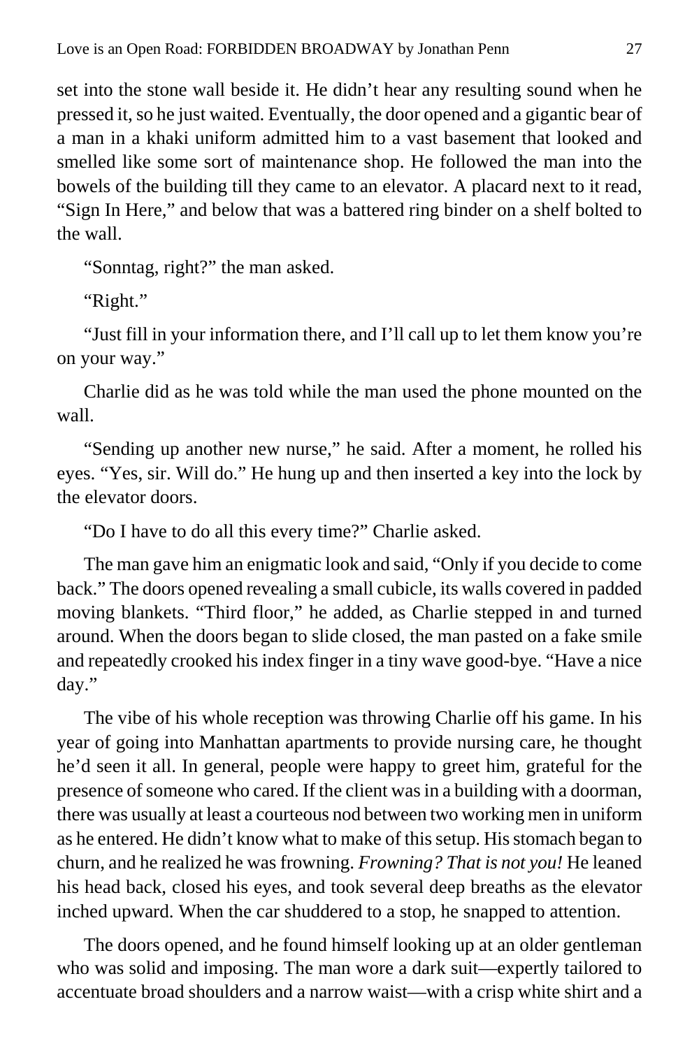set into the stone wall beside it. He didn't hear any resulting sound when he pressed it, so he just waited. Eventually, the door opened and a gigantic bear of a man in a khaki uniform admitted him to a vast basement that looked and smelled like some sort of maintenance shop. He followed the man into the bowels of the building till they came to an elevator. A placard next to it read, "Sign In Here," and below that was a battered ring binder on a shelf bolted to the wall.

"Sonntag, right?" the man asked.

"Right."

"Just fill in your information there, and I'll call up to let them know you're on your way."

Charlie did as he was told while the man used the phone mounted on the wall.

"Sending up another new nurse," he said. After a moment, he rolled his eyes. "Yes, sir. Will do." He hung up and then inserted a key into the lock by the elevator doors.

"Do I have to do all this every time?" Charlie asked.

The man gave him an enigmatic look and said, "Only if you decide to come back." The doors opened revealing a small cubicle, its walls covered in padded moving blankets. "Third floor," he added, as Charlie stepped in and turned around. When the doors began to slide closed, the man pasted on a fake smile and repeatedly crooked his index finger in a tiny wave good-bye. "Have a nice day."

The vibe of his whole reception was throwing Charlie off his game. In his year of going into Manhattan apartments to provide nursing care, he thought he'd seen it all. In general, people were happy to greet him, grateful for the presence of someone who cared. If the client was in a building with a doorman, there was usually at least a courteous nod between two working men in uniform as he entered. He didn't know what to make of this setup. His stomach began to churn, and he realized he was frowning. *Frowning? That is not you!* He leaned his head back, closed his eyes, and took several deep breaths as the elevator inched upward. When the car shuddered to a stop, he snapped to attention.

The doors opened, and he found himself looking up at an older gentleman who was solid and imposing. The man wore a dark suit—expertly tailored to accentuate broad shoulders and a narrow waist—with a crisp white shirt and a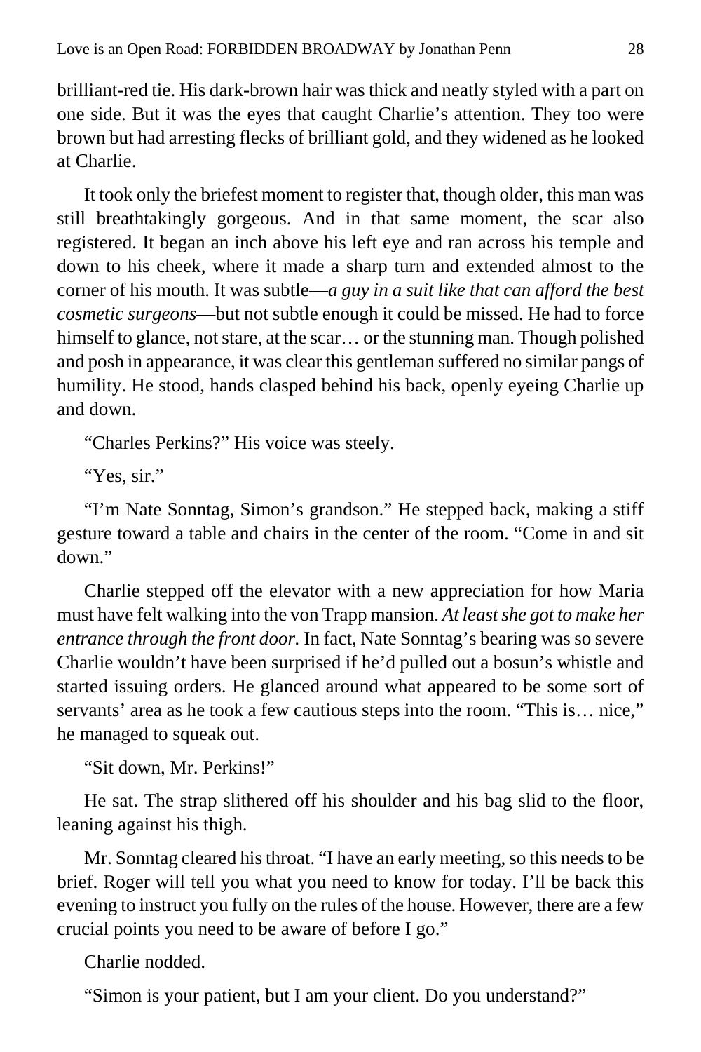brilliant-red tie. His dark-brown hair was thick and neatly styled with a part on one side. But it was the eyes that caught Charlie's attention. They too were brown but had arresting flecks of brilliant gold, and they widened as he looked at Charlie.

It took only the briefest moment to register that, though older, this man was still breathtakingly gorgeous. And in that same moment, the scar also registered. It began an inch above his left eye and ran across his temple and down to his cheek, where it made a sharp turn and extended almost to the corner of his mouth. It was subtle—*a guy in a suit like that can afford the best cosmetic surgeons*—but not subtle enough it could be missed. He had to force himself to glance, not stare, at the scar… or the stunning man. Though polished and posh in appearance, it was clear this gentleman suffered no similar pangs of humility. He stood, hands clasped behind his back, openly eyeing Charlie up and down.

"Charles Perkins?" His voice was steely.

"Yes, sir."

"I'm Nate Sonntag, Simon's grandson." He stepped back, making a stiff gesture toward a table and chairs in the center of the room. "Come in and sit down."

Charlie stepped off the elevator with a new appreciation for how Maria must have felt walking into the von Trapp mansion. *At least she got to make her entrance through the front door.* In fact, Nate Sonntag's bearing was so severe Charlie wouldn't have been surprised if he'd pulled out a bosun's whistle and started issuing orders. He glanced around what appeared to be some sort of servants' area as he took a few cautious steps into the room. "This is… nice," he managed to squeak out.

"Sit down, Mr. Perkins!"

He sat. The strap slithered off his shoulder and his bag slid to the floor, leaning against his thigh.

Mr. Sonntag cleared his throat. "I have an early meeting, so this needs to be brief. Roger will tell you what you need to know for today. I'll be back this evening to instruct you fully on the rules of the house. However, there are a few crucial points you need to be aware of before I go."

Charlie nodded.

"Simon is your patient, but I am your client. Do you understand?"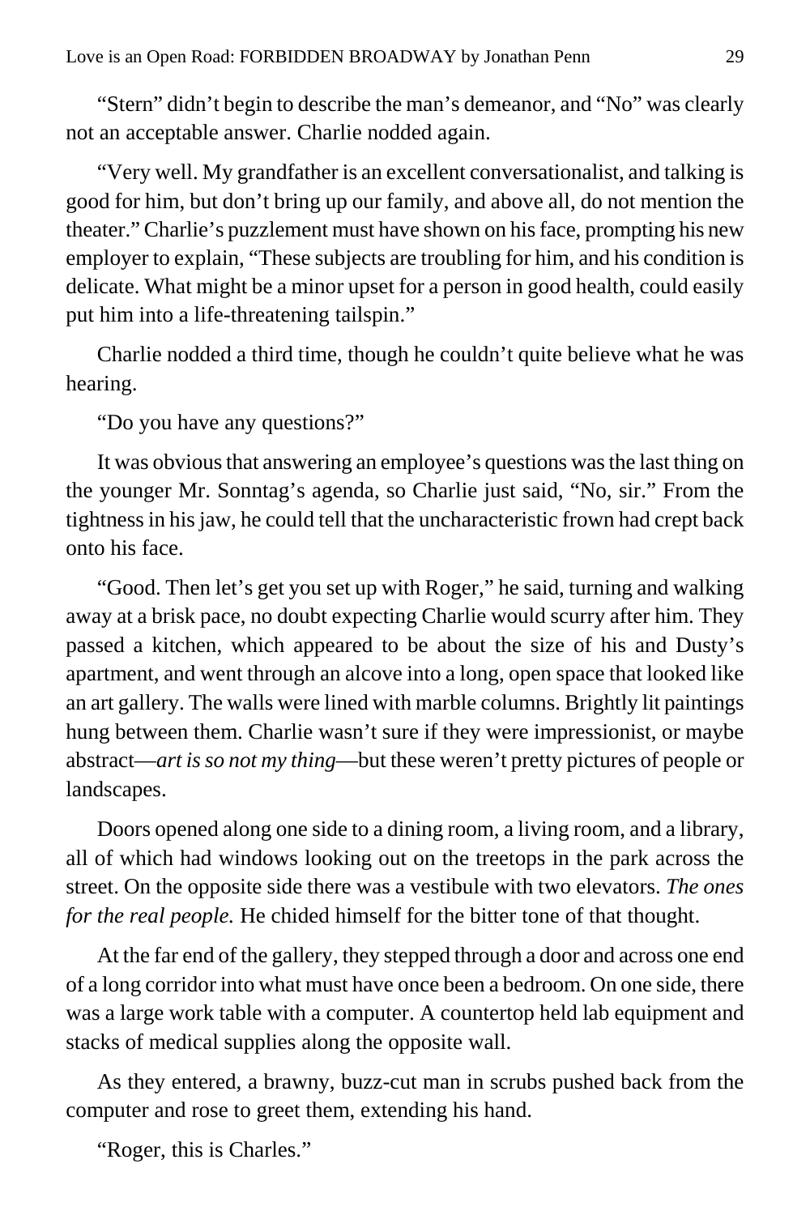"Stern" didn't begin to describe the man's demeanor, and "No" was clearly not an acceptable answer. Charlie nodded again.

"Very well. My grandfather is an excellent conversationalist, and talking is good for him, but don't bring up our family, and above all, do not mention the theater." Charlie's puzzlement must have shown on his face, prompting his new employer to explain, "These subjects are troubling for him, and his condition is delicate. What might be a minor upset for a person in good health, could easily put him into a life-threatening tailspin."

Charlie nodded a third time, though he couldn't quite believe what he was hearing.

"Do you have any questions?"

It was obvious that answering an employee's questions was the last thing on the younger Mr. Sonntag's agenda, so Charlie just said, "No, sir." From the tightness in his jaw, he could tell that the uncharacteristic frown had crept back onto his face.

"Good. Then let's get you set up with Roger," he said, turning and walking away at a brisk pace, no doubt expecting Charlie would scurry after him. They passed a kitchen, which appeared to be about the size of his and Dusty's apartment, and went through an alcove into a long, open space that looked like an art gallery. The walls were lined with marble columns. Brightly lit paintings hung between them. Charlie wasn't sure if they were impressionist, or maybe abstract—*art is so not my thing*—but these weren't pretty pictures of people or landscapes.

Doors opened along one side to a dining room, a living room, and a library, all of which had windows looking out on the treetops in the park across the street. On the opposite side there was a vestibule with two elevators. *The ones for the real people.* He chided himself for the bitter tone of that thought.

At the far end of the gallery, they stepped through a door and across one end of a long corridor into what must have once been a bedroom. On one side, there was a large work table with a computer. A countertop held lab equipment and stacks of medical supplies along the opposite wall.

As they entered, a brawny, buzz-cut man in scrubs pushed back from the computer and rose to greet them, extending his hand.

"Roger, this is Charles."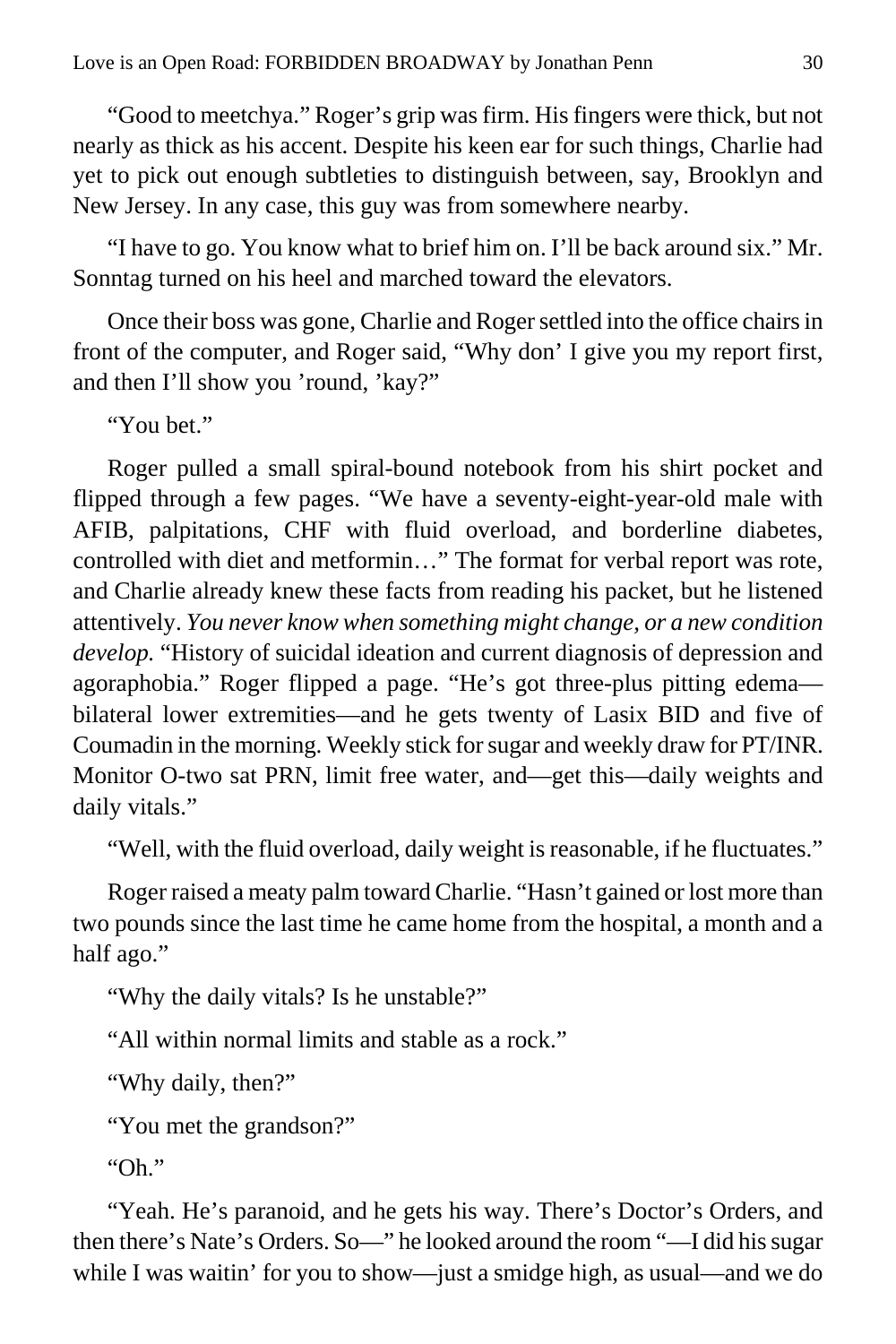"Good to meetchya." Roger's grip was firm. His fingers were thick, but not nearly as thick as his accent. Despite his keen ear for such things, Charlie had yet to pick out enough subtleties to distinguish between, say, Brooklyn and New Jersey. In any case, this guy was from somewhere nearby.

"I have to go. You know what to brief him on. I'll be back around six." Mr. Sonntag turned on his heel and marched toward the elevators.

Once their boss was gone, Charlie and Roger settled into the office chairs in front of the computer, and Roger said, "Why don' I give you my report first, and then I'll show you 'round, 'kay?"

"You bet."

Roger pulled a small spiral-bound notebook from his shirt pocket and flipped through a few pages. "We have a seventy-eight-year-old male with AFIB, palpitations, CHF with fluid overload, and borderline diabetes, controlled with diet and metformin…" The format for verbal report was rote, and Charlie already knew these facts from reading his packet, but he listened attentively. *You never know when something might change, or a new condition develop.* "History of suicidal ideation and current diagnosis of depression and agoraphobia." Roger flipped a page. "He's got three-plus pitting edema—bilateral lower extremities—and he gets twenty of Lasix BID and five of Coumadin in the morning. Weekly stick for sugar and weekly draw for PT/INR. Monitor O-two sat PRN, limit free water, and—get this—daily weights and daily vitals."

"Well, with the fluid overload, daily weight is reasonable, if he fluctuates."

Roger raised a meaty palm toward Charlie. "Hasn't gained or lost more than two pounds since the last time he came home from the hospital, a month and a half ago."

"Why the daily vitals? Is he unstable?"

"All within normal limits and stable as a rock."

"Why daily, then?"

"You met the grandson?"

"Oh."

"Yeah. He's paranoid, and he gets his way. There's Doctor's Orders, and then there's Nate's Orders. So—" he looked around the room "—I did his sugar while I was waitin' for you to show—just a smidge high, as usual—and we do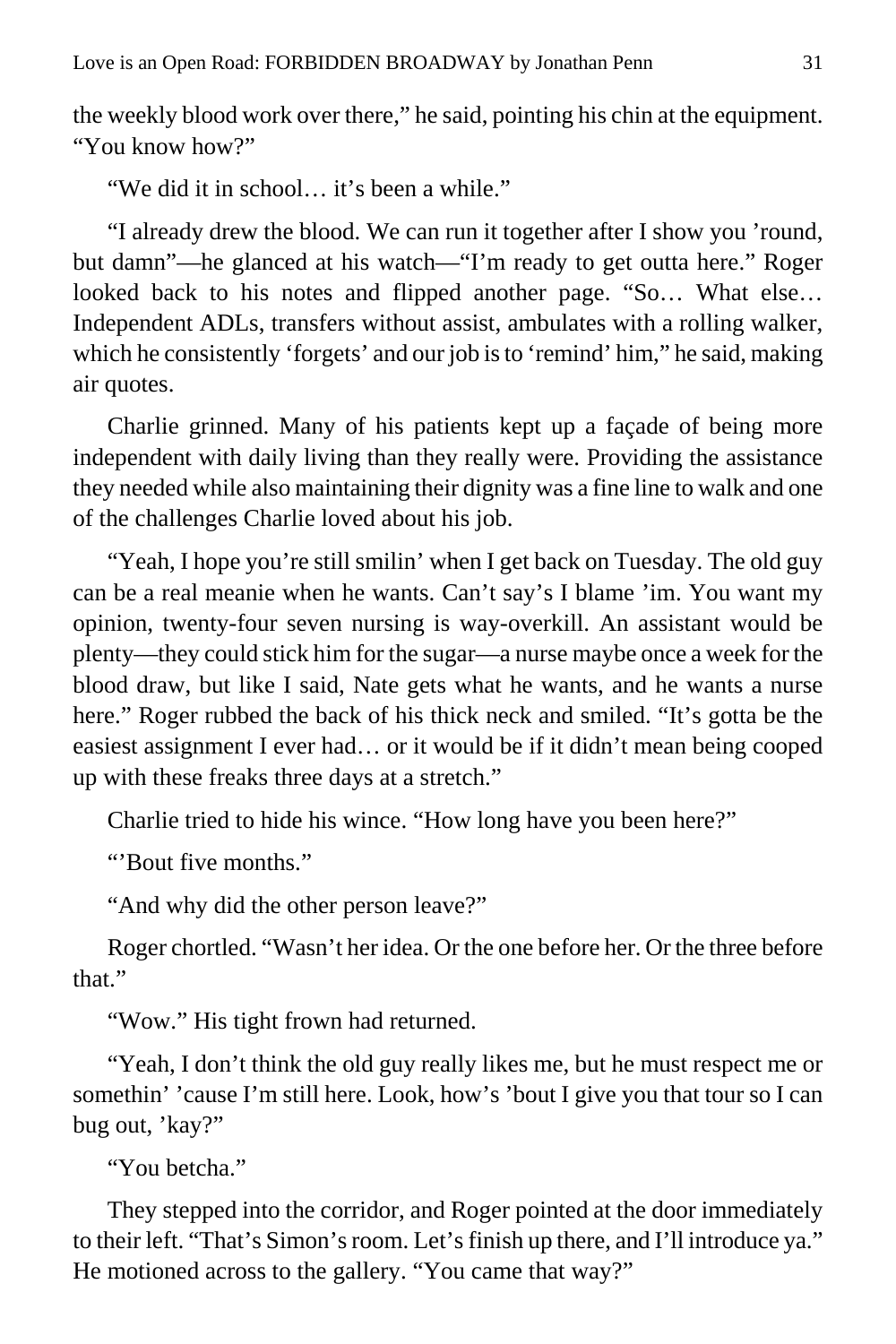the weekly blood work over there," he said, pointing his chin at the equipment. "You know how?"

"We did it in school… it's been a while."

"I already drew the blood. We can run it together after I show you 'round, but damn"—he glanced at his watch—"I'm ready to get outta here." Roger looked back to his notes and flipped another page. "So… What else… Independent ADLs, transfers without assist, ambulates with a rolling walker, which he consistently 'forgets' and our job is to 'remind' him," he said, making air quotes.

Charlie grinned. Many of his patients kept up a façade of being more independent with daily living than they really were. Providing the assistance they needed while also maintaining their dignity was a fine line to walk and one of the challenges Charlie loved about his job.

"Yeah, I hope you're still smilin' when I get back on Tuesday. The old guy can be a real meanie when he wants. Can't say's I blame 'im. You want my opinion, twenty-four seven nursing is way-overkill. An assistant would be plenty—they could stick him for the sugar—a nurse maybe once a week for the blood draw, but like I said, Nate gets what he wants, and he wants a nurse here." Roger rubbed the back of his thick neck and smiled. "It's gotta be the easiest assignment I ever had… or it would be if it didn't mean being cooped up with these freaks three days at a stretch."

Charlie tried to hide his wince. "How long have you been here?"

"'Bout five months."

"And why did the other person leave?"

Roger chortled. "Wasn't her idea. Or the one before her. Or the three before that."

"Wow." His tight frown had returned.

"Yeah, I don't think the old guy really likes me, but he must respect me or somethin' 'cause I'm still here. Look, how's 'bout I give you that tour so I can bug out, 'kay?"

"You betcha."

They stepped into the corridor, and Roger pointed at the door immediately to their left. "That's Simon's room. Let's finish up there, and I'll introduce ya." He motioned across to the gallery. "You came that way?"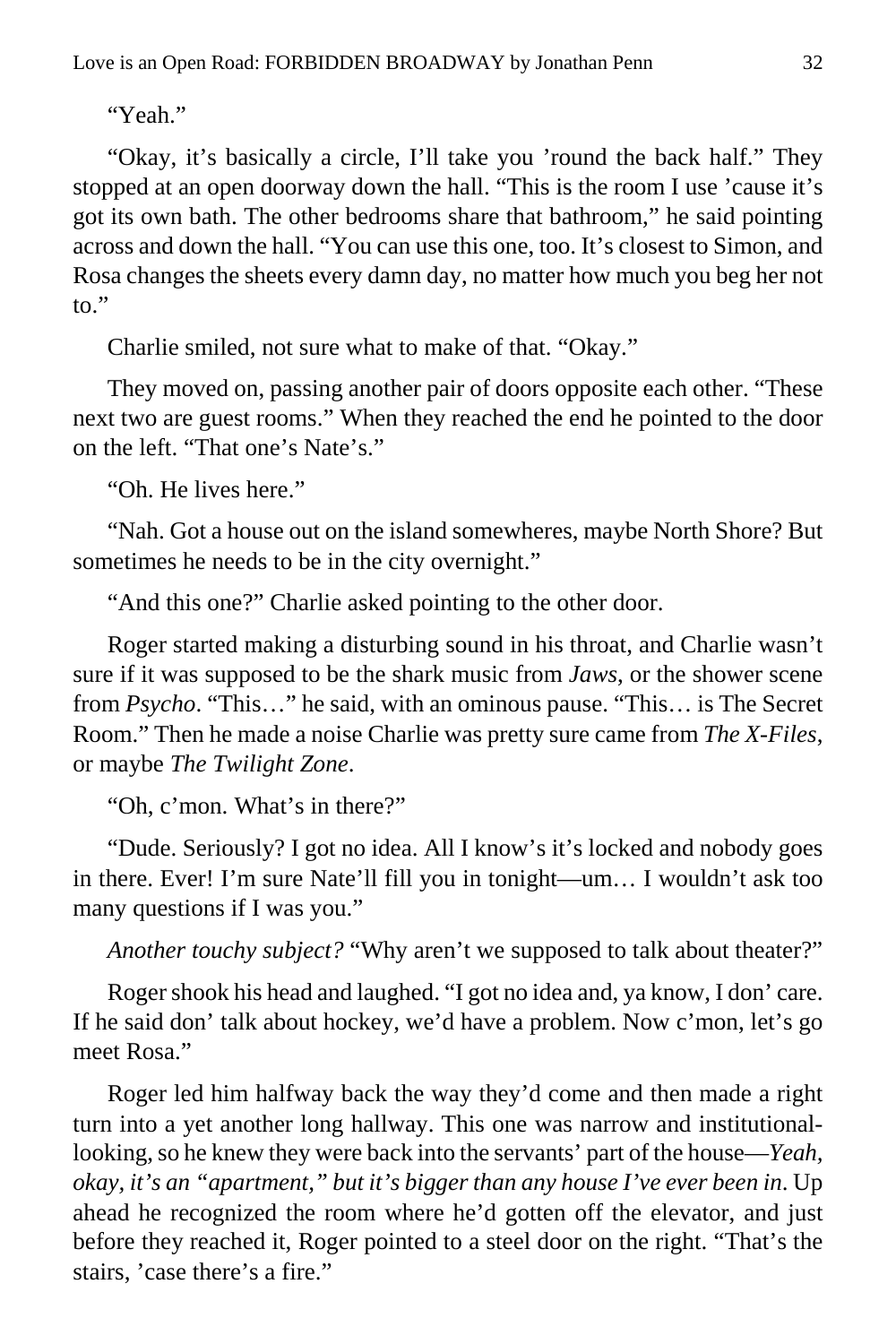"Yeah."

"Okay, it's basically a circle, I'll take you 'round the back half." They stopped at an open doorway down the hall. "This is the room I use 'cause it's got its own bath. The other bedrooms share that bathroom," he said pointing across and down the hall. "You can use this one, too. It's closest to Simon, and Rosa changes the sheets every damn day, no matter how much you beg her not to."

Charlie smiled, not sure what to make of that. "Okay."

They moved on, passing another pair of doors opposite each other. "These next two are guest rooms." When they reached the end he pointed to the door on the left. "That one's Nate's."

"Oh. He lives here."

"Nah. Got a house out on the island somewheres, maybe North Shore? But sometimes he needs to be in the city overnight."

"And this one?" Charlie asked pointing to the other door.

Roger started making a disturbing sound in his throat, and Charlie wasn't sure if it was supposed to be the shark music from *Jaws*, or the shower scene from *Psycho*. "This…" he said, with an ominous pause. "This… is The Secret Room." Then he made a noise Charlie was pretty sure came from *The X-Files*, or maybe *The Twilight Zone*.

"Oh, c'mon. What's in there?"

"Dude. Seriously? I got no idea. All I know's it's locked and nobody goes in there. Ever! I'm sure Nate'll fill you in tonight—um… I wouldn't ask too many questions if I was you."

*Another touchy subject?* "Why aren't we supposed to talk about theater?"

Roger shook his head and laughed. "I got no idea and, ya know, I don' care. If he said don' talk about hockey, we'd have a problem. Now c'mon, let's go meet Rosa."

Roger led him halfway back the way they'd come and then made a right turn into a yet another long hallway. This one was narrow and institutional-looking, so he knew they were back into the servants' part of the house—*Yeah, okay, it's an "apartment," but it's bigger than any house I've ever been in*. Up ahead he recognized the room where he'd gotten off the elevator, and just before they reached it, Roger pointed to a steel door on the right. "That's the stairs, 'case there's a fire."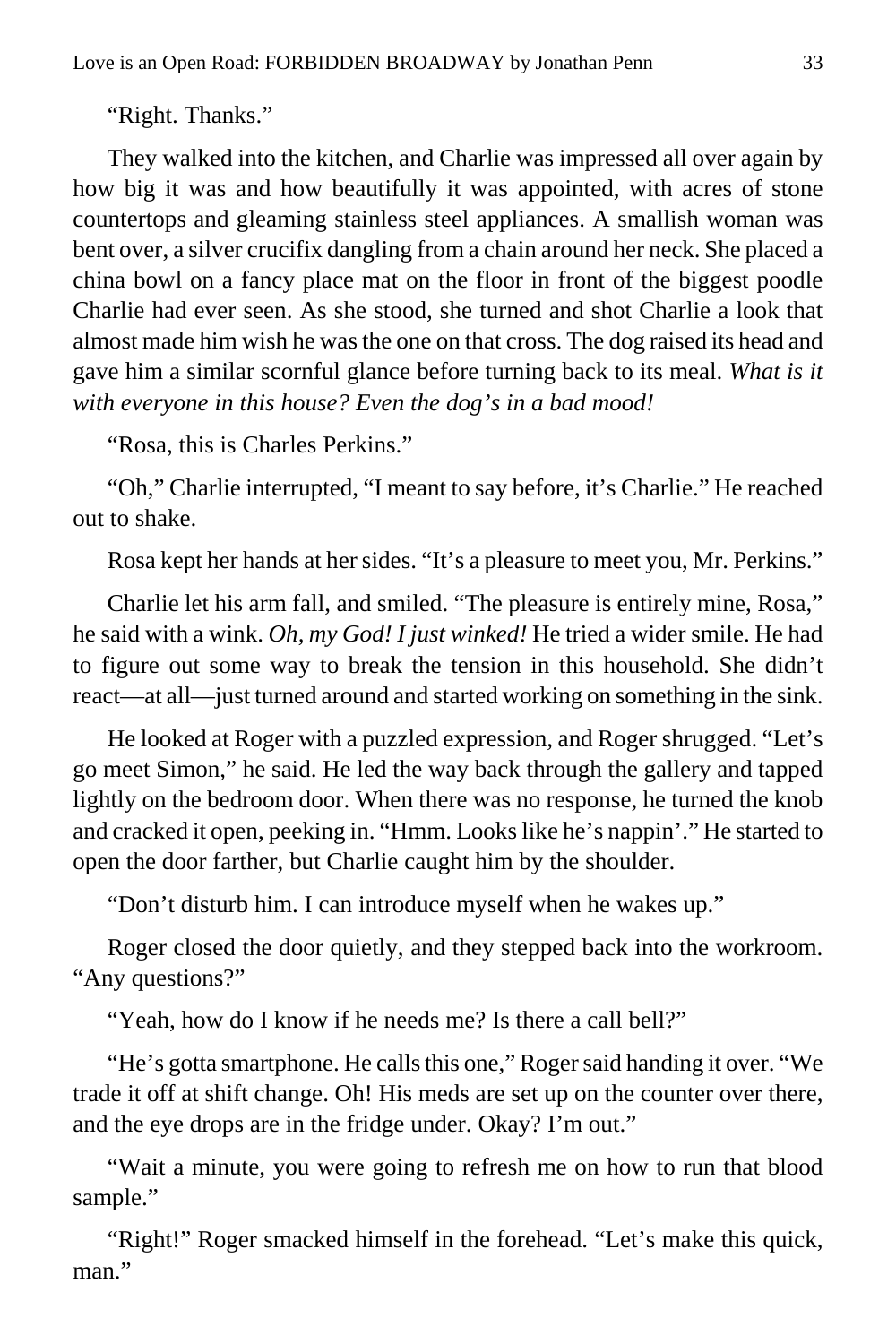"Right. Thanks."

They walked into the kitchen, and Charlie was impressed all over again by how big it was and how beautifully it was appointed, with acres of stone countertops and gleaming stainless steel appliances. A smallish woman was bent over, a silver crucifix dangling from a chain around her neck. She placed a china bowl on a fancy place mat on the floor in front of the biggest poodle Charlie had ever seen. As she stood, she turned and shot Charlie a look that almost made him wish he was the one on that cross. The dog raised its head and gave him a similar scornful glance before turning back to its meal. *What is it with everyone in this house? Even the dog's in a bad mood!*

"Rosa, this is Charles Perkins."

"Oh," Charlie interrupted, "I meant to say before, it's Charlie." He reached out to shake.

Rosa kept her hands at her sides. "It's a pleasure to meet you, Mr. Perkins."

Charlie let his arm fall, and smiled. "The pleasure is entirely mine, Rosa," he said with a wink. *Oh, my God! I just winked!* He tried a wider smile. He had to figure out some way to break the tension in this household. She didn't react—at all—just turned around and started working on something in the sink.

He looked at Roger with a puzzled expression, and Roger shrugged. "Let's go meet Simon," he said. He led the way back through the gallery and tapped lightly on the bedroom door. When there was no response, he turned the knob and cracked it open, peeking in. "Hmm. Looks like he's nappin'." He started to open the door farther, but Charlie caught him by the shoulder.

"Don't disturb him. I can introduce myself when he wakes up."

Roger closed the door quietly, and they stepped back into the workroom. "Any questions?"

"Yeah, how do I know if he needs me? Is there a call bell?"

"He's gotta smartphone. He calls this one," Roger said handing it over. "We trade it off at shift change. Oh! His meds are set up on the counter over there, and the eye drops are in the fridge under. Okay? I'm out."

"Wait a minute, you were going to refresh me on how to run that blood sample."

"Right!" Roger smacked himself in the forehead. "Let's make this quick, man."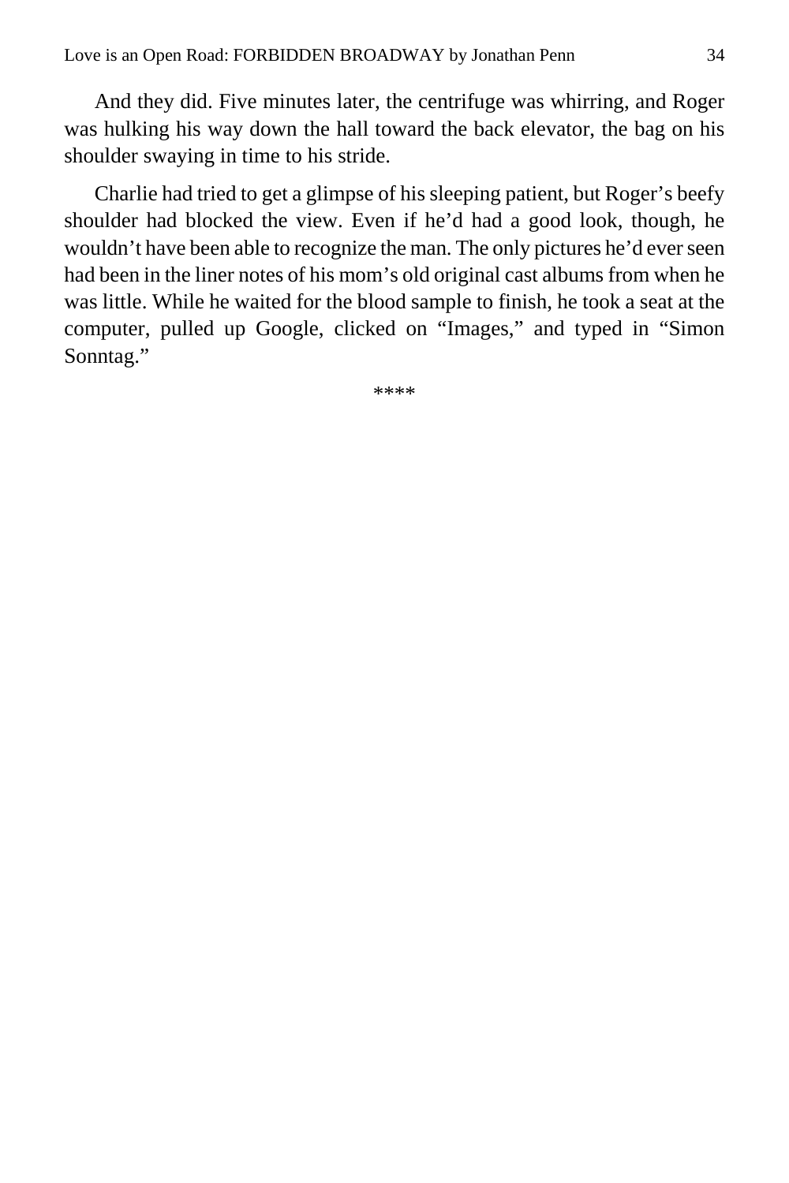And they did. Five minutes later, the centrifuge was whirring, and Roger was hulking his way down the hall toward the back elevator, the bag on his shoulder swaying in time to his stride.

Charlie had tried to get a glimpse of his sleeping patient, but Roger's beefy shoulder had blocked the view. Even if he'd had a good look, though, he wouldn't have been able to recognize the man. The only pictures he'd ever seen had been in the liner notes of his mom's old original cast albums from when he was little. While he waited for the blood sample to finish, he took a seat at the computer, pulled up Google, clicked on "Images," and typed in "Simon Sonntag."

****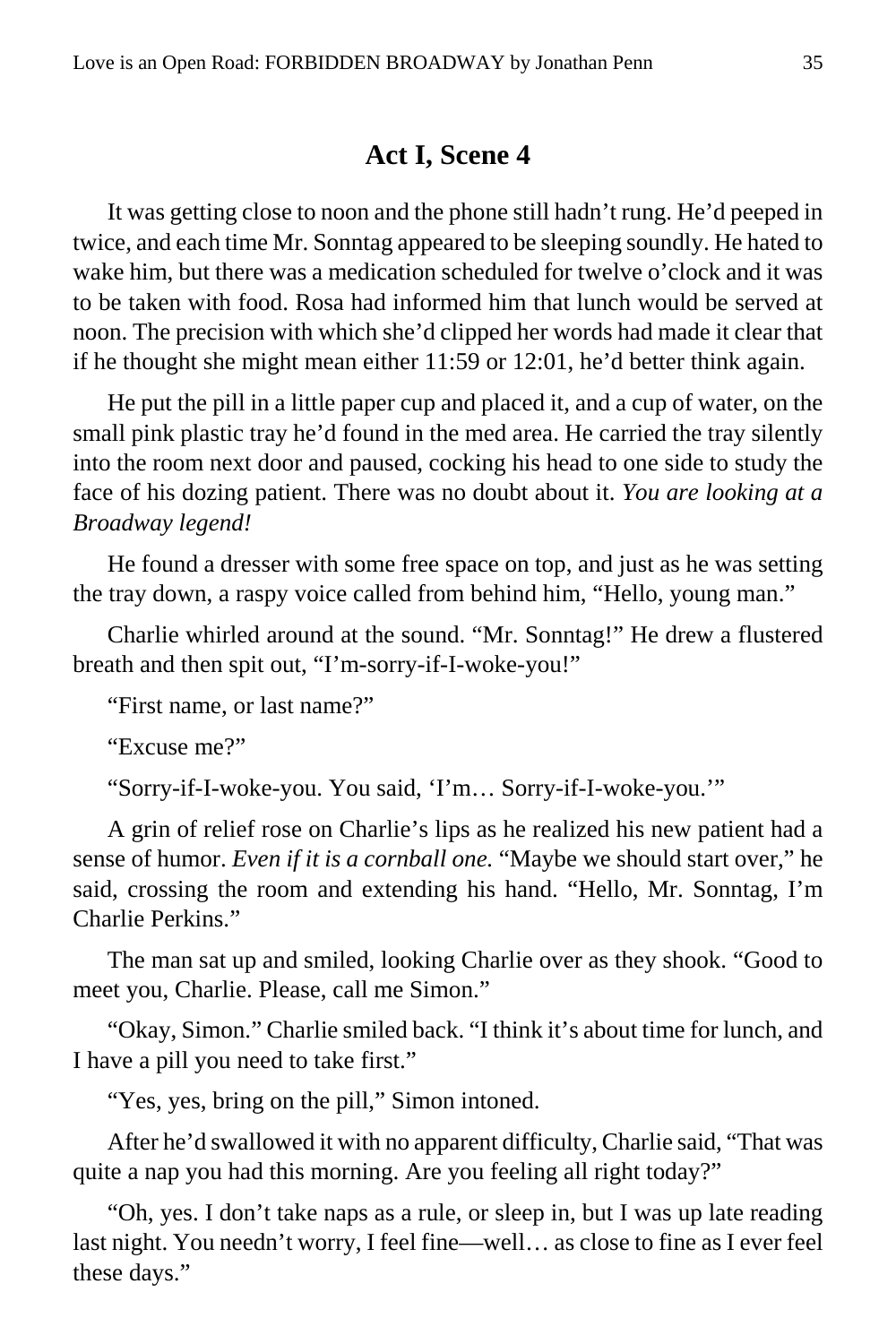## Act I, Scene 4

It was getting close to noon and the phone still hadn't rung. He'd peeped in twice, and each time Mr. Sonntag appeared to be sleeping soundly. He hated to wake him, but there was a medication scheduled for twelve o'clock and it was to be taken with food. Rosa had informed him that lunch would be served at noon. The precision with which she'd clipped her words had made it clear that if he thought she might mean either 11:59 or 12:01, he'd better think again.

He put the pill in a little paper cup and placed it, and a cup of water, on the small pink plastic tray he'd found in the med area. He carried the tray silently into the room next door and paused, cocking his head to one side to study the face of his dozing patient. There was no doubt about it. *You are looking at a Broadway legend!*

He found a dresser with some free space on top, and just as he was setting the tray down, a raspy voice called from behind him, "Hello, young man."

Charlie whirled around at the sound. "Mr. Sonntag!" He drew a flustered breath and then spit out, "I'm-sorry-if-I-woke-you!"

"First name, or last name?"

"Excuse me?"

"Sorry-if-I-woke-you. You said, 'I'm… Sorry-if-I-woke-you.'"

A grin of relief rose on Charlie's lips as he realized his new patient had a sense of humor. *Even if it is a cornball one.* "Maybe we should start over," he said, crossing the room and extending his hand. "Hello, Mr. Sonntag, I'm Charlie Perkins."

The man sat up and smiled, looking Charlie over as they shook. "Good to meet you, Charlie. Please, call me Simon."

"Okay, Simon." Charlie smiled back. "I think it's about time for lunch, and I have a pill you need to take first."

"Yes, yes, bring on the pill," Simon intoned.

After he'd swallowed it with no apparent difficulty, Charlie said, "That was quite a nap you had this morning. Are you feeling all right today?"

"Oh, yes. I don't take naps as a rule, or sleep in, but I was up late reading last night. You needn't worry, I feel fine—well… as close to fine as I ever feel these days."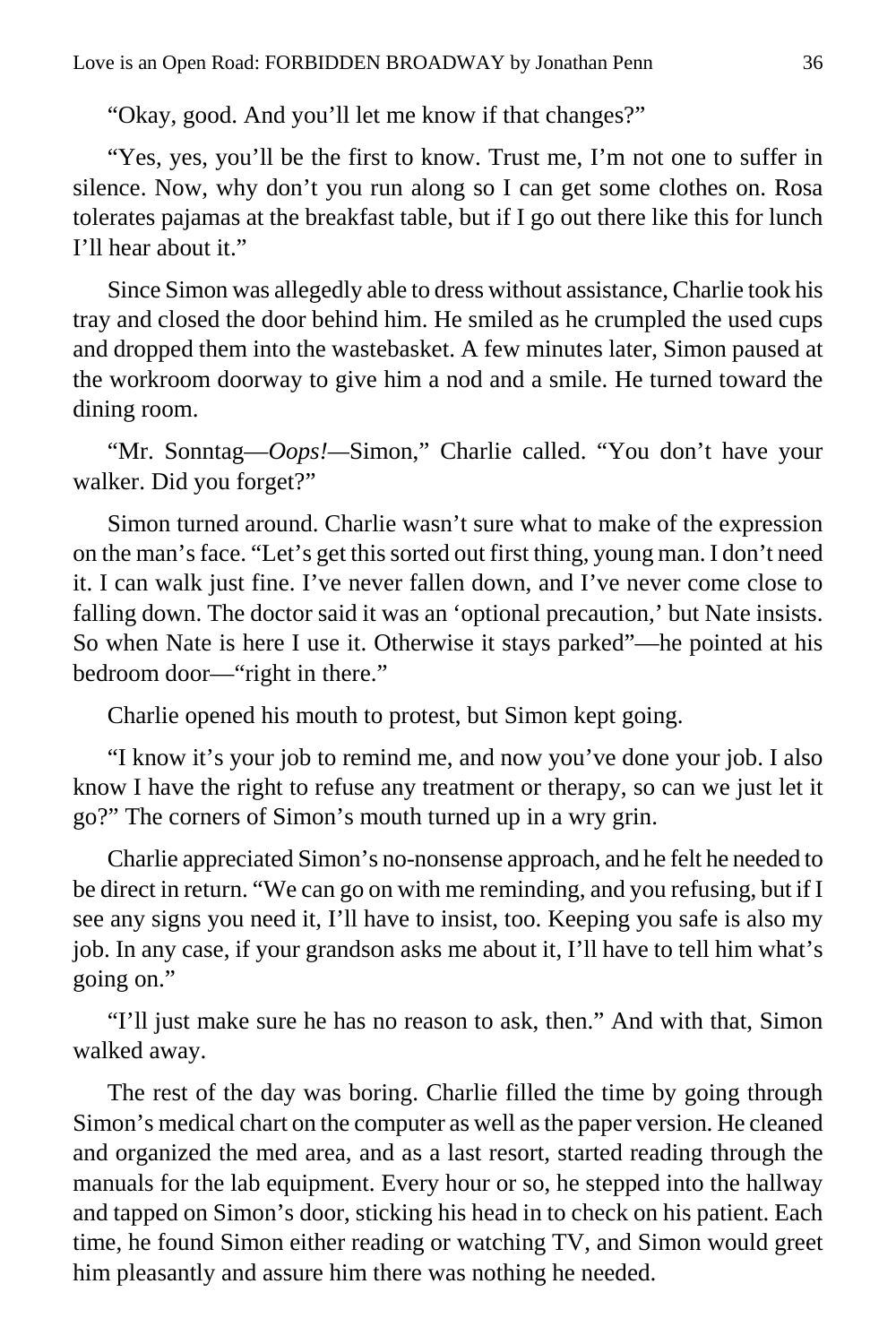"Okay, good. And you'll let me know if that changes?"

"Yes, yes, you'll be the first to know. Trust me, I'm not one to suffer in silence. Now, why don't you run along so I can get some clothes on. Rosa tolerates pajamas at the breakfast table, but if I go out there like this for lunch I'll hear about it."

Since Simon was allegedly able to dress without assistance, Charlie took his tray and closed the door behind him. He smiled as he crumpled the used cups and dropped them into the wastebasket. A few minutes later, Simon paused at the workroom doorway to give him a nod and a smile. He turned toward the dining room.

"Mr. Sonntag—*Oops!*—Simon," Charlie called. "You don't have your walker. Did you forget?"

Simon turned around. Charlie wasn't sure what to make of the expression on the man's face. "Let's get this sorted out first thing, young man. I don't need it. I can walk just fine. I've never fallen down, and I've never come close to falling down. The doctor said it was an 'optional precaution,' but Nate insists. So when Nate is here I use it. Otherwise it stays parked"—he pointed at his bedroom door—"right in there."

Charlie opened his mouth to protest, but Simon kept going.

"I know it's your job to remind me, and now you've done your job. I also know I have the right to refuse any treatment or therapy, so can we just let it go?" The corners of Simon's mouth turned up in a wry grin.

Charlie appreciated Simon's no-nonsense approach, and he felt he needed to be direct in return. "We can go on with me reminding, and you refusing, but if I see any signs you need it, I'll have to insist, too. Keeping you safe is also my job. In any case, if your grandson asks me about it, I'll have to tell him what's going on."

"I'll just make sure he has no reason to ask, then." And with that, Simon walked away.

The rest of the day was boring. Charlie filled the time by going through Simon's medical chart on the computer as well as the paper version. He cleaned and organized the med area, and as a last resort, started reading through the manuals for the lab equipment. Every hour or so, he stepped into the hallway and tapped on Simon's door, sticking his head in to check on his patient. Each time, he found Simon either reading or watching TV, and Simon would greet him pleasantly and assure him there was nothing he needed.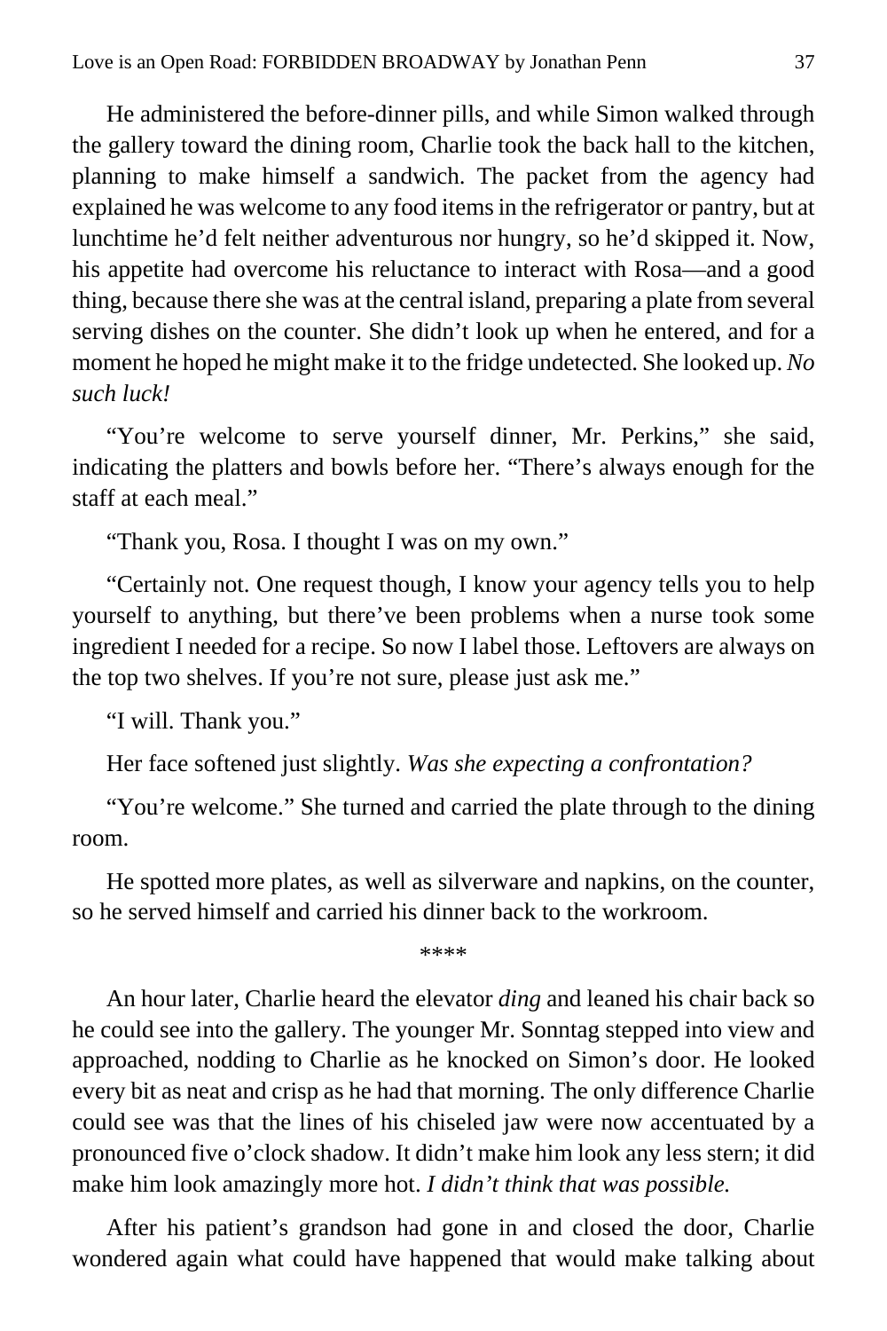He administered the before-dinner pills, and while Simon walked through the gallery toward the dining room, Charlie took the back hall to the kitchen, planning to make himself a sandwich. The packet from the agency had explained he was welcome to any food items in the refrigerator or pantry, but at lunchtime he'd felt neither adventurous nor hungry, so he'd skipped it. Now, his appetite had overcome his reluctance to interact with Rosa—and a good thing, because there she was at the central island, preparing a plate from several serving dishes on the counter. She didn't look up when he entered, and for a moment he hoped he might make it to the fridge undetected. She looked up. *No such luck!*

"You're welcome to serve yourself dinner, Mr. Perkins," she said, indicating the platters and bowls before her. "There's always enough for the staff at each meal."

"Thank you, Rosa. I thought I was on my own."

"Certainly not. One request though, I know your agency tells you to help yourself to anything, but there've been problems when a nurse took some ingredient I needed for a recipe. So now I label those. Leftovers are always on the top two shelves. If you're not sure, please just ask me."

"I will. Thank you."

Her face softened just slightly. *Was she expecting a confrontation?*

"You're welcome." She turned and carried the plate through to the dining room.

He spotted more plates, as well as silverware and napkins, on the counter, so he served himself and carried his dinner back to the workroom.

****

An hour later, Charlie heard the elevator *ding* and leaned his chair back so he could see into the gallery. The younger Mr. Sonntag stepped into view and approached, nodding to Charlie as he knocked on Simon's door. He looked every bit as neat and crisp as he had that morning. The only difference Charlie could see was that the lines of his chiseled jaw were now accentuated by a pronounced five o'clock shadow. It didn't make him look any less stern; it did make him look amazingly more hot. *I didn't think that was possible.*

After his patient's grandson had gone in and closed the door, Charlie wondered again what could have happened that would make talking about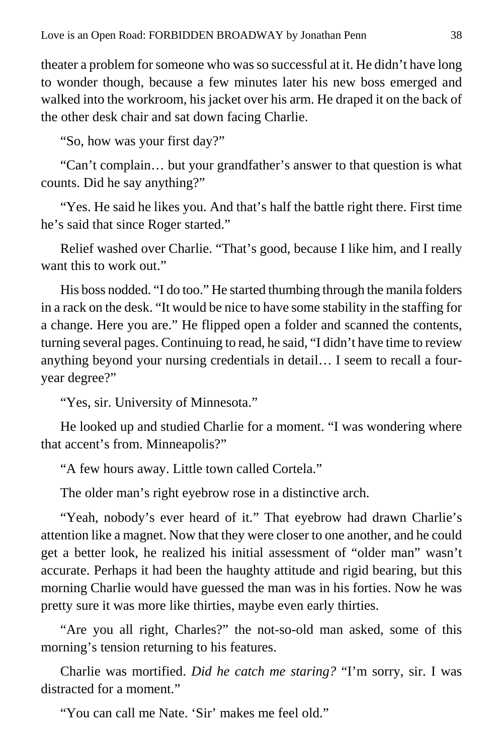theater a problem for someone who was so successful at it. He didn't have long to wonder though, because a few minutes later his new boss emerged and walked into the workroom, his jacket over his arm. He draped it on the back of the other desk chair and sat down facing Charlie.

"So, how was your first day?"

"Can't complain… but your grandfather's answer to that question is what counts. Did he say anything?"

"Yes. He said he likes you. And that's half the battle right there. First time he's said that since Roger started."

Relief washed over Charlie. "That's good, because I like him, and I really want this to work out."

His boss nodded. "I do too." He started thumbing through the manila folders in a rack on the desk. "It would be nice to have some stability in the staffing for a change. Here you are." He flipped open a folder and scanned the contents, turning several pages. Continuing to read, he said, "I didn't have time to review anything beyond your nursing credentials in detail… I seem to recall a four-year degree?"

"Yes, sir. University of Minnesota."

He looked up and studied Charlie for a moment. "I was wondering where that accent's from. Minneapolis?"

"A few hours away. Little town called Cortela."

The older man's right eyebrow rose in a distinctive arch.

"Yeah, nobody's ever heard of it." That eyebrow had drawn Charlie's attention like a magnet. Now that they were closer to one another, and he could get a better look, he realized his initial assessment of "older man" wasn't accurate. Perhaps it had been the haughty attitude and rigid bearing, but this morning Charlie would have guessed the man was in his forties. Now he was pretty sure it was more like thirties, maybe even early thirties.

"Are you all right, Charles?" the not-so-old man asked, some of this morning's tension returning to his features.

Charlie was mortified. *Did he catch me staring?* "I'm sorry, sir. I was distracted for a moment."

"You can call me Nate. 'Sir' makes me feel old."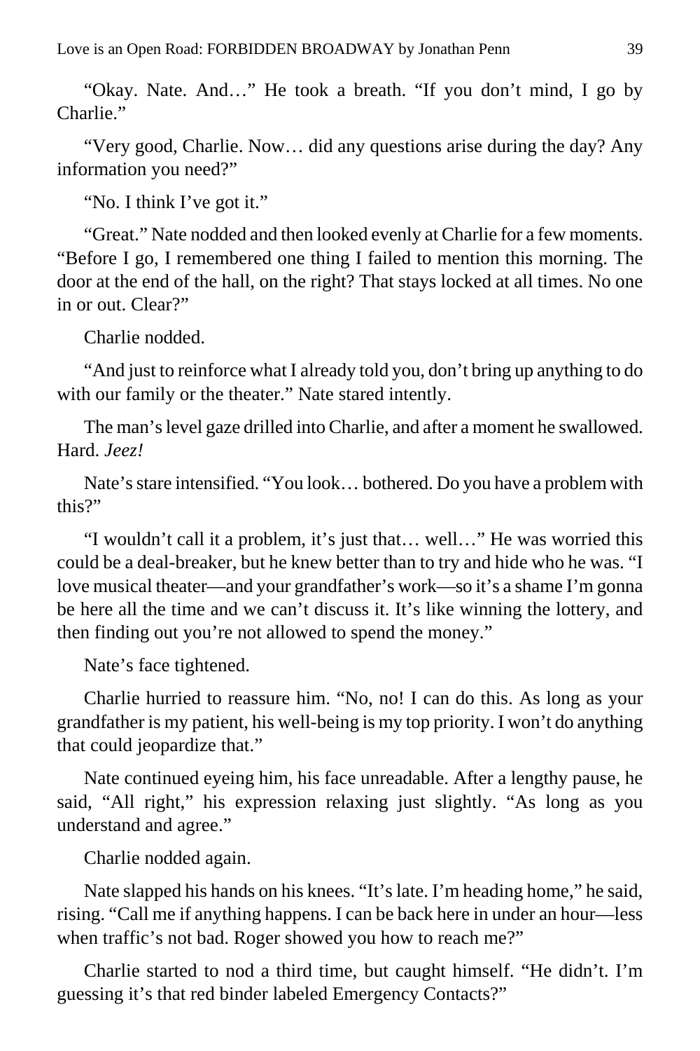"Okay. Nate. And…" He took a breath. "If you don't mind, I go by Charlie."

"Very good, Charlie. Now… did any questions arise during the day? Any information you need?"

"No. I think I've got it."

"Great." Nate nodded and then looked evenly at Charlie for a few moments. "Before I go, I remembered one thing I failed to mention this morning. The door at the end of the hall, on the right? That stays locked at all times. No one in or out. Clear?"

Charlie nodded.

"And just to reinforce what I already told you, don't bring up anything to do with our family or the theater." Nate stared intently.

The man's level gaze drilled into Charlie, and after a moment he swallowed. Hard. *Jeez!*

Nate's stare intensified. "You look… bothered. Do you have a problem with this?"

"I wouldn't call it a problem, it's just that… well…" He was worried this could be a deal-breaker, but he knew better than to try and hide who he was. "I love musical theater—and your grandfather's work—so it's a shame I'm gonna be here all the time and we can't discuss it. It's like winning the lottery, and then finding out you're not allowed to spend the money."

Nate's face tightened.

Charlie hurried to reassure him. "No, no! I can do this. As long as your grandfather is my patient, his well-being is my top priority. I won't do anything that could jeopardize that."

Nate continued eyeing him, his face unreadable. After a lengthy pause, he said, "All right," his expression relaxing just slightly. "As long as you understand and agree."

Charlie nodded again.

Nate slapped his hands on his knees. "It's late. I'm heading home," he said, rising. "Call me if anything happens. I can be back here in under an hour—less when traffic's not bad. Roger showed you how to reach me?"

Charlie started to nod a third time, but caught himself. "He didn't. I'm guessing it's that red binder labeled Emergency Contacts?"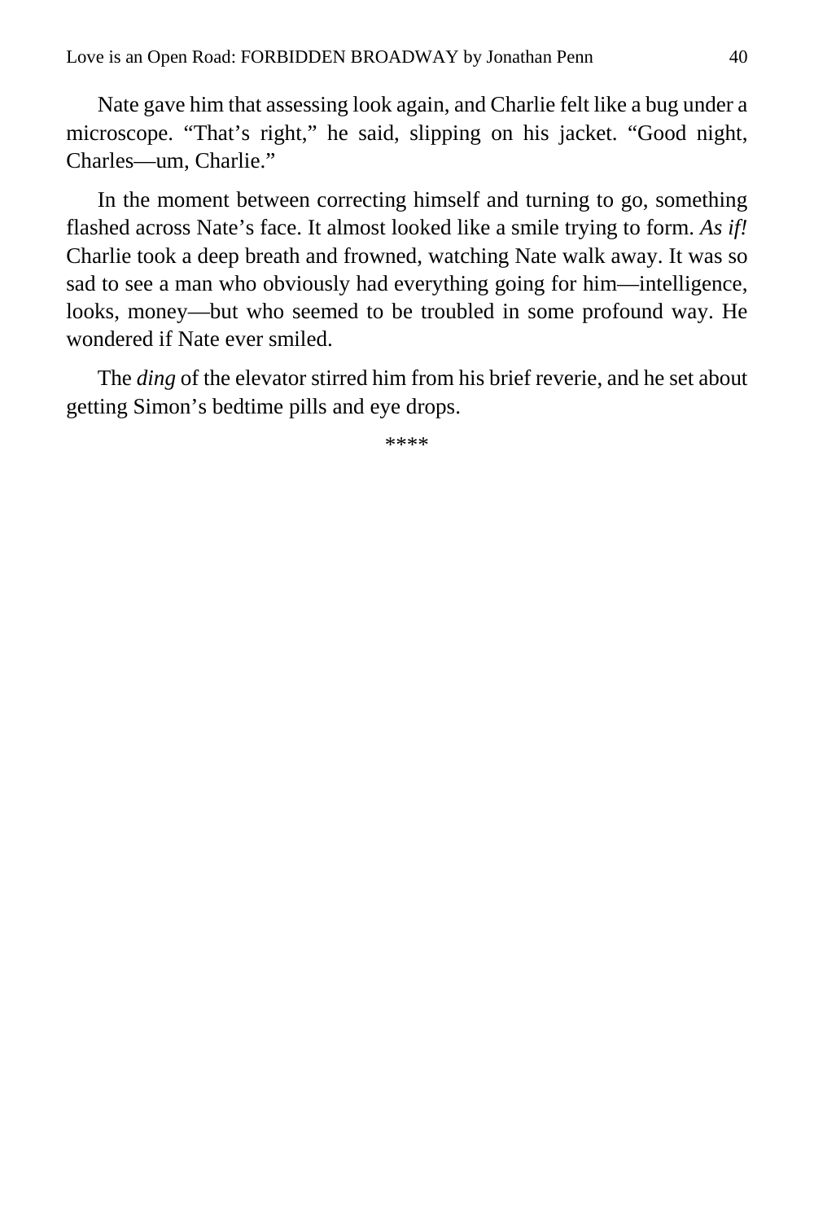Nate gave him that assessing look again, and Charlie felt like a bug under a microscope. “That’s right,” he said, slipping on his jacket. “Good night, Charles—um, Charlie.”

In the moment between correcting himself and turning to go, something flashed across Nate’s face. It almost looked like a smile trying to form. *As if!* Charlie took a deep breath and frowned, watching Nate walk away. It was so sad to see a man who obviously had everything going for him—intelligence, looks, money—but who seemed to be troubled in some profound way. He wondered if Nate ever smiled.

The *ding* of the elevator stirred him from his brief reverie, and he set about getting Simon’s bedtime pills and eye drops.

****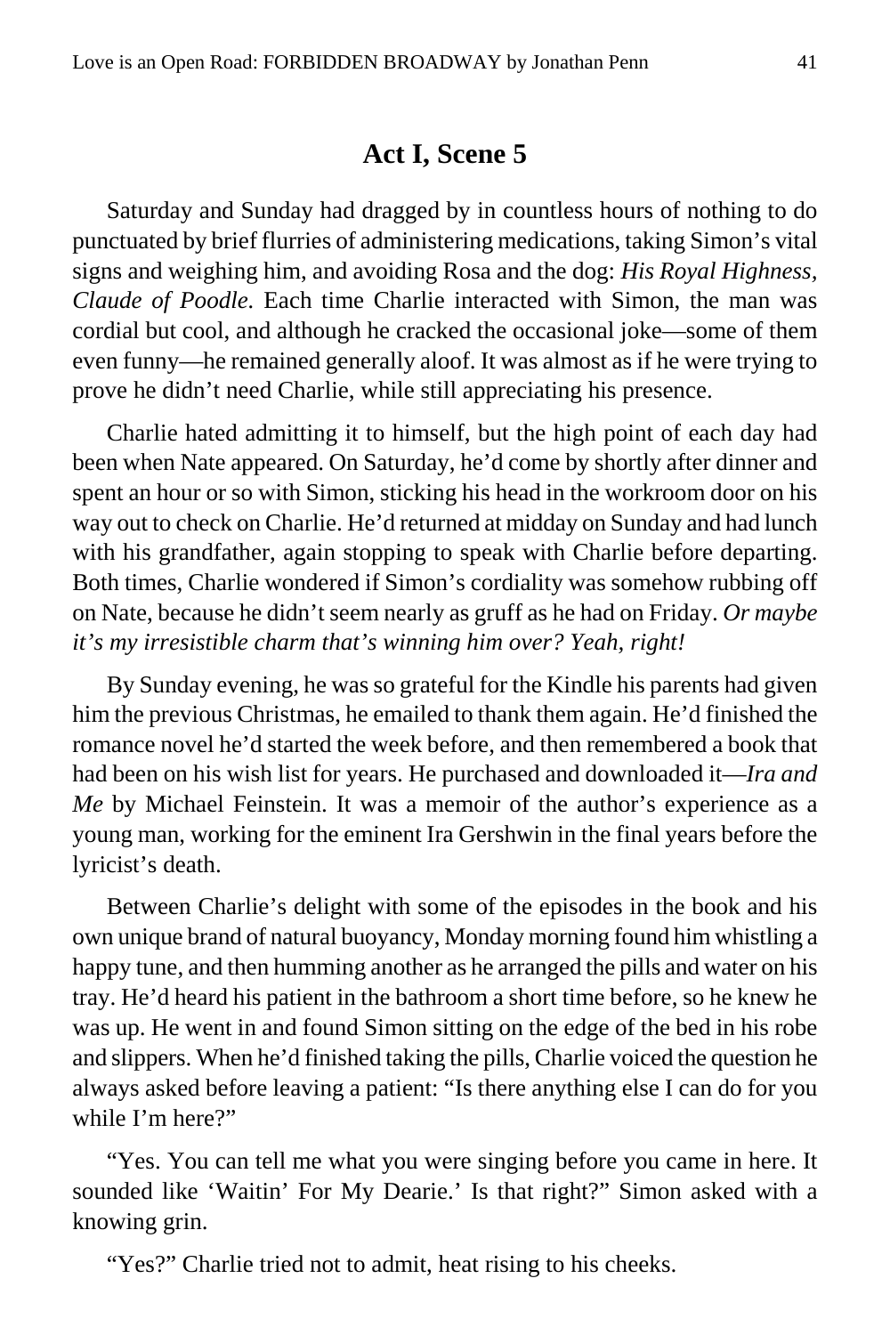## Act I, Scene 5

Saturday and Sunday had dragged by in countless hours of nothing to do punctuated by brief flurries of administering medications, taking Simon's vital signs and weighing him, and avoiding Rosa and the dog: *His Royal Highness, Claude of Poodle*. Each time Charlie interacted with Simon, the man was cordial but cool, and although he cracked the occasional joke—some of them even funny—he remained generally aloof. It was almost as if he were trying to prove he didn't need Charlie, while still appreciating his presence.

Charlie hated admitting it to himself, but the high point of each day had been when Nate appeared. On Saturday, he'd come by shortly after dinner and spent an hour or so with Simon, sticking his head in the workroom door on his way out to check on Charlie. He'd returned at midday on Sunday and had lunch with his grandfather, again stopping to speak with Charlie before departing. Both times, Charlie wondered if Simon's cordiality was somehow rubbing off on Nate, because he didn't seem nearly as gruff as he had on Friday. *Or maybe it's my irresistible charm that's winning him over? Yeah, right!*

By Sunday evening, he was so grateful for the Kindle his parents had given him the previous Christmas, he emailed to thank them again. He'd finished the romance novel he'd started the week before, and then remembered a book that had been on his wish list for years. He purchased and downloaded it—*Ira and Me* by Michael Feinstein. It was a memoir of the author's experience as a young man, working for the eminent Ira Gershwin in the final years before the lyricist's death.

Between Charlie's delight with some of the episodes in the book and his own unique brand of natural buoyancy, Monday morning found him whistling a happy tune, and then humming another as he arranged the pills and water on his tray. He'd heard his patient in the bathroom a short time before, so he knew he was up. He went in and found Simon sitting on the edge of the bed in his robe and slippers. When he'd finished taking the pills, Charlie voiced the question he always asked before leaving a patient: "Is there anything else I can do for you while I'm here?"

"Yes. You can tell me what you were singing before you came in here. It sounded like 'Waitin' For My Dearie.' Is that right?" Simon asked with a knowing grin.

"Yes?" Charlie tried not to admit, heat rising to his cheeks.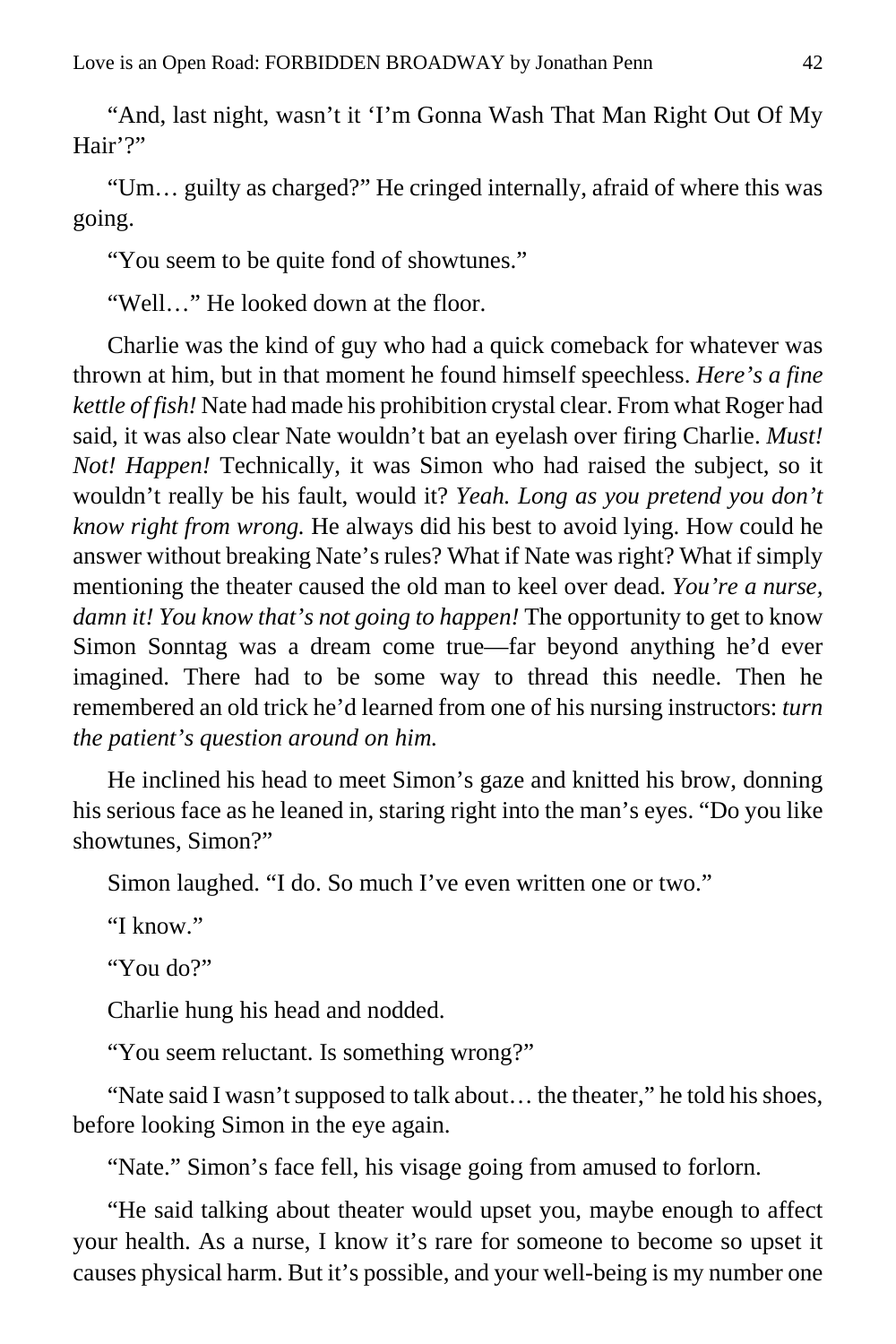"And, last night, wasn't it 'I'm Gonna Wash That Man Right Out Of My Hair'?"

"Um… guilty as charged?" He cringed internally, afraid of where this was going.

"You seem to be quite fond of showtunes."

"Well…" He looked down at the floor.

Charlie was the kind of guy who had a quick comeback for whatever was thrown at him, but in that moment he found himself speechless. *Here's a fine kettle of fish!* Nate had made his prohibition crystal clear. From what Roger had said, it was also clear Nate wouldn't bat an eyelash over firing Charlie. *Must! Not! Happen!* Technically, it was Simon who had raised the subject, so it wouldn't really be his fault, would it? *Yeah. Long as you pretend you don't know right from wrong.* He always did his best to avoid lying. How could he answer without breaking Nate's rules? What if Nate was right? What if simply mentioning the theater caused the old man to keel over dead. *You're a nurse, damn it! You know that's not going to happen!* The opportunity to get to know Simon Sonntag was a dream come true—far beyond anything he'd ever imagined. There had to be some way to thread this needle. Then he remembered an old trick he'd learned from one of his nursing instructors: *turn the patient's question around on him.*

He inclined his head to meet Simon's gaze and knitted his brow, donning his serious face as he leaned in, staring right into the man's eyes. "Do you like showtunes, Simon?"

Simon laughed. "I do. So much I've even written one or two."

"I know."

"You do?"

Charlie hung his head and nodded.

"You seem reluctant. Is something wrong?"

"Nate said I wasn't supposed to talk about… the theater," he told his shoes, before looking Simon in the eye again.

"Nate." Simon's face fell, his visage going from amused to forlorn.

"He said talking about theater would upset you, maybe enough to affect your health. As a nurse, I know it's rare for someone to become so upset it causes physical harm. But it's possible, and your well-being is my number one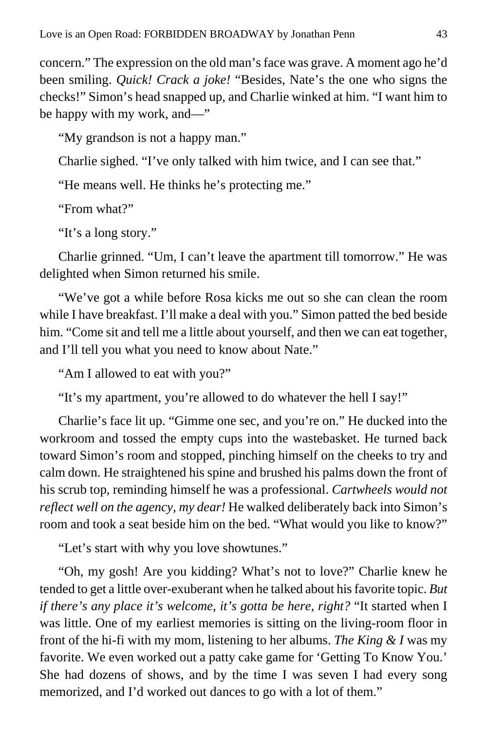concern." The expression on the old man's face was grave. A moment ago he'd been smiling. *Quick! Crack a joke!* "Besides, Nate's the one who signs the checks!" Simon's head snapped up, and Charlie winked at him. "I want him to be happy with my work, and—"

"My grandson is not a happy man."

Charlie sighed. "I've only talked with him twice, and I can see that."

"He means well. He thinks he's protecting me."

"From what?"

"It's a long story."

Charlie grinned. "Um, I can't leave the apartment till tomorrow." He was delighted when Simon returned his smile.

"We've got a while before Rosa kicks me out so she can clean the room while I have breakfast. I'll make a deal with you." Simon patted the bed beside him. "Come sit and tell me a little about yourself, and then we can eat together, and I'll tell you what you need to know about Nate."

"Am I allowed to eat with you?"

"It's my apartment, you're allowed to do whatever the hell I say!"

Charlie's face lit up. "Gimme one sec, and you're on." He ducked into the workroom and tossed the empty cups into the wastebasket. He turned back toward Simon's room and stopped, pinching himself on the cheeks to try and calm down. He straightened his spine and brushed his palms down the front of his scrub top, reminding himself he was a professional. *Cartwheels would not reflect well on the agency, my dear!* He walked deliberately back into Simon's room and took a seat beside him on the bed. "What would you like to know?"

"Let's start with why you love showtunes."

"Oh, my gosh! Are you kidding? What's not to love?" Charlie knew he tended to get a little over-exuberant when he talked about his favorite topic. *But if there's any place it's welcome, it's gotta be here, right?* "It started when I was little. One of my earliest memories is sitting on the living-room floor in front of the hi-fi with my mom, listening to her albums. *The King & I* was my favorite. We even worked out a patty cake game for 'Getting To Know You.' She had dozens of shows, and by the time I was seven I had every song memorized, and I'd worked out dances to go with a lot of them."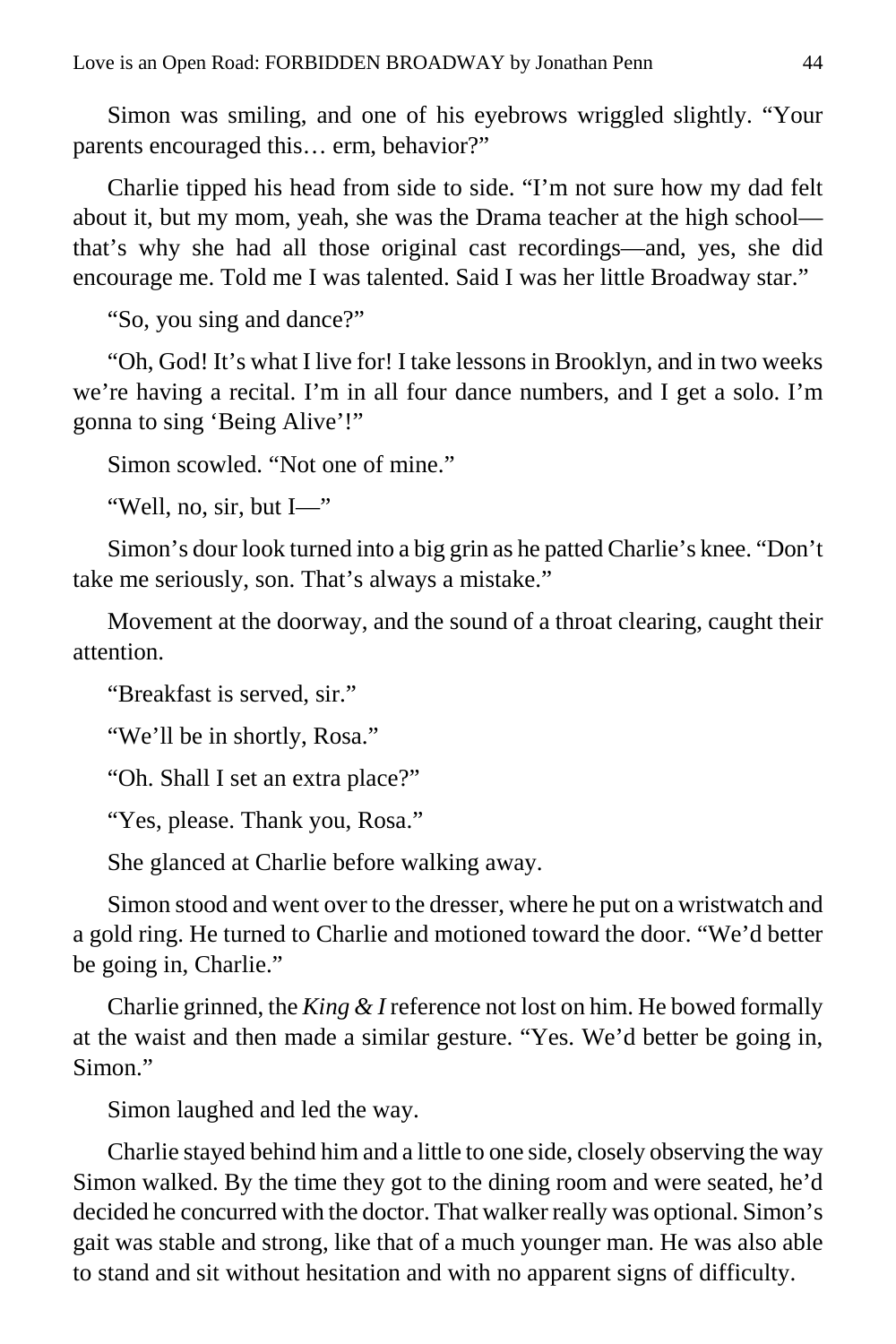Simon was smiling, and one of his eyebrows wriggled slightly. "Your parents encouraged this… erm, behavior?"

Charlie tipped his head from side to side. "I'm not sure how my dad felt about it, but my mom, yeah, she was the Drama teacher at the high school—that's why she had all those original cast recordings—and, yes, she did encourage me. Told me I was talented. Said I was her little Broadway star."

"So, you sing and dance?"

"Oh, God! It's what I live for! I take lessons in Brooklyn, and in two weeks we're having a recital. I'm in all four dance numbers, and I get a solo. I'm gonna to sing 'Being Alive'!"

Simon scowled. "Not one of mine."

"Well, no, sir, but I—"

Simon's dour look turned into a big grin as he patted Charlie's knee. "Don't take me seriously, son. That's always a mistake."

Movement at the doorway, and the sound of a throat clearing, caught their attention.

"Breakfast is served, sir."

"We'll be in shortly, Rosa."

"Oh. Shall I set an extra place?"

"Yes, please. Thank you, Rosa."

She glanced at Charlie before walking away.

Simon stood and went over to the dresser, where he put on a wristwatch and a gold ring. He turned to Charlie and motioned toward the door. "We'd better be going in, Charlie."

Charlie grinned, the *King & I* reference not lost on him. He bowed formally at the waist and then made a similar gesture. "Yes. We'd better be going in, Simon."

Simon laughed and led the way.

Charlie stayed behind him and a little to one side, closely observing the way Simon walked. By the time they got to the dining room and were seated, he'd decided he concurred with the doctor. That walker really was optional. Simon's gait was stable and strong, like that of a much younger man. He was also able to stand and sit without hesitation and with no apparent signs of difficulty.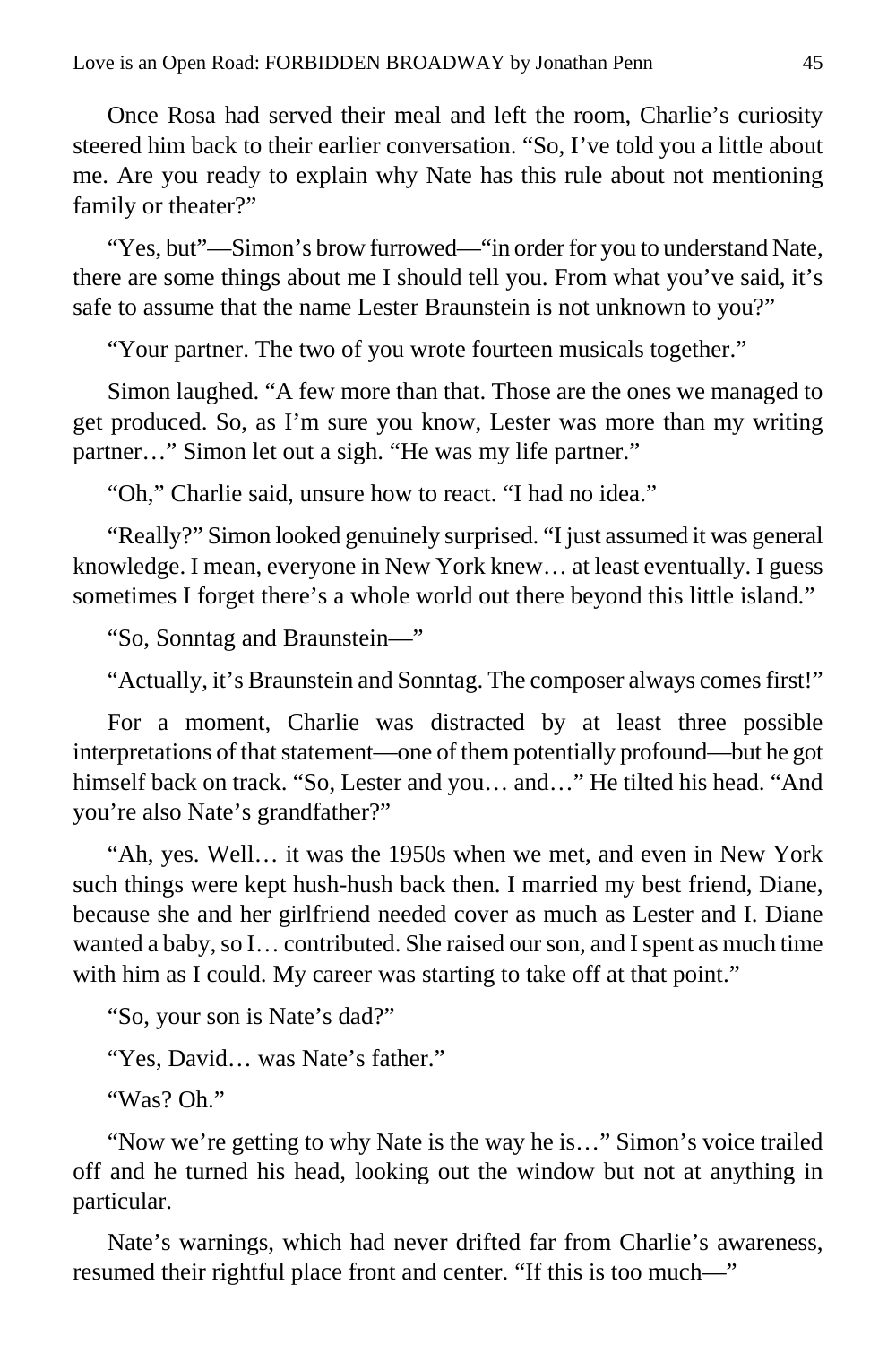Once Rosa had served their meal and left the room, Charlie's curiosity steered him back to their earlier conversation. "So, I've told you a little about me. Are you ready to explain why Nate has this rule about not mentioning family or theater?"

"Yes, but"—Simon's brow furrowed—"in order for you to understand Nate, there are some things about me I should tell you. From what you've said, it's safe to assume that the name Lester Braunstein is not unknown to you?"

"Your partner. The two of you wrote fourteen musicals together."

Simon laughed. "A few more than that. Those are the ones we managed to get produced. So, as I'm sure you know, Lester was more than my writing partner…" Simon let out a sigh. "He was my life partner."

"Oh," Charlie said, unsure how to react. "I had no idea."

"Really?" Simon looked genuinely surprised. "I just assumed it was general knowledge. I mean, everyone in New York knew… at least eventually. I guess sometimes I forget there's a whole world out there beyond this little island."

"So, Sonntag and Braunstein—"

"Actually, it's Braunstein and Sonntag. The composer always comes first!"

For a moment, Charlie was distracted by at least three possible interpretations of that statement—one of them potentially profound—but he got himself back on track. "So, Lester and you… and…" He tilted his head. "And you're also Nate's grandfather?"

"Ah, yes. Well… it was the 1950s when we met, and even in New York such things were kept hush-hush back then. I married my best friend, Diane, because she and her girlfriend needed cover as much as Lester and I. Diane wanted a baby, so I… contributed. She raised our son, and I spent as much time with him as I could. My career was starting to take off at that point."

"So, your son is Nate's dad?"

"Yes, David… was Nate's father."

"Was? Oh."

"Now we're getting to why Nate is the way he is…" Simon's voice trailed off and he turned his head, looking out the window but not at anything in particular.

Nate's warnings, which had never drifted far from Charlie's awareness, resumed their rightful place front and center. "If this is too much—"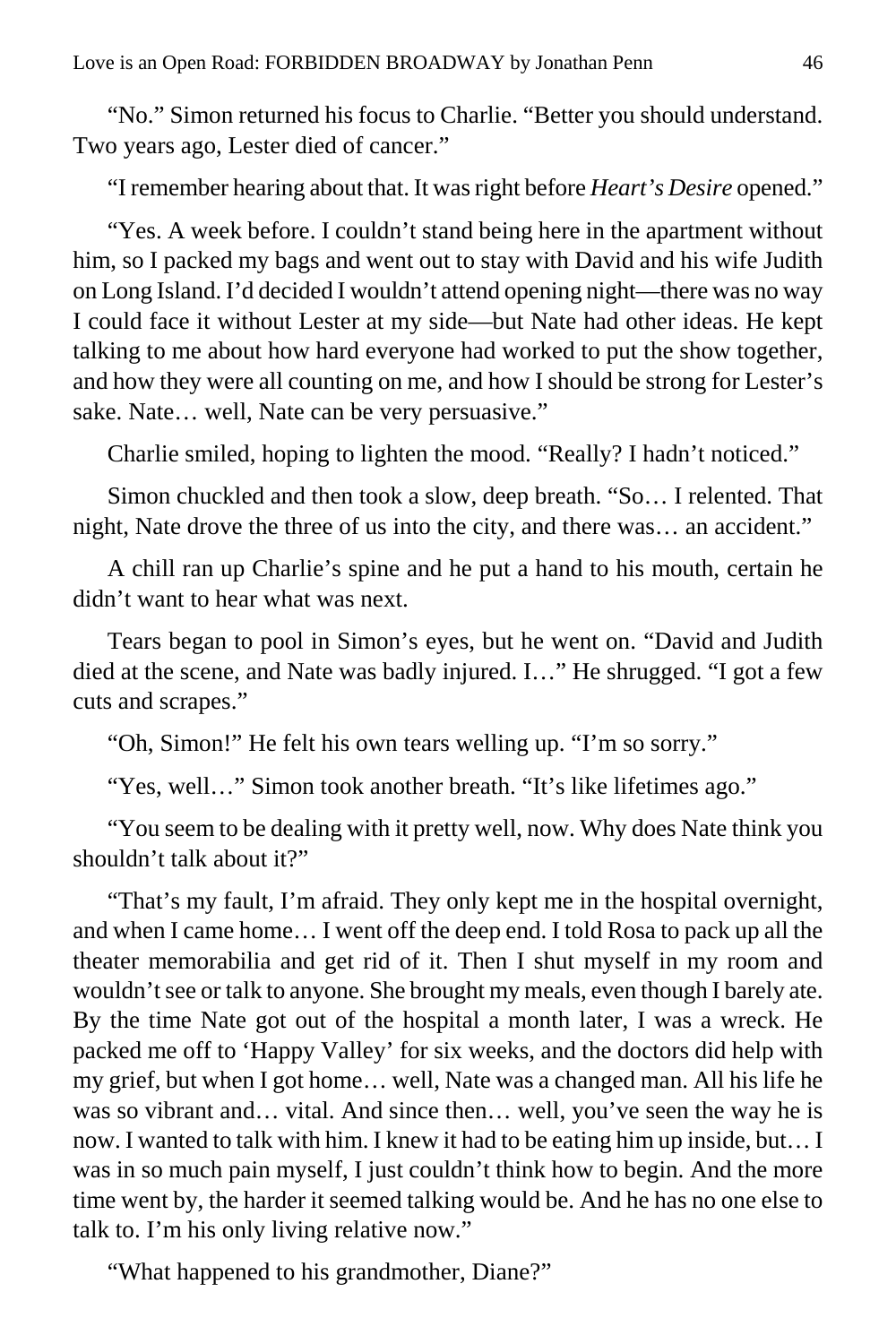"No." Simon returned his focus to Charlie. "Better you should understand. Two years ago, Lester died of cancer."

"I remember hearing about that. It was right before *Heart's Desire* opened."

"Yes. A week before. I couldn't stand being here in the apartment without him, so I packed my bags and went out to stay with David and his wife Judith on Long Island. I'd decided I wouldn't attend opening night—there was no way I could face it without Lester at my side—but Nate had other ideas. He kept talking to me about how hard everyone had worked to put the show together, and how they were all counting on me, and how I should be strong for Lester's sake. Nate… well, Nate can be very persuasive."

Charlie smiled, hoping to lighten the mood. "Really? I hadn't noticed."

Simon chuckled and then took a slow, deep breath. "So… I relented. That night, Nate drove the three of us into the city, and there was… an accident."

A chill ran up Charlie's spine and he put a hand to his mouth, certain he didn't want to hear what was next.

Tears began to pool in Simon's eyes, but he went on. "David and Judith died at the scene, and Nate was badly injured. I…" He shrugged. "I got a few cuts and scrapes."

"Oh, Simon!" He felt his own tears welling up. "I'm so sorry."

"Yes, well…" Simon took another breath. "It's like lifetimes ago."

"You seem to be dealing with it pretty well, now. Why does Nate think you shouldn't talk about it?"

"That's my fault, I'm afraid. They only kept me in the hospital overnight, and when I came home… I went off the deep end. I told Rosa to pack up all the theater memorabilia and get rid of it. Then I shut myself in my room and wouldn't see or talk to anyone. She brought my meals, even though I barely ate. By the time Nate got out of the hospital a month later, I was a wreck. He packed me off to 'Happy Valley' for six weeks, and the doctors did help with my grief, but when I got home… well, Nate was a changed man. All his life he was so vibrant and… vital. And since then… well, you've seen the way he is now. I wanted to talk with him. I knew it had to be eating him up inside, but… I was in so much pain myself, I just couldn't think how to begin. And the more time went by, the harder it seemed talking would be. And he has no one else to talk to. I'm his only living relative now."

"What happened to his grandmother, Diane?"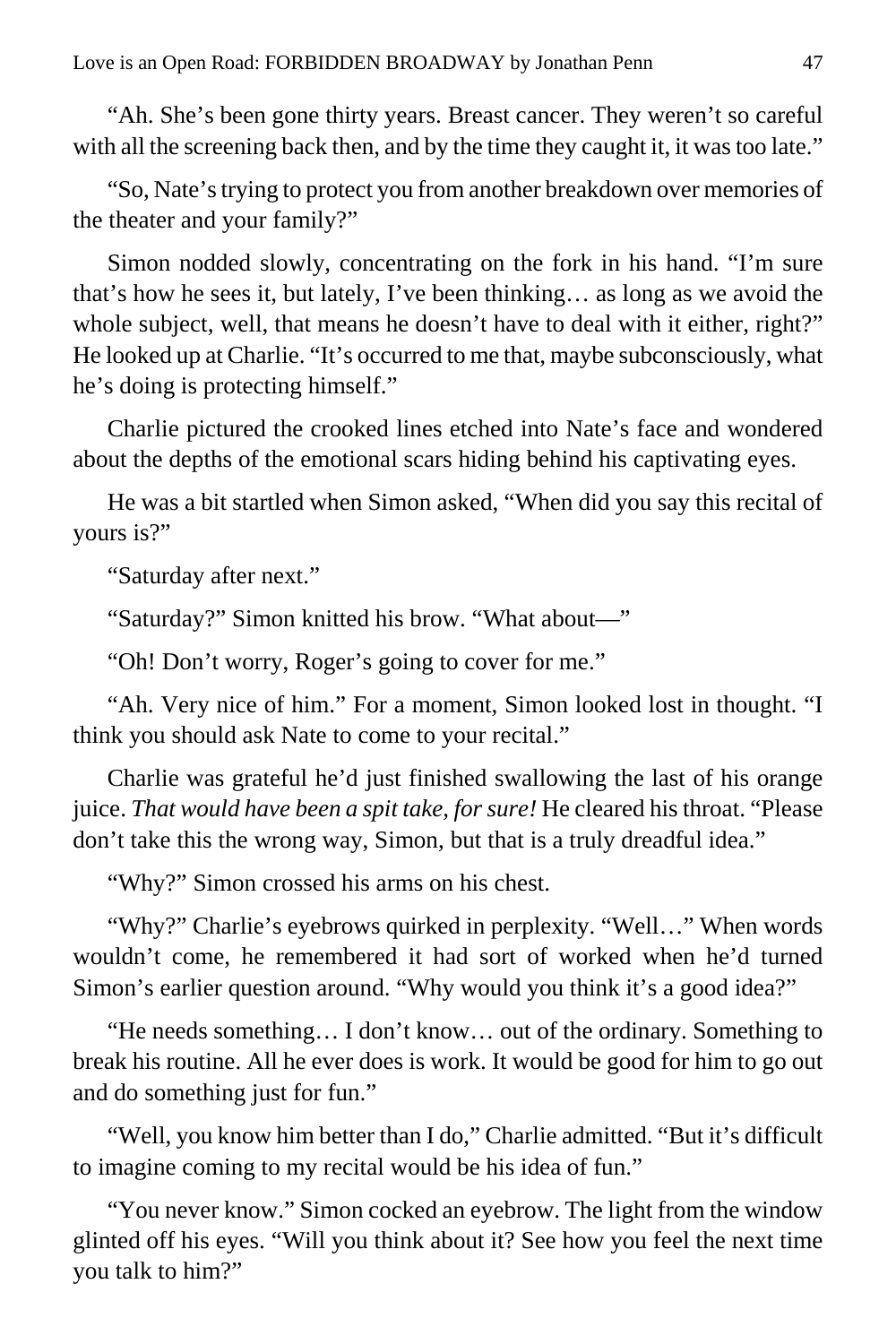"Ah. She's been gone thirty years. Breast cancer. They weren't so careful with all the screening back then, and by the time they caught it, it was too late."

"So, Nate's trying to protect you from another breakdown over memories of the theater and your family?"

Simon nodded slowly, concentrating on the fork in his hand. "I'm sure that's how he sees it, but lately, I've been thinking… as long as we avoid the whole subject, well, that means he doesn't have to deal with it either, right?" He looked up at Charlie. "It's occurred to me that, maybe subconsciously, what he's doing is protecting himself."

Charlie pictured the crooked lines etched into Nate's face and wondered about the depths of the emotional scars hiding behind his captivating eyes.

He was a bit startled when Simon asked, "When did you say this recital of yours is?"

"Saturday after next."

"Saturday?" Simon knitted his brow. "What about—"

"Oh! Don't worry, Roger's going to cover for me."

"Ah. Very nice of him." For a moment, Simon looked lost in thought. "I think you should ask Nate to come to your recital."

Charlie was grateful he'd just finished swallowing the last of his orange juice. *That would have been a spit take, for sure!* He cleared his throat. "Please don't take this the wrong way, Simon, but that is a truly dreadful idea."

"Why?" Simon crossed his arms on his chest.

"Why?" Charlie's eyebrows quirked in perplexity. "Well…" When words wouldn't come, he remembered it had sort of worked when he'd turned Simon's earlier question around. "Why would you think it's a good idea?"

"He needs something… I don't know… out of the ordinary. Something to break his routine. All he ever does is work. It would be good for him to go out and do something just for fun."

"Well, you know him better than I do," Charlie admitted. "But it's difficult to imagine coming to my recital would be his idea of fun."

"You never know." Simon cocked an eyebrow. The light from the window glinted off his eyes. "Will you think about it? See how you feel the next time you talk to him?"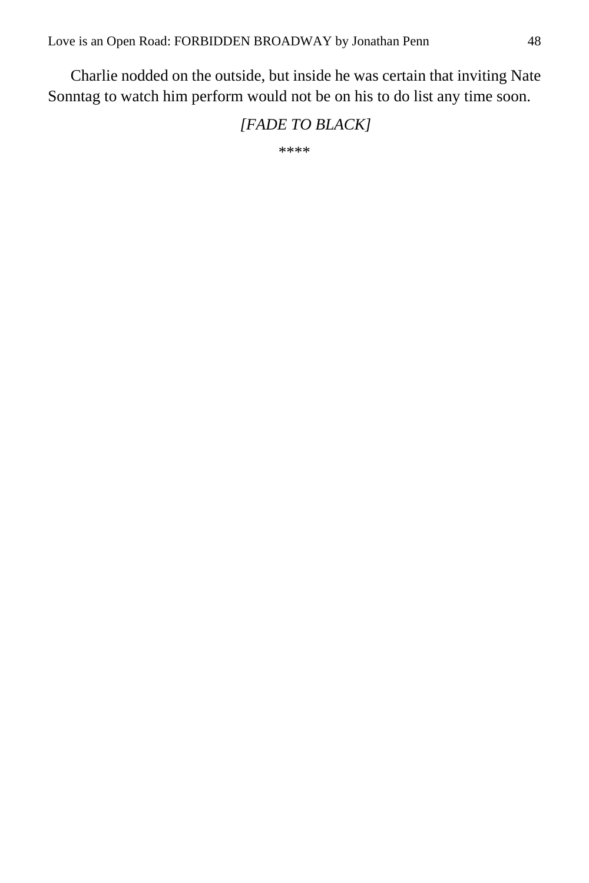Charlie nodded on the outside, but inside he was certain that inviting Nate Sonntag to watch him perform would not be on his to do list any time soon.

*[FADE TO BLACK]*

****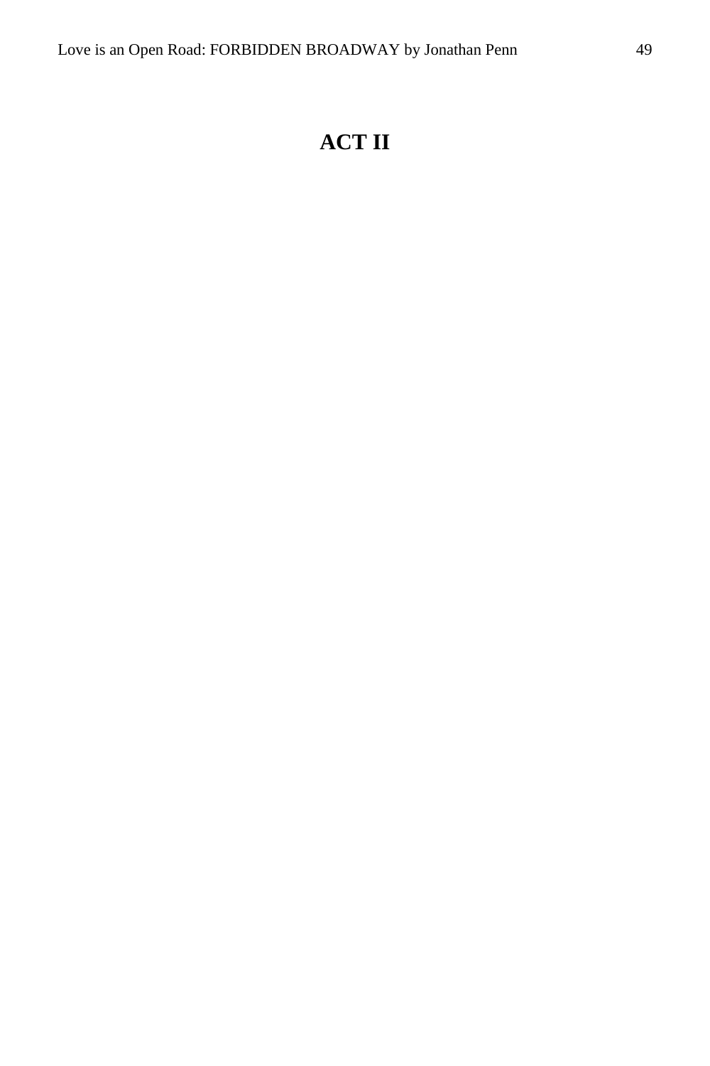# ACT II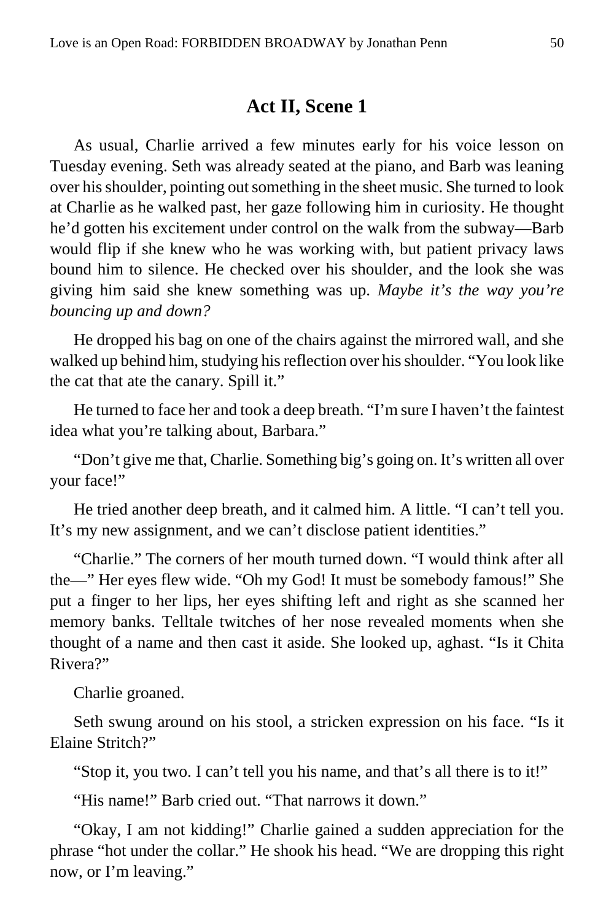## Act II, Scene 1

As usual, Charlie arrived a few minutes early for his voice lesson on Tuesday evening. Seth was already seated at the piano, and Barb was leaning over his shoulder, pointing out something in the sheet music. She turned to look at Charlie as he walked past, her gaze following him in curiosity. He thought he'd gotten his excitement under control on the walk from the subway—Barb would flip if she knew who he was working with, but patient privacy laws bound him to silence. He checked over his shoulder, and the look she was giving him said she knew something was up. *Maybe it's the way you're bouncing up and down?*

He dropped his bag on one of the chairs against the mirrored wall, and she walked up behind him, studying his reflection over his shoulder. "You look like the cat that ate the canary. Spill it."

He turned to face her and took a deep breath. "I'm sure I haven't the faintest idea what you're talking about, Barbara."

"Don't give me that, Charlie. Something big's going on. It's written all over your face!"

He tried another deep breath, and it calmed him. A little. "I can't tell you. It's my new assignment, and we can't disclose patient identities."

"Charlie." The corners of her mouth turned down. "I would think after all the—" Her eyes flew wide. "Oh my God! It must be somebody famous!" She put a finger to her lips, her eyes shifting left and right as she scanned her memory banks. Telltale twitches of her nose revealed moments when she thought of a name and then cast it aside. She looked up, aghast. "Is it Chita Rivera?"

Charlie groaned.

Seth swung around on his stool, a stricken expression on his face. "Is it Elaine Stritch?"

"Stop it, you two. I can't tell you his name, and that's all there is to it!"

"His name!" Barb cried out. "That narrows it down."

"Okay, I am not kidding!" Charlie gained a sudden appreciation for the phrase "hot under the collar." He shook his head. "We are dropping this right now, or I'm leaving."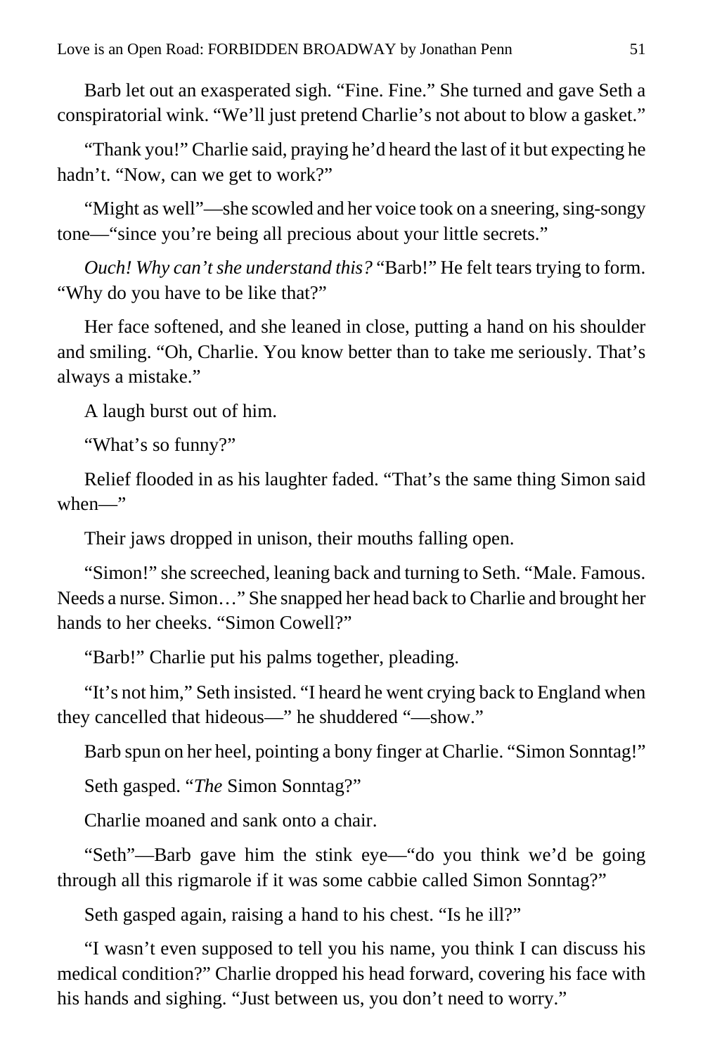Barb let out an exasperated sigh. “Fine. Fine.” She turned and gave Seth a conspiratorial wink. “We’ll just pretend Charlie’s not about to blow a gasket.”

“Thank you!” Charlie said, praying he’d heard the last of it but expecting he hadn’t. “Now, can we get to work?”

“Might as well”—she scowled and her voice took on a sneering, sing-songy tone—“since you’re being all precious about your little secrets.”

*Ouch! Why can’t she understand this?* “Barb!” He felt tears trying to form. “Why do you have to be like that?”

Her face softened, and she leaned in close, putting a hand on his shoulder and smiling. “Oh, Charlie. You know better than to take me seriously. That’s always a mistake.”

A laugh burst out of him.

“What’s so funny?”

Relief flooded in as his laughter faded. “That’s the same thing Simon said when—”

Their jaws dropped in unison, their mouths falling open.

“Simon!” she screeched, leaning back and turning to Seth. “Male. Famous. Needs a nurse. Simon…” She snapped her head back to Charlie and brought her hands to her cheeks. “Simon Cowell?”

“Barb!” Charlie put his palms together, pleading.

“It’s not him,” Seth insisted. “I heard he went crying back to England when they cancelled that hideous—” he shuddered “—show.”

Barb spun on her heel, pointing a bony finger at Charlie. “Simon Sonntag!”

Seth gasped. “*The* Simon Sonntag?”

Charlie moaned and sank onto a chair.

“Seth”—Barb gave him the stink eye—“do you think we’d be going through all this rigmarole if it was some cabbie called Simon Sonntag?”

Seth gasped again, raising a hand to his chest. “Is he ill?”

“I wasn’t even supposed to tell you his name, you think I can discuss his medical condition?” Charlie dropped his head forward, covering his face with his hands and sighing. “Just between us, you don’t need to worry.”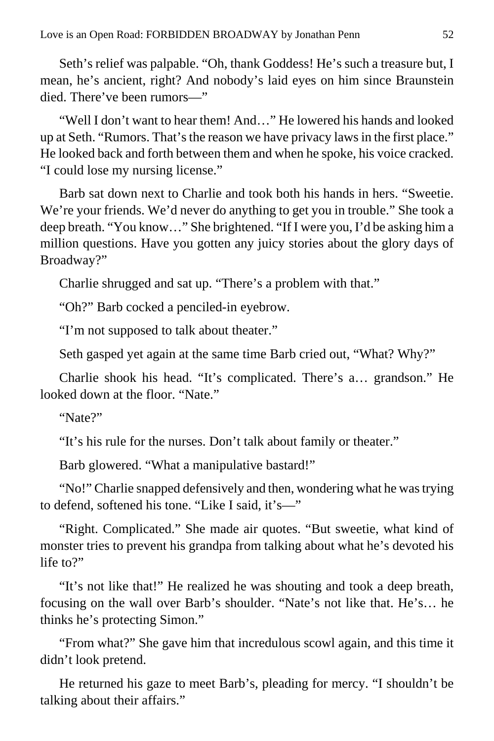Seth's relief was palpable. "Oh, thank Goddess! He's such a treasure but, I mean, he's ancient, right? And nobody's laid eyes on him since Braunstein died. There've been rumors—"

"Well I don't want to hear them! And…" He lowered his hands and looked up at Seth. "Rumors. That's the reason we have privacy laws in the first place." He looked back and forth between them and when he spoke, his voice cracked. "I could lose my nursing license."

Barb sat down next to Charlie and took both his hands in hers. "Sweetie. We're your friends. We'd never do anything to get you in trouble." She took a deep breath. "You know…" She brightened. "If I were you, I'd be asking him a million questions. Have you gotten any juicy stories about the glory days of Broadway?"

Charlie shrugged and sat up. "There's a problem with that."

"Oh?" Barb cocked a penciled-in eyebrow.

"I'm not supposed to talk about theater."

Seth gasped yet again at the same time Barb cried out, "What? Why?"

Charlie shook his head. "It's complicated. There's a… grandson." He looked down at the floor. "Nate."

"Nate?"

"It's his rule for the nurses. Don't talk about family or theater."

Barb glowered. "What a manipulative bastard!"

"No!" Charlie snapped defensively and then, wondering what he was trying to defend, softened his tone. "Like I said, it's—"

"Right. Complicated." She made air quotes. "But sweetie, what kind of monster tries to prevent his grandpa from talking about what he's devoted his life to?"

"It's not like that!" He realized he was shouting and took a deep breath, focusing on the wall over Barb's shoulder. "Nate's not like that. He's… he thinks he's protecting Simon."

"From what?" She gave him that incredulous scowl again, and this time it didn't look pretend.

He returned his gaze to meet Barb's, pleading for mercy. "I shouldn't be talking about their affairs."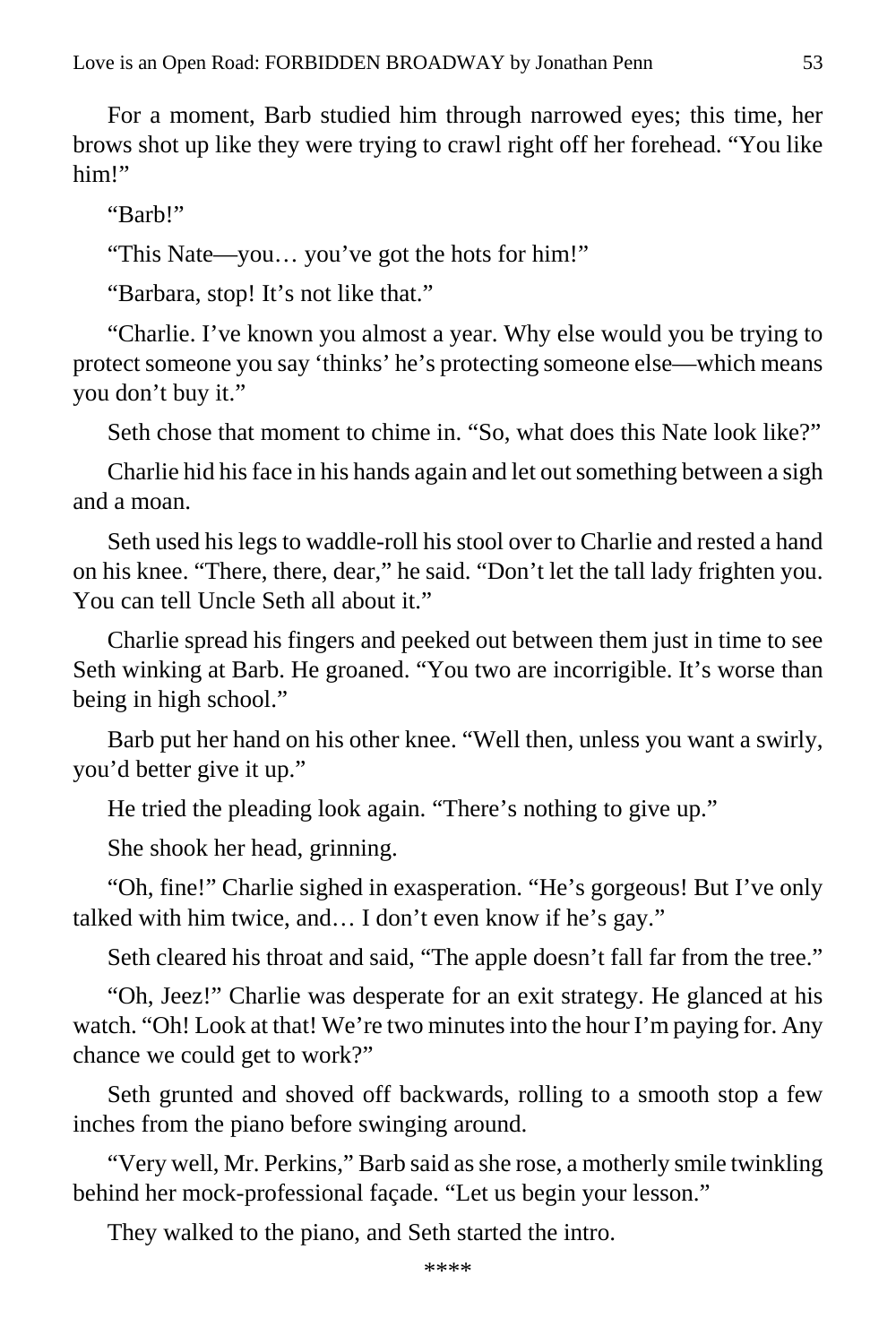For a moment, Barb studied him through narrowed eyes; this time, her brows shot up like they were trying to crawl right off her forehead. "You like him!"

"Barb!"

"This Nate—you… you've got the hots for him!"

"Barbara, stop! It's not like that."

"Charlie. I've known you almost a year. Why else would you be trying to protect someone you say 'thinks' he's protecting someone else—which means you don't buy it."

Seth chose that moment to chime in. "So, what does this Nate look like?"

Charlie hid his face in his hands again and let out something between a sigh and a moan.

Seth used his legs to waddle-roll his stool over to Charlie and rested a hand on his knee. "There, there, dear," he said. "Don't let the tall lady frighten you. You can tell Uncle Seth all about it."

Charlie spread his fingers and peeked out between them just in time to see Seth winking at Barb. He groaned. "You two are incorrigible. It's worse than being in high school."

Barb put her hand on his other knee. "Well then, unless you want a swirly, you'd better give it up."

He tried the pleading look again. "There's nothing to give up."

She shook her head, grinning.

"Oh, fine!" Charlie sighed in exasperation. "He's gorgeous! But I've only talked with him twice, and… I don't even know if he's gay."

Seth cleared his throat and said, "The apple doesn't fall far from the tree."

"Oh, Jeez!" Charlie was desperate for an exit strategy. He glanced at his watch. "Oh! Look at that! We're two minutes into the hour I'm paying for. Any chance we could get to work?"

Seth grunted and shoved off backwards, rolling to a smooth stop a few inches from the piano before swinging around.

"Very well, Mr. Perkins," Barb said as she rose, a motherly smile twinkling behind her mock-professional façade. "Let us begin your lesson."

They walked to the piano, and Seth started the intro.

****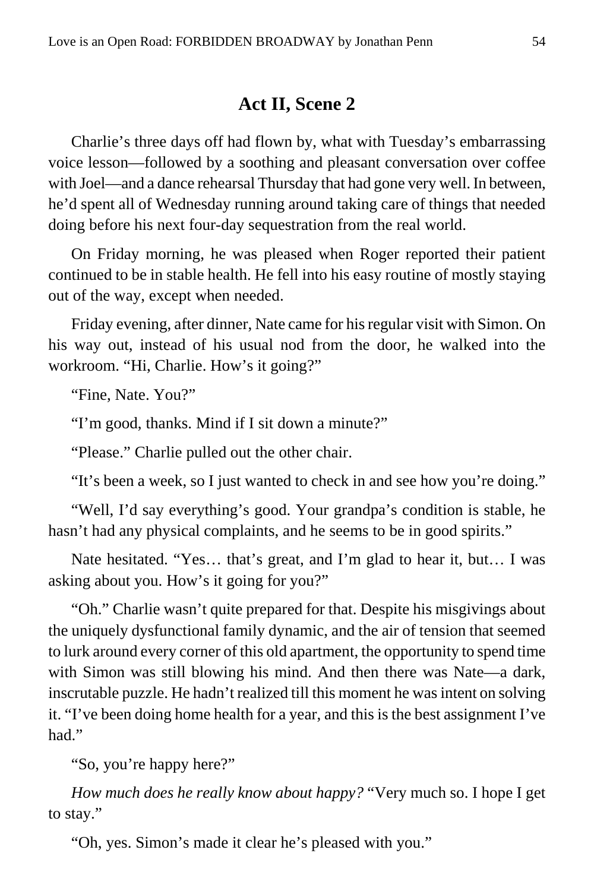## Act II, Scene 2

Charlie's three days off had flown by, what with Tuesday's embarrassing voice lesson—followed by a soothing and pleasant conversation over coffee with Joel—and a dance rehearsal Thursday that had gone very well. In between, he'd spent all of Wednesday running around taking care of things that needed doing before his next four-day sequestration from the real world.

On Friday morning, he was pleased when Roger reported their patient continued to be in stable health. He fell into his easy routine of mostly staying out of the way, except when needed.

Friday evening, after dinner, Nate came for his regular visit with Simon. On his way out, instead of his usual nod from the door, he walked into the workroom. "Hi, Charlie. How's it going?"

"Fine, Nate. You?"

"I'm good, thanks. Mind if I sit down a minute?"

"Please." Charlie pulled out the other chair.

"It's been a week, so I just wanted to check in and see how you're doing."

"Well, I'd say everything's good. Your grandpa's condition is stable, he hasn't had any physical complaints, and he seems to be in good spirits."

Nate hesitated. "Yes… that's great, and I'm glad to hear it, but… I was asking about you. How's it going for you?"

"Oh." Charlie wasn't quite prepared for that. Despite his misgivings about the uniquely dysfunctional family dynamic, and the air of tension that seemed to lurk around every corner of this old apartment, the opportunity to spend time with Simon was still blowing his mind. And then there was Nate—a dark, inscrutable puzzle. He hadn't realized till this moment he was intent on solving it. "I've been doing home health for a year, and this is the best assignment I've had."

"So, you're happy here?"

*How much does he really know about happy?* "Very much so. I hope I get to stay."

"Oh, yes. Simon's made it clear he's pleased with you."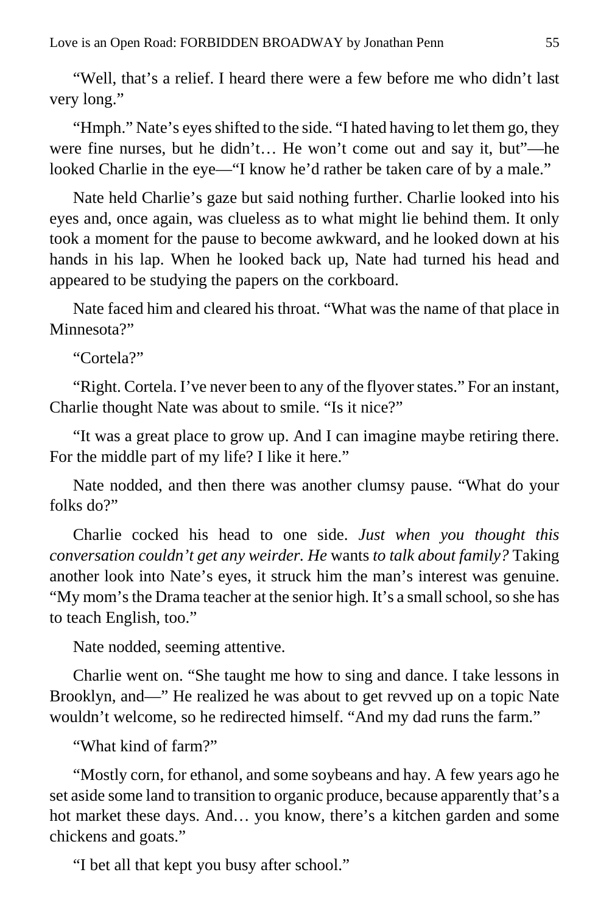"Well, that's a relief. I heard there were a few before me who didn't last very long."

"Hmph." Nate's eyes shifted to the side. "I hated having to let them go, they were fine nurses, but he didn't… He won't come out and say it, but"—he looked Charlie in the eye—"I know he'd rather be taken care of by a male."

Nate held Charlie's gaze but said nothing further. Charlie looked into his eyes and, once again, was clueless as to what might lie behind them. It only took a moment for the pause to become awkward, and he looked down at his hands in his lap. When he looked back up, Nate had turned his head and appeared to be studying the papers on the corkboard.

Nate faced him and cleared his throat. "What was the name of that place in Minnesota?"

"Cortela?"

"Right. Cortela. I've never been to any of the flyover states." For an instant, Charlie thought Nate was about to smile. "Is it nice?"

"It was a great place to grow up. And I can imagine maybe retiring there. For the middle part of my life? I like it here."

Nate nodded, and then there was another clumsy pause. "What do your folks do?"

Charlie cocked his head to one side. *Just when you thought this conversation couldn't get any weirder. He* wants *to talk about family?* Taking another look into Nate's eyes, it struck him the man's interest was genuine. "My mom's the Drama teacher at the senior high. It's a small school, so she has to teach English, too."

Nate nodded, seeming attentive.

Charlie went on. "She taught me how to sing and dance. I take lessons in Brooklyn, and—" He realized he was about to get revved up on a topic Nate wouldn't welcome, so he redirected himself. "And my dad runs the farm."

"What kind of farm?"

"Mostly corn, for ethanol, and some soybeans and hay. A few years ago he set aside some land to transition to organic produce, because apparently that's a hot market these days. And… you know, there's a kitchen garden and some chickens and goats."

"I bet all that kept you busy after school."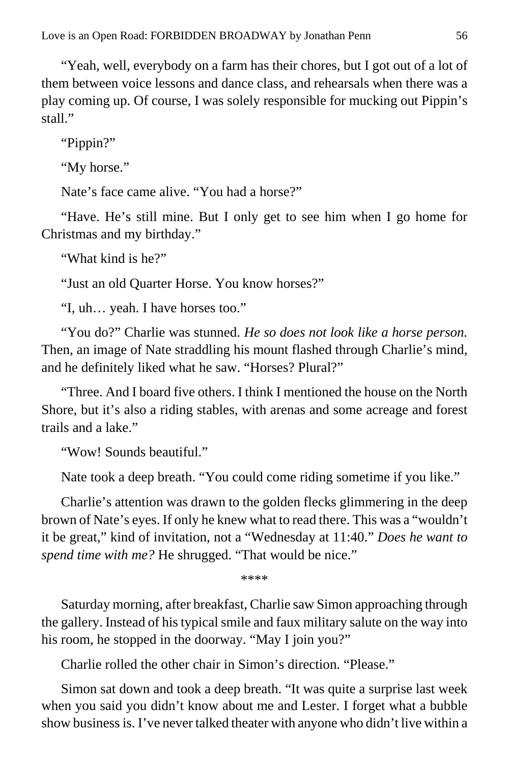"Yeah, well, everybody on a farm has their chores, but I got out of a lot of them between voice lessons and dance class, and rehearsals when there was a play coming up. Of course, I was solely responsible for mucking out Pippin's stall."

"Pippin?"

"My horse."

Nate's face came alive. "You had a horse?"

"Have. He's still mine. But I only get to see him when I go home for Christmas and my birthday."

"What kind is he?"

"Just an old Quarter Horse. You know horses?"

"I, uh… yeah. I have horses too."

"You do?" Charlie was stunned. *He so does not look like a horse person.* Then, an image of Nate straddling his mount flashed through Charlie's mind, and he definitely liked what he saw. "Horses? Plural?"

"Three. And I board five others. I think I mentioned the house on the North Shore, but it's also a riding stables, with arenas and some acreage and forest trails and a lake."

"Wow! Sounds beautiful."

Nate took a deep breath. "You could come riding sometime if you like."

Charlie's attention was drawn to the golden flecks glimmering in the deep brown of Nate's eyes. If only he knew what to read there. This was a "wouldn't it be great," kind of invitation, not a "Wednesday at 11:40." *Does he want to spend time with me?* He shrugged. "That would be nice."

****

Saturday morning, after breakfast, Charlie saw Simon approaching through the gallery. Instead of his typical smile and faux military salute on the way into his room, he stopped in the doorway. "May I join you?"

Charlie rolled the other chair in Simon's direction. "Please."

Simon sat down and took a deep breath. "It was quite a surprise last week when you said you didn't know about me and Lester. I forget what a bubble show business is. I've never talked theater with anyone who didn't live within a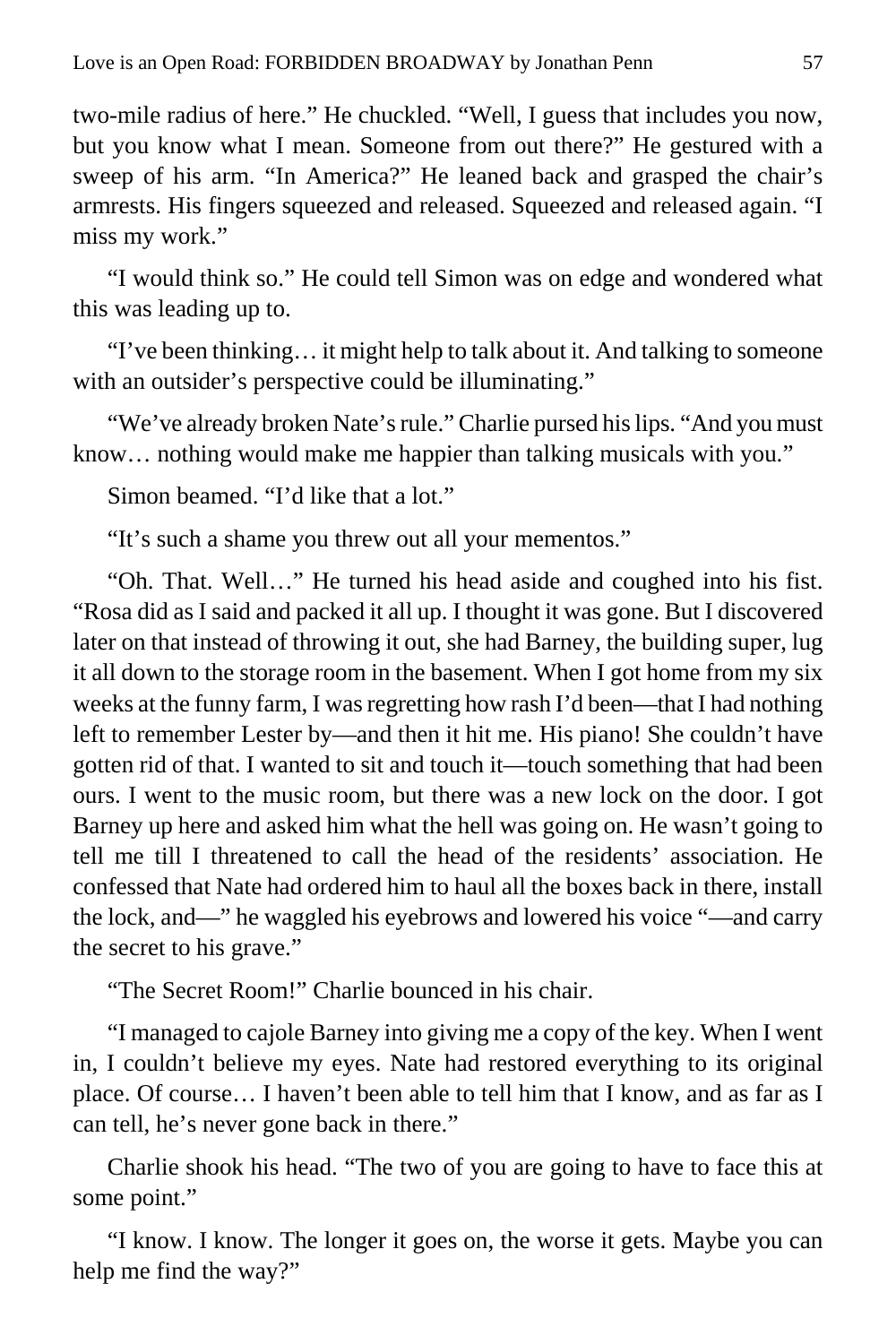two-mile radius of here." He chuckled. "Well, I guess that includes you now, but you know what I mean. Someone from out there?" He gestured with a sweep of his arm. "In America?" He leaned back and grasped the chair's armrests. His fingers squeezed and released. Squeezed and released again. "I miss my work."

"I would think so." He could tell Simon was on edge and wondered what this was leading up to.

"I've been thinking… it might help to talk about it. And talking to someone with an outsider's perspective could be illuminating."

"We've already broken Nate's rule." Charlie pursed his lips. "And you must know… nothing would make me happier than talking musicals with you."

Simon beamed. "I'd like that a lot."

"It's such a shame you threw out all your mementos."

"Oh. That. Well…" He turned his head aside and coughed into his fist. "Rosa did as I said and packed it all up. I thought it was gone. But I discovered later on that instead of throwing it out, she had Barney, the building super, lug it all down to the storage room in the basement. When I got home from my six weeks at the funny farm, I was regretting how rash I'd been—that I had nothing left to remember Lester by—and then it hit me. His piano! She couldn't have gotten rid of that. I wanted to sit and touch it—touch something that had been ours. I went to the music room, but there was a new lock on the door. I got Barney up here and asked him what the hell was going on. He wasn't going to tell me till I threatened to call the head of the residents' association. He confessed that Nate had ordered him to haul all the boxes back in there, install the lock, and—" he waggled his eyebrows and lowered his voice "—and carry the secret to his grave."

"The Secret Room!" Charlie bounced in his chair.

"I managed to cajole Barney into giving me a copy of the key. When I went in, I couldn't believe my eyes. Nate had restored everything to its original place. Of course… I haven't been able to tell him that I know, and as far as I can tell, he's never gone back in there."

Charlie shook his head. "The two of you are going to have to face this at some point."

"I know. I know. The longer it goes on, the worse it gets. Maybe you can help me find the way?"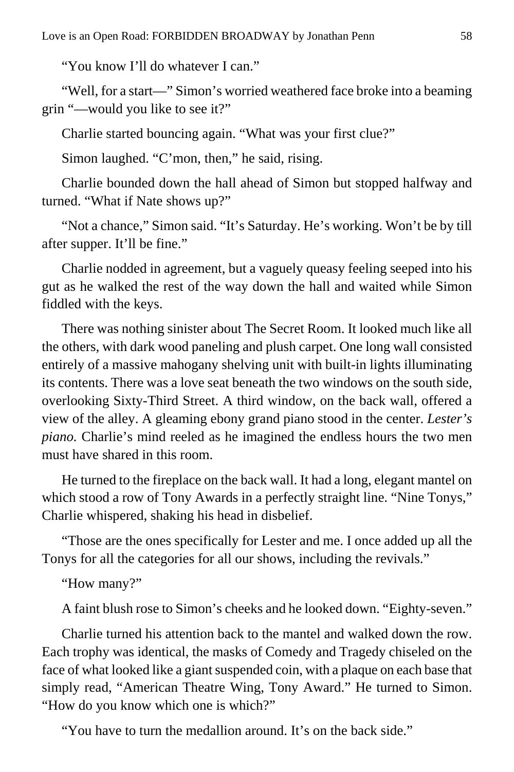"You know I'll do whatever I can."

"Well, for a start—" Simon's worried weathered face broke into a beaming grin "—would you like to see it?"

Charlie started bouncing again. "What was your first clue?"

Simon laughed. "C'mon, then," he said, rising.

Charlie bounded down the hall ahead of Simon but stopped halfway and turned. "What if Nate shows up?"

"Not a chance," Simon said. "It's Saturday. He's working. Won't be by till after supper. It'll be fine."

Charlie nodded in agreement, but a vaguely queasy feeling seeped into his gut as he walked the rest of the way down the hall and waited while Simon fiddled with the keys.

There was nothing sinister about The Secret Room. It looked much like all the others, with dark wood paneling and plush carpet. One long wall consisted entirely of a massive mahogany shelving unit with built-in lights illuminating its contents. There was a love seat beneath the two windows on the south side, overlooking Sixty-Third Street. A third window, on the back wall, offered a view of the alley. A gleaming ebony grand piano stood in the center. *Lester's piano.* Charlie's mind reeled as he imagined the endless hours the two men must have shared in this room.

He turned to the fireplace on the back wall. It had a long, elegant mantel on which stood a row of Tony Awards in a perfectly straight line. "Nine Tonys," Charlie whispered, shaking his head in disbelief.

"Those are the ones specifically for Lester and me. I once added up all the Tonys for all the categories for all our shows, including the revivals."

"How many?"

A faint blush rose to Simon's cheeks and he looked down. "Eighty-seven."

Charlie turned his attention back to the mantel and walked down the row. Each trophy was identical, the masks of Comedy and Tragedy chiseled on the face of what looked like a giant suspended coin, with a plaque on each base that simply read, "American Theatre Wing, Tony Award." He turned to Simon. "How do you know which one is which?"

"You have to turn the medallion around. It's on the back side."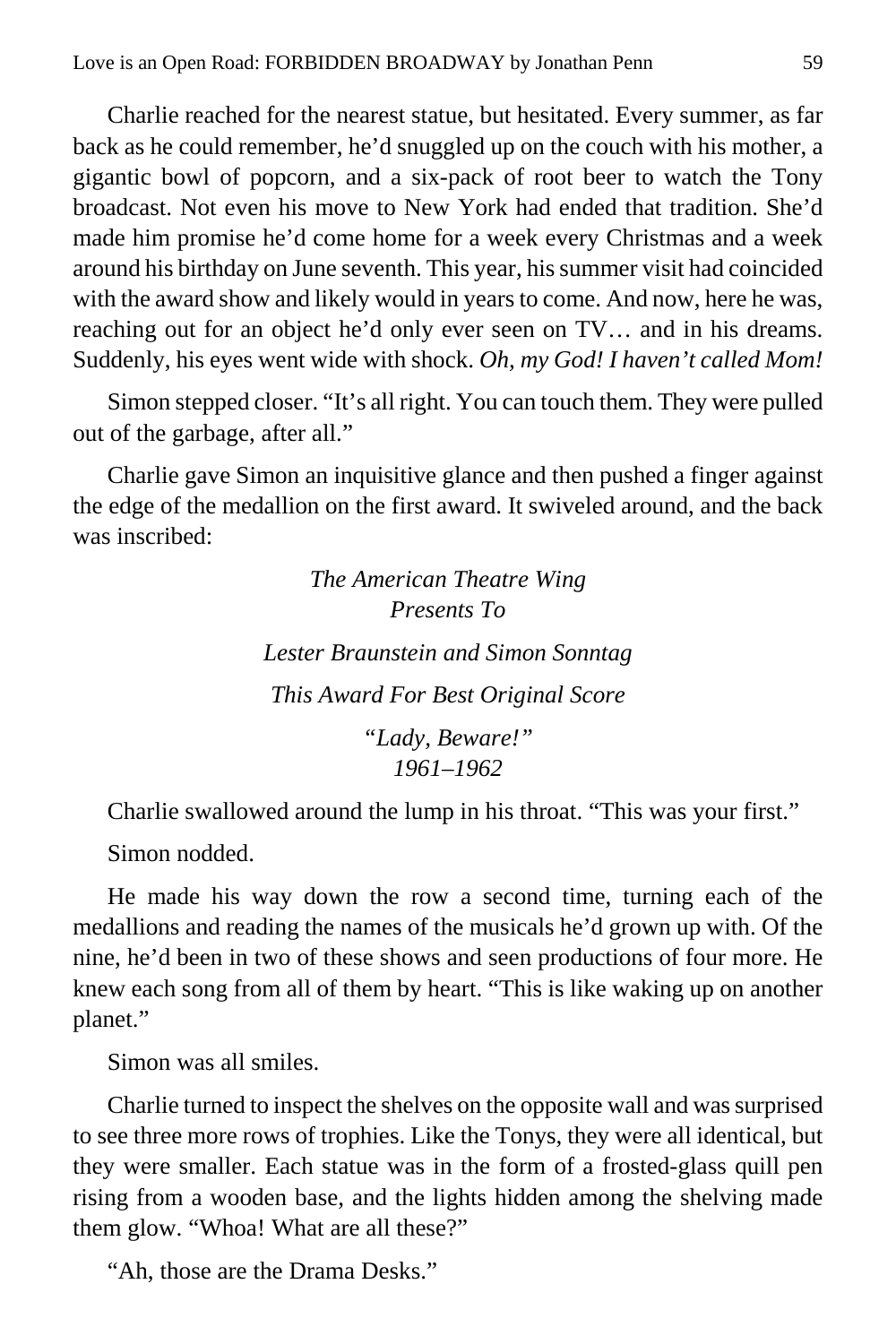Charlie reached for the nearest statue, but hesitated. Every summer, as far back as he could remember, he'd snuggled up on the couch with his mother, a gigantic bowl of popcorn, and a six-pack of root beer to watch the Tony broadcast. Not even his move to New York had ended that tradition. She'd made him promise he'd come home for a week every Christmas and a week around his birthday on June seventh. This year, his summer visit had coincided with the award show and likely would in years to come. And now, here he was, reaching out for an object he'd only ever seen on TV… and in his dreams. Suddenly, his eyes went wide with shock. *Oh, my God! I haven't called Mom!*

Simon stepped closer. "It's all right. You can touch them. They were pulled out of the garbage, after all."

Charlie gave Simon an inquisitive glance and then pushed a finger against the edge of the medallion on the first award. It swiveled around, and the back was inscribed:

*The American Theatre Wing*
*Presents To*

*Lester Braunstein and Simon Sonntag*

*This Award For Best Original Score*

*"Lady, Beware!"*
*1961–1962*

Charlie swallowed around the lump in his throat. "This was your first."

Simon nodded.

He made his way down the row a second time, turning each of the medallions and reading the names of the musicals he'd grown up with. Of the nine, he'd been in two of these shows and seen productions of four more. He knew each song from all of them by heart. "This is like waking up on another planet."

Simon was all smiles.

Charlie turned to inspect the shelves on the opposite wall and was surprised to see three more rows of trophies. Like the Tonys, they were all identical, but they were smaller. Each statue was in the form of a frosted-glass quill pen rising from a wooden base, and the lights hidden among the shelving made them glow. "Whoa! What are all these?"

"Ah, those are the Drama Desks."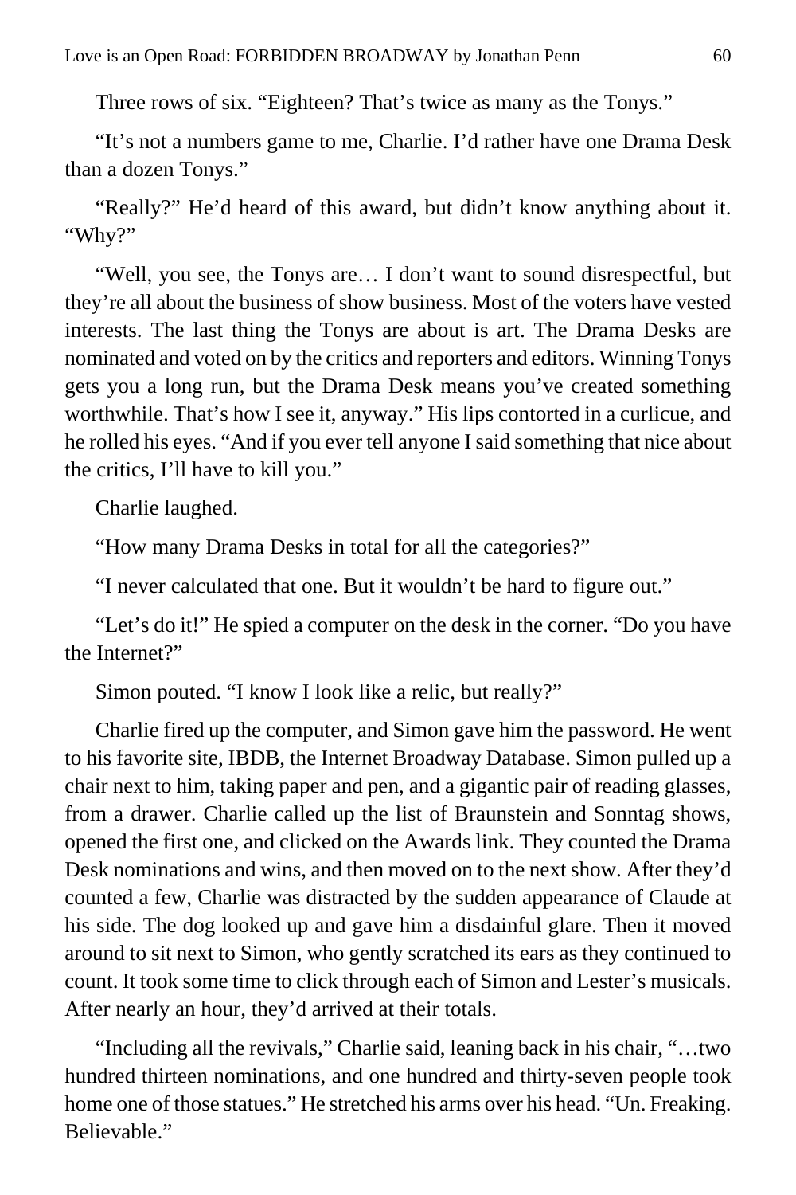Three rows of six. "Eighteen? That's twice as many as the Tonys."

"It's not a numbers game to me, Charlie. I'd rather have one Drama Desk than a dozen Tonys."

"Really?" He'd heard of this award, but didn't know anything about it. "Why?"

"Well, you see, the Tonys are… I don't want to sound disrespectful, but they're all about the business of show business. Most of the voters have vested interests. The last thing the Tonys are about is art. The Drama Desks are nominated and voted on by the critics and reporters and editors. Winning Tonys gets you a long run, but the Drama Desk means you've created something worthwhile. That's how I see it, anyway." His lips contorted in a curlicue, and he rolled his eyes. "And if you ever tell anyone I said something that nice about the critics, I'll have to kill you."

Charlie laughed.

"How many Drama Desks in total for all the categories?"

"I never calculated that one. But it wouldn't be hard to figure out."

"Let's do it!" He spied a computer on the desk in the corner. "Do you have the Internet?"

Simon pouted. "I know I look like a relic, but really?"

Charlie fired up the computer, and Simon gave him the password. He went to his favorite site, IBDB, the Internet Broadway Database. Simon pulled up a chair next to him, taking paper and pen, and a gigantic pair of reading glasses, from a drawer. Charlie called up the list of Braunstein and Sonntag shows, opened the first one, and clicked on the Awards link. They counted the Drama Desk nominations and wins, and then moved on to the next show. After they'd counted a few, Charlie was distracted by the sudden appearance of Claude at his side. The dog looked up and gave him a disdainful glare. Then it moved around to sit next to Simon, who gently scratched its ears as they continued to count. It took some time to click through each of Simon and Lester's musicals. After nearly an hour, they'd arrived at their totals.

"Including all the revivals," Charlie said, leaning back in his chair, "…two hundred thirteen nominations, and one hundred and thirty-seven people took home one of those statues." He stretched his arms over his head. "Un. Freaking. Believable."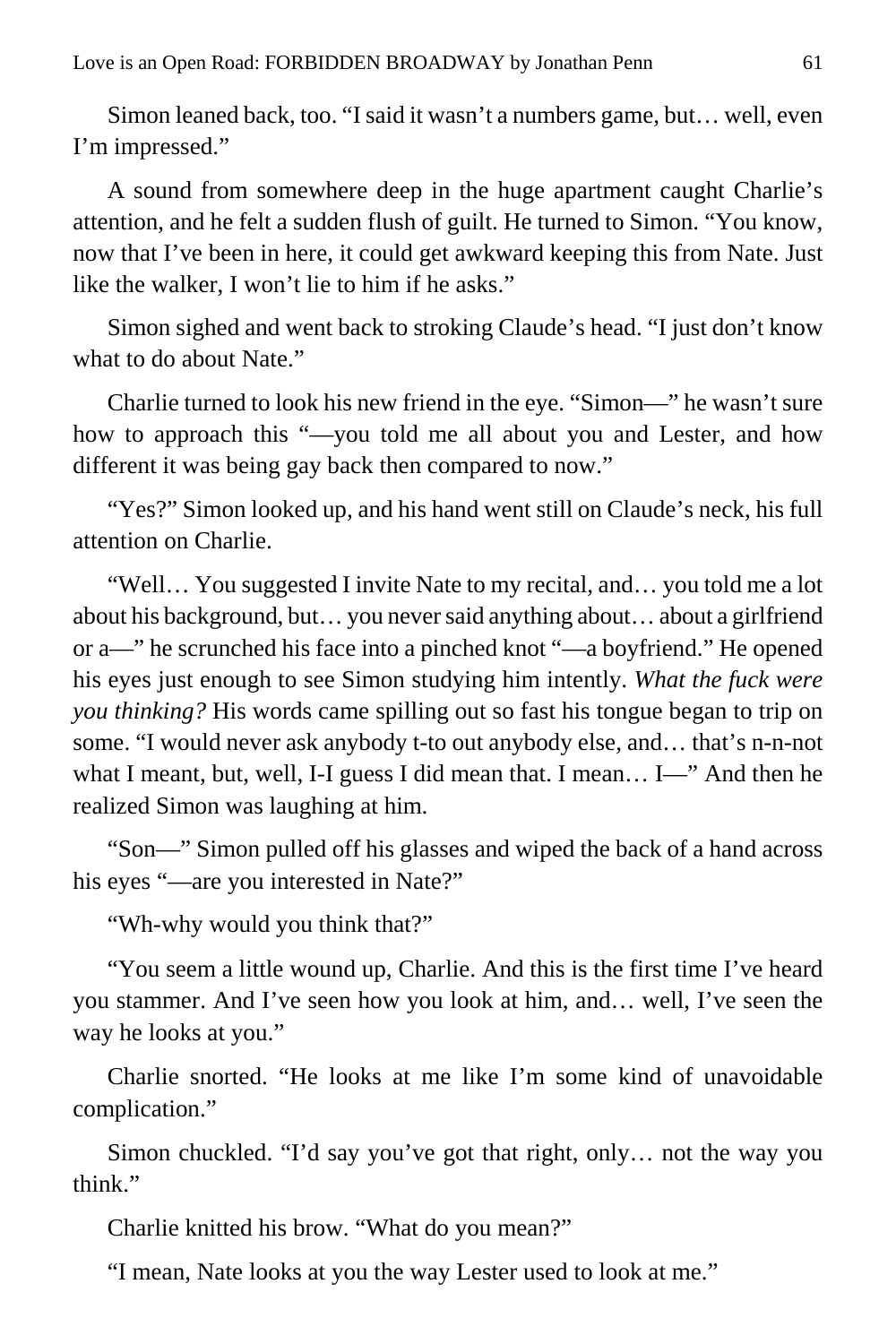Simon leaned back, too. "I said it wasn't a numbers game, but… well, even I'm impressed."

A sound from somewhere deep in the huge apartment caught Charlie's attention, and he felt a sudden flush of guilt. He turned to Simon. "You know, now that I've been in here, it could get awkward keeping this from Nate. Just like the walker, I won't lie to him if he asks."

Simon sighed and went back to stroking Claude's head. "I just don't know what to do about Nate."

Charlie turned to look his new friend in the eye. "Simon—" he wasn't sure how to approach this "—you told me all about you and Lester, and how different it was being gay back then compared to now."

"Yes?" Simon looked up, and his hand went still on Claude's neck, his full attention on Charlie.

"Well… You suggested I invite Nate to my recital, and… you told me a lot about his background, but… you never said anything about… about a girlfriend or a—" he scrunched his face into a pinched knot "—a boyfriend." He opened his eyes just enough to see Simon studying him intently. *What the fuck were you thinking?* His words came spilling out so fast his tongue began to trip on some. "I would never ask anybody t-to out anybody else, and… that's n-n-not what I meant, but, well, I-I guess I did mean that. I mean… I—" And then he realized Simon was laughing at him.

"Son—" Simon pulled off his glasses and wiped the back of a hand across his eyes "—are you interested in Nate?"

"Wh-why would you think that?"

"You seem a little wound up, Charlie. And this is the first time I've heard you stammer. And I've seen how you look at him, and… well, I've seen the way he looks at you."

Charlie snorted. "He looks at me like I'm some kind of unavoidable complication."

Simon chuckled. "I'd say you've got that right, only… not the way you think."

Charlie knitted his brow. "What do you mean?"

"I mean, Nate looks at you the way Lester used to look at me."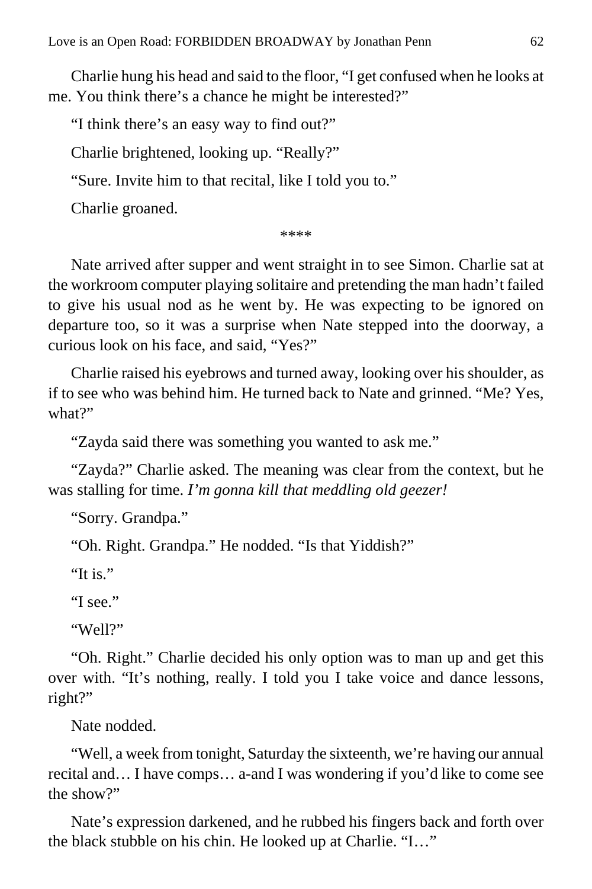Charlie hung his head and said to the floor, "I get confused when he looks at me. You think there's a chance he might be interested?"

"I think there's an easy way to find out?"

Charlie brightened, looking up. "Really?"

"Sure. Invite him to that recital, like I told you to."

Charlie groaned.

****

Nate arrived after supper and went straight in to see Simon. Charlie sat at the workroom computer playing solitaire and pretending the man hadn't failed to give his usual nod as he went by. He was expecting to be ignored on departure too, so it was a surprise when Nate stepped into the doorway, a curious look on his face, and said, "Yes?"

Charlie raised his eyebrows and turned away, looking over his shoulder, as if to see who was behind him. He turned back to Nate and grinned. "Me? Yes, what?"

"Zayda said there was something you wanted to ask me."

"Zayda?" Charlie asked. The meaning was clear from the context, but he was stalling for time. *I'm gonna kill that meddling old geezer!*

"Sorry. Grandpa."

"Oh. Right. Grandpa." He nodded. "Is that Yiddish?"

"It is."

"I see."

"Well?"

"Oh. Right." Charlie decided his only option was to man up and get this over with. "It's nothing, really. I told you I take voice and dance lessons, right?"

Nate nodded.

"Well, a week from tonight, Saturday the sixteenth, we're having our annual recital and… I have comps… a-and I was wondering if you'd like to come see the show?"

Nate's expression darkened, and he rubbed his fingers back and forth over the black stubble on his chin. He looked up at Charlie. "I…"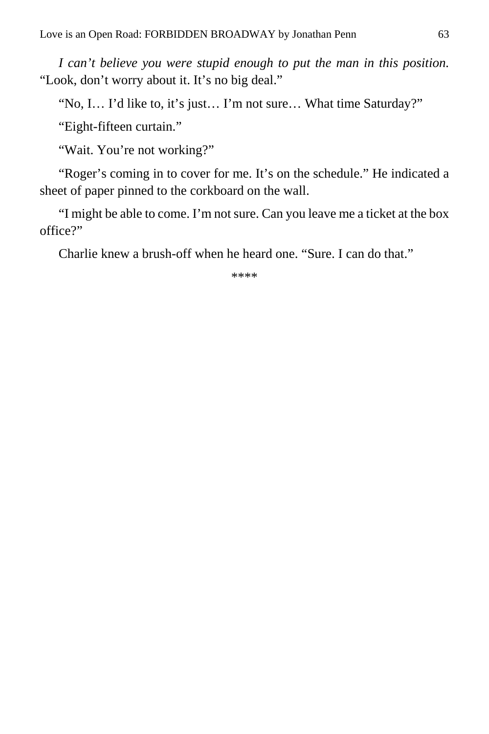*I can't believe you were stupid enough to put the man in this position.* "Look, don't worry about it. It's no big deal."

"No, I… I'd like to, it's just… I'm not sure… What time Saturday?"

"Eight-fifteen curtain."

"Wait. You're not working?"

"Roger's coming in to cover for me. It's on the schedule." He indicated a sheet of paper pinned to the corkboard on the wall.

"I might be able to come. I'm not sure. Can you leave me a ticket at the box office?"

Charlie knew a brush-off when he heard one. "Sure. I can do that."

****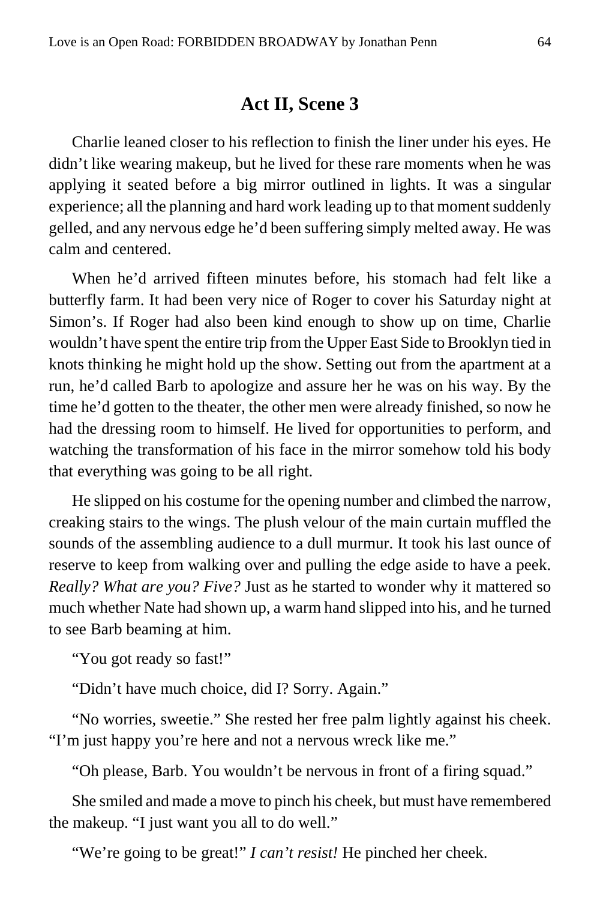## Act II, Scene 3

Charlie leaned closer to his reflection to finish the liner under his eyes. He didn't like wearing makeup, but he lived for these rare moments when he was applying it seated before a big mirror outlined in lights. It was a singular experience; all the planning and hard work leading up to that moment suddenly gelled, and any nervous edge he'd been suffering simply melted away. He was calm and centered.

When he'd arrived fifteen minutes before, his stomach had felt like a butterfly farm. It had been very nice of Roger to cover his Saturday night at Simon's. If Roger had also been kind enough to show up on time, Charlie wouldn't have spent the entire trip from the Upper East Side to Brooklyn tied in knots thinking he might hold up the show. Setting out from the apartment at a run, he'd called Barb to apologize and assure her he was on his way. By the time he'd gotten to the theater, the other men were already finished, so now he had the dressing room to himself. He lived for opportunities to perform, and watching the transformation of his face in the mirror somehow told his body that everything was going to be all right.

He slipped on his costume for the opening number and climbed the narrow, creaking stairs to the wings. The plush velour of the main curtain muffled the sounds of the assembling audience to a dull murmur. It took his last ounce of reserve to keep from walking over and pulling the edge aside to have a peek. *Really? What are you? Five?* Just as he started to wonder why it mattered so much whether Nate had shown up, a warm hand slipped into his, and he turned to see Barb beaming at him.

"You got ready so fast!"

"Didn't have much choice, did I? Sorry. Again."

"No worries, sweetie." She rested her free palm lightly against his cheek. "I'm just happy you're here and not a nervous wreck like me."

"Oh please, Barb. You wouldn't be nervous in front of a firing squad."

She smiled and made a move to pinch his cheek, but must have remembered the makeup. "I just want you all to do well."

"We're going to be great!" *I can't resist!* He pinched her cheek.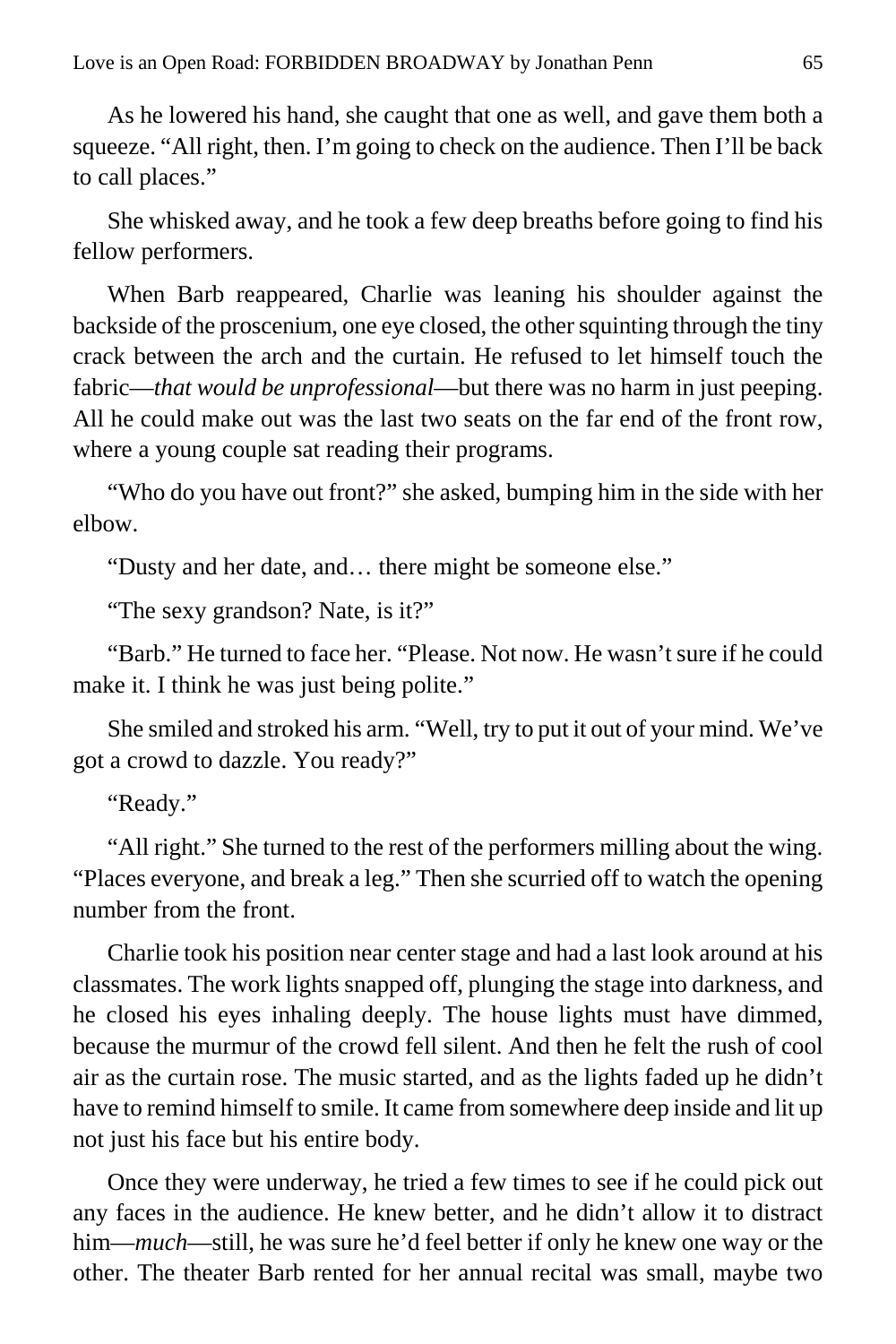As he lowered his hand, she caught that one as well, and gave them both a squeeze. "All right, then. I'm going to check on the audience. Then I'll be back to call places."

She whisked away, and he took a few deep breaths before going to find his fellow performers.

When Barb reappeared, Charlie was leaning his shoulder against the backside of the proscenium, one eye closed, the other squinting through the tiny crack between the arch and the curtain. He refused to let himself touch the fabric—*that would be unprofessional*—but there was no harm in just peeping. All he could make out was the last two seats on the far end of the front row, where a young couple sat reading their programs.

"Who do you have out front?" she asked, bumping him in the side with her elbow.

"Dusty and her date, and… there might be someone else."

"The sexy grandson? Nate, is it?"

"Barb." He turned to face her. "Please. Not now. He wasn't sure if he could make it. I think he was just being polite."

She smiled and stroked his arm. "Well, try to put it out of your mind. We've got a crowd to dazzle. You ready?"

"Ready."

"All right." She turned to the rest of the performers milling about the wing. "Places everyone, and break a leg." Then she scurried off to watch the opening number from the front.

Charlie took his position near center stage and had a last look around at his classmates. The work lights snapped off, plunging the stage into darkness, and he closed his eyes inhaling deeply. The house lights must have dimmed, because the murmur of the crowd fell silent. And then he felt the rush of cool air as the curtain rose. The music started, and as the lights faded up he didn't have to remind himself to smile. It came from somewhere deep inside and lit up not just his face but his entire body.

Once they were underway, he tried a few times to see if he could pick out any faces in the audience. He knew better, and he didn't allow it to distract him—*much*—still, he was sure he'd feel better if only he knew one way or the other. The theater Barb rented for her annual recital was small, maybe two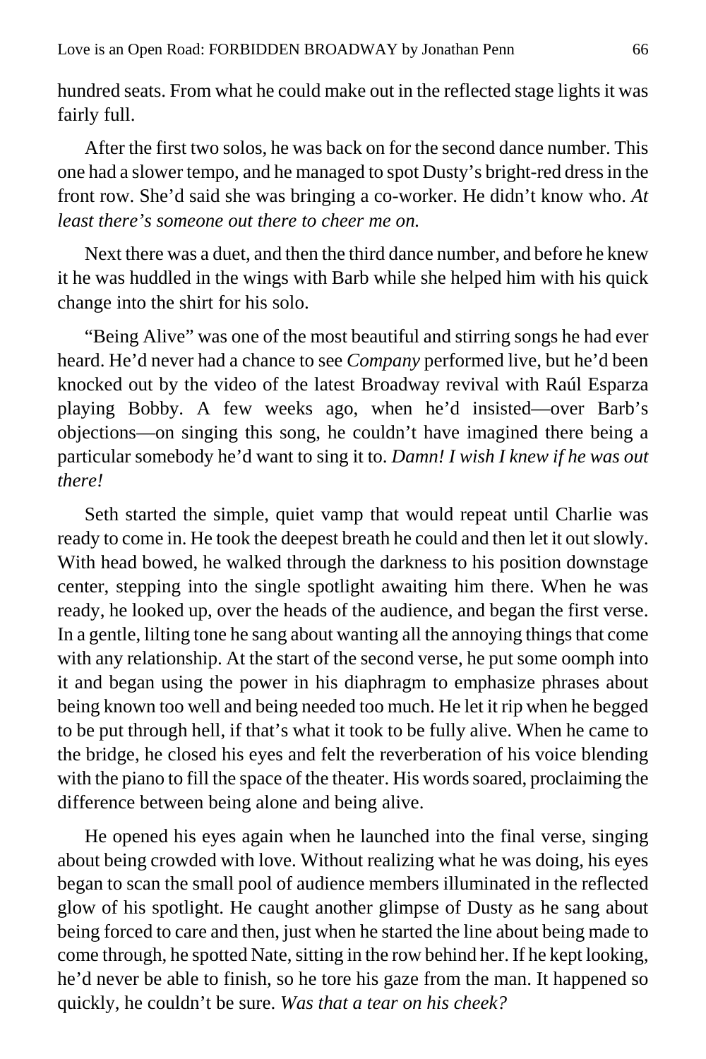hundred seats. From what he could make out in the reflected stage lights it was fairly full.

After the first two solos, he was back on for the second dance number. This one had a slower tempo, and he managed to spot Dusty's bright-red dress in the front row. She'd said she was bringing a co-worker. He didn't know who. *At least there's someone out there to cheer me on.*

Next there was a duet, and then the third dance number, and before he knew it he was huddled in the wings with Barb while she helped him with his quick change into the shirt for his solo.

"Being Alive" was one of the most beautiful and stirring songs he had ever heard. He'd never had a chance to see *Company* performed live, but he'd been knocked out by the video of the latest Broadway revival with Raúl Esparza playing Bobby. A few weeks ago, when he'd insisted—over Barb's objections—on singing this song, he couldn't have imagined there being a particular somebody he'd want to sing it to. *Damn! I wish I knew if he was out there!*

Seth started the simple, quiet vamp that would repeat until Charlie was ready to come in. He took the deepest breath he could and then let it out slowly. With head bowed, he walked through the darkness to his position downstage center, stepping into the single spotlight awaiting him there. When he was ready, he looked up, over the heads of the audience, and began the first verse. In a gentle, lilting tone he sang about wanting all the annoying things that come with any relationship. At the start of the second verse, he put some oomph into it and began using the power in his diaphragm to emphasize phrases about being known too well and being needed too much. He let it rip when he begged to be put through hell, if that's what it took to be fully alive. When he came to the bridge, he closed his eyes and felt the reverberation of his voice blending with the piano to fill the space of the theater. His words soared, proclaiming the difference between being alone and being alive.

He opened his eyes again when he launched into the final verse, singing about being crowded with love. Without realizing what he was doing, his eyes began to scan the small pool of audience members illuminated in the reflected glow of his spotlight. He caught another glimpse of Dusty as he sang about being forced to care and then, just when he started the line about being made to come through, he spotted Nate, sitting in the row behind her. If he kept looking, he'd never be able to finish, so he tore his gaze from the man. It happened so quickly, he couldn't be sure. *Was that a tear on his cheek?*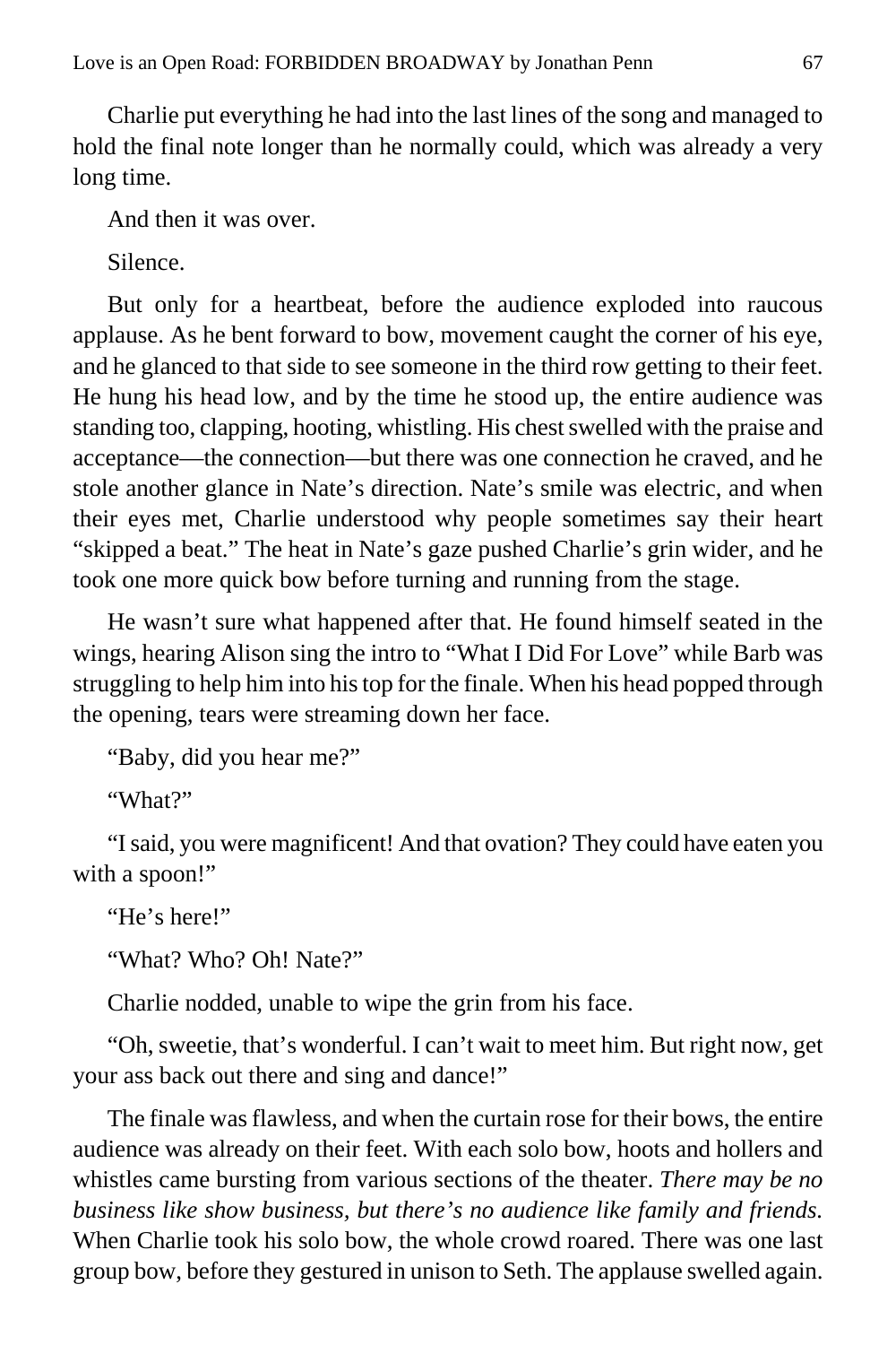Charlie put everything he had into the last lines of the song and managed to hold the final note longer than he normally could, which was already a very long time.

And then it was over.

Silence.

But only for a heartbeat, before the audience exploded into raucous applause. As he bent forward to bow, movement caught the corner of his eye, and he glanced to that side to see someone in the third row getting to their feet. He hung his head low, and by the time he stood up, the entire audience was standing too, clapping, hooting, whistling. His chest swelled with the praise and acceptance—the connection—but there was one connection he craved, and he stole another glance in Nate's direction. Nate's smile was electric, and when their eyes met, Charlie understood why people sometimes say their heart "skipped a beat." The heat in Nate's gaze pushed Charlie's grin wider, and he took one more quick bow before turning and running from the stage.

He wasn't sure what happened after that. He found himself seated in the wings, hearing Alison sing the intro to "What I Did For Love" while Barb was struggling to help him into his top for the finale. When his head popped through the opening, tears were streaming down her face.

"Baby, did you hear me?"

"What?"

"I said, you were magnificent! And that ovation? They could have eaten you with a spoon!"

"He's here!"

"What? Who? Oh! Nate?"

Charlie nodded, unable to wipe the grin from his face.

"Oh, sweetie, that's wonderful. I can't wait to meet him. But right now, get your ass back out there and sing and dance!"

The finale was flawless, and when the curtain rose for their bows, the entire audience was already on their feet. With each solo bow, hoots and hollers and whistles came bursting from various sections of the theater. *There may be no business like show business, but there's no audience like family and friends.* When Charlie took his solo bow, the whole crowd roared. There was one last group bow, before they gestured in unison to Seth. The applause swelled again.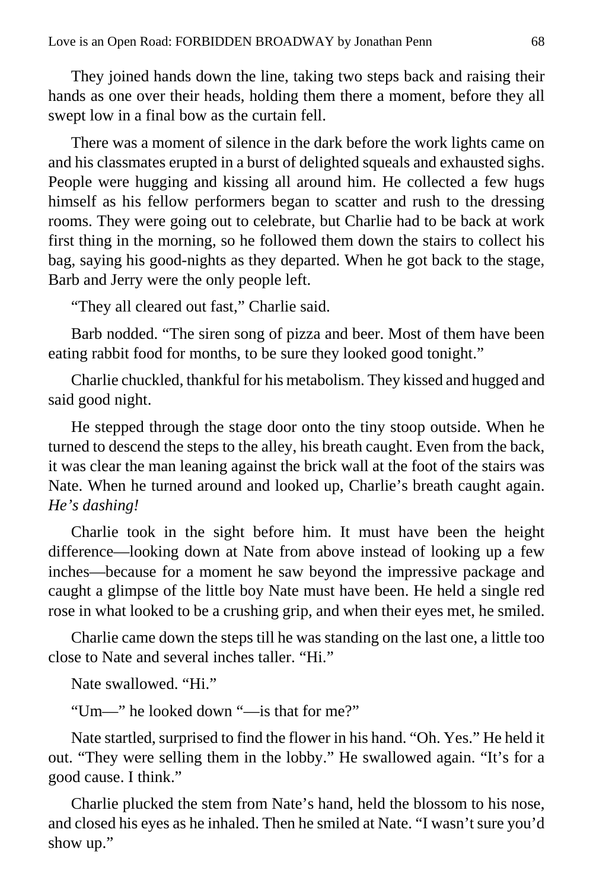They joined hands down the line, taking two steps back and raising their hands as one over their heads, holding them there a moment, before they all swept low in a final bow as the curtain fell.

There was a moment of silence in the dark before the work lights came on and his classmates erupted in a burst of delighted squeals and exhausted sighs. People were hugging and kissing all around him. He collected a few hugs himself as his fellow performers began to scatter and rush to the dressing rooms. They were going out to celebrate, but Charlie had to be back at work first thing in the morning, so he followed them down the stairs to collect his bag, saying his good-nights as they departed. When he got back to the stage, Barb and Jerry were the only people left.

"They all cleared out fast," Charlie said.

Barb nodded. "The siren song of pizza and beer. Most of them have been eating rabbit food for months, to be sure they looked good tonight."

Charlie chuckled, thankful for his metabolism. They kissed and hugged and said good night.

He stepped through the stage door onto the tiny stoop outside. When he turned to descend the steps to the alley, his breath caught. Even from the back, it was clear the man leaning against the brick wall at the foot of the stairs was Nate. When he turned around and looked up, Charlie's breath caught again. *He's dashing!*

Charlie took in the sight before him. It must have been the height difference—looking down at Nate from above instead of looking up a few inches—because for a moment he saw beyond the impressive package and caught a glimpse of the little boy Nate must have been. He held a single red rose in what looked to be a crushing grip, and when their eyes met, he smiled.

Charlie came down the steps till he was standing on the last one, a little too close to Nate and several inches taller. "Hi."

Nate swallowed. "Hi."

"Um—" he looked down "—is that for me?"

Nate startled, surprised to find the flower in his hand. "Oh. Yes." He held it out. "They were selling them in the lobby." He swallowed again. "It's for a good cause. I think."

Charlie plucked the stem from Nate's hand, held the blossom to his nose, and closed his eyes as he inhaled. Then he smiled at Nate. "I wasn't sure you'd show up."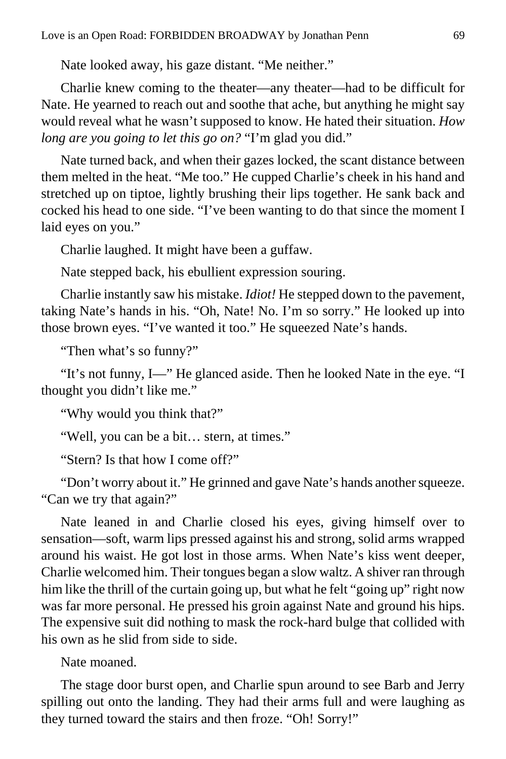Nate looked away, his gaze distant. "Me neither."

Charlie knew coming to the theater—any theater—had to be difficult for Nate. He yearned to reach out and soothe that ache, but anything he might say would reveal what he wasn't supposed to know. He hated their situation. *How long are you going to let this go on?* "I'm glad you did."

Nate turned back, and when their gazes locked, the scant distance between them melted in the heat. "Me too." He cupped Charlie's cheek in his hand and stretched up on tiptoe, lightly brushing their lips together. He sank back and cocked his head to one side. "I've been wanting to do that since the moment I laid eyes on you."

Charlie laughed. It might have been a guffaw.

Nate stepped back, his ebullient expression souring.

Charlie instantly saw his mistake. *Idiot!* He stepped down to the pavement, taking Nate's hands in his. "Oh, Nate! No. I'm so sorry." He looked up into those brown eyes. "I've wanted it too." He squeezed Nate's hands.

"Then what's so funny?"

"It's not funny, I—" He glanced aside. Then he looked Nate in the eye. "I thought you didn't like me."

"Why would you think that?"

"Well, you can be a bit… stern, at times."

"Stern? Is that how I come off?"

"Don't worry about it." He grinned and gave Nate's hands another squeeze. "Can we try that again?"

Nate leaned in and Charlie closed his eyes, giving himself over to sensation—soft, warm lips pressed against his and strong, solid arms wrapped around his waist. He got lost in those arms. When Nate's kiss went deeper, Charlie welcomed him. Their tongues began a slow waltz. A shiver ran through him like the thrill of the curtain going up, but what he felt "going up" right now was far more personal. He pressed his groin against Nate and ground his hips. The expensive suit did nothing to mask the rock-hard bulge that collided with his own as he slid from side to side.

Nate moaned.

The stage door burst open, and Charlie spun around to see Barb and Jerry spilling out onto the landing. They had their arms full and were laughing as they turned toward the stairs and then froze. "Oh! Sorry!"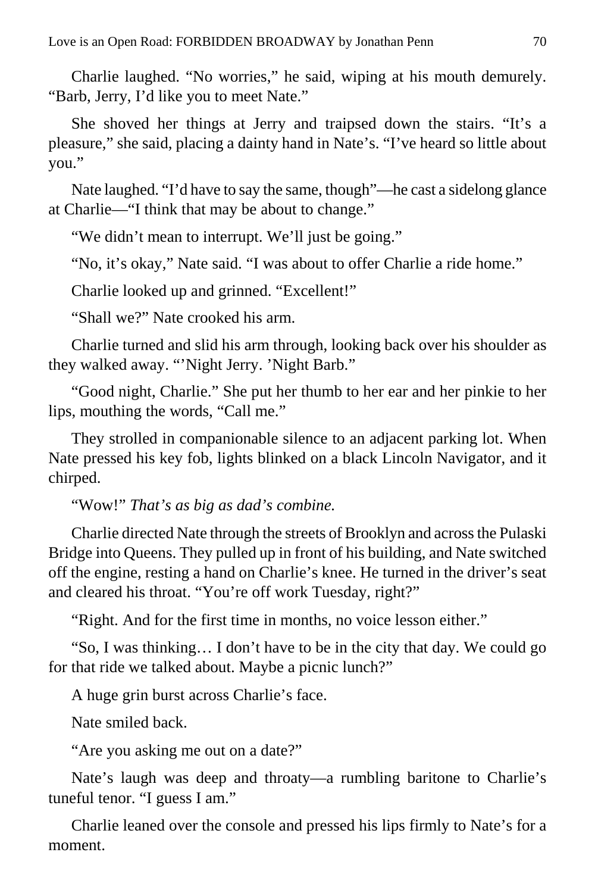Charlie laughed. "No worries," he said, wiping at his mouth demurely. "Barb, Jerry, I'd like you to meet Nate."

She shoved her things at Jerry and traipsed down the stairs. "It's a pleasure," she said, placing a dainty hand in Nate's. "I've heard so little about you."

Nate laughed. "I'd have to say the same, though"—he cast a sidelong glance at Charlie—"I think that may be about to change."

"We didn't mean to interrupt. We'll just be going."

"No, it's okay," Nate said. "I was about to offer Charlie a ride home."

Charlie looked up and grinned. "Excellent!"

"Shall we?" Nate crooked his arm.

Charlie turned and slid his arm through, looking back over his shoulder as they walked away. "'Night Jerry. 'Night Barb."

"Good night, Charlie." She put her thumb to her ear and her pinkie to her lips, mouthing the words, "Call me."

They strolled in companionable silence to an adjacent parking lot. When Nate pressed his key fob, lights blinked on a black Lincoln Navigator, and it chirped.

"Wow!" *That's as big as dad's combine.*

Charlie directed Nate through the streets of Brooklyn and across the Pulaski Bridge into Queens. They pulled up in front of his building, and Nate switched off the engine, resting a hand on Charlie's knee. He turned in the driver's seat and cleared his throat. "You're off work Tuesday, right?"

"Right. And for the first time in months, no voice lesson either."

"So, I was thinking… I don't have to be in the city that day. We could go for that ride we talked about. Maybe a picnic lunch?"

A huge grin burst across Charlie's face.

Nate smiled back.

"Are you asking me out on a date?"

Nate's laugh was deep and throaty—a rumbling baritone to Charlie's tuneful tenor. "I guess I am."

Charlie leaned over the console and pressed his lips firmly to Nate's for a moment.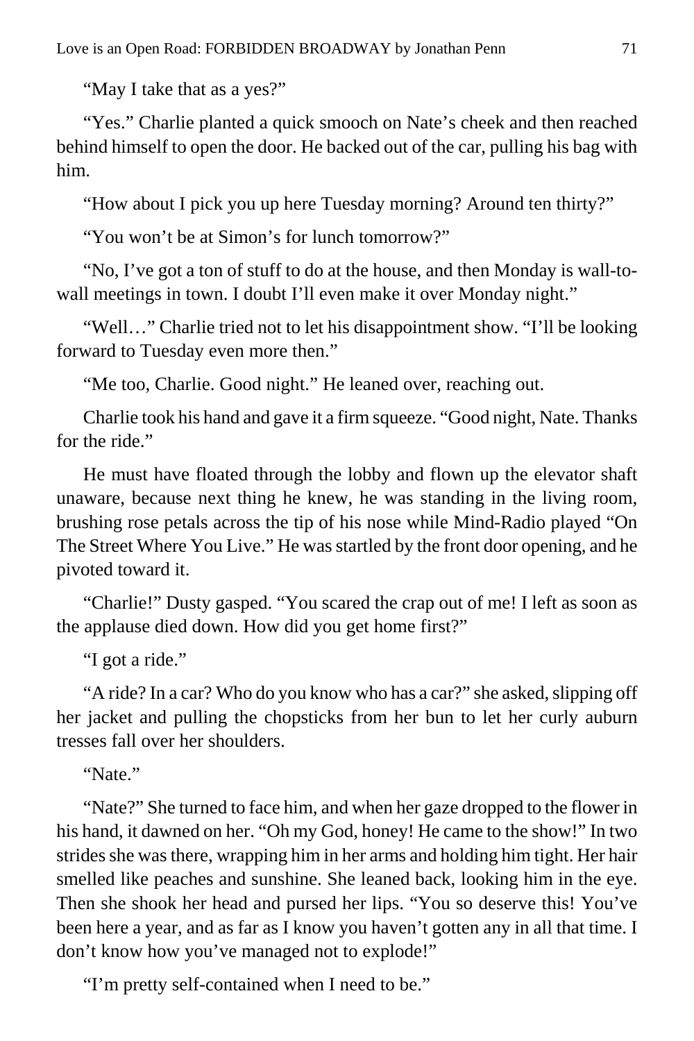"May I take that as a yes?"

"Yes." Charlie planted a quick smooch on Nate's cheek and then reached behind himself to open the door. He backed out of the car, pulling his bag with him.

"How about I pick you up here Tuesday morning? Around ten thirty?"

"You won't be at Simon's for lunch tomorrow?"

"No, I've got a ton of stuff to do at the house, and then Monday is wall-to-wall meetings in town. I doubt I'll even make it over Monday night."

"Well…" Charlie tried not to let his disappointment show. "I'll be looking forward to Tuesday even more then."

"Me too, Charlie. Good night." He leaned over, reaching out.

Charlie took his hand and gave it a firm squeeze. "Good night, Nate. Thanks for the ride."

He must have floated through the lobby and flown up the elevator shaft unaware, because next thing he knew, he was standing in the living room, brushing rose petals across the tip of his nose while Mind-Radio played "On The Street Where You Live." He was startled by the front door opening, and he pivoted toward it.

"Charlie!" Dusty gasped. "You scared the crap out of me! I left as soon as the applause died down. How did you get home first?"

"I got a ride."

"A ride? In a car? Who do you know who has a car?" she asked, slipping off her jacket and pulling the chopsticks from her bun to let her curly auburn tresses fall over her shoulders.

"Nate."

"Nate?" She turned to face him, and when her gaze dropped to the flower in his hand, it dawned on her. "Oh my God, honey! He came to the show!" In two strides she was there, wrapping him in her arms and holding him tight. Her hair smelled like peaches and sunshine. She leaned back, looking him in the eye. Then she shook her head and pursed her lips. "You so deserve this! You've been here a year, and as far as I know you haven't gotten any in all that time. I don't know how you've managed not to explode!"

"I'm pretty self-contained when I need to be."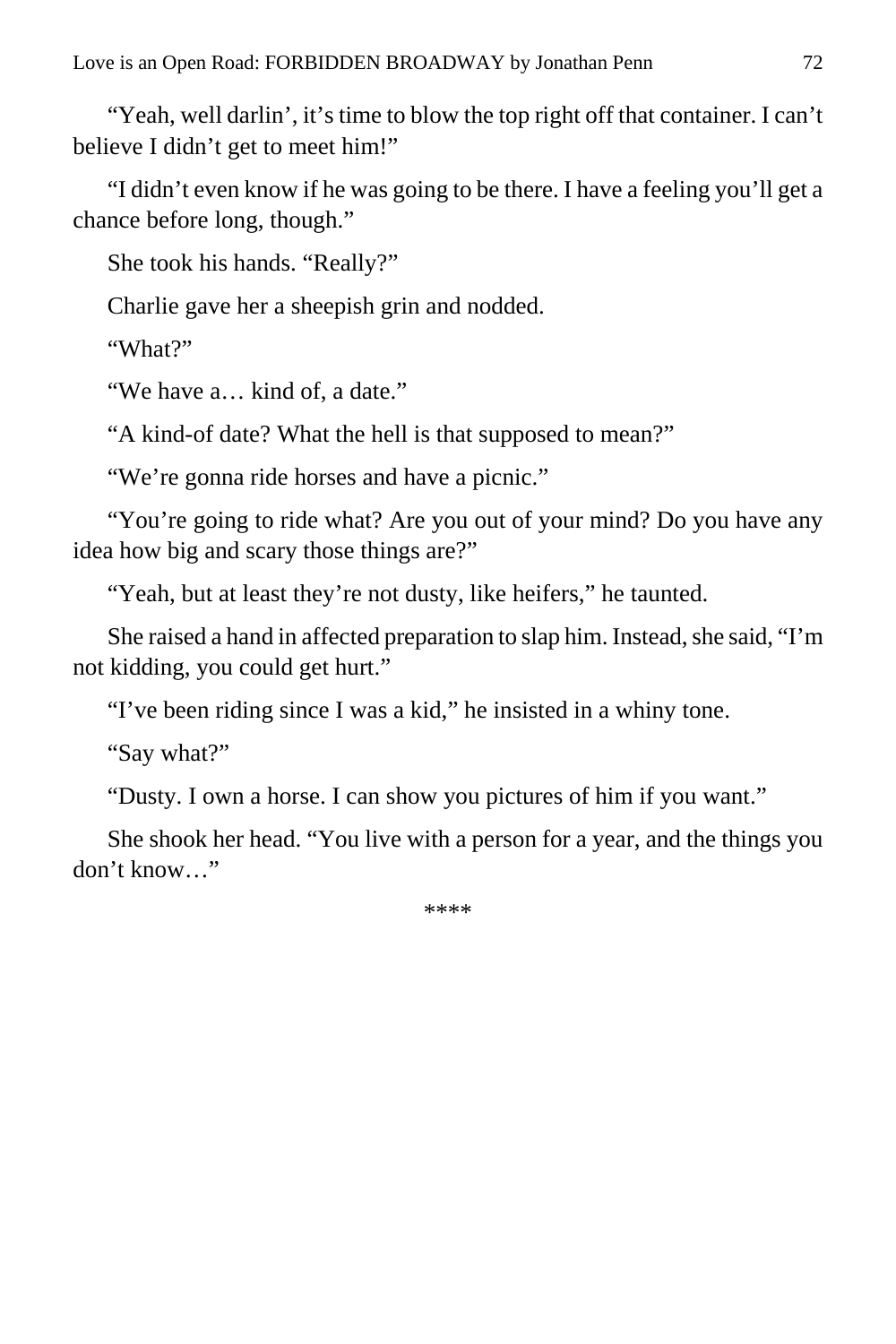"Yeah, well darlin', it's time to blow the top right off that container. I can't believe I didn't get to meet him!"

"I didn't even know if he was going to be there. I have a feeling you'll get a chance before long, though."

She took his hands. "Really?"

Charlie gave her a sheepish grin and nodded.

"What?"

"We have a… kind of, a date."

"A kind-of date? What the hell is that supposed to mean?"

"We're gonna ride horses and have a picnic."

"You're going to ride what? Are you out of your mind? Do you have any idea how big and scary those things are?"

"Yeah, but at least they're not dusty, like heifers," he taunted.

She raised a hand in affected preparation to slap him. Instead, she said, "I'm not kidding, you could get hurt."

"I've been riding since I was a kid," he insisted in a whiny tone.

"Say what?"

"Dusty. I own a horse. I can show you pictures of him if you want."

She shook her head. "You live with a person for a year, and the things you don't know…"

****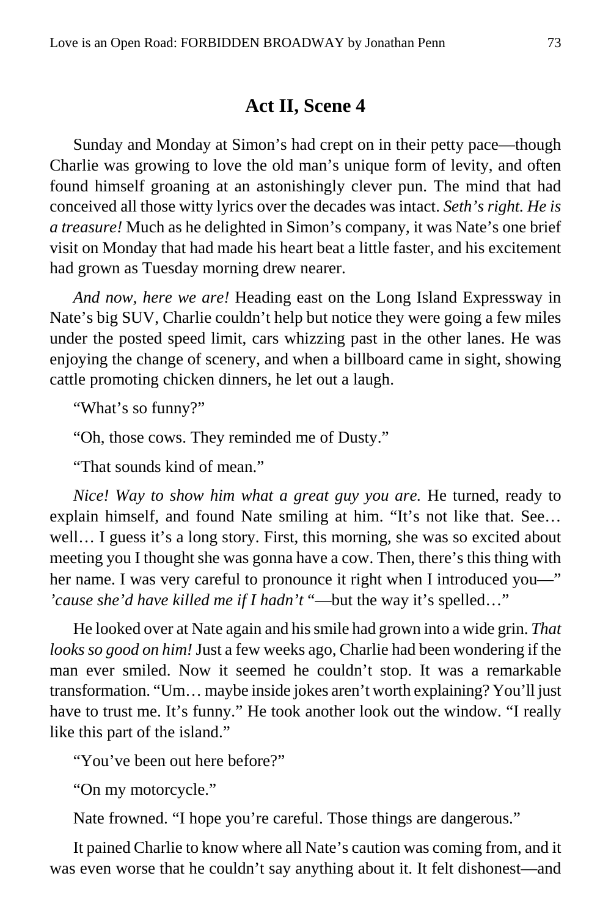## Act II, Scene 4

Sunday and Monday at Simon's had crept on in their petty pace—though Charlie was growing to love the old man's unique form of levity, and often found himself groaning at an astonishingly clever pun. The mind that had conceived all those witty lyrics over the decades was intact. *Seth's right. He is a treasure!* Much as he delighted in Simon's company, it was Nate's one brief visit on Monday that had made his heart beat a little faster, and his excitement had grown as Tuesday morning drew nearer.

*And now, here we are!* Heading east on the Long Island Expressway in Nate's big SUV, Charlie couldn't help but notice they were going a few miles under the posted speed limit, cars whizzing past in the other lanes. He was enjoying the change of scenery, and when a billboard came in sight, showing cattle promoting chicken dinners, he let out a laugh.

"What's so funny?"

"Oh, those cows. They reminded me of Dusty."

"That sounds kind of mean."

*Nice! Way to show him what a great guy you are.* He turned, ready to explain himself, and found Nate smiling at him. "It's not like that. See… well… I guess it's a long story. First, this morning, she was so excited about meeting you I thought she was gonna have a cow. Then, there's this thing with her name. I was very careful to pronounce it right when I introduced you—" *'cause she'd have killed me if I hadn't* "—but the way it's spelled…"

He looked over at Nate again and his smile had grown into a wide grin. *That looks so good on him!* Just a few weeks ago, Charlie had been wondering if the man ever smiled. Now it seemed he couldn't stop. It was a remarkable transformation. "Um… maybe inside jokes aren't worth explaining? You'll just have to trust me. It's funny." He took another look out the window. "I really like this part of the island."

"You've been out here before?"

"On my motorcycle."

Nate frowned. "I hope you're careful. Those things are dangerous."

It pained Charlie to know where all Nate's caution was coming from, and it was even worse that he couldn't say anything about it. It felt dishonest—and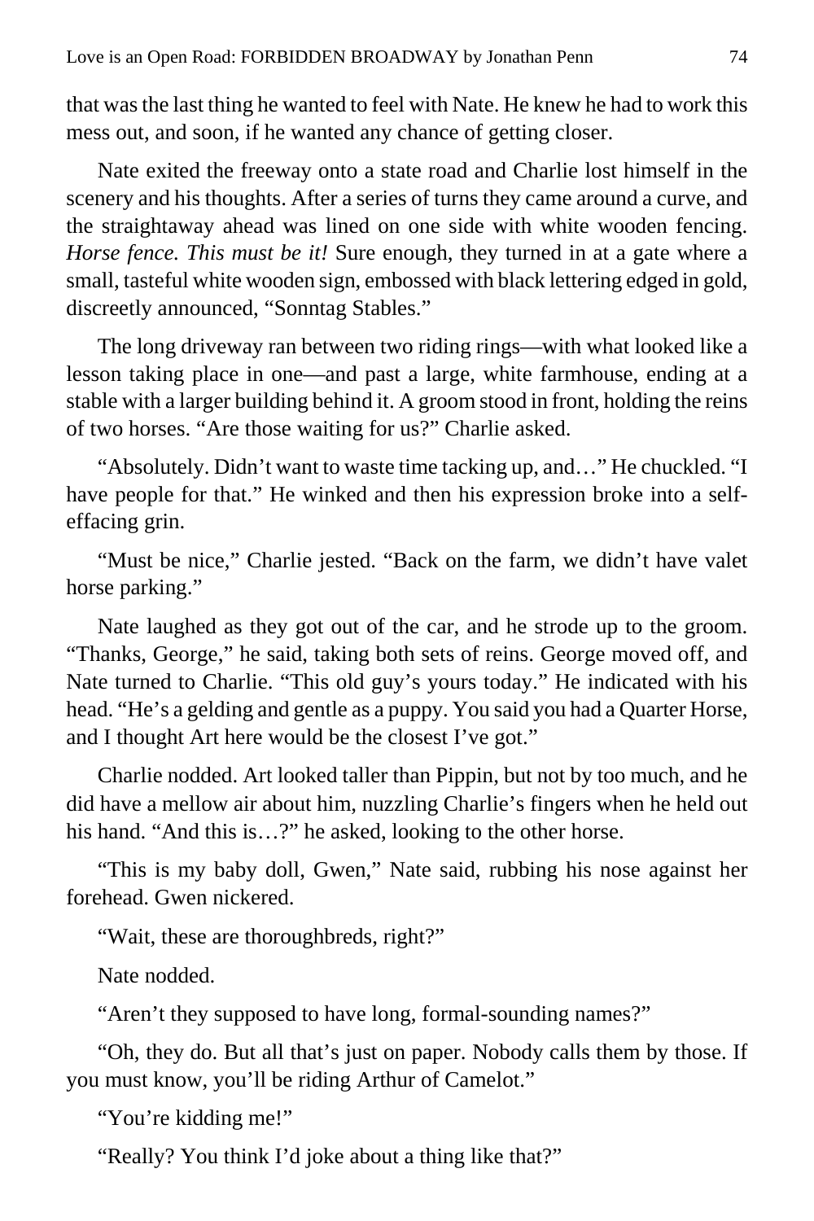that was the last thing he wanted to feel with Nate. He knew he had to work this mess out, and soon, if he wanted any chance of getting closer.

Nate exited the freeway onto a state road and Charlie lost himself in the scenery and his thoughts. After a series of turns they came around a curve, and the straightaway ahead was lined on one side with white wooden fencing. *Horse fence. This must be it!* Sure enough, they turned in at a gate where a small, tasteful white wooden sign, embossed with black lettering edged in gold, discreetly announced, "Sonntag Stables."

The long driveway ran between two riding rings—with what looked like a lesson taking place in one—and past a large, white farmhouse, ending at a stable with a larger building behind it. A groom stood in front, holding the reins of two horses. "Are those waiting for us?" Charlie asked.

"Absolutely. Didn't want to waste time tacking up, and…" He chuckled. "I have people for that." He winked and then his expression broke into a self-effacing grin.

"Must be nice," Charlie jested. "Back on the farm, we didn't have valet horse parking."

Nate laughed as they got out of the car, and he strode up to the groom. "Thanks, George," he said, taking both sets of reins. George moved off, and Nate turned to Charlie. "This old guy's yours today." He indicated with his head. "He's a gelding and gentle as a puppy. You said you had a Quarter Horse, and I thought Art here would be the closest I've got."

Charlie nodded. Art looked taller than Pippin, but not by too much, and he did have a mellow air about him, nuzzling Charlie's fingers when he held out his hand. "And this is…?" he asked, looking to the other horse.

"This is my baby doll, Gwen," Nate said, rubbing his nose against her forehead. Gwen nickered.

"Wait, these are thoroughbreds, right?"

Nate nodded.

"Aren't they supposed to have long, formal-sounding names?"

"Oh, they do. But all that's just on paper. Nobody calls them by those. If you must know, you'll be riding Arthur of Camelot."

"You're kidding me!"

"Really? You think I'd joke about a thing like that?"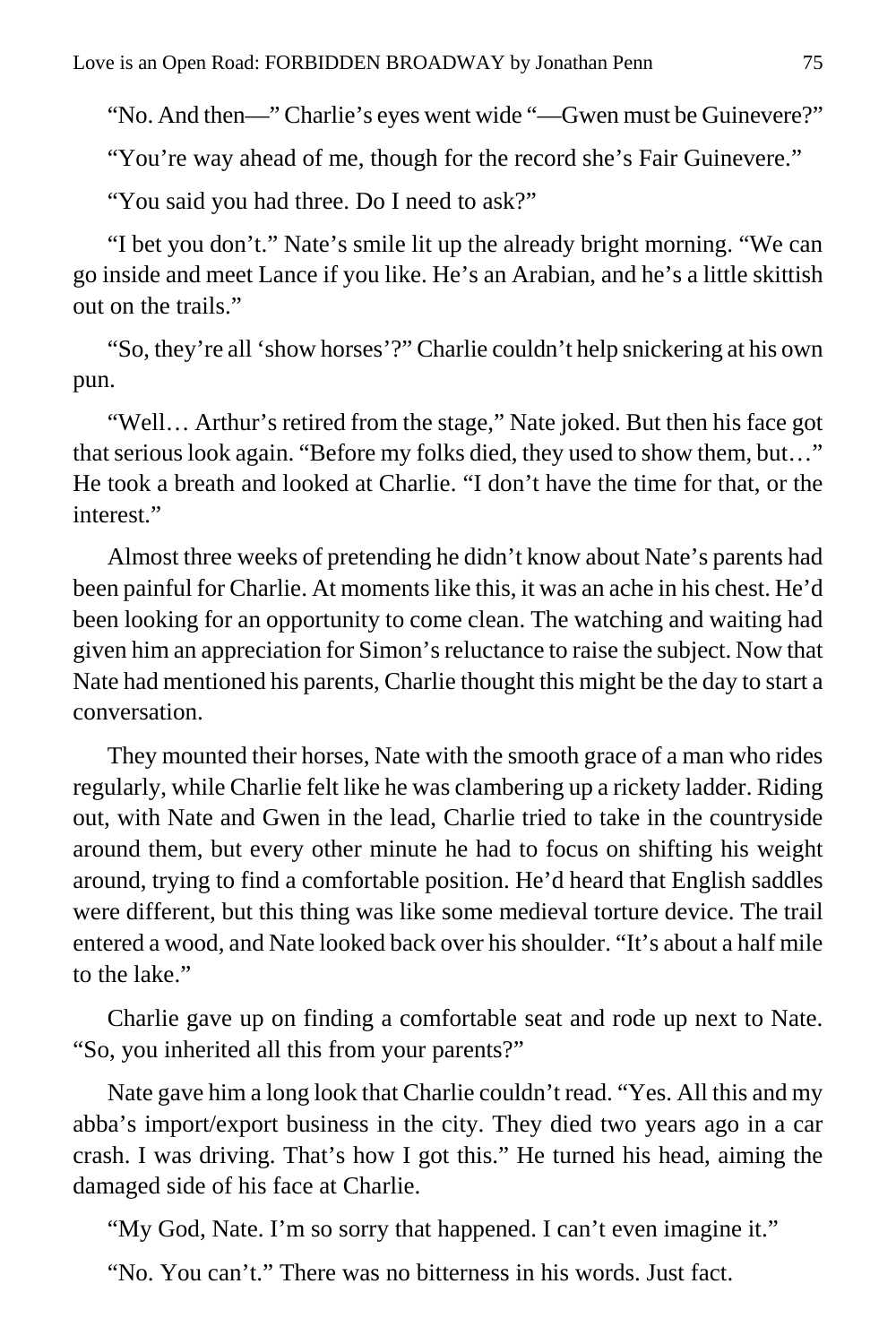"No. And then—" Charlie's eyes went wide "—Gwen must be Guinevere?"

"You're way ahead of me, though for the record she's Fair Guinevere."

"You said you had three. Do I need to ask?"

"I bet you don't." Nate's smile lit up the already bright morning. "We can go inside and meet Lance if you like. He's an Arabian, and he's a little skittish out on the trails."

"So, they're all 'show horses'?" Charlie couldn't help snickering at his own pun.

"Well… Arthur's retired from the stage," Nate joked. But then his face got that serious look again. "Before my folks died, they used to show them, but…" He took a breath and looked at Charlie. "I don't have the time for that, or the interest."

Almost three weeks of pretending he didn't know about Nate's parents had been painful for Charlie. At moments like this, it was an ache in his chest. He'd been looking for an opportunity to come clean. The watching and waiting had given him an appreciation for Simon's reluctance to raise the subject. Now that Nate had mentioned his parents, Charlie thought this might be the day to start a conversation.

They mounted their horses, Nate with the smooth grace of a man who rides regularly, while Charlie felt like he was clambering up a rickety ladder. Riding out, with Nate and Gwen in the lead, Charlie tried to take in the countryside around them, but every other minute he had to focus on shifting his weight around, trying to find a comfortable position. He'd heard that English saddles were different, but this thing was like some medieval torture device. The trail entered a wood, and Nate looked back over his shoulder. "It's about a half mile to the lake."

Charlie gave up on finding a comfortable seat and rode up next to Nate. "So, you inherited all this from your parents?"

Nate gave him a long look that Charlie couldn't read. "Yes. All this and my abba's import/export business in the city. They died two years ago in a car crash. I was driving. That's how I got this." He turned his head, aiming the damaged side of his face at Charlie.

"My God, Nate. I'm so sorry that happened. I can't even imagine it."

"No. You can't." There was no bitterness in his words. Just fact.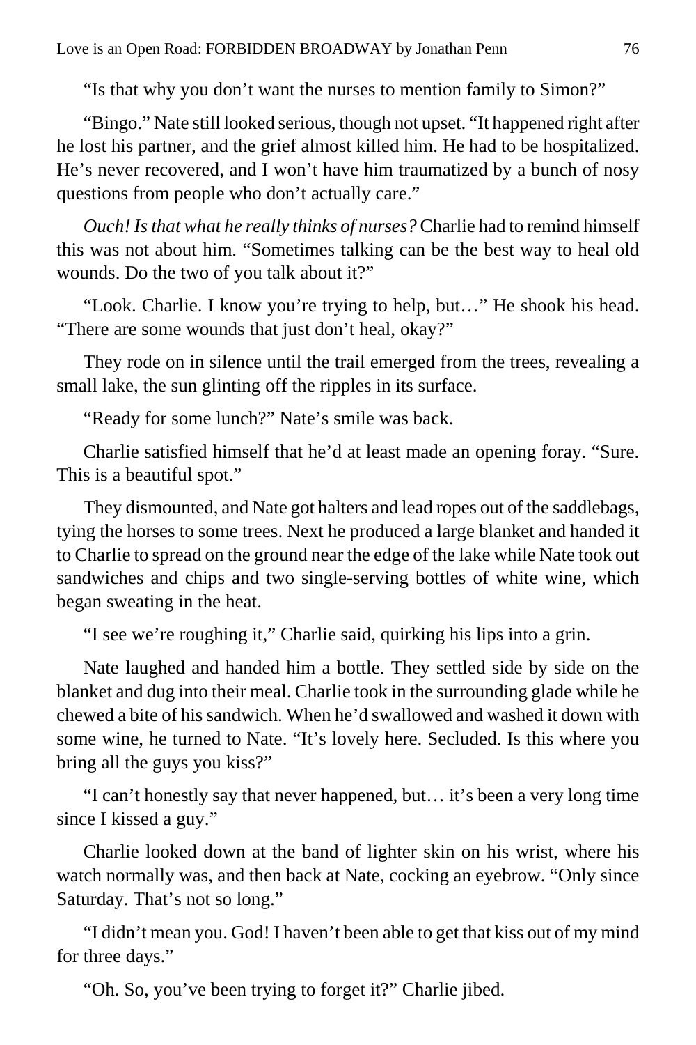"Is that why you don't want the nurses to mention family to Simon?"

"Bingo." Nate still looked serious, though not upset. "It happened right after he lost his partner, and the grief almost killed him. He had to be hospitalized. He's never recovered, and I won't have him traumatized by a bunch of nosy questions from people who don't actually care."

*Ouch! Is that what he really thinks of nurses?* Charlie had to remind himself this was not about him. "Sometimes talking can be the best way to heal old wounds. Do the two of you talk about it?"

"Look. Charlie. I know you're trying to help, but…" He shook his head. "There are some wounds that just don't heal, okay?"

They rode on in silence until the trail emerged from the trees, revealing a small lake, the sun glinting off the ripples in its surface.

"Ready for some lunch?" Nate's smile was back.

Charlie satisfied himself that he'd at least made an opening foray. "Sure. This is a beautiful spot."

They dismounted, and Nate got halters and lead ropes out of the saddlebags, tying the horses to some trees. Next he produced a large blanket and handed it to Charlie to spread on the ground near the edge of the lake while Nate took out sandwiches and chips and two single-serving bottles of white wine, which began sweating in the heat.

"I see we're roughing it," Charlie said, quirking his lips into a grin.

Nate laughed and handed him a bottle. They settled side by side on the blanket and dug into their meal. Charlie took in the surrounding glade while he chewed a bite of his sandwich. When he'd swallowed and washed it down with some wine, he turned to Nate. "It's lovely here. Secluded. Is this where you bring all the guys you kiss?"

"I can't honestly say that never happened, but… it's been a very long time since I kissed a guy."

Charlie looked down at the band of lighter skin on his wrist, where his watch normally was, and then back at Nate, cocking an eyebrow. "Only since Saturday. That's not so long."

"I didn't mean you. God! I haven't been able to get that kiss out of my mind for three days."

"Oh. So, you've been trying to forget it?" Charlie jibed.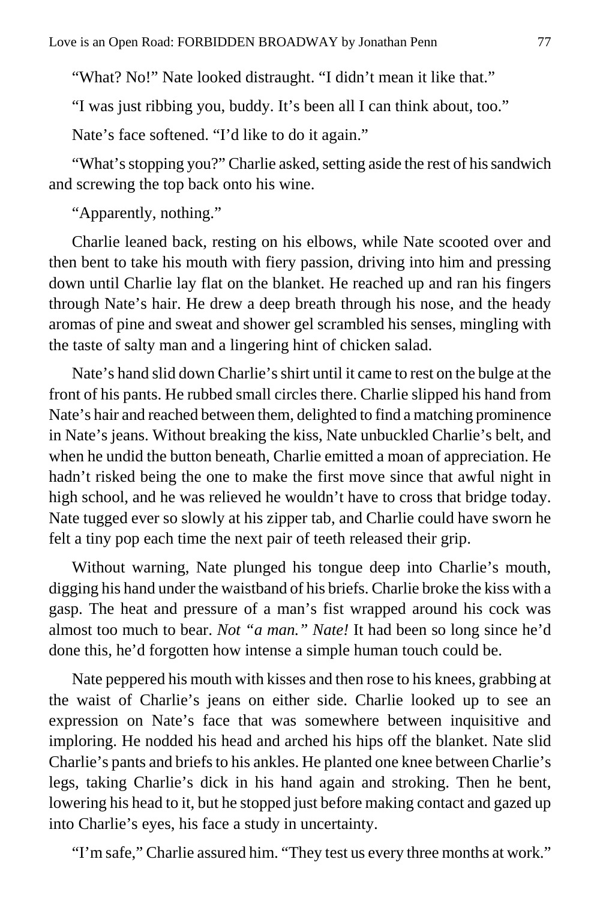"What? No!" Nate looked distraught. "I didn't mean it like that."

"I was just ribbing you, buddy. It's been all I can think about, too."

Nate's face softened. "I'd like to do it again."

"What's stopping you?" Charlie asked, setting aside the rest of his sandwich and screwing the top back onto his wine.

"Apparently, nothing."

Charlie leaned back, resting on his elbows, while Nate scooted over and then bent to take his mouth with fiery passion, driving into him and pressing down until Charlie lay flat on the blanket. He reached up and ran his fingers through Nate's hair. He drew a deep breath through his nose, and the heady aromas of pine and sweat and shower gel scrambled his senses, mingling with the taste of salty man and a lingering hint of chicken salad.

Nate's hand slid down Charlie's shirt until it came to rest on the bulge at the front of his pants. He rubbed small circles there. Charlie slipped his hand from Nate's hair and reached between them, delighted to find a matching prominence in Nate's jeans. Without breaking the kiss, Nate unbuckled Charlie's belt, and when he undid the button beneath, Charlie emitted a moan of appreciation. He hadn't risked being the one to make the first move since that awful night in high school, and he was relieved he wouldn't have to cross that bridge today. Nate tugged ever so slowly at his zipper tab, and Charlie could have sworn he felt a tiny pop each time the next pair of teeth released their grip.

Without warning, Nate plunged his tongue deep into Charlie's mouth, digging his hand under the waistband of his briefs. Charlie broke the kiss with a gasp. The heat and pressure of a man's fist wrapped around his cock was almost too much to bear. *Not "a man." Nate!* It had been so long since he'd done this, he'd forgotten how intense a simple human touch could be.

Nate peppered his mouth with kisses and then rose to his knees, grabbing at the waist of Charlie's jeans on either side. Charlie looked up to see an expression on Nate's face that was somewhere between inquisitive and imploring. He nodded his head and arched his hips off the blanket. Nate slid Charlie's pants and briefs to his ankles. He planted one knee between Charlie's legs, taking Charlie's dick in his hand again and stroking. Then he bent, lowering his head to it, but he stopped just before making contact and gazed up into Charlie's eyes, his face a study in uncertainty.

"I'm safe," Charlie assured him. "They test us every three months at work."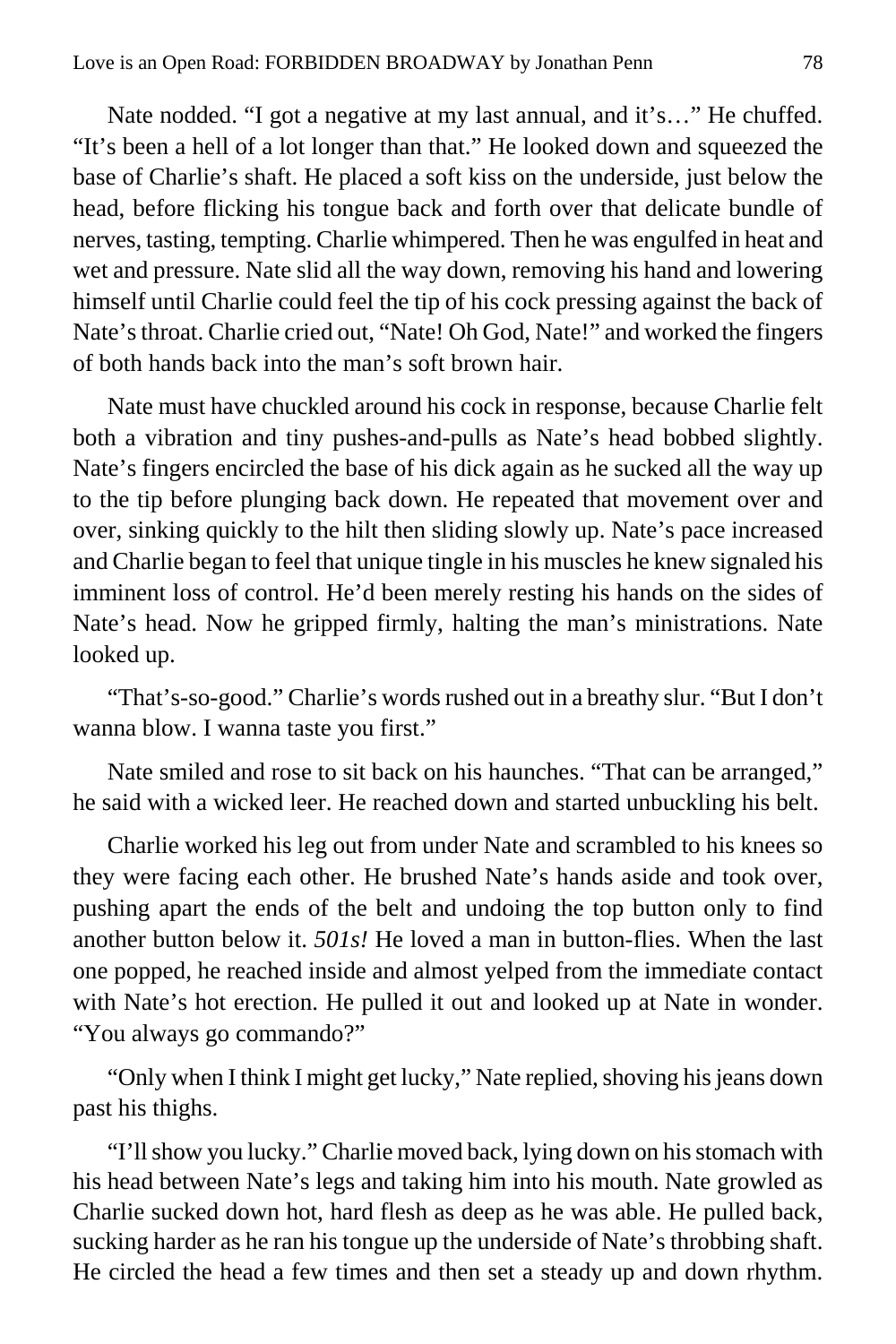Nate nodded. "I got a negative at my last annual, and it's…" He chuffed. "It's been a hell of a lot longer than that." He looked down and squeezed the base of Charlie's shaft. He placed a soft kiss on the underside, just below the head, before flicking his tongue back and forth over that delicate bundle of nerves, tasting, tempting. Charlie whimpered. Then he was engulfed in heat and wet and pressure. Nate slid all the way down, removing his hand and lowering himself until Charlie could feel the tip of his cock pressing against the back of Nate's throat. Charlie cried out, "Nate! Oh God, Nate!" and worked the fingers of both hands back into the man's soft brown hair.

Nate must have chuckled around his cock in response, because Charlie felt both a vibration and tiny pushes-and-pulls as Nate's head bobbed slightly. Nate's fingers encircled the base of his dick again as he sucked all the way up to the tip before plunging back down. He repeated that movement over and over, sinking quickly to the hilt then sliding slowly up. Nate's pace increased and Charlie began to feel that unique tingle in his muscles he knew signaled his imminent loss of control. He'd been merely resting his hands on the sides of Nate's head. Now he gripped firmly, halting the man's ministrations. Nate looked up.

"That's-so-good." Charlie's words rushed out in a breathy slur. "But I don't wanna blow. I wanna taste you first."

Nate smiled and rose to sit back on his haunches. "That can be arranged," he said with a wicked leer. He reached down and started unbuckling his belt.

Charlie worked his leg out from under Nate and scrambled to his knees so they were facing each other. He brushed Nate's hands aside and took over, pushing apart the ends of the belt and undoing the top button only to find another button below it. *501s!* He loved a man in button-flies. When the last one popped, he reached inside and almost yelped from the immediate contact with Nate's hot erection. He pulled it out and looked up at Nate in wonder. "You always go commando?"

"Only when I think I might get lucky," Nate replied, shoving his jeans down past his thighs.

"I'll show you lucky." Charlie moved back, lying down on his stomach with his head between Nate's legs and taking him into his mouth. Nate growled as Charlie sucked down hot, hard flesh as deep as he was able. He pulled back, sucking harder as he ran his tongue up the underside of Nate's throbbing shaft. He circled the head a few times and then set a steady up and down rhythm.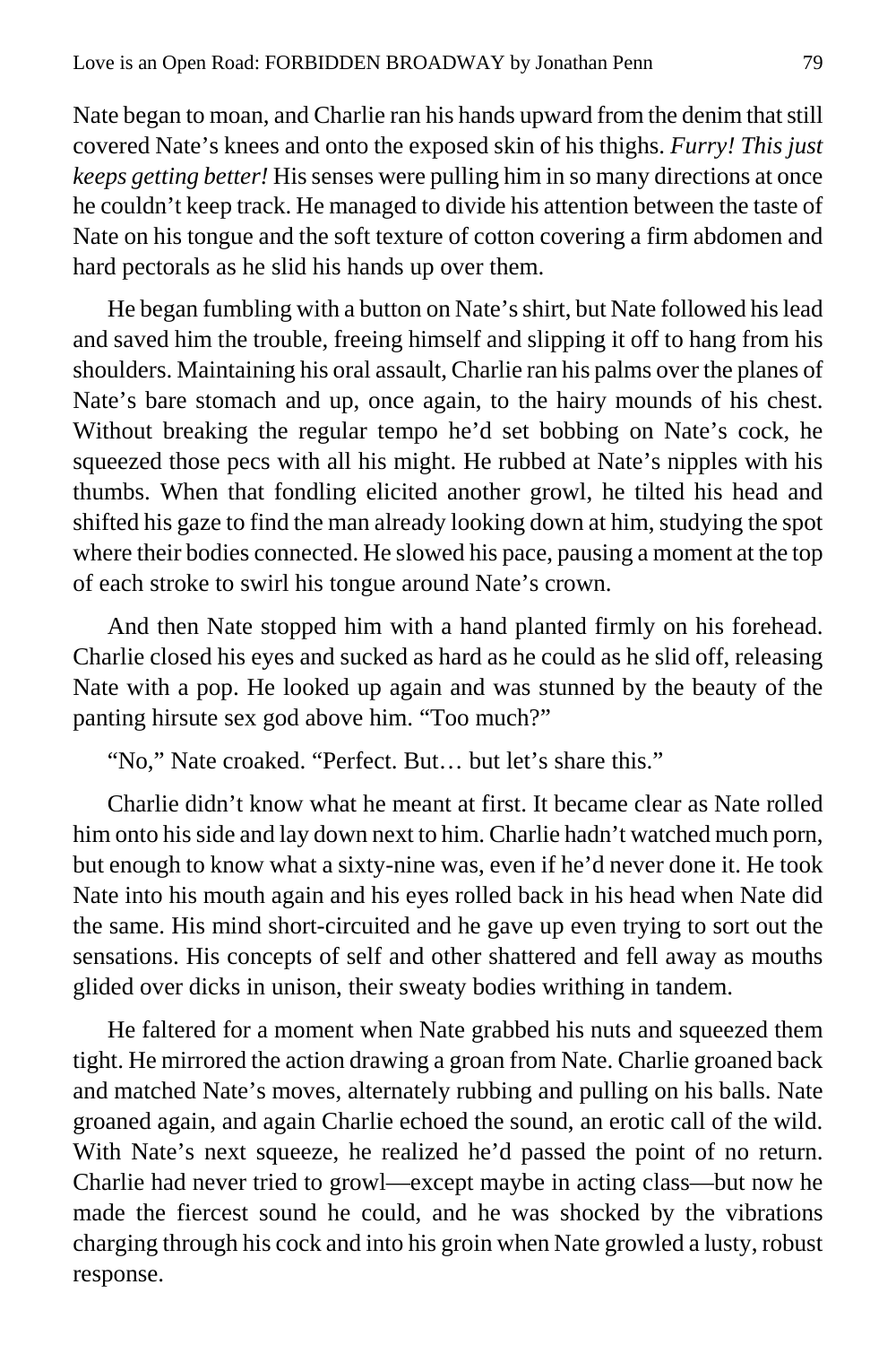Nate began to moan, and Charlie ran his hands upward from the denim that still covered Nate's knees and onto the exposed skin of his thighs. *Furry! This just keeps getting better!* His senses were pulling him in so many directions at once he couldn't keep track. He managed to divide his attention between the taste of Nate on his tongue and the soft texture of cotton covering a firm abdomen and hard pectorals as he slid his hands up over them.

He began fumbling with a button on Nate's shirt, but Nate followed his lead and saved him the trouble, freeing himself and slipping it off to hang from his shoulders. Maintaining his oral assault, Charlie ran his palms over the planes of Nate's bare stomach and up, once again, to the hairy mounds of his chest. Without breaking the regular tempo he'd set bobbing on Nate's cock, he squeezed those pecs with all his might. He rubbed at Nate's nipples with his thumbs. When that fondling elicited another growl, he tilted his head and shifted his gaze to find the man already looking down at him, studying the spot where their bodies connected. He slowed his pace, pausing a moment at the top of each stroke to swirl his tongue around Nate's crown.

And then Nate stopped him with a hand planted firmly on his forehead. Charlie closed his eyes and sucked as hard as he could as he slid off, releasing Nate with a pop. He looked up again and was stunned by the beauty of the panting hirsute sex god above him. "Too much?"

"No," Nate croaked. "Perfect. But… but let's share this."

Charlie didn't know what he meant at first. It became clear as Nate rolled him onto his side and lay down next to him. Charlie hadn't watched much porn, but enough to know what a sixty-nine was, even if he'd never done it. He took Nate into his mouth again and his eyes rolled back in his head when Nate did the same. His mind short-circuited and he gave up even trying to sort out the sensations. His concepts of self and other shattered and fell away as mouths glided over dicks in unison, their sweaty bodies writhing in tandem.

He faltered for a moment when Nate grabbed his nuts and squeezed them tight. He mirrored the action drawing a groan from Nate. Charlie groaned back and matched Nate's moves, alternately rubbing and pulling on his balls. Nate groaned again, and again Charlie echoed the sound, an erotic call of the wild. With Nate's next squeeze, he realized he'd passed the point of no return. Charlie had never tried to growl—except maybe in acting class—but now he made the fiercest sound he could, and he was shocked by the vibrations charging through his cock and into his groin when Nate growled a lusty, robust response.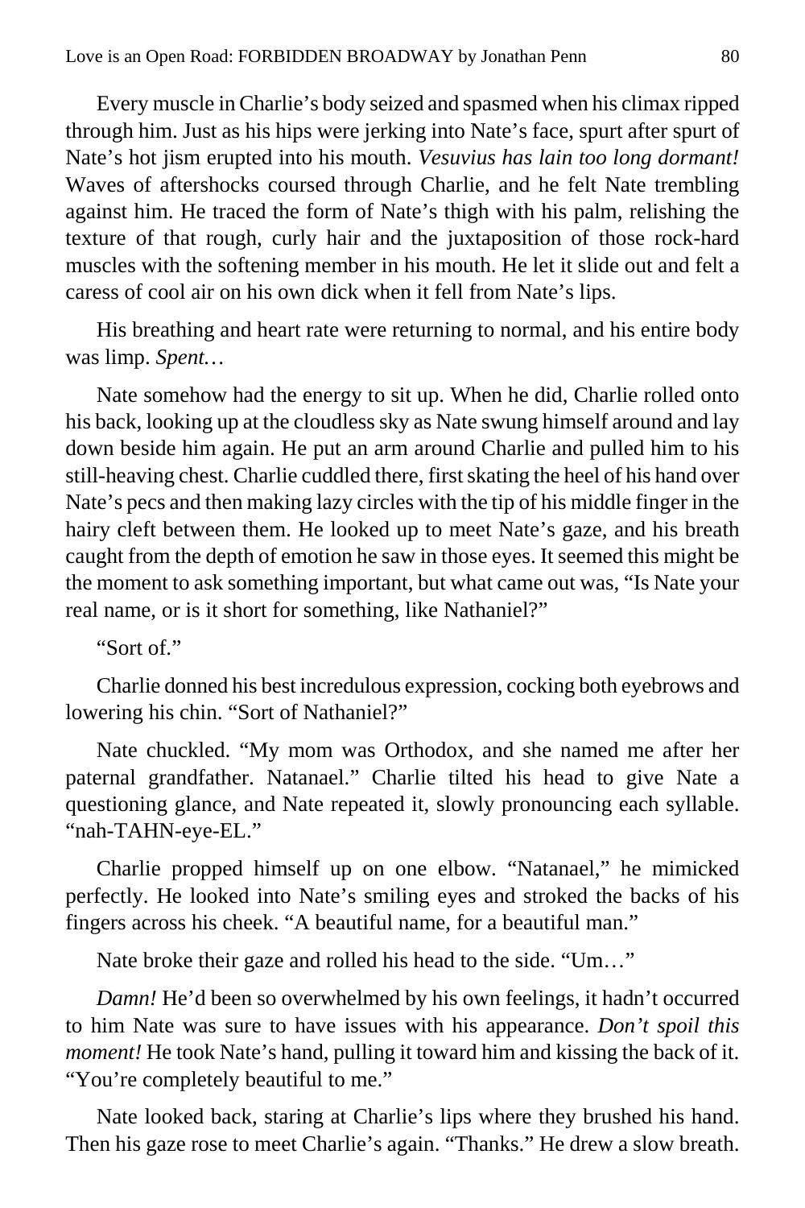Every muscle in Charlie's body seized and spasmed when his climax ripped through him. Just as his hips were jerking into Nate's face, spurt after spurt of Nate's hot jism erupted into his mouth. *Vesuvius has lain too long dormant!* Waves of aftershocks coursed through Charlie, and he felt Nate trembling against him. He traced the form of Nate's thigh with his palm, relishing the texture of that rough, curly hair and the juxtaposition of those rock-hard muscles with the softening member in his mouth. He let it slide out and felt a caress of cool air on his own dick when it fell from Nate's lips.

His breathing and heart rate were returning to normal, and his entire body was limp. *Spent…*

Nate somehow had the energy to sit up. When he did, Charlie rolled onto his back, looking up at the cloudless sky as Nate swung himself around and lay down beside him again. He put an arm around Charlie and pulled him to his still-heaving chest. Charlie cuddled there, first skating the heel of his hand over Nate's pecs and then making lazy circles with the tip of his middle finger in the hairy cleft between them. He looked up to meet Nate's gaze, and his breath caught from the depth of emotion he saw in those eyes. It seemed this might be the moment to ask something important, but what came out was, "Is Nate your real name, or is it short for something, like Nathaniel?"

"Sort of."

Charlie donned his best incredulous expression, cocking both eyebrows and lowering his chin. "Sort of Nathaniel?"

Nate chuckled. "My mom was Orthodox, and she named me after her paternal grandfather. Natanael." Charlie tilted his head to give Nate a questioning glance, and Nate repeated it, slowly pronouncing each syllable. "nah-TAHN-eye-EL."

Charlie propped himself up on one elbow. "Natanael," he mimicked perfectly. He looked into Nate's smiling eyes and stroked the backs of his fingers across his cheek. "A beautiful name, for a beautiful man."

Nate broke their gaze and rolled his head to the side. "Um…"

*Damn!* He'd been so overwhelmed by his own feelings, it hadn't occurred to him Nate was sure to have issues with his appearance. *Don't spoil this moment!* He took Nate's hand, pulling it toward him and kissing the back of it. "You're completely beautiful to me."

Nate looked back, staring at Charlie's lips where they brushed his hand. Then his gaze rose to meet Charlie's again. "Thanks." He drew a slow breath.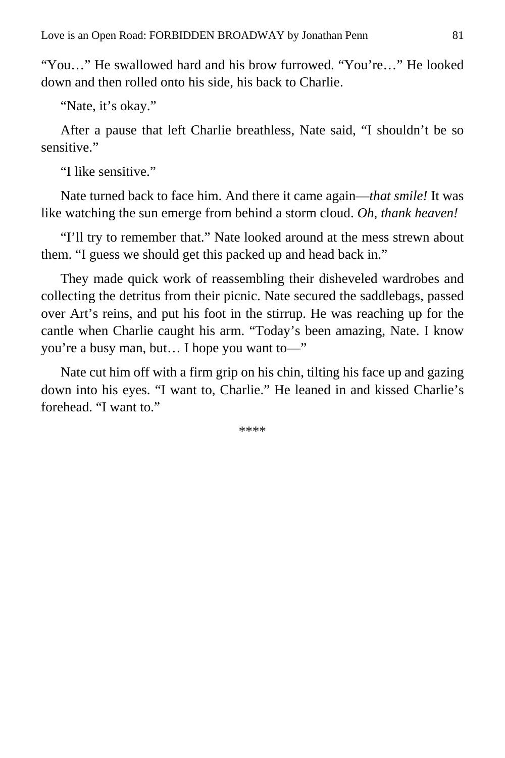"You…" He swallowed hard and his brow furrowed. "You're…" He looked down and then rolled onto his side, his back to Charlie.

"Nate, it's okay."

After a pause that left Charlie breathless, Nate said, "I shouldn't be so sensitive."

"I like sensitive."

Nate turned back to face him. And there it came again—*that smile!* It was like watching the sun emerge from behind a storm cloud. *Oh, thank heaven!*

"I'll try to remember that." Nate looked around at the mess strewn about them. "I guess we should get this packed up and head back in."

They made quick work of reassembling their disheveled wardrobes and collecting the detritus from their picnic. Nate secured the saddlebags, passed over Art's reins, and put his foot in the stirrup. He was reaching up for the cantle when Charlie caught his arm. "Today's been amazing, Nate. I know you're a busy man, but… I hope you want to—"

Nate cut him off with a firm grip on his chin, tilting his face up and gazing down into his eyes. "I want to, Charlie." He leaned in and kissed Charlie's forehead. "I want to."

****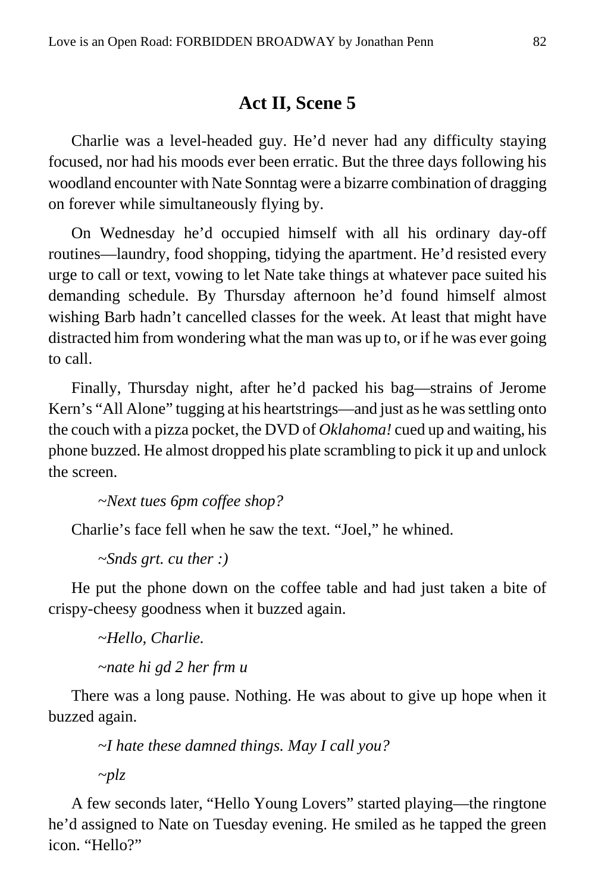## Act II, Scene 5

Charlie was a level-headed guy. He'd never had any difficulty staying focused, nor had his moods ever been erratic. But the three days following his woodland encounter with Nate Sonntag were a bizarre combination of dragging on forever while simultaneously flying by.

On Wednesday he'd occupied himself with all his ordinary day-off routines—laundry, food shopping, tidying the apartment. He'd resisted every urge to call or text, vowing to let Nate take things at whatever pace suited his demanding schedule. By Thursday afternoon he'd found himself almost wishing Barb hadn't cancelled classes for the week. At least that might have distracted him from wondering what the man was up to, or if he was ever going to call.

Finally, Thursday night, after he'd packed his bag—strains of Jerome Kern's "All Alone" tugging at his heartstrings—and just as he was settling onto the couch with a pizza pocket, the DVD of *Oklahoma!* cued up and waiting, his phone buzzed. He almost dropped his plate scrambling to pick it up and unlock the screen.

> *~Next tues 6pm coffee shop?*

Charlie's face fell when he saw the text. "Joel," he whined.

> *~Snds grt. cu ther :)*

He put the phone down on the coffee table and had just taken a bite of crispy-cheesy goodness when it buzzed again.

> *~Hello, Charlie.*
>
> *~nate hi gd 2 her frm u*

There was a long pause. Nothing. He was about to give up hope when it buzzed again.

> *~I hate these damned things. May I call you?*
>
> *~plz*

A few seconds later, "Hello Young Lovers" started playing—the ringtone he'd assigned to Nate on Tuesday evening. He smiled as he tapped the green icon. "Hello?"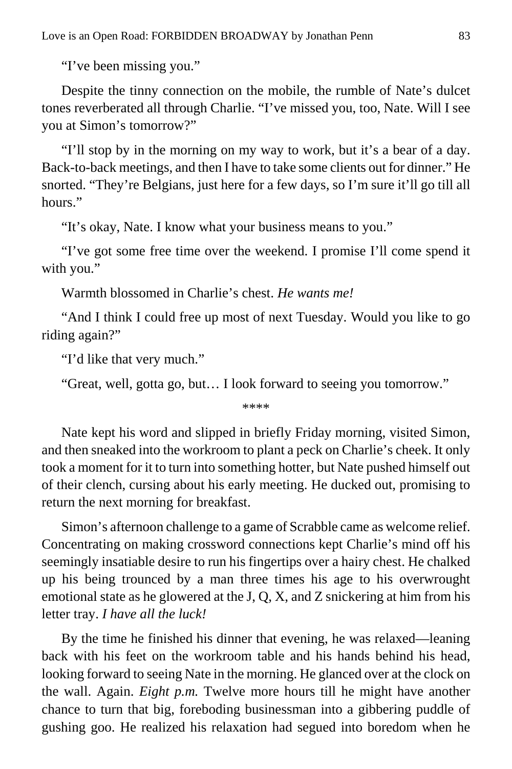"I've been missing you."

Despite the tinny connection on the mobile, the rumble of Nate's dulcet tones reverberated all through Charlie. "I've missed you, too, Nate. Will I see you at Simon's tomorrow?"

"I'll stop by in the morning on my way to work, but it's a bear of a day. Back-to-back meetings, and then I have to take some clients out for dinner." He snorted. "They're Belgians, just here for a few days, so I'm sure it'll go till all hours."

"It's okay, Nate. I know what your business means to you."

"I've got some free time over the weekend. I promise I'll come spend it with you."

Warmth blossomed in Charlie's chest. *He wants me!*

"And I think I could free up most of next Tuesday. Would you like to go riding again?"

"I'd like that very much."

"Great, well, gotta go, but… I look forward to seeing you tomorrow."

****

Nate kept his word and slipped in briefly Friday morning, visited Simon, and then sneaked into the workroom to plant a peck on Charlie's cheek. It only took a moment for it to turn into something hotter, but Nate pushed himself out of their clench, cursing about his early meeting. He ducked out, promising to return the next morning for breakfast.

Simon's afternoon challenge to a game of Scrabble came as welcome relief. Concentrating on making crossword connections kept Charlie's mind off his seemingly insatiable desire to run his fingertips over a hairy chest. He chalked up his being trounced by a man three times his age to his overwrought emotional state as he glowered at the J, Q, X, and Z snickering at him from his letter tray. *I have all the luck!*

By the time he finished his dinner that evening, he was relaxed—leaning back with his feet on the workroom table and his hands behind his head, looking forward to seeing Nate in the morning. He glanced over at the clock on the wall. Again. *Eight p.m.* Twelve more hours till he might have another chance to turn that big, foreboding businessman into a gibbering puddle of gushing goo. He realized his relaxation had segued into boredom when he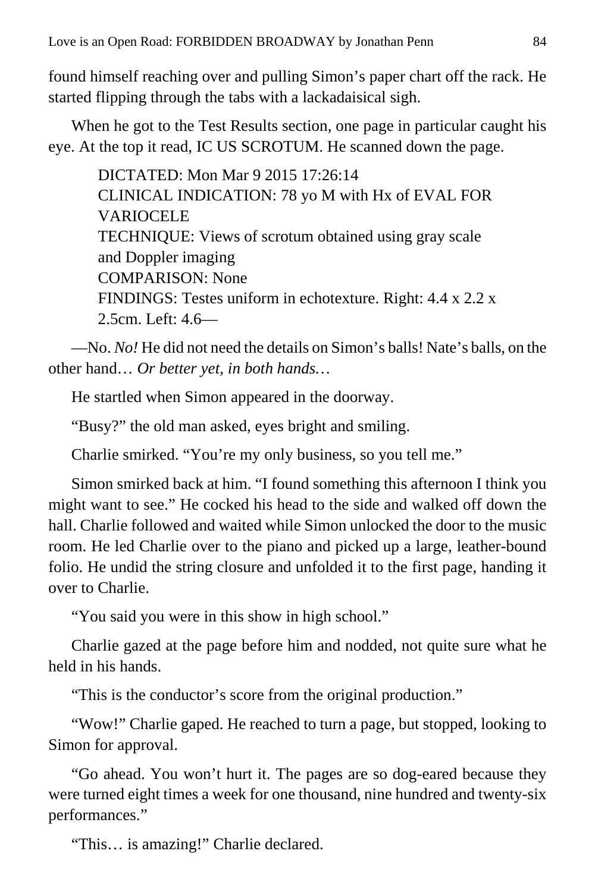found himself reaching over and pulling Simon's paper chart off the rack. He started flipping through the tabs with a lackadaisical sigh.

When he got to the Test Results section, one page in particular caught his eye. At the top it read, IC US SCROTUM. He scanned down the page.

> DICTATED: Mon Mar 9 2015 17:26:14
> CLINICAL INDICATION: 78 yo M with Hx of EVAL FOR VARIOCELE
> TECHNIQUE: Views of scrotum obtained using gray scale and Doppler imaging
> COMPARISON: None
> FINDINGS: Testes uniform in echotexture. Right: 4.4 x 2.2 x 2.5cm. Left: 4.6—

—No. *No!* He did not need the details on Simon's balls! Nate's balls, on the other hand… *Or better yet, in both hands…*

He startled when Simon appeared in the doorway.

"Busy?" the old man asked, eyes bright and smiling.

Charlie smirked. "You're my only business, so you tell me."

Simon smirked back at him. "I found something this afternoon I think you might want to see." He cocked his head to the side and walked off down the hall. Charlie followed and waited while Simon unlocked the door to the music room. He led Charlie over to the piano and picked up a large, leather-bound folio. He undid the string closure and unfolded it to the first page, handing it over to Charlie.

"You said you were in this show in high school."

Charlie gazed at the page before him and nodded, not quite sure what he held in his hands.

"This is the conductor's score from the original production."

"Wow!" Charlie gaped. He reached to turn a page, but stopped, looking to Simon for approval.

"Go ahead. You won't hurt it. The pages are so dog-eared because they were turned eight times a week for one thousand, nine hundred and twenty-six performances."

"This… is amazing!" Charlie declared.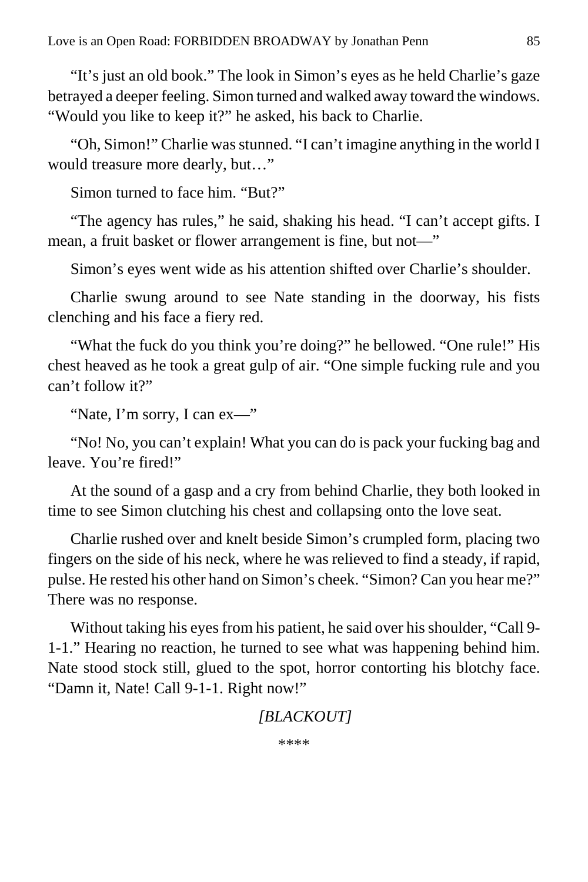"It's just an old book." The look in Simon's eyes as he held Charlie's gaze betrayed a deeper feeling. Simon turned and walked away toward the windows. "Would you like to keep it?" he asked, his back to Charlie.

"Oh, Simon!" Charlie was stunned. "I can't imagine anything in the world I would treasure more dearly, but…"

Simon turned to face him. "But?"

"The agency has rules," he said, shaking his head. "I can't accept gifts. I mean, a fruit basket or flower arrangement is fine, but not—"

Simon's eyes went wide as his attention shifted over Charlie's shoulder.

Charlie swung around to see Nate standing in the doorway, his fists clenching and his face a fiery red.

"What the fuck do you think you're doing?" he bellowed. "One rule!" His chest heaved as he took a great gulp of air. "One simple fucking rule and you can't follow it?"

"Nate, I'm sorry, I can ex—"

"No! No, you can't explain! What you can do is pack your fucking bag and leave. You're fired!"

At the sound of a gasp and a cry from behind Charlie, they both looked in time to see Simon clutching his chest and collapsing onto the love seat.

Charlie rushed over and knelt beside Simon's crumpled form, placing two fingers on the side of his neck, where he was relieved to find a steady, if rapid, pulse. He rested his other hand on Simon's cheek. "Simon? Can you hear me?" There was no response.

Without taking his eyes from his patient, he said over his shoulder, "Call 9-1-1." Hearing no reaction, he turned to see what was happening behind him. Nate stood stock still, glued to the spot, horror contorting his blotchy face. "Damn it, Nate! Call 9-1-1. Right now!"

*[BLACKOUT]*

****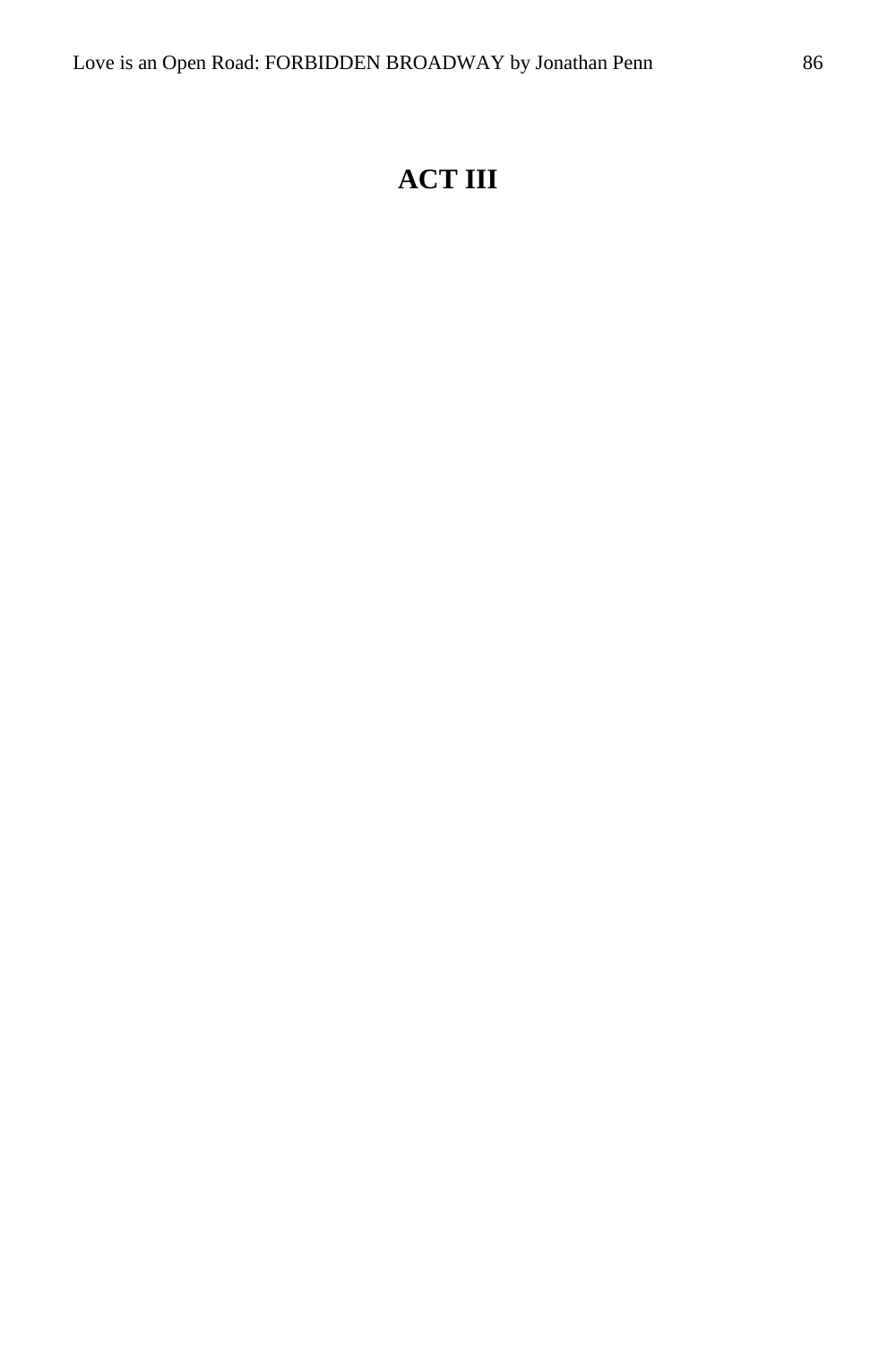# ACT III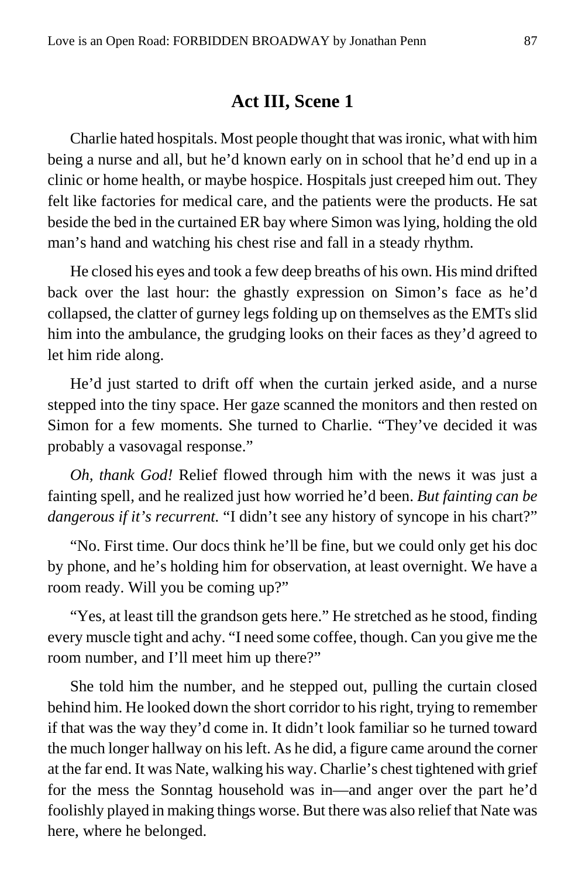## Act III, Scene 1

Charlie hated hospitals. Most people thought that was ironic, what with him being a nurse and all, but he'd known early on in school that he'd end up in a clinic or home health, or maybe hospice. Hospitals just creeped him out. They felt like factories for medical care, and the patients were the products. He sat beside the bed in the curtained ER bay where Simon was lying, holding the old man's hand and watching his chest rise and fall in a steady rhythm.

He closed his eyes and took a few deep breaths of his own. His mind drifted back over the last hour: the ghastly expression on Simon's face as he'd collapsed, the clatter of gurney legs folding up on themselves as the EMTs slid him into the ambulance, the grudging looks on their faces as they'd agreed to let him ride along.

He'd just started to drift off when the curtain jerked aside, and a nurse stepped into the tiny space. Her gaze scanned the monitors and then rested on Simon for a few moments. She turned to Charlie. "They've decided it was probably a vasovagal response."

*Oh, thank God!* Relief flowed through him with the news it was just a fainting spell, and he realized just how worried he'd been. *But fainting can be dangerous if it's recurrent.* "I didn't see any history of syncope in his chart?"

"No. First time. Our docs think he'll be fine, but we could only get his doc by phone, and he's holding him for observation, at least overnight. We have a room ready. Will you be coming up?"

"Yes, at least till the grandson gets here." He stretched as he stood, finding every muscle tight and achy. "I need some coffee, though. Can you give me the room number, and I'll meet him up there?"

She told him the number, and he stepped out, pulling the curtain closed behind him. He looked down the short corridor to his right, trying to remember if that was the way they'd come in. It didn't look familiar so he turned toward the much longer hallway on his left. As he did, a figure came around the corner at the far end. It was Nate, walking his way. Charlie's chest tightened with grief for the mess the Sonntag household was in—and anger over the part he'd foolishly played in making things worse. But there was also relief that Nate was here, where he belonged.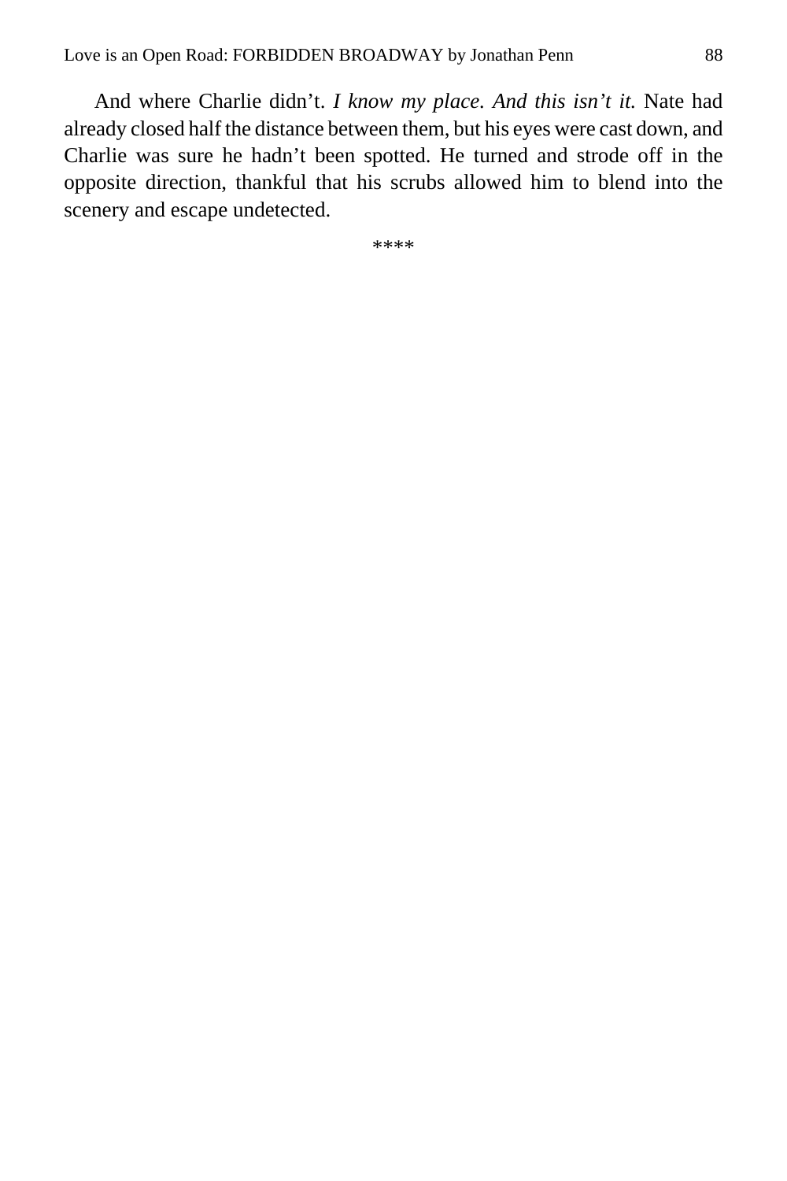And where Charlie didn't. *I know my place. And this isn't it.* Nate had already closed half the distance between them, but his eyes were cast down, and Charlie was sure he hadn't been spotted. He turned and strode off in the opposite direction, thankful that his scrubs allowed him to blend into the scenery and escape undetected.

****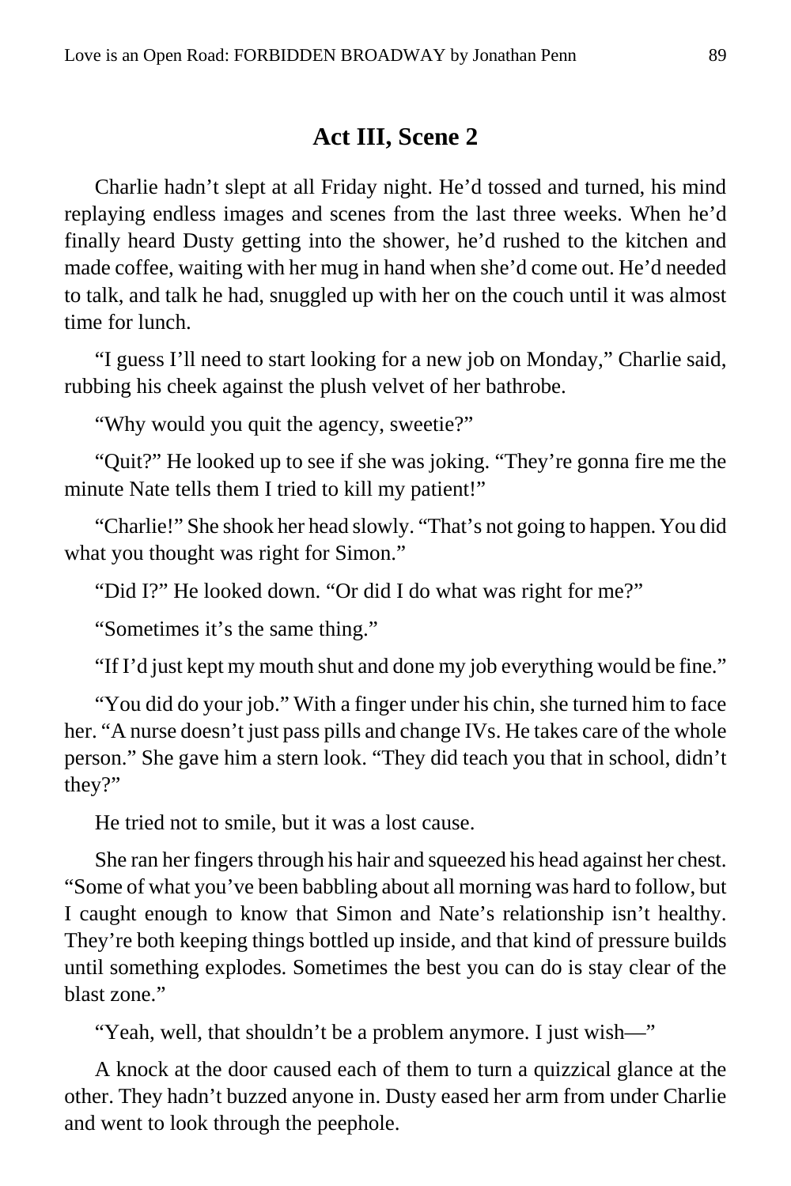## Act III, Scene 2

Charlie hadn't slept at all Friday night. He'd tossed and turned, his mind replaying endless images and scenes from the last three weeks. When he'd finally heard Dusty getting into the shower, he'd rushed to the kitchen and made coffee, waiting with her mug in hand when she'd come out. He'd needed to talk, and talk he had, snuggled up with her on the couch until it was almost time for lunch.

"I guess I'll need to start looking for a new job on Monday," Charlie said, rubbing his cheek against the plush velvet of her bathrobe.

"Why would you quit the agency, sweetie?"

"Quit?" He looked up to see if she was joking. "They're gonna fire me the minute Nate tells them I tried to kill my patient!"

"Charlie!" She shook her head slowly. "That's not going to happen. You did what you thought was right for Simon."

"Did I?" He looked down. "Or did I do what was right for me?"

"Sometimes it's the same thing."

"If I'd just kept my mouth shut and done my job everything would be fine."

"You did do your job." With a finger under his chin, she turned him to face her. "A nurse doesn't just pass pills and change IVs. He takes care of the whole person." She gave him a stern look. "They did teach you that in school, didn't they?"

He tried not to smile, but it was a lost cause.

She ran her fingers through his hair and squeezed his head against her chest. "Some of what you've been babbling about all morning was hard to follow, but I caught enough to know that Simon and Nate's relationship isn't healthy. They're both keeping things bottled up inside, and that kind of pressure builds until something explodes. Sometimes the best you can do is stay clear of the blast zone."

"Yeah, well, that shouldn't be a problem anymore. I just wish—"

A knock at the door caused each of them to turn a quizzical glance at the other. They hadn't buzzed anyone in. Dusty eased her arm from under Charlie and went to look through the peephole.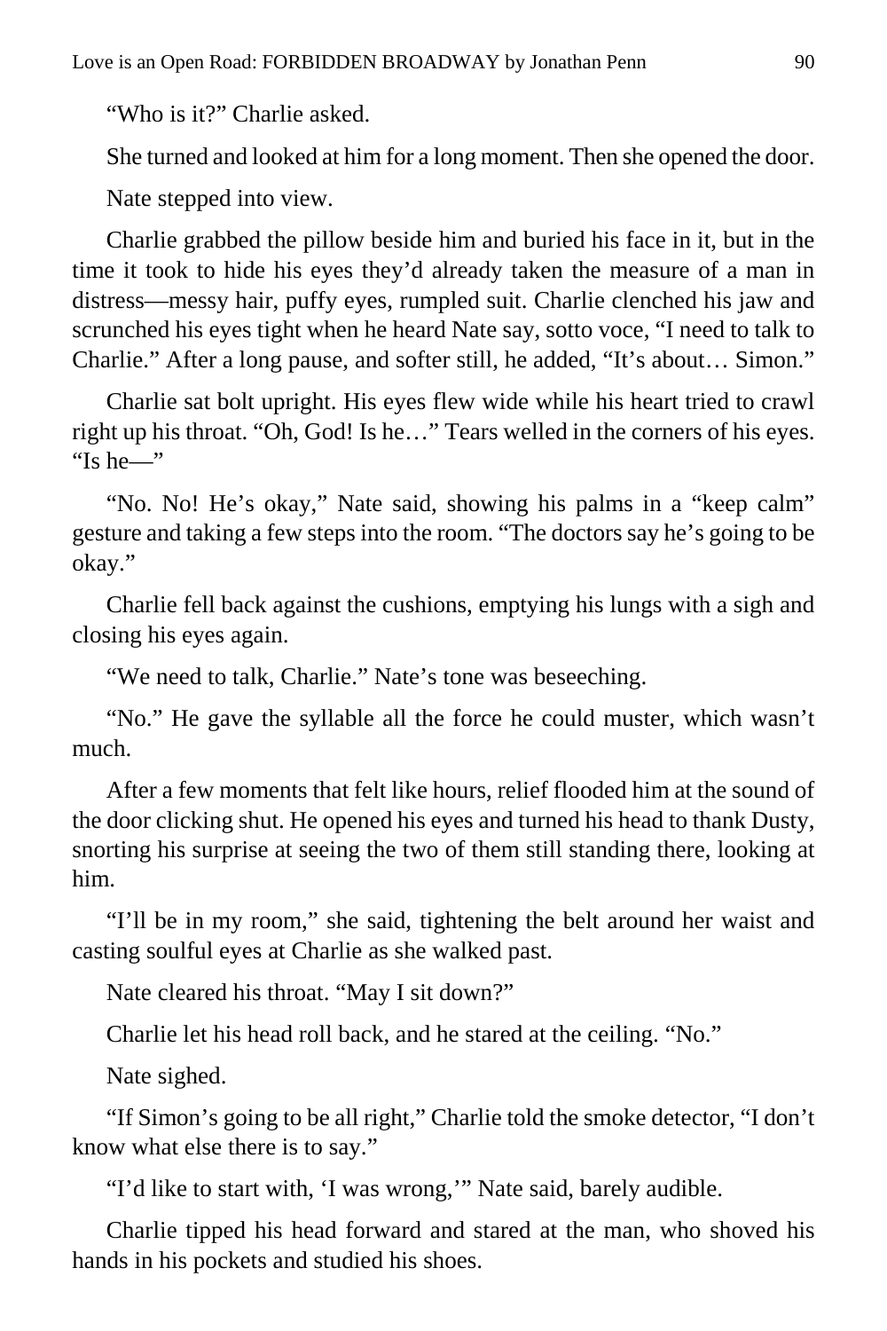"Who is it?" Charlie asked.

She turned and looked at him for a long moment. Then she opened the door.

Nate stepped into view.

Charlie grabbed the pillow beside him and buried his face in it, but in the time it took to hide his eyes they'd already taken the measure of a man in distress—messy hair, puffy eyes, rumpled suit. Charlie clenched his jaw and scrunched his eyes tight when he heard Nate say, sotto voce, "I need to talk to Charlie." After a long pause, and softer still, he added, "It's about… Simon."

Charlie sat bolt upright. His eyes flew wide while his heart tried to crawl right up his throat. "Oh, God! Is he…" Tears welled in the corners of his eyes. "Is he—"

"No. No! He's okay," Nate said, showing his palms in a "keep calm" gesture and taking a few steps into the room. "The doctors say he's going to be okay."

Charlie fell back against the cushions, emptying his lungs with a sigh and closing his eyes again.

"We need to talk, Charlie." Nate's tone was beseeching.

"No." He gave the syllable all the force he could muster, which wasn't much.

After a few moments that felt like hours, relief flooded him at the sound of the door clicking shut. He opened his eyes and turned his head to thank Dusty, snorting his surprise at seeing the two of them still standing there, looking at him.

"I'll be in my room," she said, tightening the belt around her waist and casting soulful eyes at Charlie as she walked past.

Nate cleared his throat. "May I sit down?"

Charlie let his head roll back, and he stared at the ceiling. "No."

Nate sighed.

"If Simon's going to be all right," Charlie told the smoke detector, "I don't know what else there is to say."

"I'd like to start with, 'I was wrong,'" Nate said, barely audible.

Charlie tipped his head forward and stared at the man, who shoved his hands in his pockets and studied his shoes.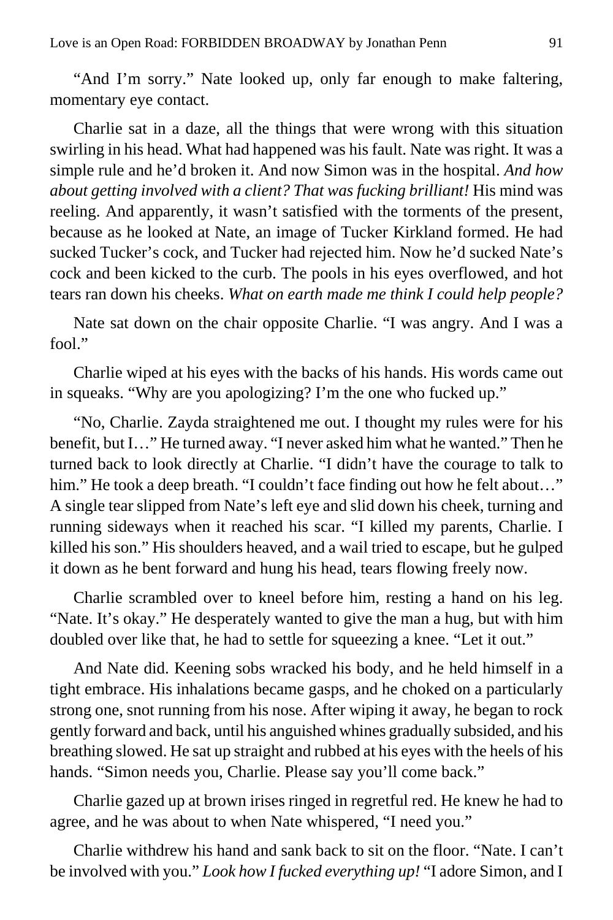"And I'm sorry." Nate looked up, only far enough to make faltering, momentary eye contact.

Charlie sat in a daze, all the things that were wrong with this situation swirling in his head. What had happened was his fault. Nate was right. It was a simple rule and he'd broken it. And now Simon was in the hospital. *And how about getting involved with a client? That was fucking brilliant!* His mind was reeling. And apparently, it wasn't satisfied with the torments of the present, because as he looked at Nate, an image of Tucker Kirkland formed. He had sucked Tucker's cock, and Tucker had rejected him. Now he'd sucked Nate's cock and been kicked to the curb. The pools in his eyes overflowed, and hot tears ran down his cheeks. *What on earth made me think I could help people?*

Nate sat down on the chair opposite Charlie. "I was angry. And I was a fool."

Charlie wiped at his eyes with the backs of his hands. His words came out in squeaks. "Why are you apologizing? I'm the one who fucked up."

"No, Charlie. Zayda straightened me out. I thought my rules were for his benefit, but I…" He turned away. "I never asked him what he wanted." Then he turned back to look directly at Charlie. "I didn't have the courage to talk to him." He took a deep breath. "I couldn't face finding out how he felt about…" A single tear slipped from Nate's left eye and slid down his cheek, turning and running sideways when it reached his scar. "I killed my parents, Charlie. I killed his son." His shoulders heaved, and a wail tried to escape, but he gulped it down as he bent forward and hung his head, tears flowing freely now.

Charlie scrambled over to kneel before him, resting a hand on his leg. "Nate. It's okay." He desperately wanted to give the man a hug, but with him doubled over like that, he had to settle for squeezing a knee. "Let it out."

And Nate did. Keening sobs wracked his body, and he held himself in a tight embrace. His inhalations became gasps, and he choked on a particularly strong one, snot running from his nose. After wiping it away, he began to rock gently forward and back, until his anguished whines gradually subsided, and his breathing slowed. He sat up straight and rubbed at his eyes with the heels of his hands. "Simon needs you, Charlie. Please say you'll come back."

Charlie gazed up at brown irises ringed in regretful red. He knew he had to agree, and he was about to when Nate whispered, "I need you."

Charlie withdrew his hand and sank back to sit on the floor. "Nate. I can't be involved with you." *Look how I fucked everything up!* "I adore Simon, and I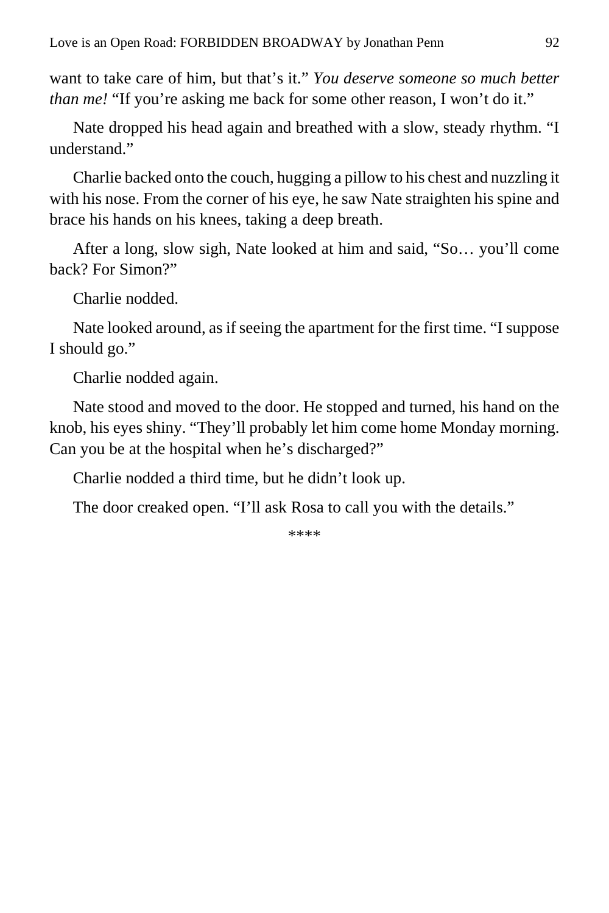want to take care of him, but that’s it.” *You deserve someone so much better than me!* “If you’re asking me back for some other reason, I won’t do it.”

Nate dropped his head again and breathed with a slow, steady rhythm. “I understand.”

Charlie backed onto the couch, hugging a pillow to his chest and nuzzling it with his nose. From the corner of his eye, he saw Nate straighten his spine and brace his hands on his knees, taking a deep breath.

After a long, slow sigh, Nate looked at him and said, “So… you’ll come back? For Simon?”

Charlie nodded.

Nate looked around, as if seeing the apartment for the first time. “I suppose I should go.”

Charlie nodded again.

Nate stood and moved to the door. He stopped and turned, his hand on the knob, his eyes shiny. “They’ll probably let him come home Monday morning. Can you be at the hospital when he’s discharged?”

Charlie nodded a third time, but he didn’t look up.

The door creaked open. “I’ll ask Rosa to call you with the details.”

****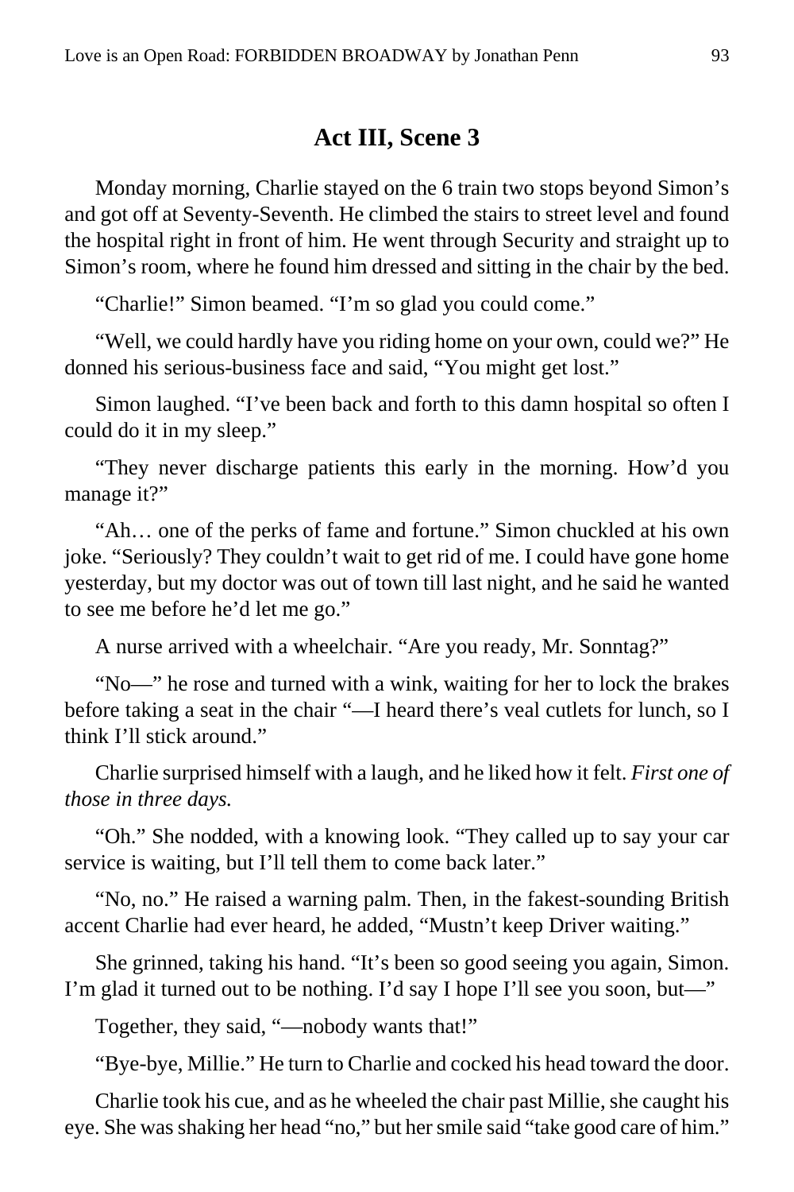## Act III, Scene 3

Monday morning, Charlie stayed on the 6 train two stops beyond Simon's and got off at Seventy-Seventh. He climbed the stairs to street level and found the hospital right in front of him. He went through Security and straight up to Simon's room, where he found him dressed and sitting in the chair by the bed.

"Charlie!" Simon beamed. "I'm so glad you could come."

"Well, we could hardly have you riding home on your own, could we?" He donned his serious-business face and said, "You might get lost."

Simon laughed. "I've been back and forth to this damn hospital so often I could do it in my sleep."

"They never discharge patients this early in the morning. How'd you manage it?"

"Ah… one of the perks of fame and fortune." Simon chuckled at his own joke. "Seriously? They couldn't wait to get rid of me. I could have gone home yesterday, but my doctor was out of town till last night, and he said he wanted to see me before he'd let me go."

A nurse arrived with a wheelchair. "Are you ready, Mr. Sonntag?"

"No—" he rose and turned with a wink, waiting for her to lock the brakes before taking a seat in the chair "—I heard there's veal cutlets for lunch, so I think I'll stick around."

Charlie surprised himself with a laugh, and he liked how it felt. *First one of those in three days.*

"Oh." She nodded, with a knowing look. "They called up to say your car service is waiting, but I'll tell them to come back later."

"No, no." He raised a warning palm. Then, in the fakest-sounding British accent Charlie had ever heard, he added, "Mustn't keep Driver waiting."

She grinned, taking his hand. "It's been so good seeing you again, Simon. I'm glad it turned out to be nothing. I'd say I hope I'll see you soon, but—"

Together, they said, "—nobody wants that!"

"Bye-bye, Millie." He turn to Charlie and cocked his head toward the door.

Charlie took his cue, and as he wheeled the chair past Millie, she caught his eye. She was shaking her head "no," but her smile said "take good care of him."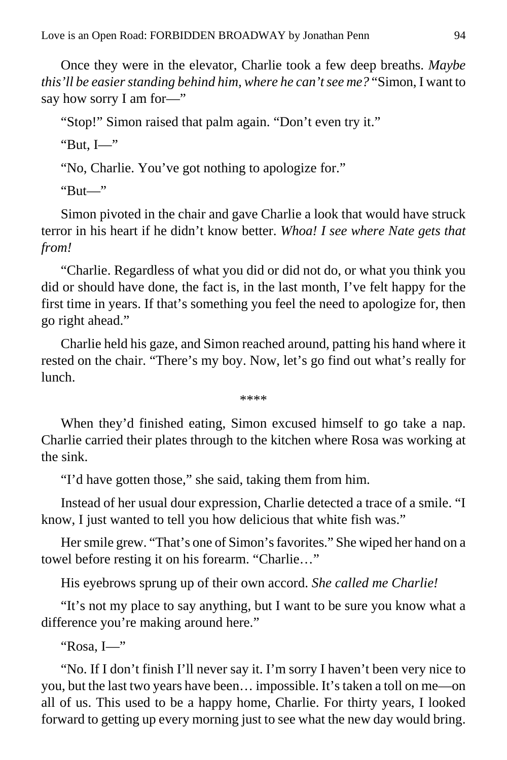Once they were in the elevator, Charlie took a few deep breaths. *Maybe this'll be easier standing behind him, where he can't see me?* "Simon, I want to say how sorry I am for—"

"Stop!" Simon raised that palm again. "Don't even try it."

"But, I—"

"No, Charlie. You've got nothing to apologize for."

"But—"

Simon pivoted in the chair and gave Charlie a look that would have struck terror in his heart if he didn't know better. *Whoa! I see where Nate gets that from!*

"Charlie. Regardless of what you did or did not do, or what you think you did or should have done, the fact is, in the last month, I've felt happy for the first time in years. If that's something you feel the need to apologize for, then go right ahead."

Charlie held his gaze, and Simon reached around, patting his hand where it rested on the chair. "There's my boy. Now, let's go find out what's really for lunch.

****

When they'd finished eating, Simon excused himself to go take a nap. Charlie carried their plates through to the kitchen where Rosa was working at the sink.

"I'd have gotten those," she said, taking them from him.

Instead of her usual dour expression, Charlie detected a trace of a smile. "I know, I just wanted to tell you how delicious that white fish was."

Her smile grew. "That's one of Simon's favorites." She wiped her hand on a towel before resting it on his forearm. "Charlie…"

His eyebrows sprung up of their own accord. *She called me Charlie!*

"It's not my place to say anything, but I want to be sure you know what a difference you're making around here."

"Rosa, I—"

"No. If I don't finish I'll never say it. I'm sorry I haven't been very nice to you, but the last two years have been… impossible. It's taken a toll on me—on all of us. This used to be a happy home, Charlie. For thirty years, I looked forward to getting up every morning just to see what the new day would bring.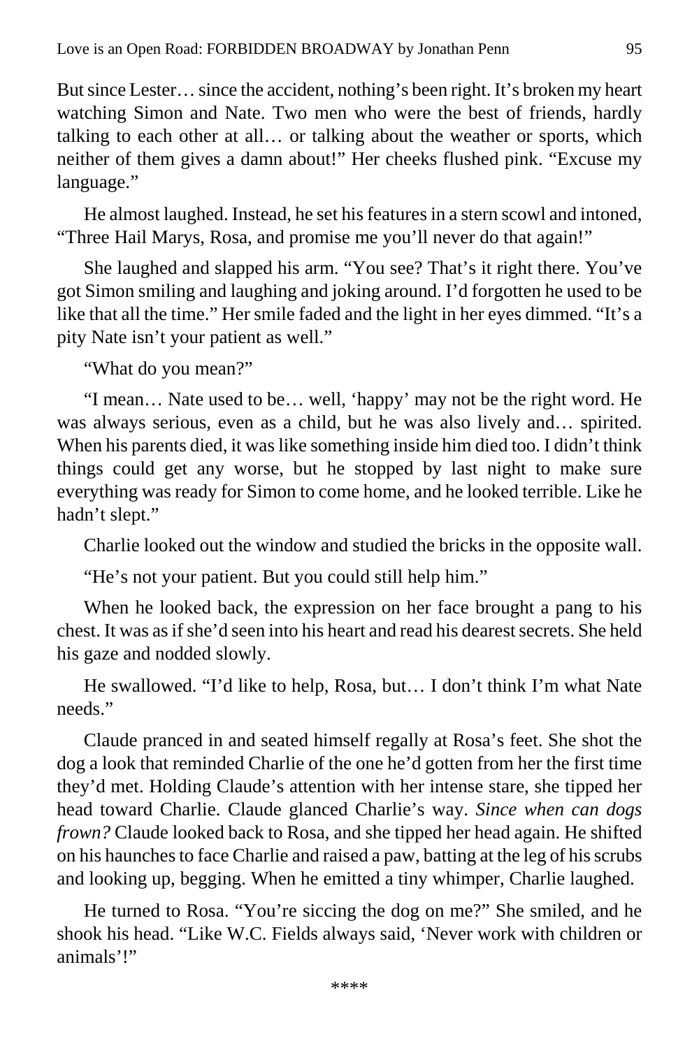But since Lester… since the accident, nothing's been right. It's broken my heart watching Simon and Nate. Two men who were the best of friends, hardly talking to each other at all… or talking about the weather or sports, which neither of them gives a damn about!" Her cheeks flushed pink. "Excuse my language."

He almost laughed. Instead, he set his features in a stern scowl and intoned, "Three Hail Marys, Rosa, and promise me you'll never do that again!"

She laughed and slapped his arm. "You see? That's it right there. You've got Simon smiling and laughing and joking around. I'd forgotten he used to be like that all the time." Her smile faded and the light in her eyes dimmed. "It's a pity Nate isn't your patient as well."

"What do you mean?"

"I mean… Nate used to be… well, 'happy' may not be the right word. He was always serious, even as a child, but he was also lively and… spirited. When his parents died, it was like something inside him died too. I didn't think things could get any worse, but he stopped by last night to make sure everything was ready for Simon to come home, and he looked terrible. Like he hadn't slept."

Charlie looked out the window and studied the bricks in the opposite wall.

"He's not your patient. But you could still help him."

When he looked back, the expression on her face brought a pang to his chest. It was as if she'd seen into his heart and read his dearest secrets. She held his gaze and nodded slowly.

He swallowed. "I'd like to help, Rosa, but… I don't think I'm what Nate needs."

Claude pranced in and seated himself regally at Rosa's feet. She shot the dog a look that reminded Charlie of the one he'd gotten from her the first time they'd met. Holding Claude's attention with her intense stare, she tipped her head toward Charlie. Claude glanced Charlie's way. *Since when can dogs frown?* Claude looked back to Rosa, and she tipped her head again. He shifted on his haunches to face Charlie and raised a paw, batting at the leg of his scrubs and looking up, begging. When he emitted a tiny whimper, Charlie laughed.

He turned to Rosa. "You're siccing the dog on me?" She smiled, and he shook his head. "Like W.C. Fields always said, 'Never work with children or animals'!"

****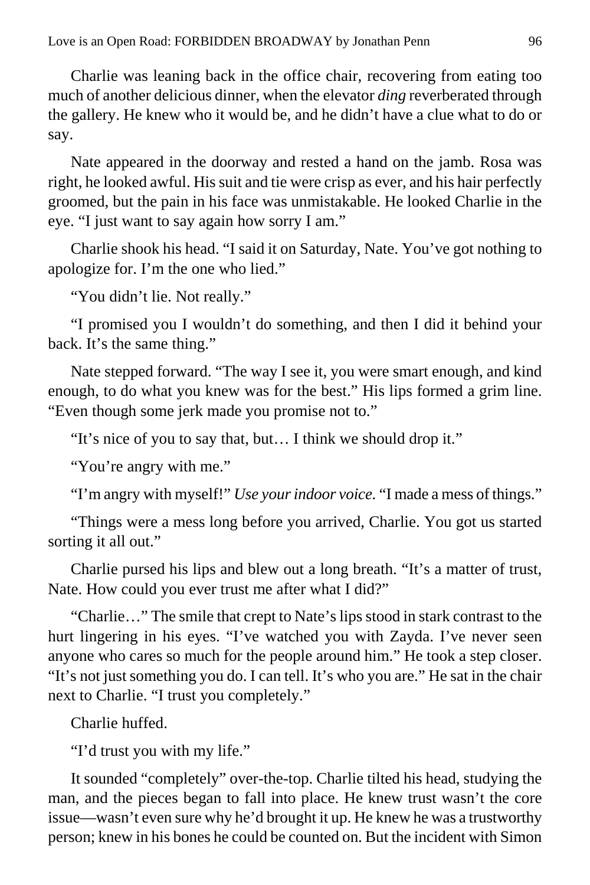Charlie was leaning back in the office chair, recovering from eating too much of another delicious dinner, when the elevator *ding* reverberated through the gallery. He knew who it would be, and he didn't have a clue what to do or say.

Nate appeared in the doorway and rested a hand on the jamb. Rosa was right, he looked awful. His suit and tie were crisp as ever, and his hair perfectly groomed, but the pain in his face was unmistakable. He looked Charlie in the eye. "I just want to say again how sorry I am."

Charlie shook his head. "I said it on Saturday, Nate. You've got nothing to apologize for. I'm the one who lied."

"You didn't lie. Not really."

"I promised you I wouldn't do something, and then I did it behind your back. It's the same thing."

Nate stepped forward. "The way I see it, you were smart enough, and kind enough, to do what you knew was for the best." His lips formed a grim line. "Even though some jerk made you promise not to."

"It's nice of you to say that, but… I think we should drop it."

"You're angry with me."

"I'm angry with myself!" *Use your indoor voice.* "I made a mess of things."

"Things were a mess long before you arrived, Charlie. You got us started sorting it all out."

Charlie pursed his lips and blew out a long breath. "It's a matter of trust, Nate. How could you ever trust me after what I did?"

"Charlie…" The smile that crept to Nate's lips stood in stark contrast to the hurt lingering in his eyes. "I've watched you with Zayda. I've never seen anyone who cares so much for the people around him." He took a step closer. "It's not just something you do. I can tell. It's who you are." He sat in the chair next to Charlie. "I trust you completely."

Charlie huffed.

"I'd trust you with my life."

It sounded "completely" over-the-top. Charlie tilted his head, studying the man, and the pieces began to fall into place. He knew trust wasn't the core issue—wasn't even sure why he'd brought it up. He knew he was a trustworthy person; knew in his bones he could be counted on. But the incident with Simon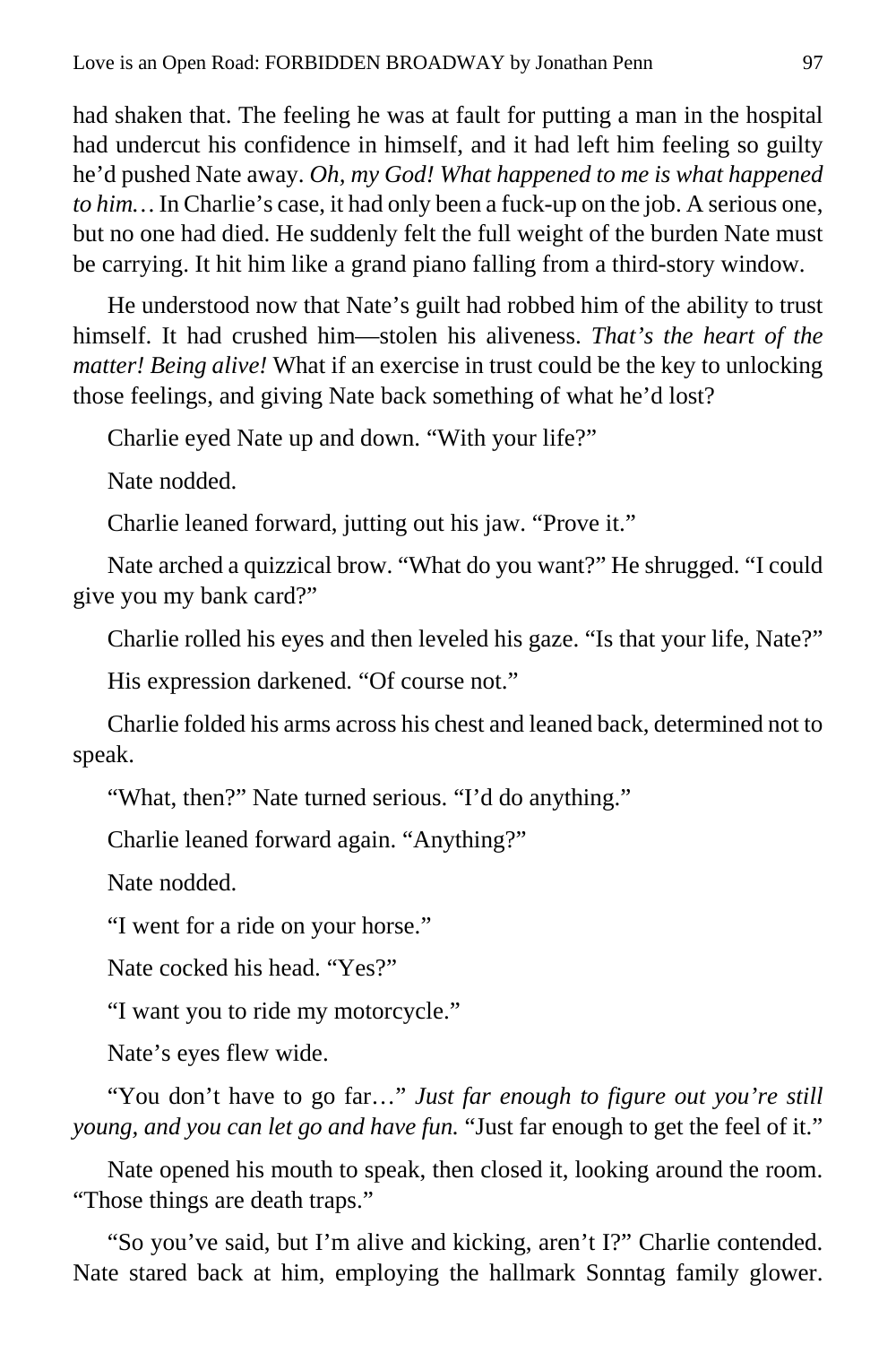had shaken that. The feeling he was at fault for putting a man in the hospital had undercut his confidence in himself, and it had left him feeling so guilty he'd pushed Nate away. *Oh, my God! What happened to me is what happened to him…* In Charlie's case, it had only been a fuck-up on the job. A serious one, but no one had died. He suddenly felt the full weight of the burden Nate must be carrying. It hit him like a grand piano falling from a third-story window.

He understood now that Nate's guilt had robbed him of the ability to trust himself. It had crushed him—stolen his aliveness. *That's the heart of the matter! Being alive!* What if an exercise in trust could be the key to unlocking those feelings, and giving Nate back something of what he'd lost?

Charlie eyed Nate up and down. "With your life?"

Nate nodded.

Charlie leaned forward, jutting out his jaw. "Prove it."

Nate arched a quizzical brow. "What do you want?" He shrugged. "I could give you my bank card?"

Charlie rolled his eyes and then leveled his gaze. "Is that your life, Nate?"

His expression darkened. "Of course not."

Charlie folded his arms across his chest and leaned back, determined not to speak.

"What, then?" Nate turned serious. "I'd do anything."

Charlie leaned forward again. "Anything?"

Nate nodded.

"I went for a ride on your horse."

Nate cocked his head. "Yes?"

"I want you to ride my motorcycle."

Nate's eyes flew wide.

"You don't have to go far…" *Just far enough to figure out you're still young, and you can let go and have fun.* "Just far enough to get the feel of it."

Nate opened his mouth to speak, then closed it, looking around the room. "Those things are death traps."

"So you've said, but I'm alive and kicking, aren't I?" Charlie contended. Nate stared back at him, employing the hallmark Sonntag family glower.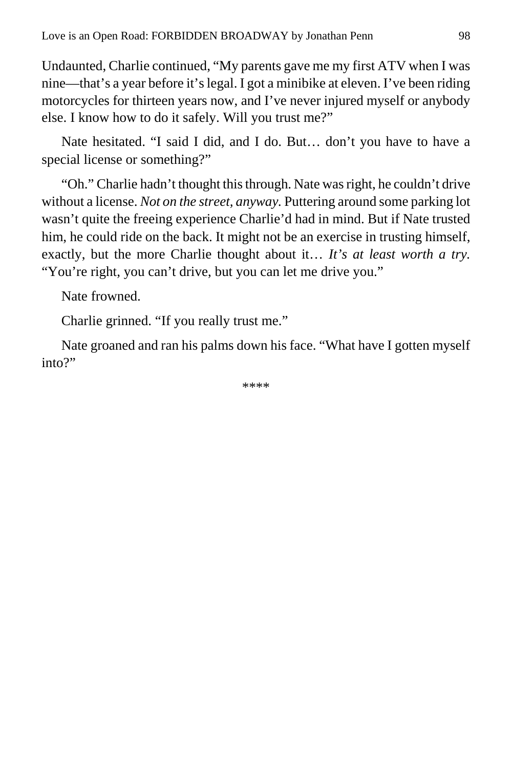Undaunted, Charlie continued, “My parents gave me my first ATV when I was nine—that’s a year before it’s legal. I got a minibike at eleven. I’ve been riding motorcycles for thirteen years now, and I’ve never injured myself or anybody else. I know how to do it safely. Will you trust me?”

Nate hesitated. “I said I did, and I do. But… don’t you have to have a special license or something?”

“Oh.” Charlie hadn’t thought this through. Nate was right, he couldn’t drive without a license. *Not on the street, anyway.* Puttering around some parking lot wasn’t quite the freeing experience Charlie’d had in mind. But if Nate trusted him, he could ride on the back. It might not be an exercise in trusting himself, exactly, but the more Charlie thought about it… *It’s at least worth a try.* “You’re right, you can’t drive, but you can let me drive you.”

Nate frowned.

Charlie grinned. “If you really trust me.”

Nate groaned and ran his palms down his face. “What have I gotten myself into?”

****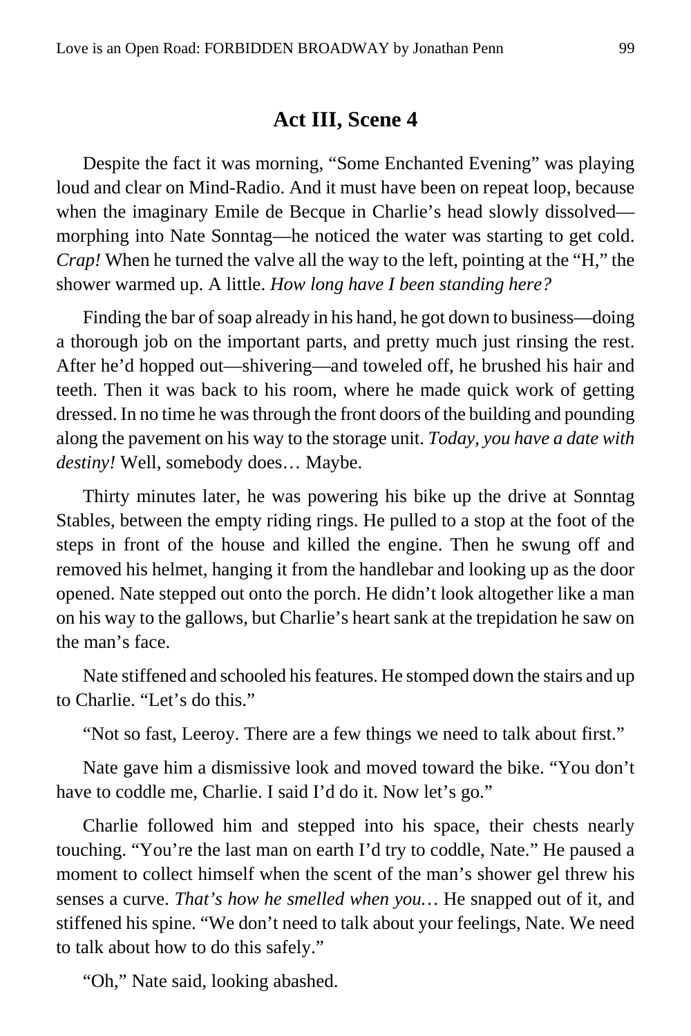## Act III, Scene 4

Despite the fact it was morning, "Some Enchanted Evening" was playing loud and clear on Mind-Radio. And it must have been on repeat loop, because when the imaginary Emile de Becque in Charlie's head slowly dissolved—morphing into Nate Sonntag—he noticed the water was starting to get cold. *Crap!* When he turned the valve all the way to the left, pointing at the "H," the shower warmed up. A little. *How long have I been standing here?*

Finding the bar of soap already in his hand, he got down to business—doing a thorough job on the important parts, and pretty much just rinsing the rest. After he'd hopped out—shivering—and toweled off, he brushed his hair and teeth. Then it was back to his room, where he made quick work of getting dressed. In no time he was through the front doors of the building and pounding along the pavement on his way to the storage unit. *Today, you have a date with destiny!* Well, somebody does… Maybe.

Thirty minutes later, he was powering his bike up the drive at Sonntag Stables, between the empty riding rings. He pulled to a stop at the foot of the steps in front of the house and killed the engine. Then he swung off and removed his helmet, hanging it from the handlebar and looking up as the door opened. Nate stepped out onto the porch. He didn't look altogether like a man on his way to the gallows, but Charlie's heart sank at the trepidation he saw on the man's face.

Nate stiffened and schooled his features. He stomped down the stairs and up to Charlie. "Let's do this."

"Not so fast, Leeroy. There are a few things we need to talk about first."

Nate gave him a dismissive look and moved toward the bike. "You don't have to coddle me, Charlie. I said I'd do it. Now let's go."

Charlie followed him and stepped into his space, their chests nearly touching. "You're the last man on earth I'd try to coddle, Nate." He paused a moment to collect himself when the scent of the man's shower gel threw his senses a curve. *That's how he smelled when you…* He snapped out of it, and stiffened his spine. "We don't need to talk about your feelings, Nate. We need to talk about how to do this safely."

"Oh," Nate said, looking abashed.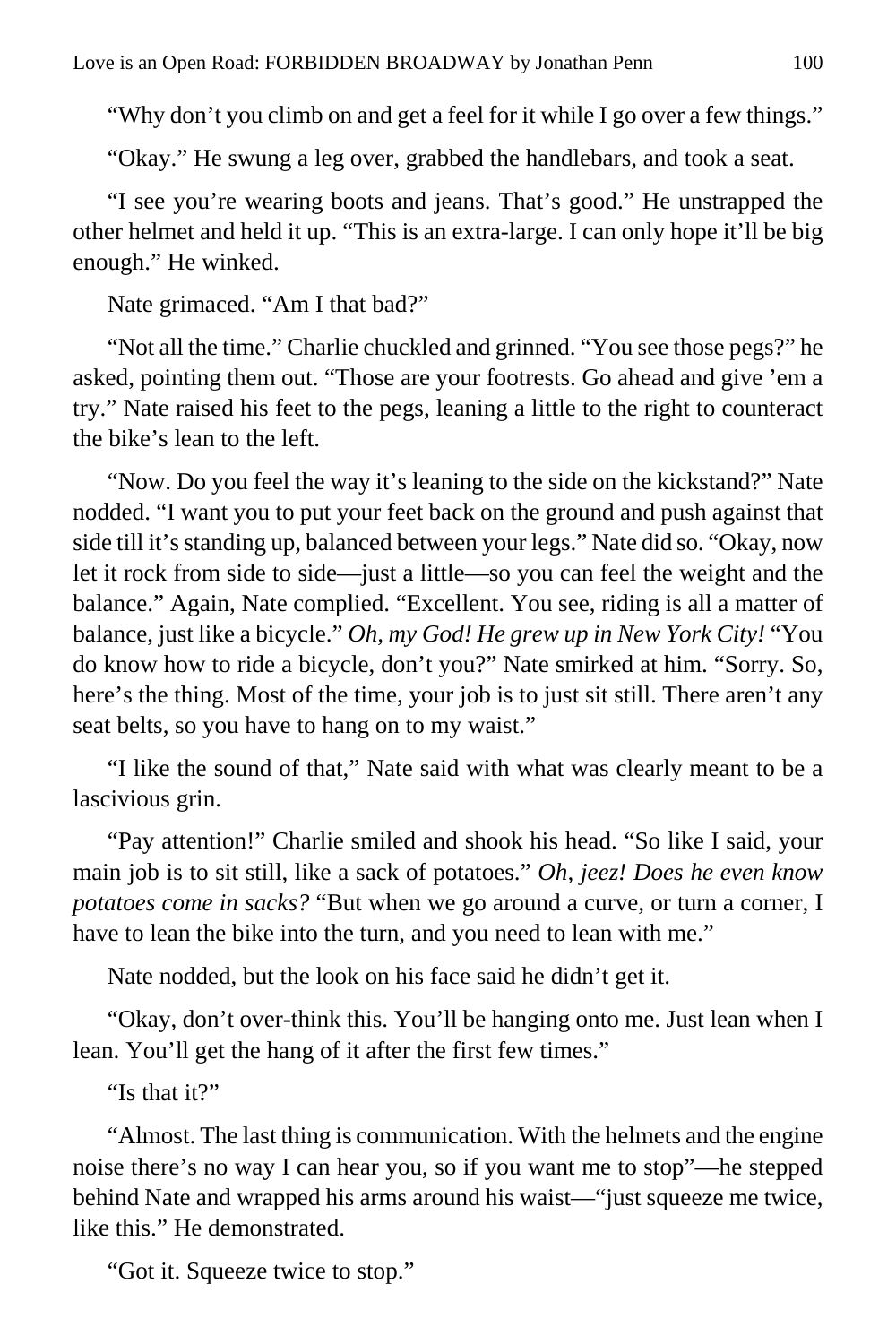"Why don't you climb on and get a feel for it while I go over a few things."

"Okay." He swung a leg over, grabbed the handlebars, and took a seat.

"I see you're wearing boots and jeans. That's good." He unstrapped the other helmet and held it up. "This is an extra-large. I can only hope it'll be big enough." He winked.

Nate grimaced. "Am I that bad?"

"Not all the time." Charlie chuckled and grinned. "You see those pegs?" he asked, pointing them out. "Those are your footrests. Go ahead and give 'em a try." Nate raised his feet to the pegs, leaning a little to the right to counteract the bike's lean to the left.

"Now. Do you feel the way it's leaning to the side on the kickstand?" Nate nodded. "I want you to put your feet back on the ground and push against that side till it's standing up, balanced between your legs." Nate did so. "Okay, now let it rock from side to side—just a little—so you can feel the weight and the balance." Again, Nate complied. "Excellent. You see, riding is all a matter of balance, just like a bicycle." *Oh, my God! He grew up in New York City!* "You do know how to ride a bicycle, don't you?" Nate smirked at him. "Sorry. So, here's the thing. Most of the time, your job is to just sit still. There aren't any seat belts, so you have to hang on to my waist."

"I like the sound of that," Nate said with what was clearly meant to be a lascivious grin.

"Pay attention!" Charlie smiled and shook his head. "So like I said, your main job is to sit still, like a sack of potatoes." *Oh, jeez! Does he even know potatoes come in sacks?* "But when we go around a curve, or turn a corner, I have to lean the bike into the turn, and you need to lean with me."

Nate nodded, but the look on his face said he didn't get it.

"Okay, don't over-think this. You'll be hanging onto me. Just lean when I lean. You'll get the hang of it after the first few times."

"Is that it?"

"Almost. The last thing is communication. With the helmets and the engine noise there's no way I can hear you, so if you want me to stop"—he stepped behind Nate and wrapped his arms around his waist—"just squeeze me twice, like this." He demonstrated.

"Got it. Squeeze twice to stop."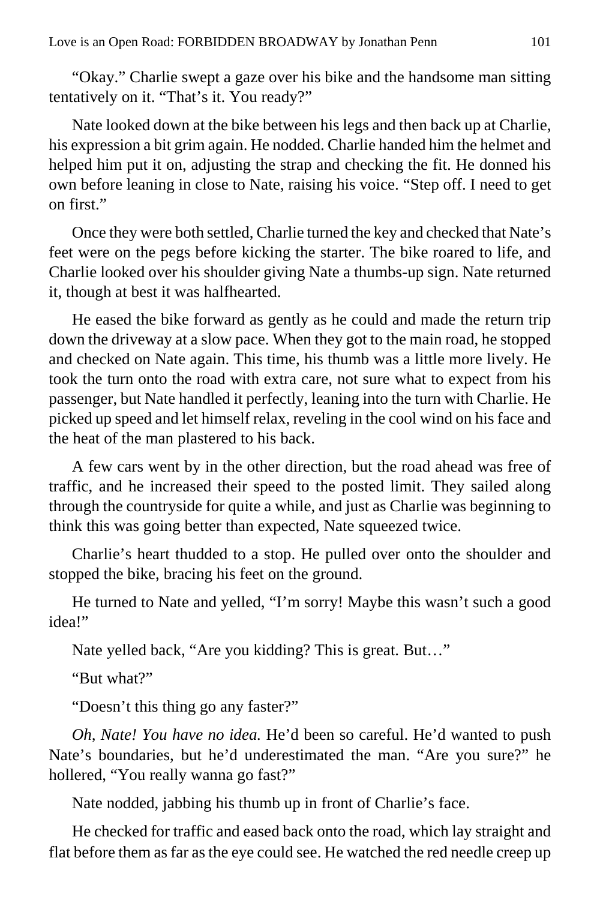"Okay." Charlie swept a gaze over his bike and the handsome man sitting tentatively on it. "That's it. You ready?"

Nate looked down at the bike between his legs and then back up at Charlie, his expression a bit grim again. He nodded. Charlie handed him the helmet and helped him put it on, adjusting the strap and checking the fit. He donned his own before leaning in close to Nate, raising his voice. "Step off. I need to get on first."

Once they were both settled, Charlie turned the key and checked that Nate's feet were on the pegs before kicking the starter. The bike roared to life, and Charlie looked over his shoulder giving Nate a thumbs-up sign. Nate returned it, though at best it was halfhearted.

He eased the bike forward as gently as he could and made the return trip down the driveway at a slow pace. When they got to the main road, he stopped and checked on Nate again. This time, his thumb was a little more lively. He took the turn onto the road with extra care, not sure what to expect from his passenger, but Nate handled it perfectly, leaning into the turn with Charlie. He picked up speed and let himself relax, reveling in the cool wind on his face and the heat of the man plastered to his back.

A few cars went by in the other direction, but the road ahead was free of traffic, and he increased their speed to the posted limit. They sailed along through the countryside for quite a while, and just as Charlie was beginning to think this was going better than expected, Nate squeezed twice.

Charlie's heart thudded to a stop. He pulled over onto the shoulder and stopped the bike, bracing his feet on the ground.

He turned to Nate and yelled, "I'm sorry! Maybe this wasn't such a good idea!"

Nate yelled back, "Are you kidding? This is great. But…"

"But what?"

"Doesn't this thing go any faster?"

*Oh, Nate! You have no idea.* He'd been so careful. He'd wanted to push Nate's boundaries, but he'd underestimated the man. "Are you sure?" he hollered, "You really wanna go fast?"

Nate nodded, jabbing his thumb up in front of Charlie's face.

He checked for traffic and eased back onto the road, which lay straight and flat before them as far as the eye could see. He watched the red needle creep up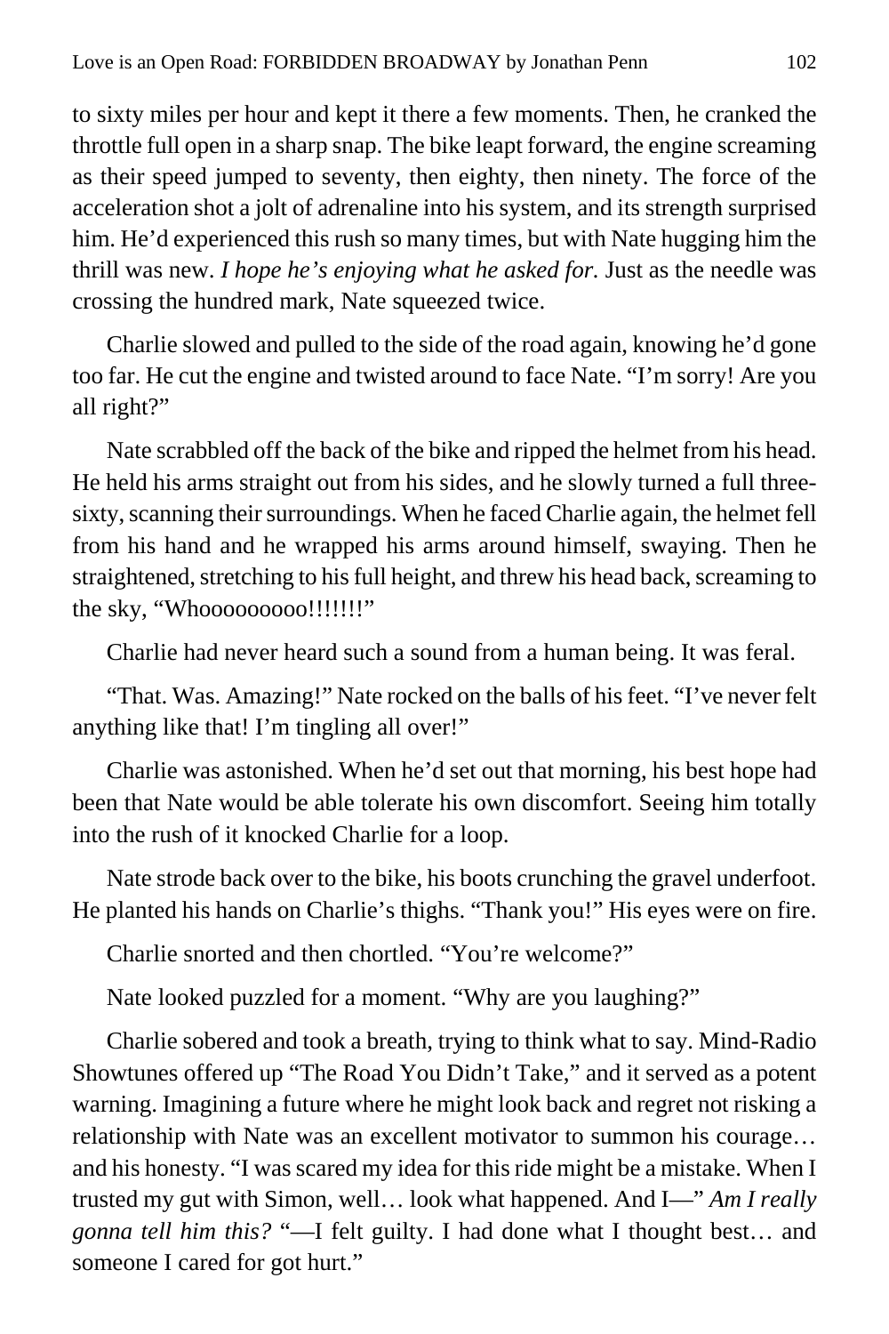to sixty miles per hour and kept it there a few moments. Then, he cranked the throttle full open in a sharp snap. The bike leapt forward, the engine screaming as their speed jumped to seventy, then eighty, then ninety. The force of the acceleration shot a jolt of adrenaline into his system, and its strength surprised him. He'd experienced this rush so many times, but with Nate hugging him the thrill was new. *I hope he's enjoying what he asked for.* Just as the needle was crossing the hundred mark, Nate squeezed twice.

Charlie slowed and pulled to the side of the road again, knowing he'd gone too far. He cut the engine and twisted around to face Nate. "I'm sorry! Are you all right?"

Nate scrabbled off the back of the bike and ripped the helmet from his head. He held his arms straight out from his sides, and he slowly turned a full three-sixty, scanning their surroundings. When he faced Charlie again, the helmet fell from his hand and he wrapped his arms around himself, swaying. Then he straightened, stretching to his full height, and threw his head back, screaming to the sky, "Whoooooooooo!!!!!!!"

Charlie had never heard such a sound from a human being. It was feral.

"That. Was. Amazing!" Nate rocked on the balls of his feet. "I've never felt anything like that! I'm tingling all over!"

Charlie was astonished. When he'd set out that morning, his best hope had been that Nate would be able tolerate his own discomfort. Seeing him totally into the rush of it knocked Charlie for a loop.

Nate strode back over to the bike, his boots crunching the gravel underfoot. He planted his hands on Charlie's thighs. "Thank you!" His eyes were on fire.

Charlie snorted and then chortled. "You're welcome?"

Nate looked puzzled for a moment. "Why are you laughing?"

Charlie sobered and took a breath, trying to think what to say. Mind-Radio Showtunes offered up "The Road You Didn't Take," and it served as a potent warning. Imagining a future where he might look back and regret not risking a relationship with Nate was an excellent motivator to summon his courage… and his honesty. "I was scared my idea for this ride might be a mistake. When I trusted my gut with Simon, well… look what happened. And I—" *Am I really gonna tell him this?* "—I felt guilty. I had done what I thought best… and someone I cared for got hurt."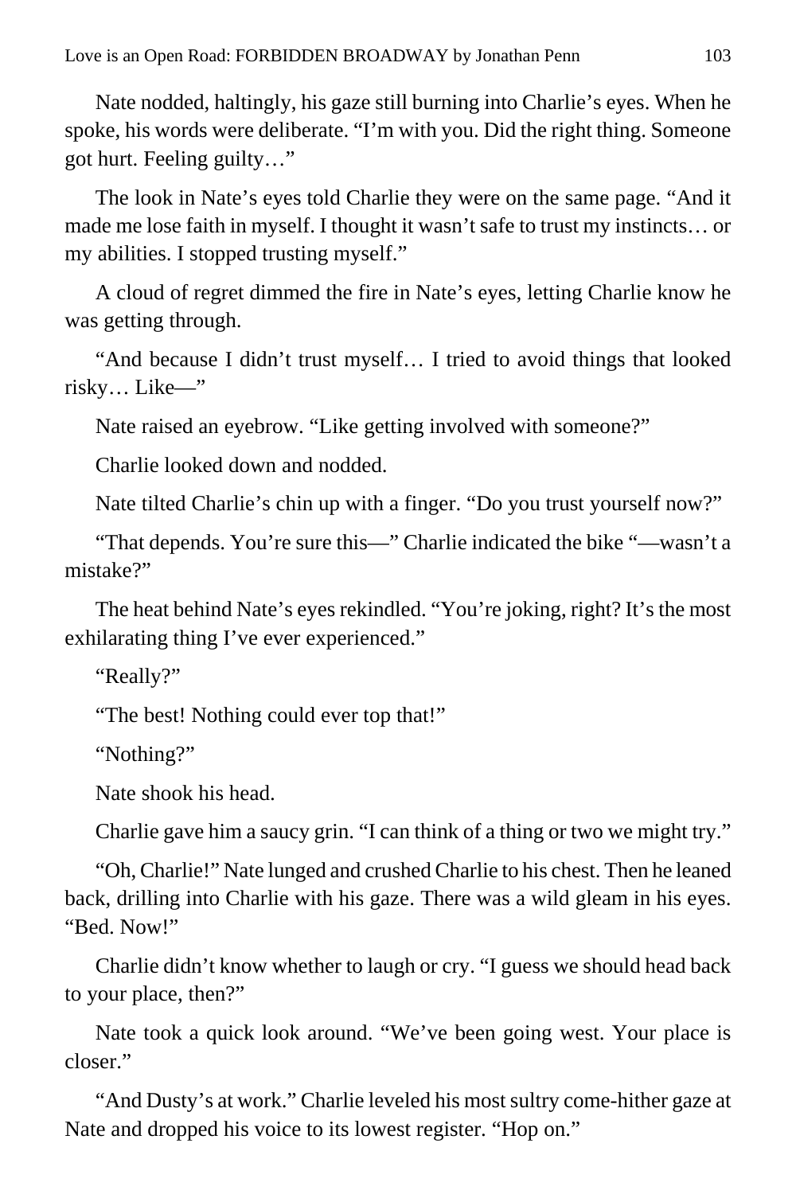Nate nodded, haltingly, his gaze still burning into Charlie's eyes. When he spoke, his words were deliberate. "I'm with you. Did the right thing. Someone got hurt. Feeling guilty…"

The look in Nate's eyes told Charlie they were on the same page. "And it made me lose faith in myself. I thought it wasn't safe to trust my instincts… or my abilities. I stopped trusting myself."

A cloud of regret dimmed the fire in Nate's eyes, letting Charlie know he was getting through.

"And because I didn't trust myself… I tried to avoid things that looked risky… Like—"

Nate raised an eyebrow. "Like getting involved with someone?"

Charlie looked down and nodded.

Nate tilted Charlie's chin up with a finger. "Do you trust yourself now?"

"That depends. You're sure this—" Charlie indicated the bike "—wasn't a mistake?"

The heat behind Nate's eyes rekindled. "You're joking, right? It's the most exhilarating thing I've ever experienced."

"Really?"

"The best! Nothing could ever top that!"

"Nothing?"

Nate shook his head.

Charlie gave him a saucy grin. "I can think of a thing or two we might try."

"Oh, Charlie!" Nate lunged and crushed Charlie to his chest. Then he leaned back, drilling into Charlie with his gaze. There was a wild gleam in his eyes. "Bed. Now!"

Charlie didn't know whether to laugh or cry. "I guess we should head back to your place, then?"

Nate took a quick look around. "We've been going west. Your place is closer."

"And Dusty's at work." Charlie leveled his most sultry come-hither gaze at Nate and dropped his voice to its lowest register. "Hop on."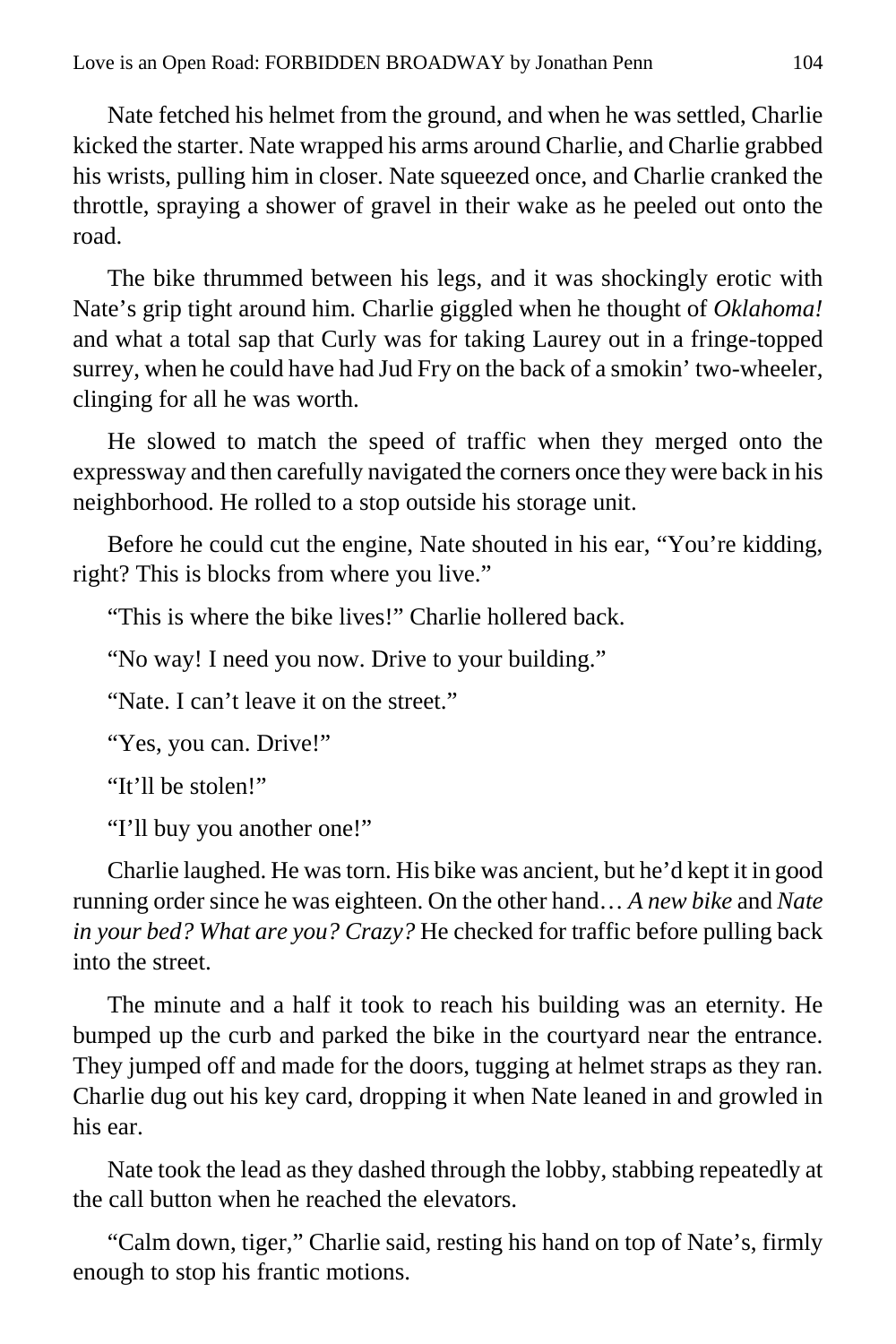Nate fetched his helmet from the ground, and when he was settled, Charlie kicked the starter. Nate wrapped his arms around Charlie, and Charlie grabbed his wrists, pulling him in closer. Nate squeezed once, and Charlie cranked the throttle, spraying a shower of gravel in their wake as he peeled out onto the road.

The bike thrummed between his legs, and it was shockingly erotic with Nate's grip tight around him. Charlie giggled when he thought of *Oklahoma!* and what a total sap that Curly was for taking Laurey out in a fringe-topped surrey, when he could have had Jud Fry on the back of a smokin' two-wheeler, clinging for all he was worth.

He slowed to match the speed of traffic when they merged onto the expressway and then carefully navigated the corners once they were back in his neighborhood. He rolled to a stop outside his storage unit.

Before he could cut the engine, Nate shouted in his ear, "You're kidding, right? This is blocks from where you live."

"This is where the bike lives!" Charlie hollered back.

"No way! I need you now. Drive to your building."

"Nate. I can't leave it on the street."

"Yes, you can. Drive!"

"It'll be stolen!"

"I'll buy you another one!"

Charlie laughed. He was torn. His bike was ancient, but he'd kept it in good running order since he was eighteen. On the other hand… *A new bike* and *Nate in your bed? What are you? Crazy?* He checked for traffic before pulling back into the street.

The minute and a half it took to reach his building was an eternity. He bumped up the curb and parked the bike in the courtyard near the entrance. They jumped off and made for the doors, tugging at helmet straps as they ran. Charlie dug out his key card, dropping it when Nate leaned in and growled in his ear.

Nate took the lead as they dashed through the lobby, stabbing repeatedly at the call button when he reached the elevators.

"Calm down, tiger," Charlie said, resting his hand on top of Nate's, firmly enough to stop his frantic motions.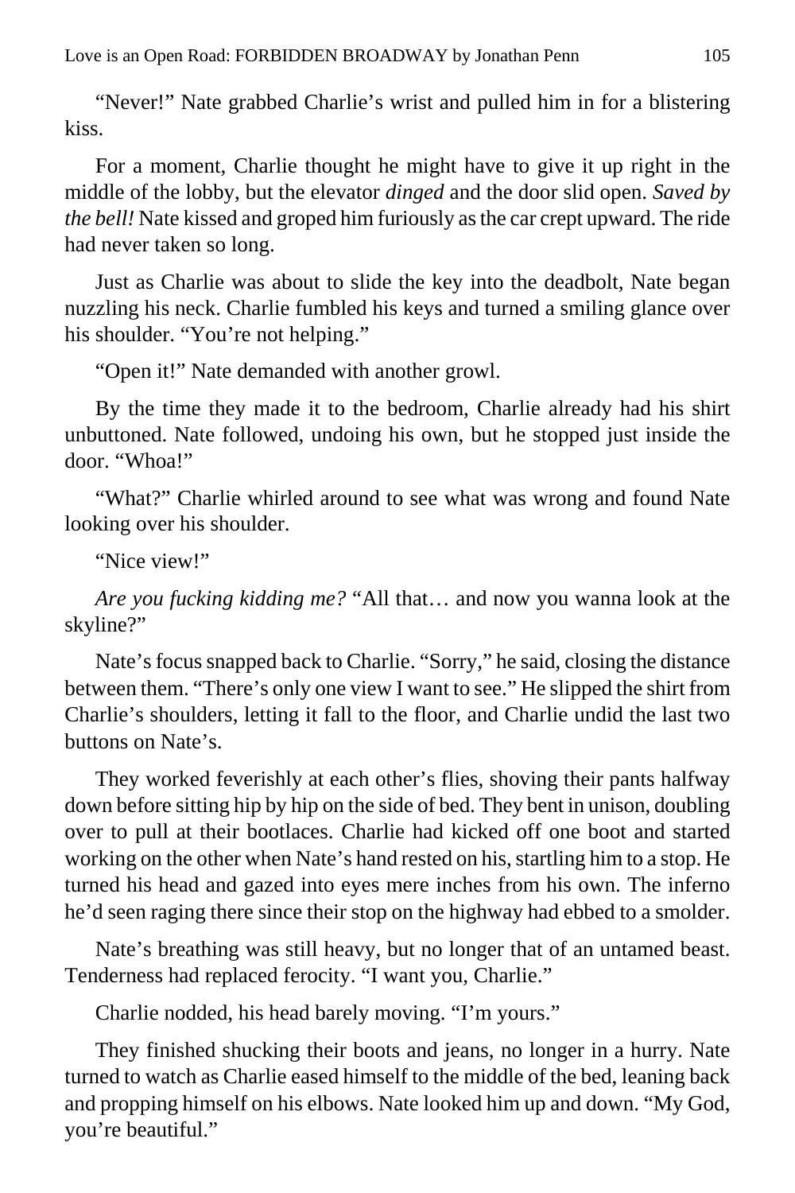"Never!" Nate grabbed Charlie's wrist and pulled him in for a blistering kiss.

For a moment, Charlie thought he might have to give it up right in the middle of the lobby, but the elevator *dinged* and the door slid open. *Saved by the bell!* Nate kissed and groped him furiously as the car crept upward. The ride had never taken so long.

Just as Charlie was about to slide the key into the deadbolt, Nate began nuzzling his neck. Charlie fumbled his keys and turned a smiling glance over his shoulder. "You're not helping."

"Open it!" Nate demanded with another growl.

By the time they made it to the bedroom, Charlie already had his shirt unbuttoned. Nate followed, undoing his own, but he stopped just inside the door. "Whoa!"

"What?" Charlie whirled around to see what was wrong and found Nate looking over his shoulder.

"Nice view!"

*Are you fucking kidding me?* "All that… and now you wanna look at the skyline?"

Nate's focus snapped back to Charlie. "Sorry," he said, closing the distance between them. "There's only one view I want to see." He slipped the shirt from Charlie's shoulders, letting it fall to the floor, and Charlie undid the last two buttons on Nate's.

They worked feverishly at each other's flies, shoving their pants halfway down before sitting hip by hip on the side of bed. They bent in unison, doubling over to pull at their bootlaces. Charlie had kicked off one boot and started working on the other when Nate's hand rested on his, startling him to a stop. He turned his head and gazed into eyes mere inches from his own. The inferno he'd seen raging there since their stop on the highway had ebbed to a smolder.

Nate's breathing was still heavy, but no longer that of an untamed beast. Tenderness had replaced ferocity. "I want you, Charlie."

Charlie nodded, his head barely moving. "I'm yours."

They finished shucking their boots and jeans, no longer in a hurry. Nate turned to watch as Charlie eased himself to the middle of the bed, leaning back and propping himself on his elbows. Nate looked him up and down. "My God, you're beautiful."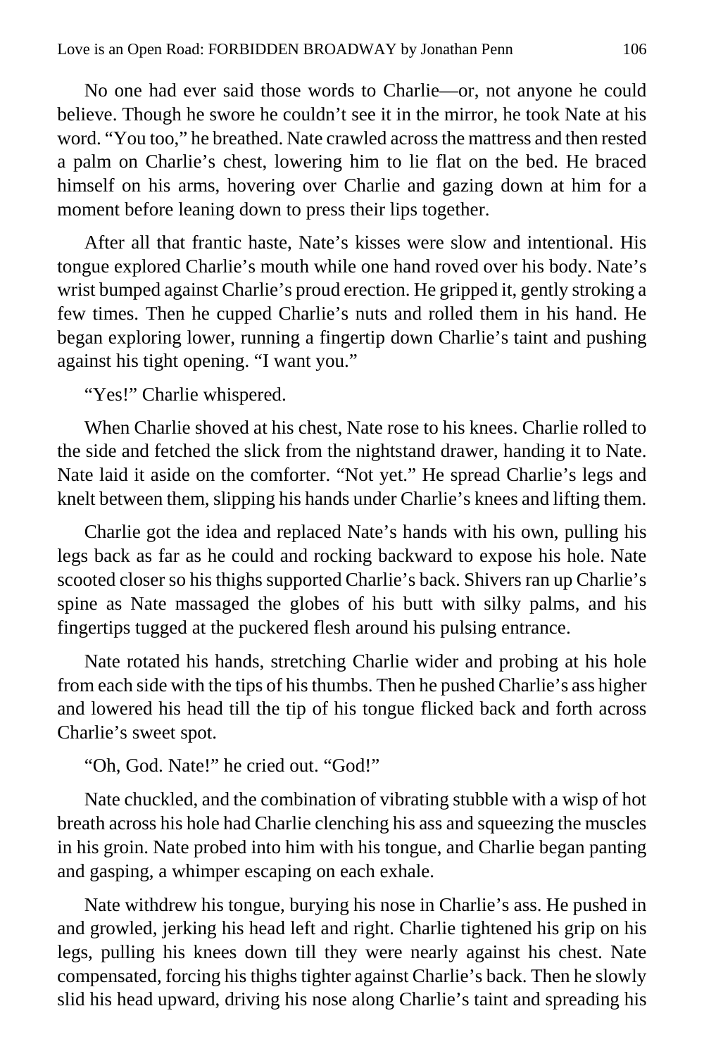No one had ever said those words to Charlie—or, not anyone he could believe. Though he swore he couldn't see it in the mirror, he took Nate at his word. "You too," he breathed. Nate crawled across the mattress and then rested a palm on Charlie's chest, lowering him to lie flat on the bed. He braced himself on his arms, hovering over Charlie and gazing down at him for a moment before leaning down to press their lips together.

After all that frantic haste, Nate's kisses were slow and intentional. His tongue explored Charlie's mouth while one hand roved over his body. Nate's wrist bumped against Charlie's proud erection. He gripped it, gently stroking a few times. Then he cupped Charlie's nuts and rolled them in his hand. He began exploring lower, running a fingertip down Charlie's taint and pushing against his tight opening. "I want you."

"Yes!" Charlie whispered.

When Charlie shoved at his chest, Nate rose to his knees. Charlie rolled to the side and fetched the slick from the nightstand drawer, handing it to Nate. Nate laid it aside on the comforter. "Not yet." He spread Charlie's legs and knelt between them, slipping his hands under Charlie's knees and lifting them.

Charlie got the idea and replaced Nate's hands with his own, pulling his legs back as far as he could and rocking backward to expose his hole. Nate scooted closer so his thighs supported Charlie's back. Shivers ran up Charlie's spine as Nate massaged the globes of his butt with silky palms, and his fingertips tugged at the puckered flesh around his pulsing entrance.

Nate rotated his hands, stretching Charlie wider and probing at his hole from each side with the tips of his thumbs. Then he pushed Charlie's ass higher and lowered his head till the tip of his tongue flicked back and forth across Charlie's sweet spot.

"Oh, God. Nate!" he cried out. "God!"

Nate chuckled, and the combination of vibrating stubble with a wisp of hot breath across his hole had Charlie clenching his ass and squeezing the muscles in his groin. Nate probed into him with his tongue, and Charlie began panting and gasping, a whimper escaping on each exhale.

Nate withdrew his tongue, burying his nose in Charlie's ass. He pushed in and growled, jerking his head left and right. Charlie tightened his grip on his legs, pulling his knees down till they were nearly against his chest. Nate compensated, forcing his thighs tighter against Charlie's back. Then he slowly slid his head upward, driving his nose along Charlie's taint and spreading his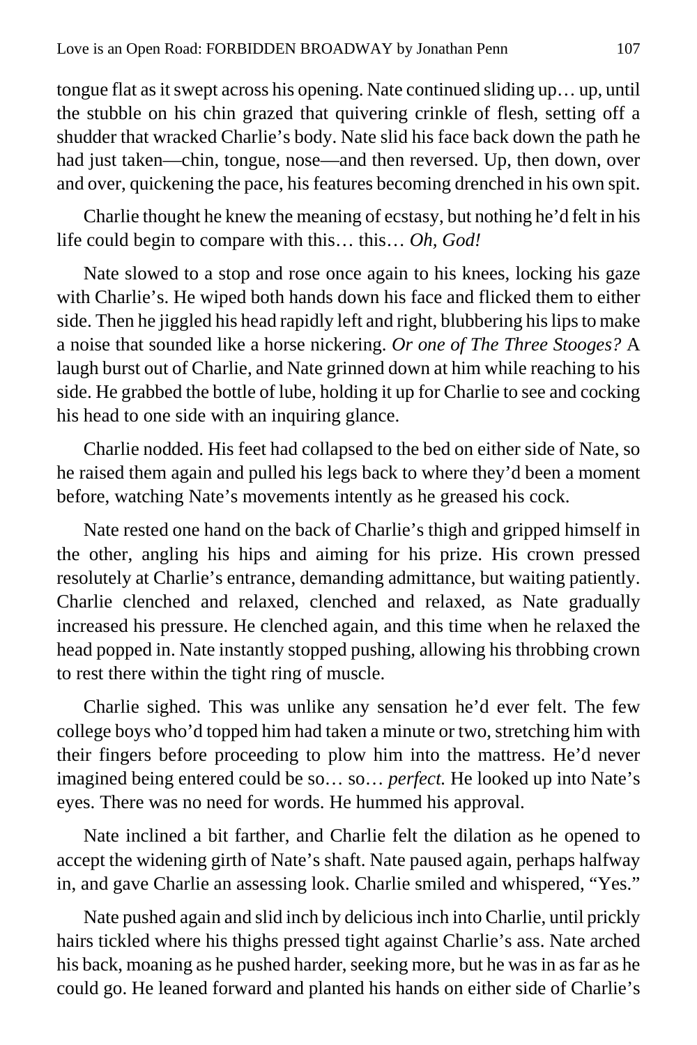tongue flat as it swept across his opening. Nate continued sliding up… up, until the stubble on his chin grazed that quivering crinkle of flesh, setting off a shudder that wracked Charlie's body. Nate slid his face back down the path he had just taken—chin, tongue, nose—and then reversed. Up, then down, over and over, quickening the pace, his features becoming drenched in his own spit.

Charlie thought he knew the meaning of ecstasy, but nothing he'd felt in his life could begin to compare with this… this… *Oh, God!*

Nate slowed to a stop and rose once again to his knees, locking his gaze with Charlie's. He wiped both hands down his face and flicked them to either side. Then he jiggled his head rapidly left and right, blubbering his lips to make a noise that sounded like a horse nickering. *Or one of The Three Stooges?* A laugh burst out of Charlie, and Nate grinned down at him while reaching to his side. He grabbed the bottle of lube, holding it up for Charlie to see and cocking his head to one side with an inquiring glance.

Charlie nodded. His feet had collapsed to the bed on either side of Nate, so he raised them again and pulled his legs back to where they'd been a moment before, watching Nate's movements intently as he greased his cock.

Nate rested one hand on the back of Charlie's thigh and gripped himself in the other, angling his hips and aiming for his prize. His crown pressed resolutely at Charlie's entrance, demanding admittance, but waiting patiently. Charlie clenched and relaxed, clenched and relaxed, as Nate gradually increased his pressure. He clenched again, and this time when he relaxed the head popped in. Nate instantly stopped pushing, allowing his throbbing crown to rest there within the tight ring of muscle.

Charlie sighed. This was unlike any sensation he'd ever felt. The few college boys who'd topped him had taken a minute or two, stretching him with their fingers before proceeding to plow him into the mattress. He'd never imagined being entered could be so… so… *perfect.* He looked up into Nate's eyes. There was no need for words. He hummed his approval.

Nate inclined a bit farther, and Charlie felt the dilation as he opened to accept the widening girth of Nate's shaft. Nate paused again, perhaps halfway in, and gave Charlie an assessing look. Charlie smiled and whispered, "Yes."

Nate pushed again and slid inch by delicious inch into Charlie, until prickly hairs tickled where his thighs pressed tight against Charlie's ass. Nate arched his back, moaning as he pushed harder, seeking more, but he was in as far as he could go. He leaned forward and planted his hands on either side of Charlie's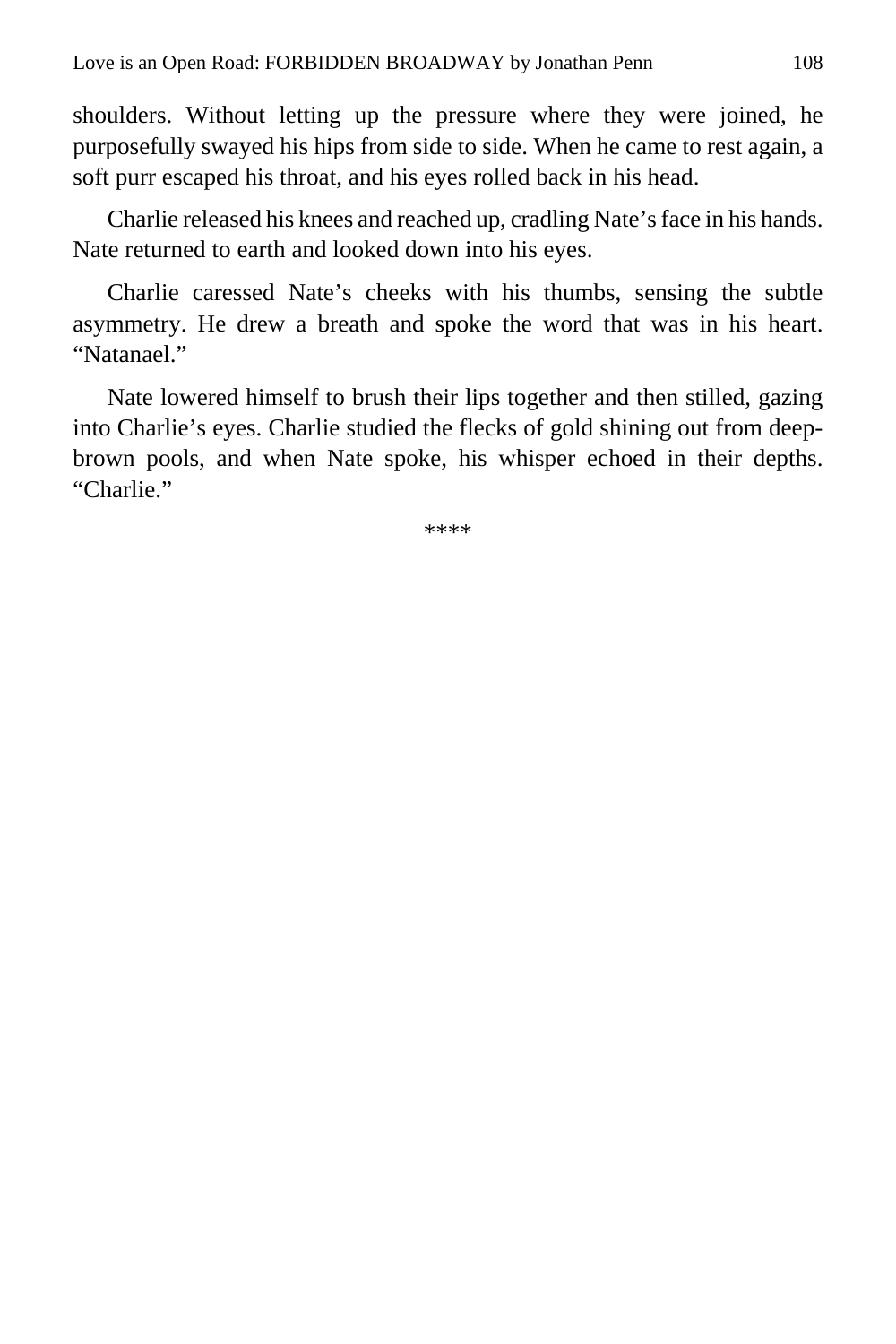shoulders. Without letting up the pressure where they were joined, he purposefully swayed his hips from side to side. When he came to rest again, a soft purr escaped his throat, and his eyes rolled back in his head.

Charlie released his knees and reached up, cradling Nate's face in his hands. Nate returned to earth and looked down into his eyes.

Charlie caressed Nate's cheeks with his thumbs, sensing the subtle asymmetry. He drew a breath and spoke the word that was in his heart. "Natanael."

Nate lowered himself to brush their lips together and then stilled, gazing into Charlie's eyes. Charlie studied the flecks of gold shining out from deep-brown pools, and when Nate spoke, his whisper echoed in their depths. "Charlie."

****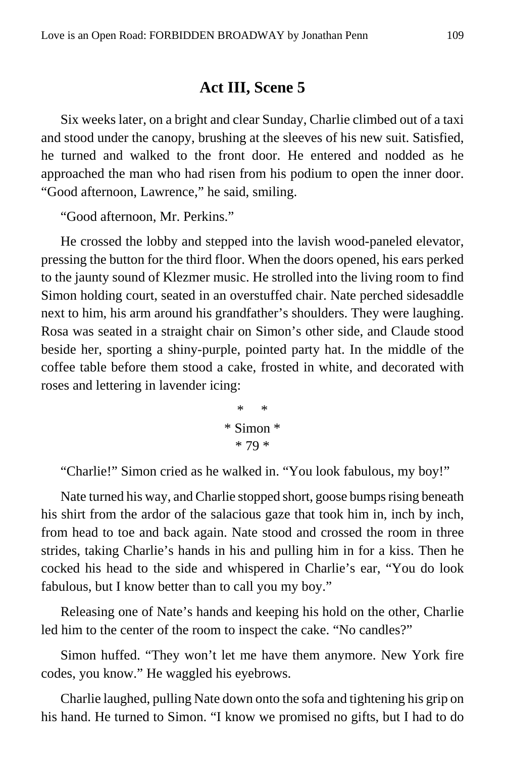## Act III, Scene 5

Six weeks later, on a bright and clear Sunday, Charlie climbed out of a taxi and stood under the canopy, brushing at the sleeves of his new suit. Satisfied, he turned and walked to the front door. He entered and nodded as he approached the man who had risen from his podium to open the inner door. “Good afternoon, Lawrence,” he said, smiling.

“Good afternoon, Mr. Perkins.”

He crossed the lobby and stepped into the lavish wood-paneled elevator, pressing the button for the third floor. When the doors opened, his ears perked to the jaunty sound of Klezmer music. He strolled into the living room to find Simon holding court, seated in an overstuffed chair. Nate perched sidesaddle next to him, his arm around his grandfather’s shoulders. They were laughing. Rosa was seated in a straight chair on Simon’s other side, and Claude stood beside her, sporting a shiny-purple, pointed party hat. In the middle of the coffee table before them stood a cake, frosted in white, and decorated with roses and lettering in lavender icing:

\*     \*
\* Simon \*
\* 79 \*

“Charlie!” Simon cried as he walked in. “You look fabulous, my boy!”

Nate turned his way, and Charlie stopped short, goose bumps rising beneath his shirt from the ardor of the salacious gaze that took him in, inch by inch, from head to toe and back again. Nate stood and crossed the room in three strides, taking Charlie’s hands in his and pulling him in for a kiss. Then he cocked his head to the side and whispered in Charlie’s ear, “You do look fabulous, but I know better than to call you my boy.”

Releasing one of Nate’s hands and keeping his hold on the other, Charlie led him to the center of the room to inspect the cake. “No candles?”

Simon huffed. “They won’t let me have them anymore. New York fire codes, you know.” He waggled his eyebrows.

Charlie laughed, pulling Nate down onto the sofa and tightening his grip on his hand. He turned to Simon. “I know we promised no gifts, but I had to do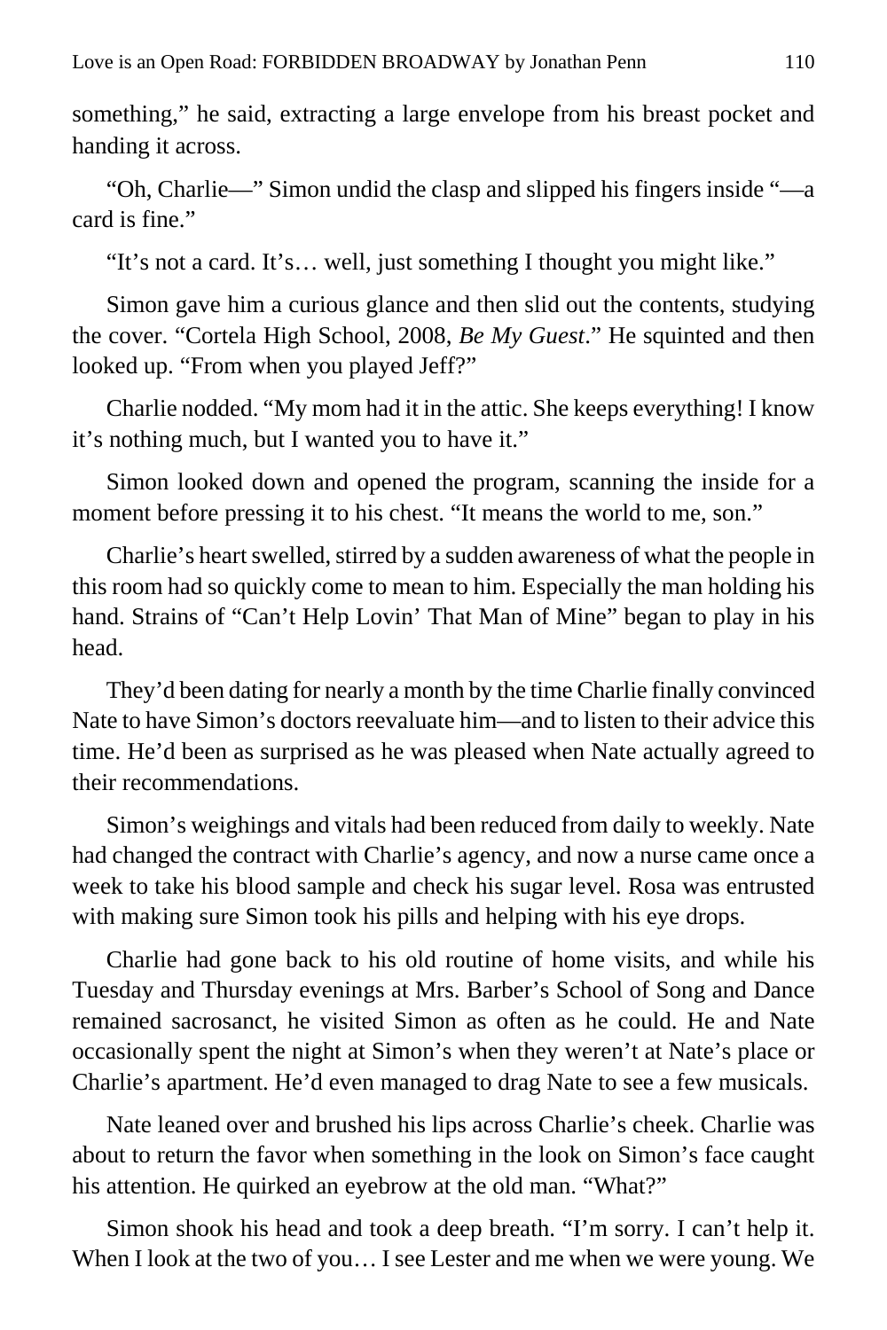something," he said, extracting a large envelope from his breast pocket and handing it across.

"Oh, Charlie—" Simon undid the clasp and slipped his fingers inside "—a card is fine."

"It's not a card. It's… well, just something I thought you might like."

Simon gave him a curious glance and then slid out the contents, studying the cover. "Cortela High School, 2008, *Be My Guest*." He squinted and then looked up. "From when you played Jeff?"

Charlie nodded. "My mom had it in the attic. She keeps everything! I know it's nothing much, but I wanted you to have it."

Simon looked down and opened the program, scanning the inside for a moment before pressing it to his chest. "It means the world to me, son."

Charlie's heart swelled, stirred by a sudden awareness of what the people in this room had so quickly come to mean to him. Especially the man holding his hand. Strains of "Can't Help Lovin' That Man of Mine" began to play in his head.

They'd been dating for nearly a month by the time Charlie finally convinced Nate to have Simon's doctors reevaluate him—and to listen to their advice this time. He'd been as surprised as he was pleased when Nate actually agreed to their recommendations.

Simon's weighings and vitals had been reduced from daily to weekly. Nate had changed the contract with Charlie's agency, and now a nurse came once a week to take his blood sample and check his sugar level. Rosa was entrusted with making sure Simon took his pills and helping with his eye drops.

Charlie had gone back to his old routine of home visits, and while his Tuesday and Thursday evenings at Mrs. Barber's School of Song and Dance remained sacrosanct, he visited Simon as often as he could. He and Nate occasionally spent the night at Simon's when they weren't at Nate's place or Charlie's apartment. He'd even managed to drag Nate to see a few musicals.

Nate leaned over and brushed his lips across Charlie's cheek. Charlie was about to return the favor when something in the look on Simon's face caught his attention. He quirked an eyebrow at the old man. "What?"

Simon shook his head and took a deep breath. "I'm sorry. I can't help it. When I look at the two of you… I see Lester and me when we were young. We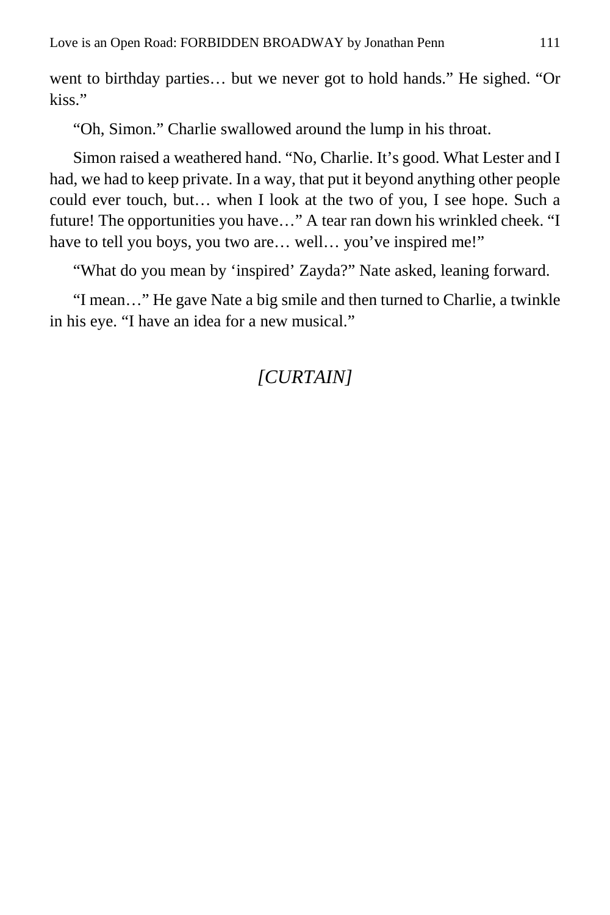went to birthday parties… but we never got to hold hands." He sighed. "Or kiss."

"Oh, Simon." Charlie swallowed around the lump in his throat.

Simon raised a weathered hand. "No, Charlie. It's good. What Lester and I had, we had to keep private. In a way, that put it beyond anything other people could ever touch, but… when I look at the two of you, I see hope. Such a future! The opportunities you have…" A tear ran down his wrinkled cheek. "I have to tell you boys, you two are… well… you've inspired me!"

"What do you mean by 'inspired' Zayda?" Nate asked, leaning forward.

"I mean…" He gave Nate a big smile and then turned to Charlie, a twinkle in his eye. "I have an idea for a new musical."

*[CURTAIN]*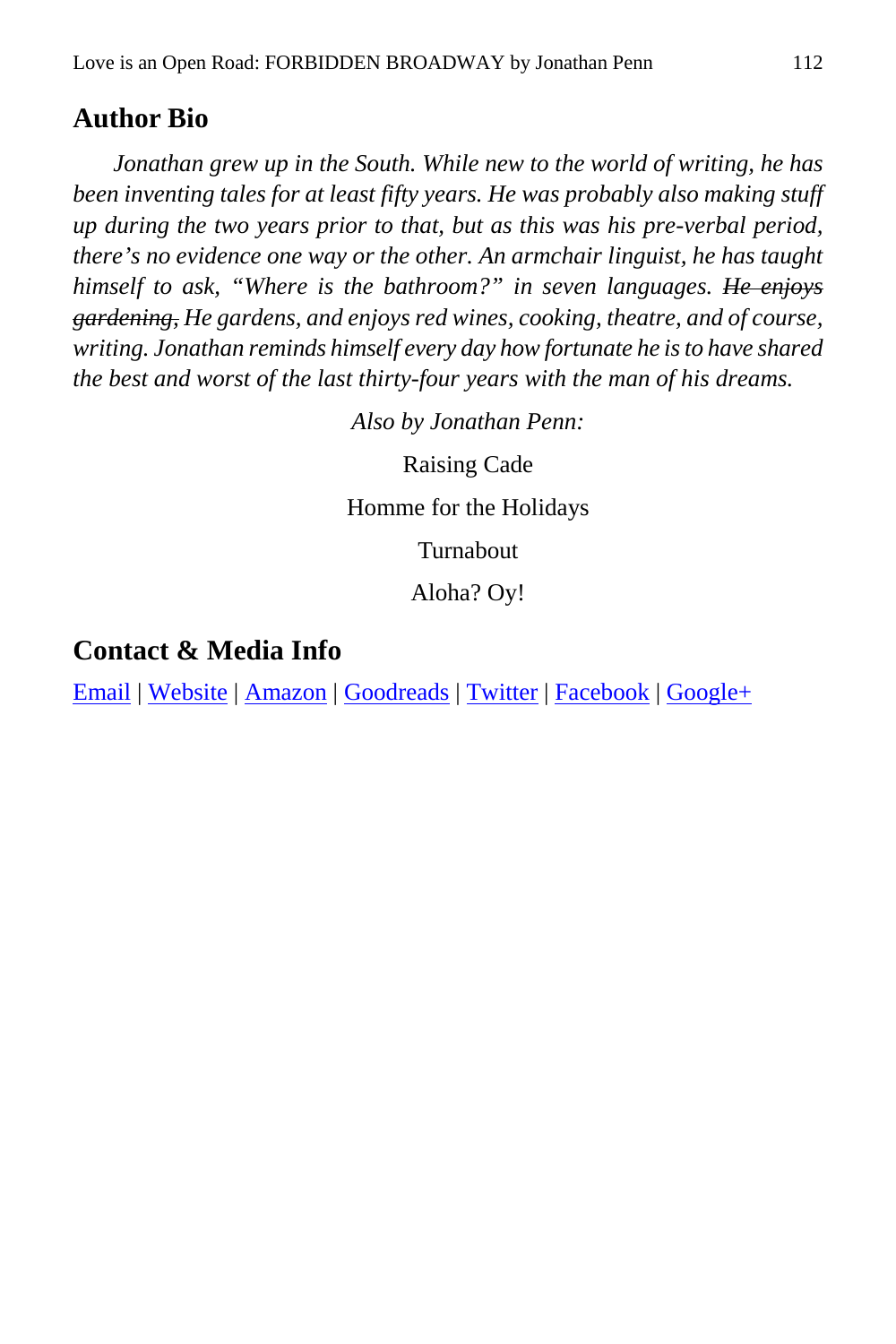## Author Bio

*Jonathan grew up in the South. While new to the world of writing, he has been inventing tales for at least fifty years. He was probably also making stuff up during the two years prior to that, but as this was his pre-verbal period, there's no evidence one way or the other. An armchair linguist, he has taught himself to ask, "Where is the bathroom?" in seven languages. ~~He enjoys gardening,~~ He gardens, and enjoys red wines, cooking, theatre, and of course, writing. Jonathan reminds himself every day how fortunate he is to have shared the best and worst of the last thirty-four years with the man of his dreams.*

*Also by Jonathan Penn:*

Raising Cade

Homme for the Holidays

Turnabout

Aloha? Oy!

## Contact & Media Info

Email | Website | Amazon | Goodreads | Twitter | Facebook | Google+